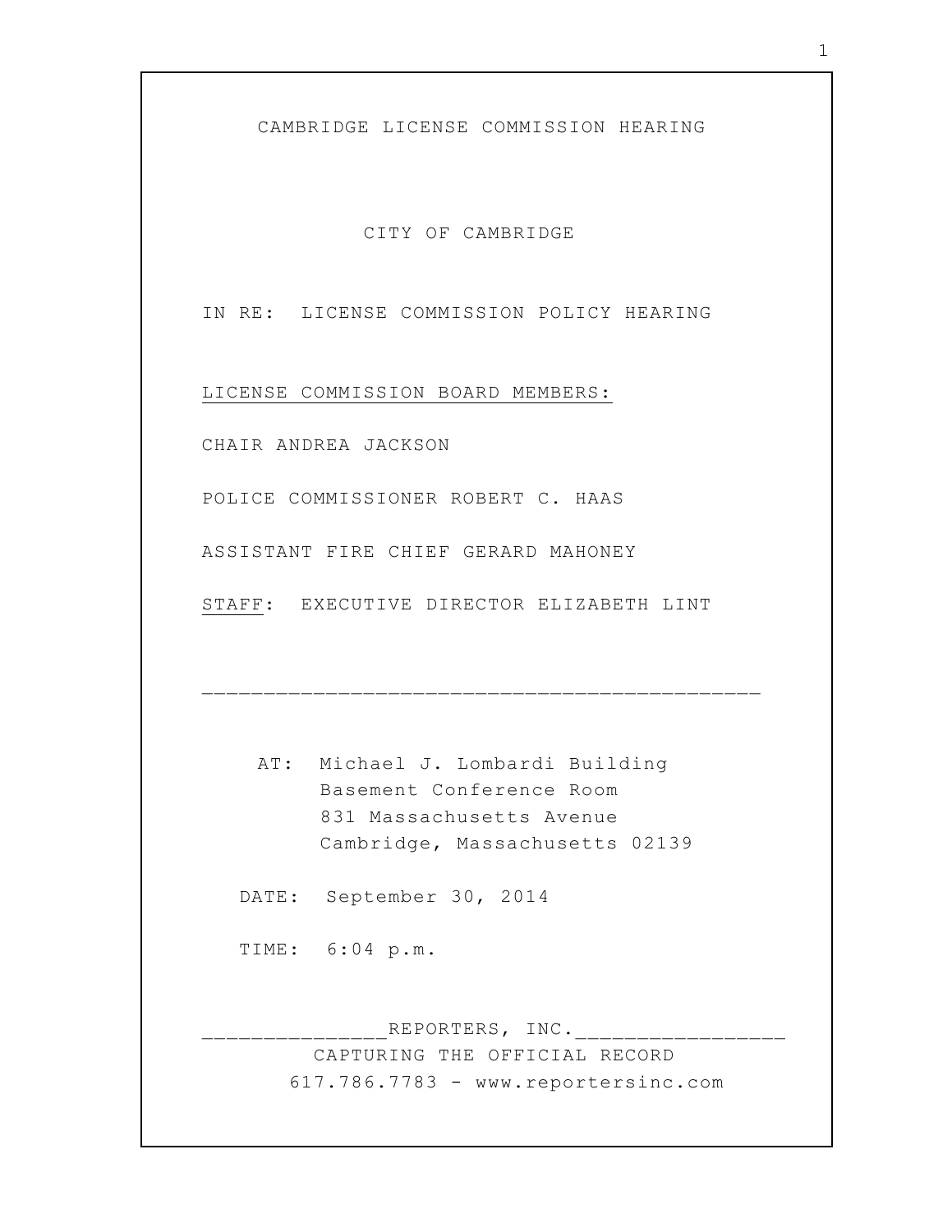# CAMBRIDGE LICENSE COMMISSION HEARING

## CITY OF CAMBRIDGE

IN RE: LICENSE COMMISSION POLICY HEARING

LICENSE COMMISSION BOARD MEMBERS:

CHAIR ANDREA JACKSON

POLICE COMMISSIONER ROBERT C. HAAS

ASSISTANT FIRE CHIEF GERARD MAHONEY

STAFF: EXECUTIVE DIRECTOR ELIZABETH LINT

---

AT: Michael J. Lombardi Building
Basement Conference Room
831 Massachusetts Avenue
Cambridge, Massachusetts 02139

DATE: September 30, 2014

TIME: 6:04 p.m.

REPORTERS, INC.
CAPTURING THE OFFICIAL RECORD
617.786.7783 - www.reportersinc.com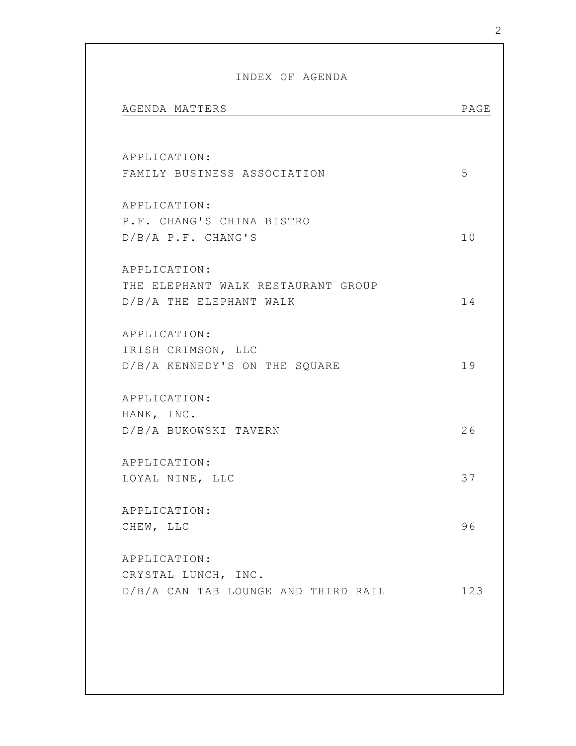# INDEX OF AGENDA

| AGENDA MATTERS | PAGE |
|---|---|
| APPLICATION: FAMILY BUSINESS ASSOCIATION | 5 |
| APPLICATION: P.F. CHANG'S CHINA BISTRO D/B/A P.F. CHANG'S | 10 |
| APPLICATION: THE ELEPHANT WALK RESTAURANT GROUP D/B/A THE ELEPHANT WALK | 14 |
| APPLICATION: IRISH CRIMSON, LLC D/B/A KENNEDY'S ON THE SQUARE | 19 |
| APPLICATION: HANK, INC. D/B/A BUKOWSKI TAVERN | 26 |
| APPLICATION: LOYAL NINE, LLC | 37 |
| APPLICATION: CHEW, LLC | 96 |
| APPLICATION: CRYSTAL LUNCH, INC. D/B/A CAN TAB LOUNGE AND THIRD RAIL | 123 |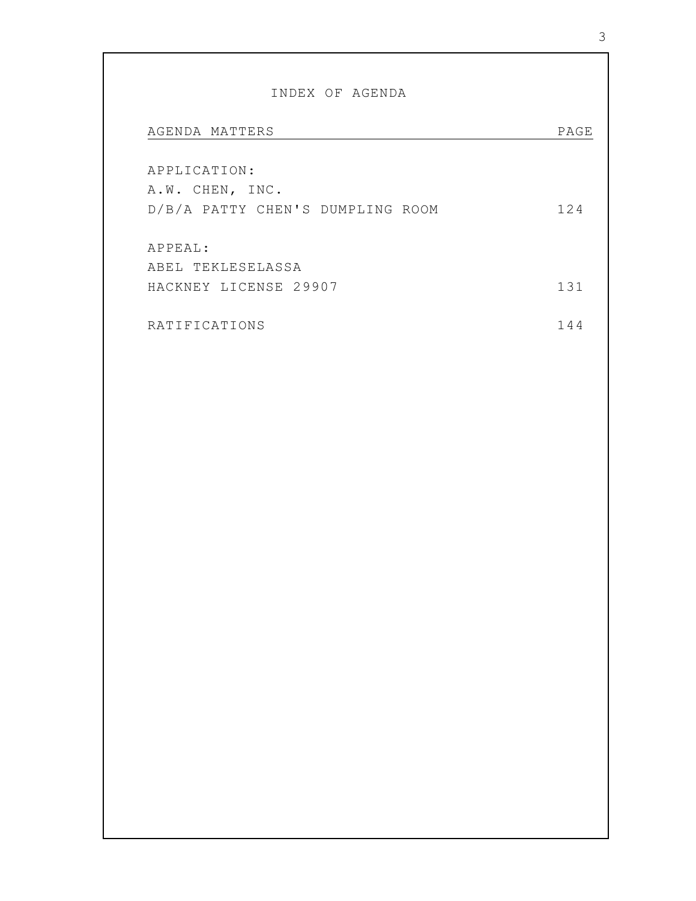# INDEX OF AGENDA

| AGENDA MATTERS | PAGE |
| --- | --- |
| APPLICATION:<br>A.W. CHEN, INC.<br>D/B/A PATTY CHEN'S DUMPLING ROOM | 124 |
| APPEAL:<br>ABEL TEKLESELASSA<br>HACKNEY LICENSE 29907 | 131 |
| RATIFICATIONS | 144 |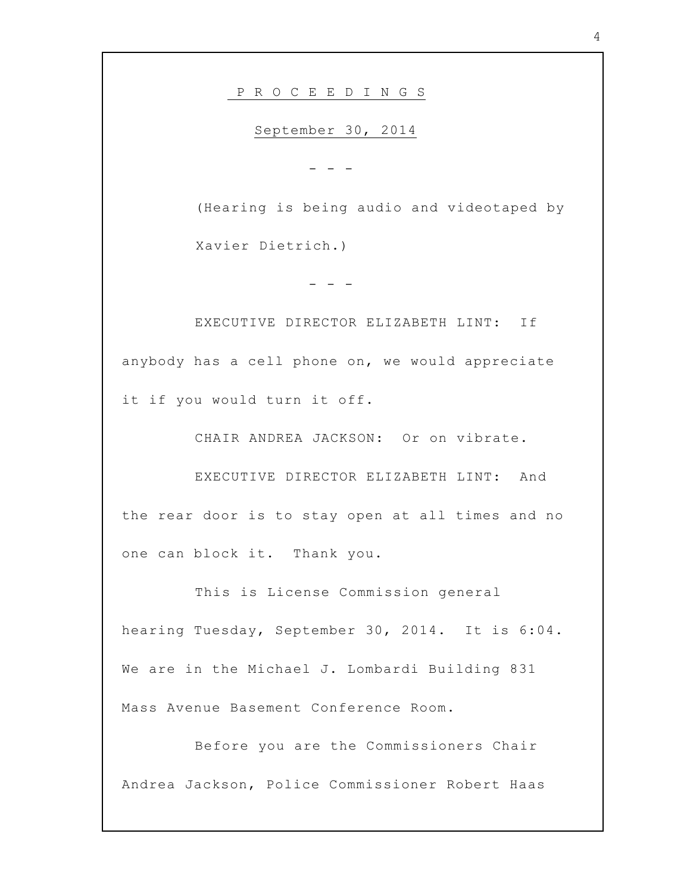P R O C E E D I N G S

September 30, 2014

- - -

(Hearing is being audio and videotaped by Xavier Dietrich.)

- - -

EXECUTIVE DIRECTOR ELIZABETH LINT: If anybody has a cell phone on, we would appreciate it if you would turn it off.

CHAIR ANDREA JACKSON: Or on vibrate.

EXECUTIVE DIRECTOR ELIZABETH LINT: And the rear door is to stay open at all times and no one can block it. Thank you.

This is License Commission general hearing Tuesday, September 30, 2014. It is 6:04. We are in the Michael J. Lombardi Building 831 Mass Avenue Basement Conference Room.

Before you are the Commissioners Chair Andrea Jackson, Police Commissioner Robert Haas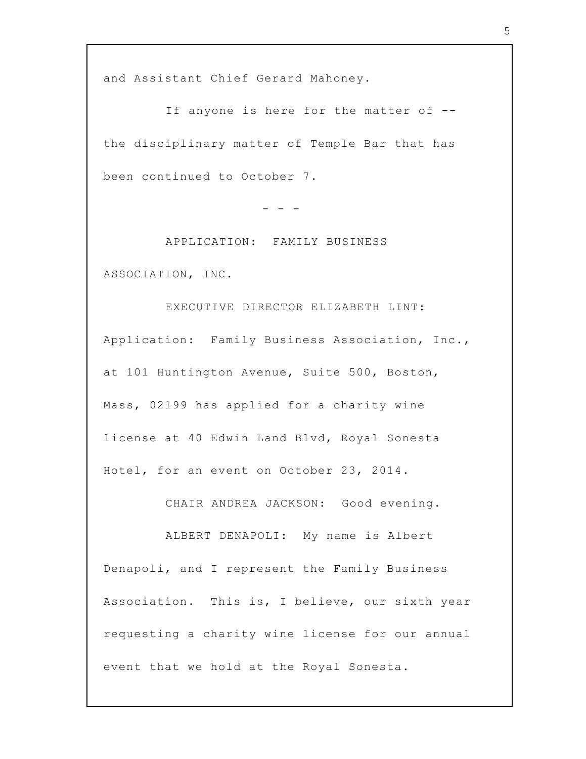and Assistant Chief Gerard Mahoney.

If anyone is here for the matter of -- the disciplinary matter of Temple Bar that has been continued to October 7.

- - -

APPLICATION: FAMILY BUSINESS ASSOCIATION, INC.

EXECUTIVE DIRECTOR ELIZABETH LINT: Application: Family Business Association, Inc., at 101 Huntington Avenue, Suite 500, Boston, Mass, 02199 has applied for a charity wine license at 40 Edwin Land Blvd, Royal Sonesta Hotel, for an event on October 23, 2014.

CHAIR ANDREA JACKSON: Good evening.

ALBERT DENAPOLI: My name is Albert Denapoli, and I represent the Family Business Association. This is, I believe, our sixth year requesting a charity wine license for our annual event that we hold at the Royal Sonesta.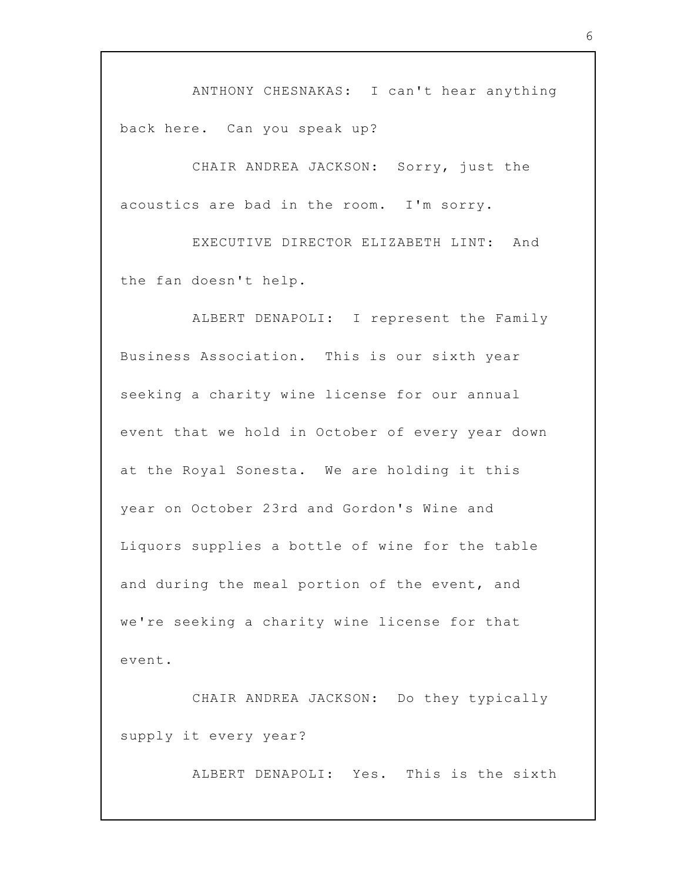ANTHONY CHESNAKAS: I can't hear anything back here. Can you speak up?

CHAIR ANDREA JACKSON: Sorry, just the acoustics are bad in the room. I'm sorry.

EXECUTIVE DIRECTOR ELIZABETH LINT: And the fan doesn't help.

ALBERT DENAPOLI: I represent the Family Business Association. This is our sixth year seeking a charity wine license for our annual event that we hold in October of every year down at the Royal Sonesta. We are holding it this year on October 23rd and Gordon's Wine and Liquors supplies a bottle of wine for the table and during the meal portion of the event, and we're seeking a charity wine license for that event.

CHAIR ANDREA JACKSON: Do they typically supply it every year?

ALBERT DENAPOLI: Yes. This is the sixth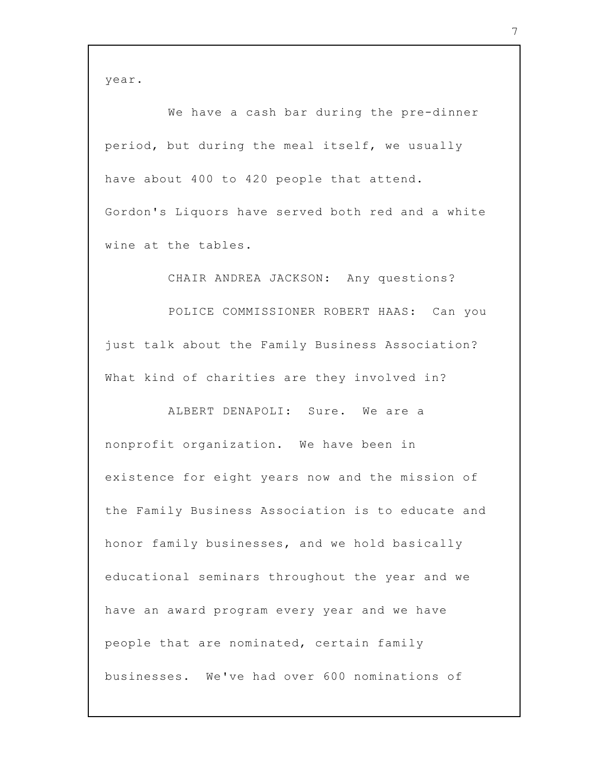year.

We have a cash bar during the pre-dinner period, but during the meal itself, we usually have about 400 to 420 people that attend. Gordon's Liquors have served both red and a white wine at the tables.

CHAIR ANDREA JACKSON: Any questions?

POLICE COMMISSIONER ROBERT HAAS: Can you just talk about the Family Business Association? What kind of charities are they involved in?

ALBERT DENAPOLI: Sure. We are a nonprofit organization. We have been in existence for eight years now and the mission of the Family Business Association is to educate and honor family businesses, and we hold basically educational seminars throughout the year and we have an award program every year and we have people that are nominated, certain family businesses. We've had over 600 nominations of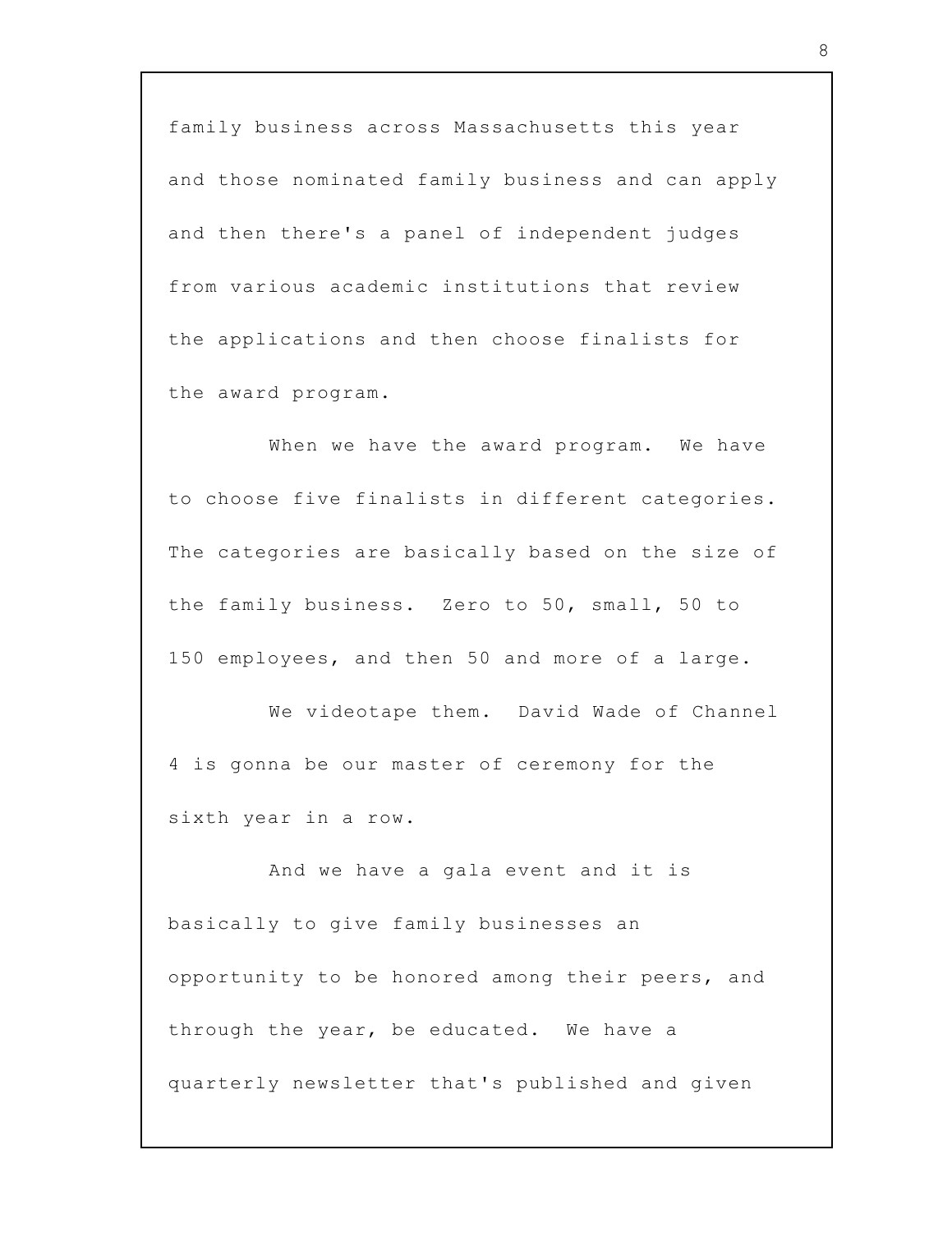family business across Massachusetts this year and those nominated family business and can apply and then there's a panel of independent judges from various academic institutions that review the applications and then choose finalists for the award program.

When we have the award program. We have to choose five finalists in different categories. The categories are basically based on the size of the family business. Zero to 50, small, 50 to 150 employees, and then 50 and more of a large.

We videotape them. David Wade of Channel 4 is gonna be our master of ceremony for the sixth year in a row.

And we have a gala event and it is basically to give family businesses an opportunity to be honored among their peers, and through the year, be educated. We have a quarterly newsletter that's published and given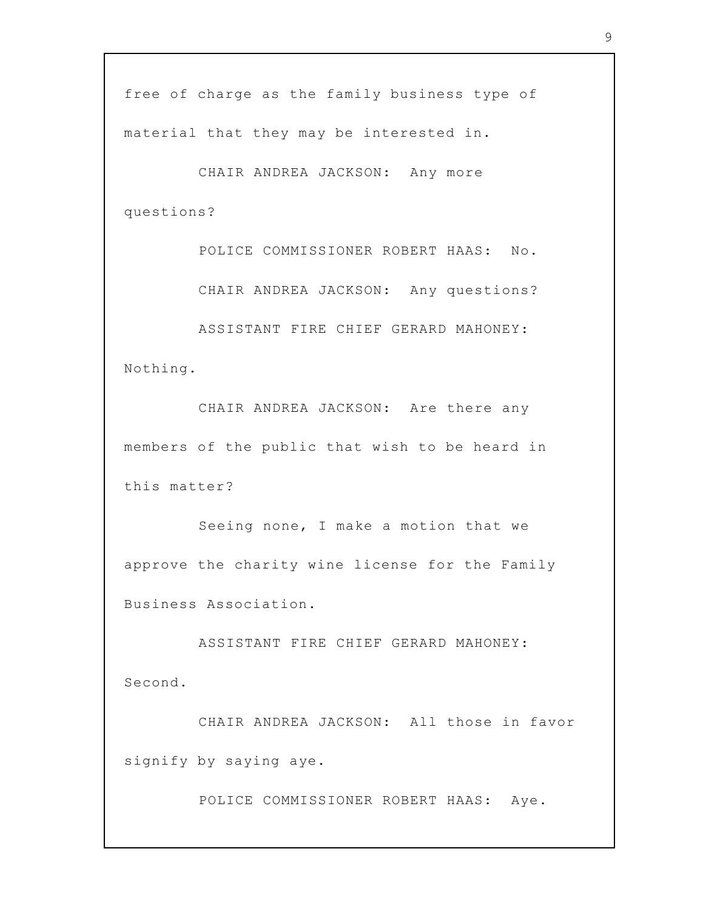free of charge as the family business type of material that they may be interested in.

CHAIR ANDREA JACKSON: Any more questions?

POLICE COMMISSIONER ROBERT HAAS: No.

CHAIR ANDREA JACKSON: Any questions?

ASSISTANT FIRE CHIEF GERARD MAHONEY: Nothing.

CHAIR ANDREA JACKSON: Are there any members of the public that wish to be heard in this matter?

Seeing none, I make a motion that we approve the charity wine license for the Family Business Association.

ASSISTANT FIRE CHIEF GERARD MAHONEY: Second.

CHAIR ANDREA JACKSON: All those in favor signify by saying aye.

POLICE COMMISSIONER ROBERT HAAS: Aye.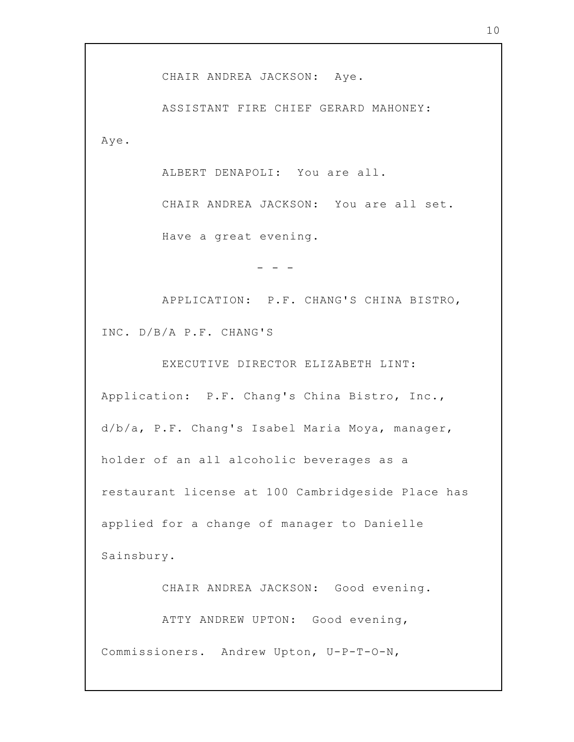CHAIR ANDREA JACKSON: Aye.

ASSISTANT FIRE CHIEF GERARD MAHONEY: Aye.

ALBERT DENAPOLI: You are all.

CHAIR ANDREA JACKSON: You are all set. Have a great evening.

\- - -

APPLICATION: P.F. CHANG'S CHINA BISTRO, INC. D/B/A P.F. CHANG'S

EXECUTIVE DIRECTOR ELIZABETH LINT: Application: P.F. Chang's China Bistro, Inc., d/b/a, P.F. Chang's Isabel Maria Moya, manager, holder of an all alcoholic beverages as a restaurant license at 100 Cambridgeside Place has applied for a change of manager to Danielle Sainsbury.

CHAIR ANDREA JACKSON: Good evening.

ATTY ANDREW UPTON: Good evening, Commissioners. Andrew Upton, U-P-T-O-N,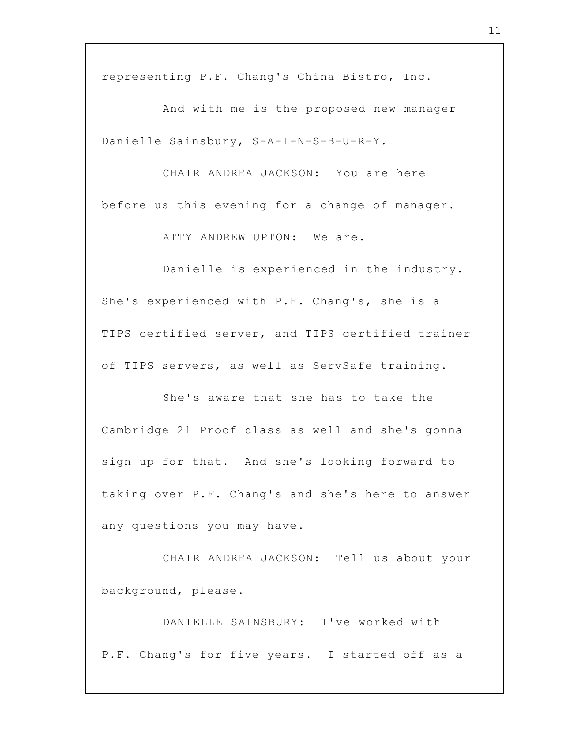representing P.F. Chang's China Bistro, Inc.

And with me is the proposed new manager Danielle Sainsbury, S-A-I-N-S-B-U-R-Y.

CHAIR ANDREA JACKSON: You are here before us this evening for a change of manager.

ATTY ANDREW UPTON: We are.

Danielle is experienced in the industry. She's experienced with P.F. Chang's, she is a TIPS certified server, and TIPS certified trainer of TIPS servers, as well as ServSafe training.

She's aware that she has to take the Cambridge 21 Proof class as well and she's gonna sign up for that. And she's looking forward to taking over P.F. Chang's and she's here to answer any questions you may have.

CHAIR ANDREA JACKSON: Tell us about your background, please.

DANIELLE SAINSBURY: I've worked with P.F. Chang's for five years. I started off as a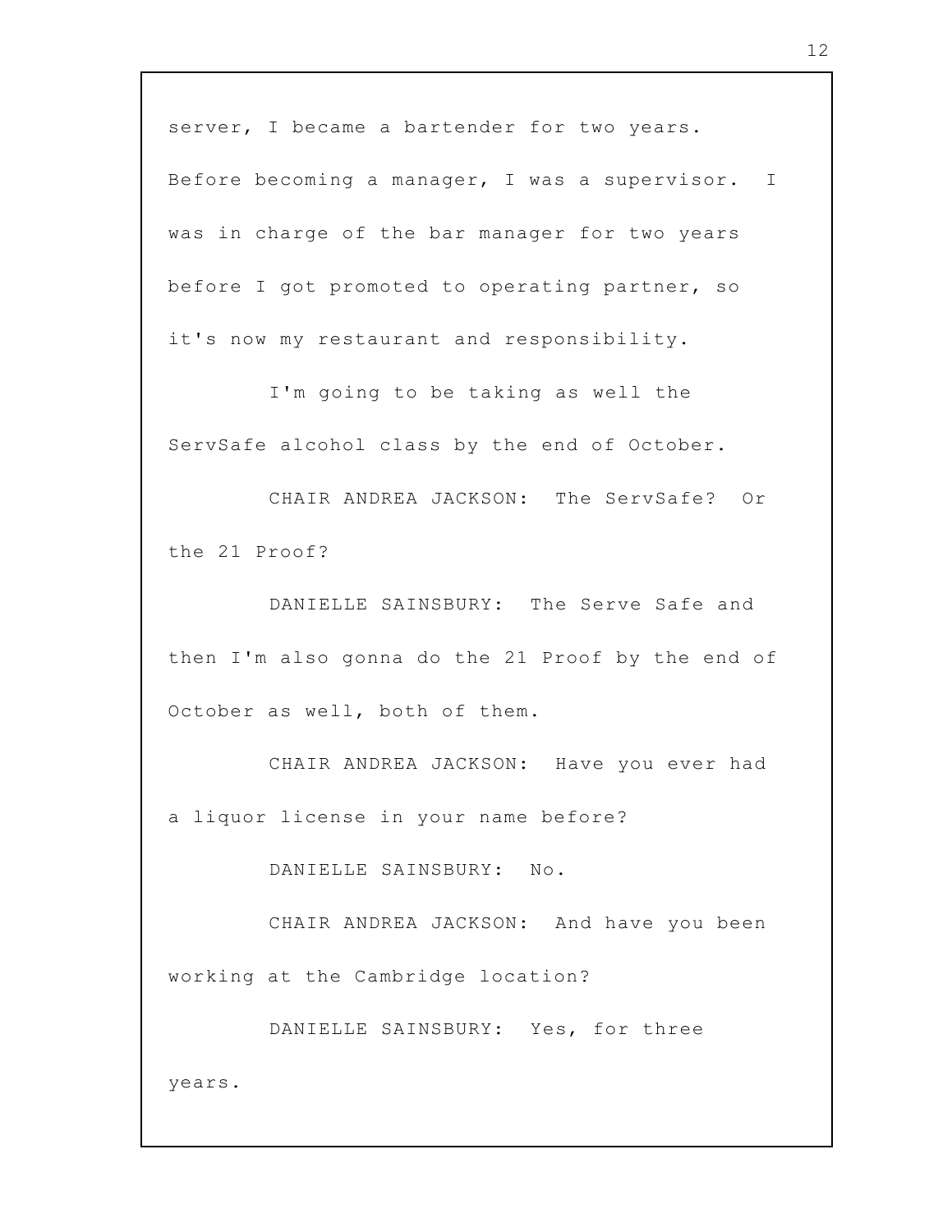server, I became a bartender for two years. Before becoming a manager, I was a supervisor. I was in charge of the bar manager for two years before I got promoted to operating partner, so it's now my restaurant and responsibility.

I'm going to be taking as well the ServSafe alcohol class by the end of October.

CHAIR ANDREA JACKSON: The ServSafe? Or the 21 Proof?

DANIELLE SAINSBURY: The Serve Safe and then I'm also gonna do the 21 Proof by the end of October as well, both of them.

CHAIR ANDREA JACKSON: Have you ever had a liquor license in your name before?

DANIELLE SAINSBURY: No.

CHAIR ANDREA JACKSON: And have you been working at the Cambridge location?

DANIELLE SAINSBURY: Yes, for three years.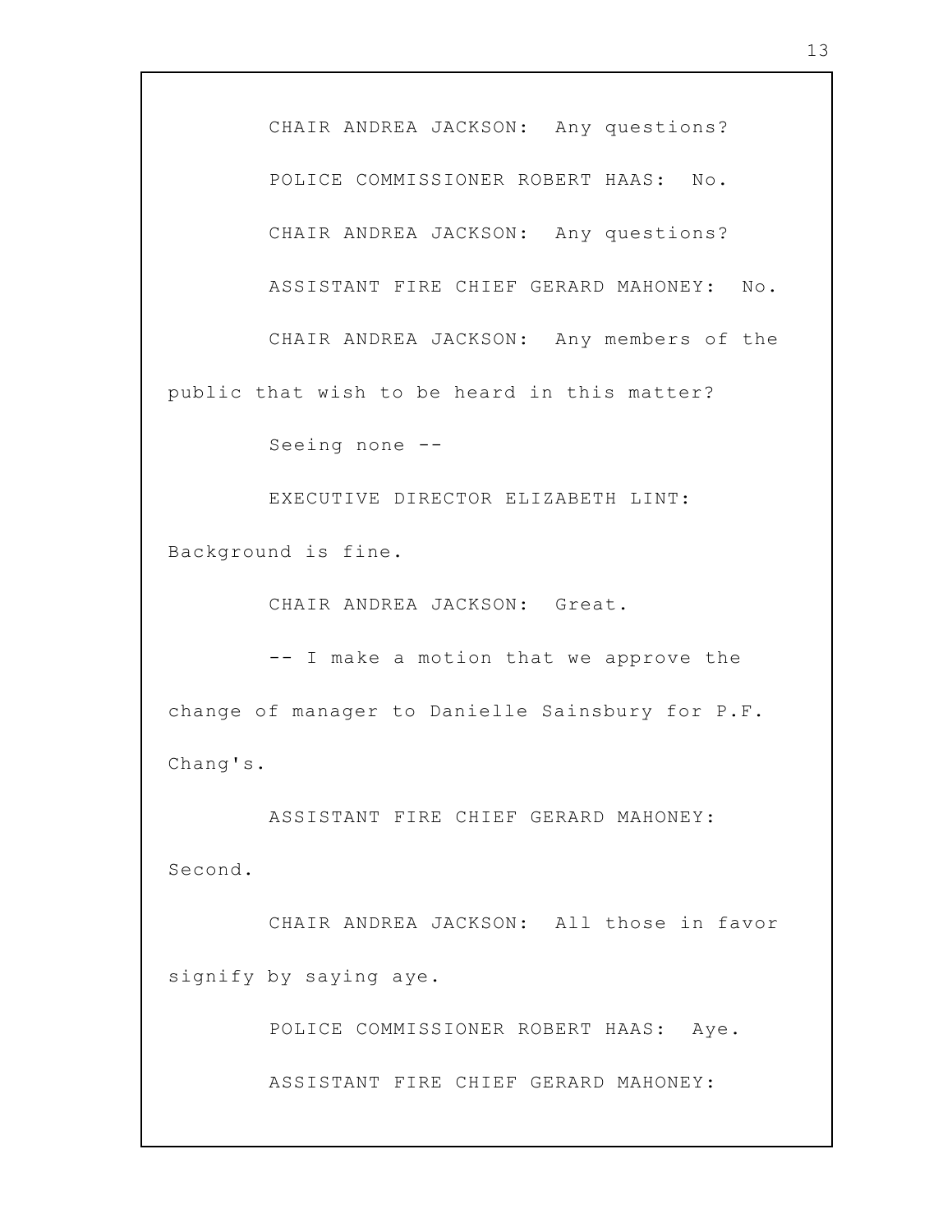CHAIR ANDREA JACKSON: Any questions?

POLICE COMMISSIONER ROBERT HAAS: No.

CHAIR ANDREA JACKSON: Any questions?

ASSISTANT FIRE CHIEF GERARD MAHONEY: No.

CHAIR ANDREA JACKSON: Any members of the public that wish to be heard in this matter?

Seeing none --

EXECUTIVE DIRECTOR ELIZABETH LINT: Background is fine.

CHAIR ANDREA JACKSON: Great.

-- I make a motion that we approve the change of manager to Danielle Sainsbury for P.F. Chang's.

ASSISTANT FIRE CHIEF GERARD MAHONEY: Second.

CHAIR ANDREA JACKSON: All those in favor signify by saying aye.

POLICE COMMISSIONER ROBERT HAAS: Aye.

ASSISTANT FIRE CHIEF GERARD MAHONEY: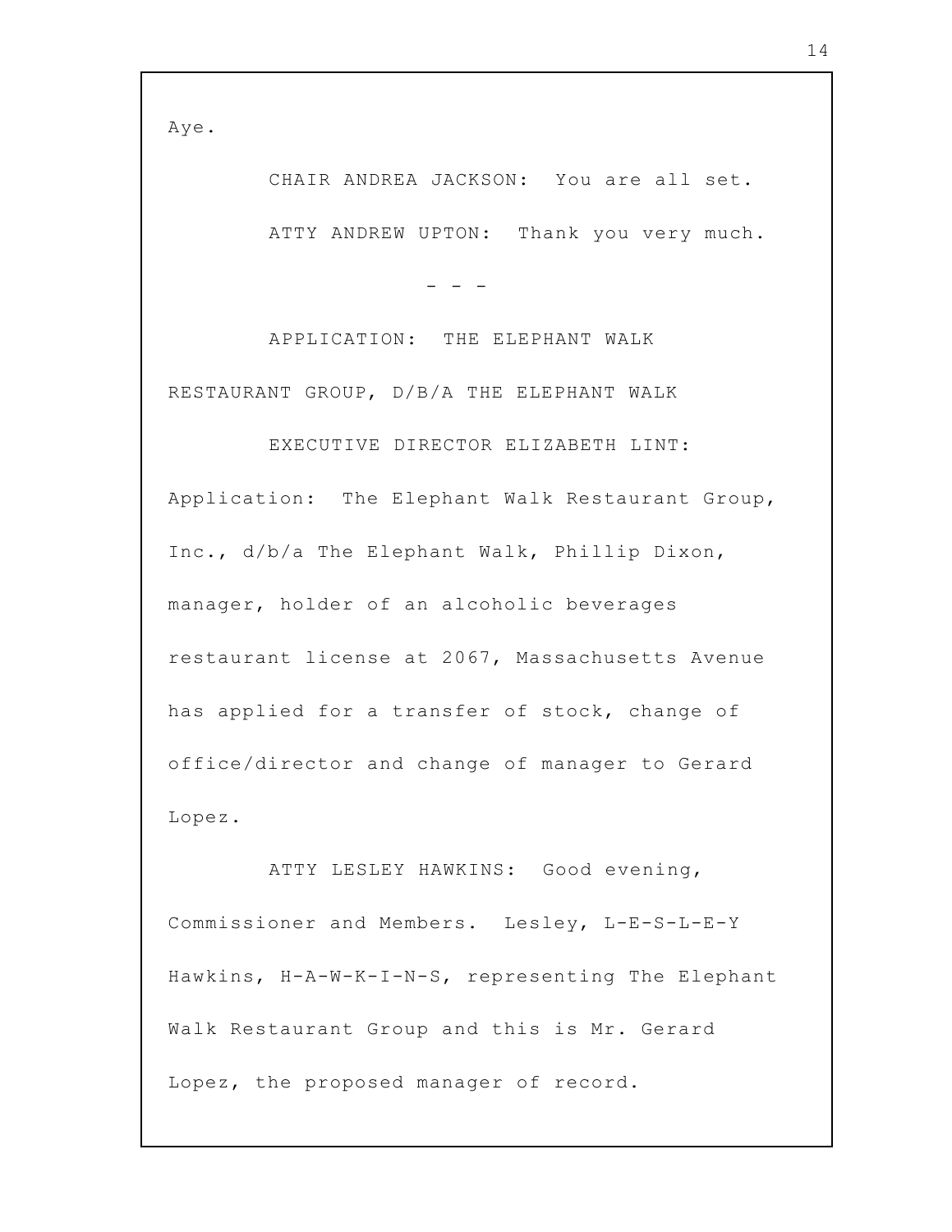Aye.

CHAIR ANDREA JACKSON: You are all set.

ATTY ANDREW UPTON: Thank you very much.

\- - -

APPLICATION: THE ELEPHANT WALK RESTAURANT GROUP, D/B/A THE ELEPHANT WALK

EXECUTIVE DIRECTOR ELIZABETH LINT: Application: The Elephant Walk Restaurant Group, Inc., d/b/a The Elephant Walk, Phillip Dixon, manager, holder of an alcoholic beverages restaurant license at 2067, Massachusetts Avenue has applied for a transfer of stock, change of office/director and change of manager to Gerard Lopez.

ATTY LESLEY HAWKINS: Good evening, Commissioner and Members. Lesley, L-E-S-L-E-Y Hawkins, H-A-W-K-I-N-S, representing The Elephant Walk Restaurant Group and this is Mr. Gerard Lopez, the proposed manager of record.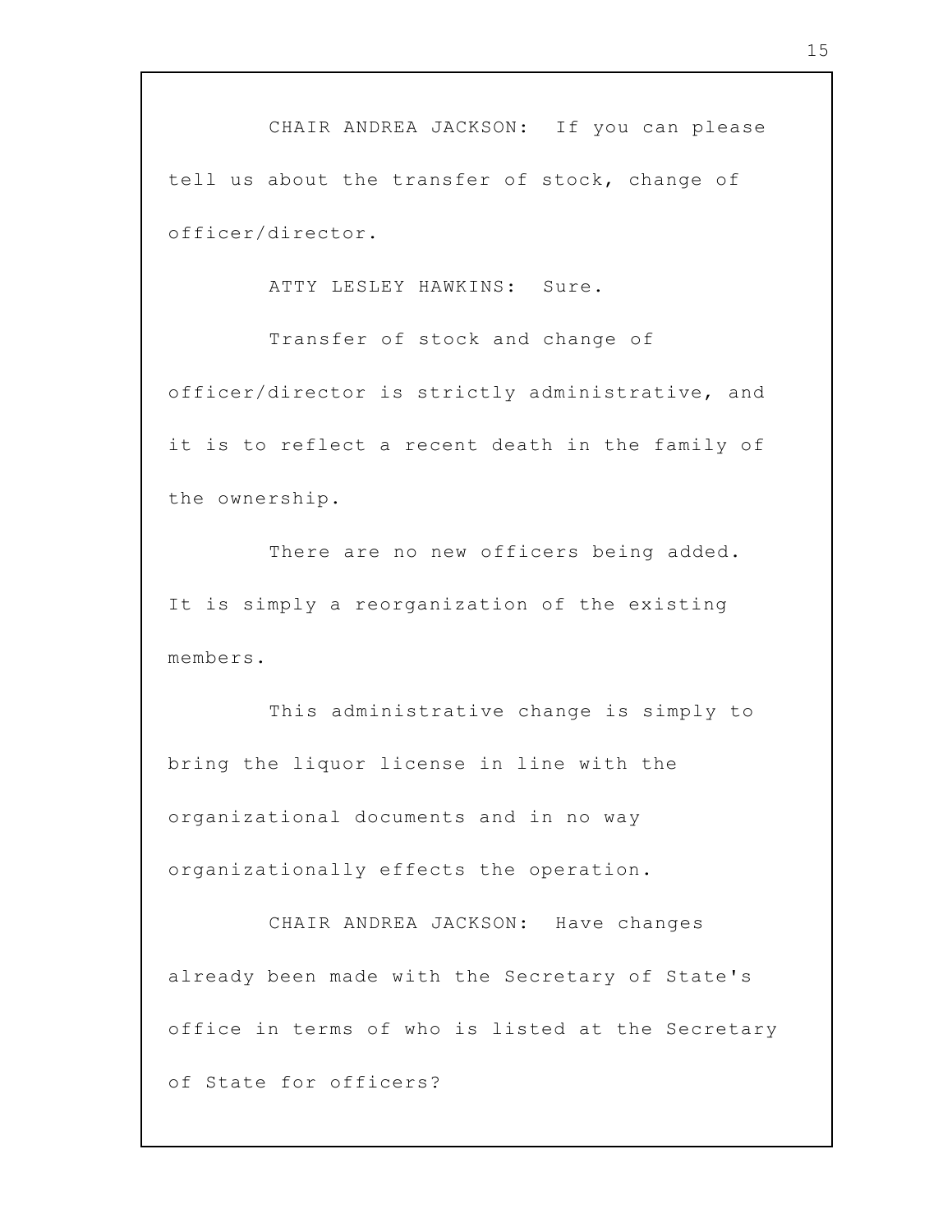CHAIR ANDREA JACKSON: If you can please tell us about the transfer of stock, change of officer/director.

ATTY LESLEY HAWKINS: Sure.

Transfer of stock and change of officer/director is strictly administrative, and it is to reflect a recent death in the family of the ownership.

There are no new officers being added. It is simply a reorganization of the existing members.

This administrative change is simply to bring the liquor license in line with the organizational documents and in no way organizationally effects the operation.

CHAIR ANDREA JACKSON: Have changes already been made with the Secretary of State's office in terms of who is listed at the Secretary of State for officers?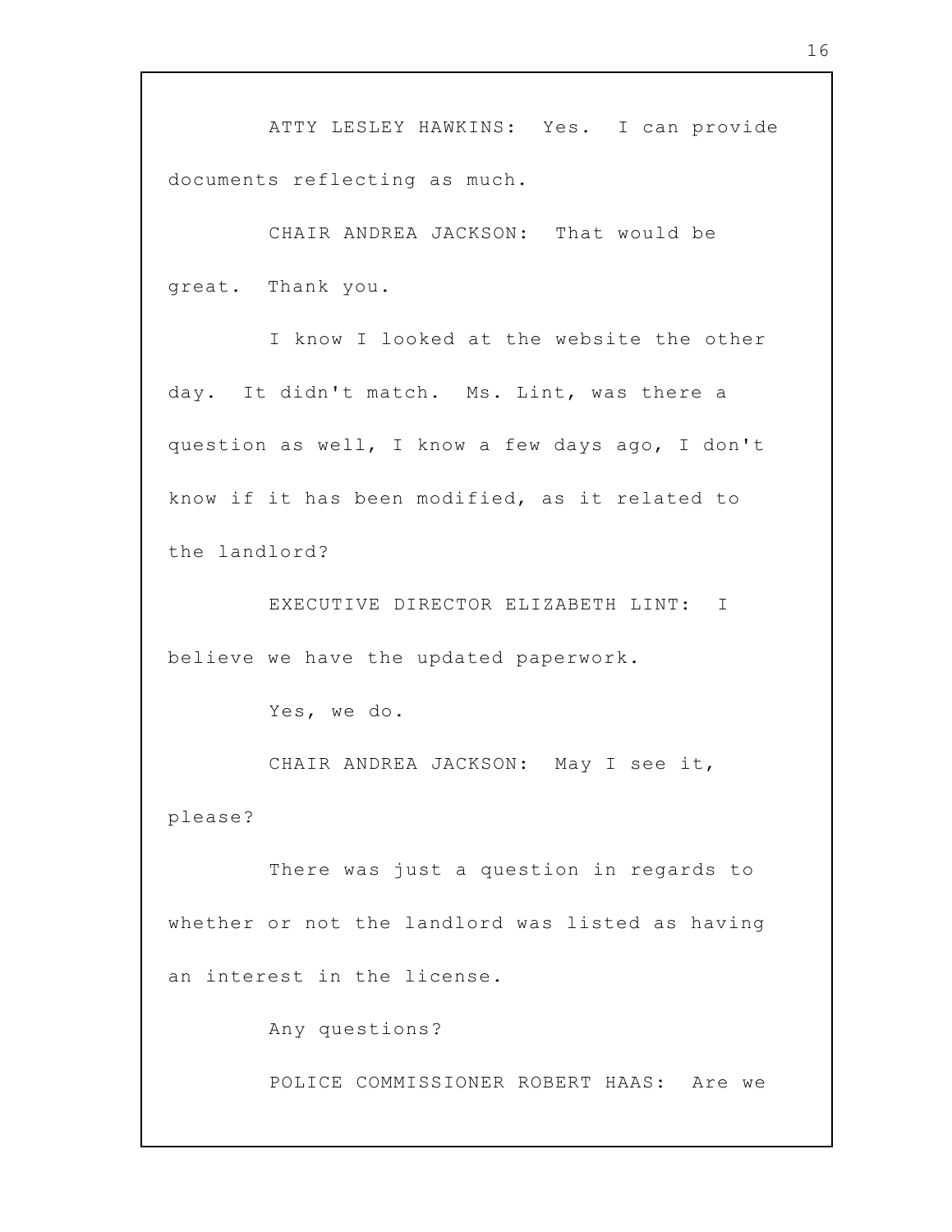ATTY LESLEY HAWKINS: Yes. I can provide documents reflecting as much.

CHAIR ANDREA JACKSON: That would be great. Thank you.

I know I looked at the website the other day. It didn't match. Ms. Lint, was there a question as well, I know a few days ago, I don't know if it has been modified, as it related to the landlord?

EXECUTIVE DIRECTOR ELIZABETH LINT: I believe we have the updated paperwork.

Yes, we do.

CHAIR ANDREA JACKSON: May I see it, please?

There was just a question in regards to whether or not the landlord was listed as having an interest in the license.

Any questions?

POLICE COMMISSIONER ROBERT HAAS: Are we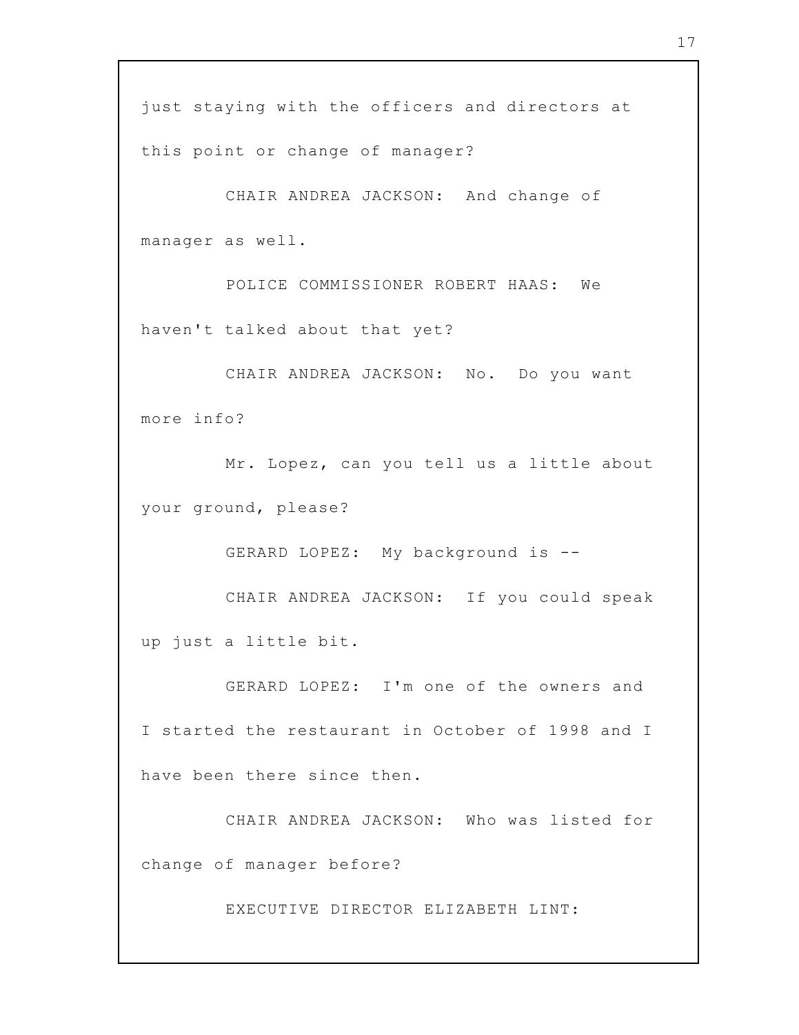just staying with the officers and directors at this point or change of manager?

CHAIR ANDREA JACKSON: And change of manager as well.

POLICE COMMISSIONER ROBERT HAAS: We haven't talked about that yet?

CHAIR ANDREA JACKSON: No. Do you want more info?

Mr. Lopez, can you tell us a little about your ground, please?

GERARD LOPEZ: My background is --

CHAIR ANDREA JACKSON: If you could speak up just a little bit.

GERARD LOPEZ: I'm one of the owners and I started the restaurant in October of 1998 and I have been there since then.

CHAIR ANDREA JACKSON: Who was listed for change of manager before?

EXECUTIVE DIRECTOR ELIZABETH LINT: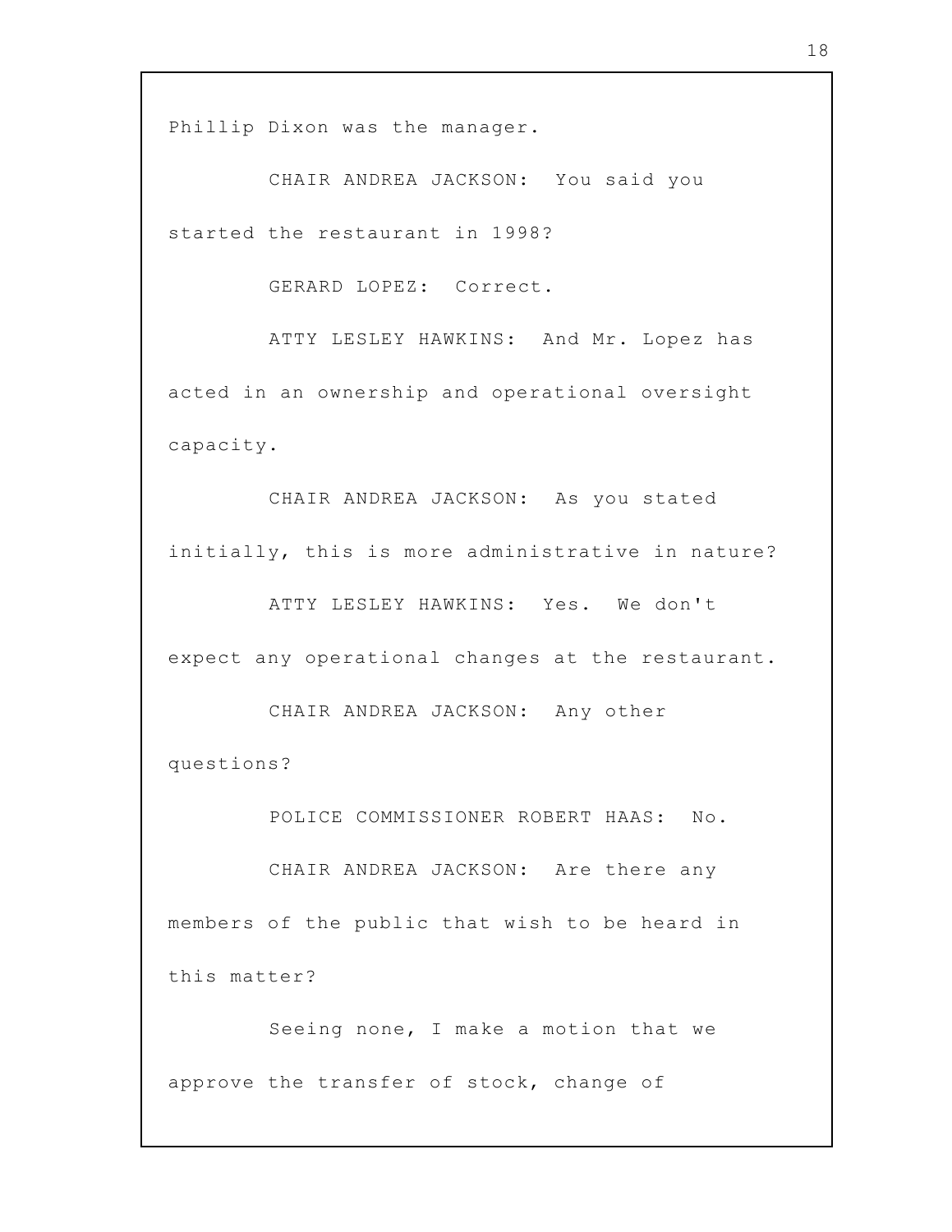Phillip Dixon was the manager.

CHAIR ANDREA JACKSON: You said you started the restaurant in 1998?

GERARD LOPEZ: Correct.

ATTY LESLEY HAWKINS: And Mr. Lopez has acted in an ownership and operational oversight capacity.

CHAIR ANDREA JACKSON: As you stated initially, this is more administrative in nature?

ATTY LESLEY HAWKINS: Yes. We don't expect any operational changes at the restaurant.

CHAIR ANDREA JACKSON: Any other questions?

POLICE COMMISSIONER ROBERT HAAS: No.

CHAIR ANDREA JACKSON: Are there any members of the public that wish to be heard in this matter?

Seeing none, I make a motion that we approve the transfer of stock, change of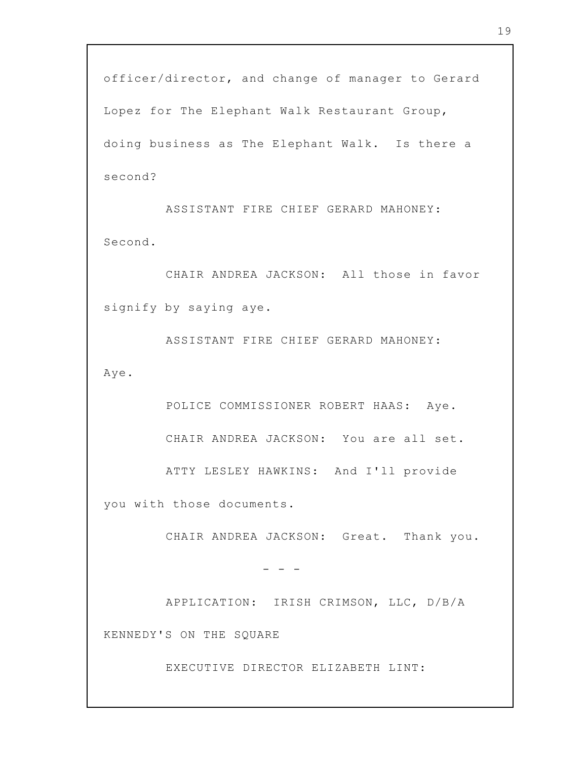officer/director, and change of manager to Gerard Lopez for The Elephant Walk Restaurant Group, doing business as The Elephant Walk. Is there a second?

ASSISTANT FIRE CHIEF GERARD MAHONEY: Second.

CHAIR ANDREA JACKSON: All those in favor signify by saying aye.

ASSISTANT FIRE CHIEF GERARD MAHONEY: Aye.

POLICE COMMISSIONER ROBERT HAAS: Aye.

CHAIR ANDREA JACKSON: You are all set.

ATTY LESLEY HAWKINS: And I'll provide you with those documents.

CHAIR ANDREA JACKSON: Great. Thank you.

\- - -

APPLICATION: IRISH CRIMSON, LLC, D/B/A KENNEDY'S ON THE SQUARE

EXECUTIVE DIRECTOR ELIZABETH LINT: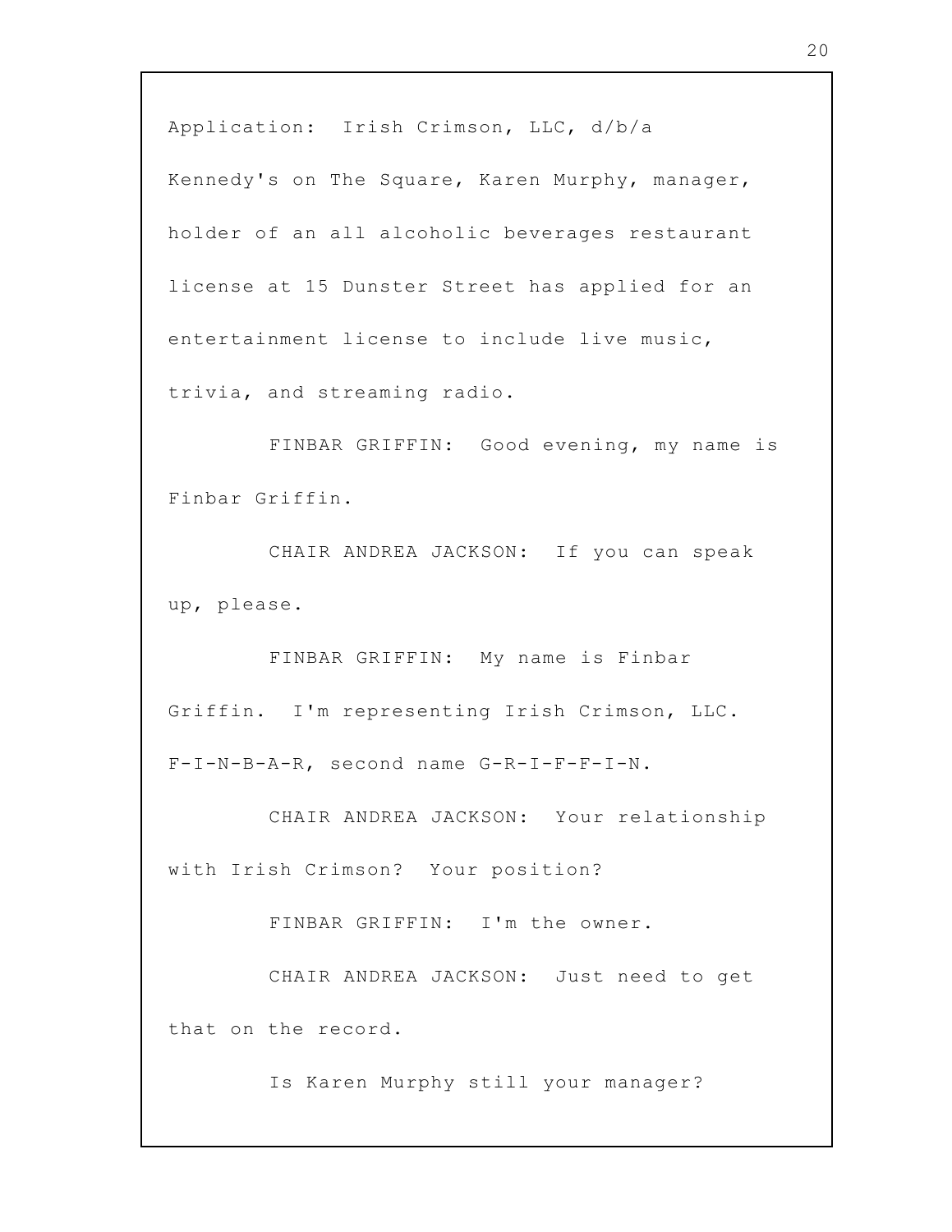Application: Irish Crimson, LLC, d/b/a Kennedy's on The Square, Karen Murphy, manager, holder of an all alcoholic beverages restaurant license at 15 Dunster Street has applied for an entertainment license to include live music, trivia, and streaming radio.

FINBAR GRIFFIN: Good evening, my name is Finbar Griffin.

CHAIR ANDREA JACKSON: If you can speak up, please.

FINBAR GRIFFIN: My name is Finbar Griffin. I'm representing Irish Crimson, LLC. F-I-N-B-A-R, second name G-R-I-F-F-I-N.

CHAIR ANDREA JACKSON: Your relationship with Irish Crimson? Your position?

FINBAR GRIFFIN: I'm the owner.

CHAIR ANDREA JACKSON: Just need to get that on the record.

Is Karen Murphy still your manager?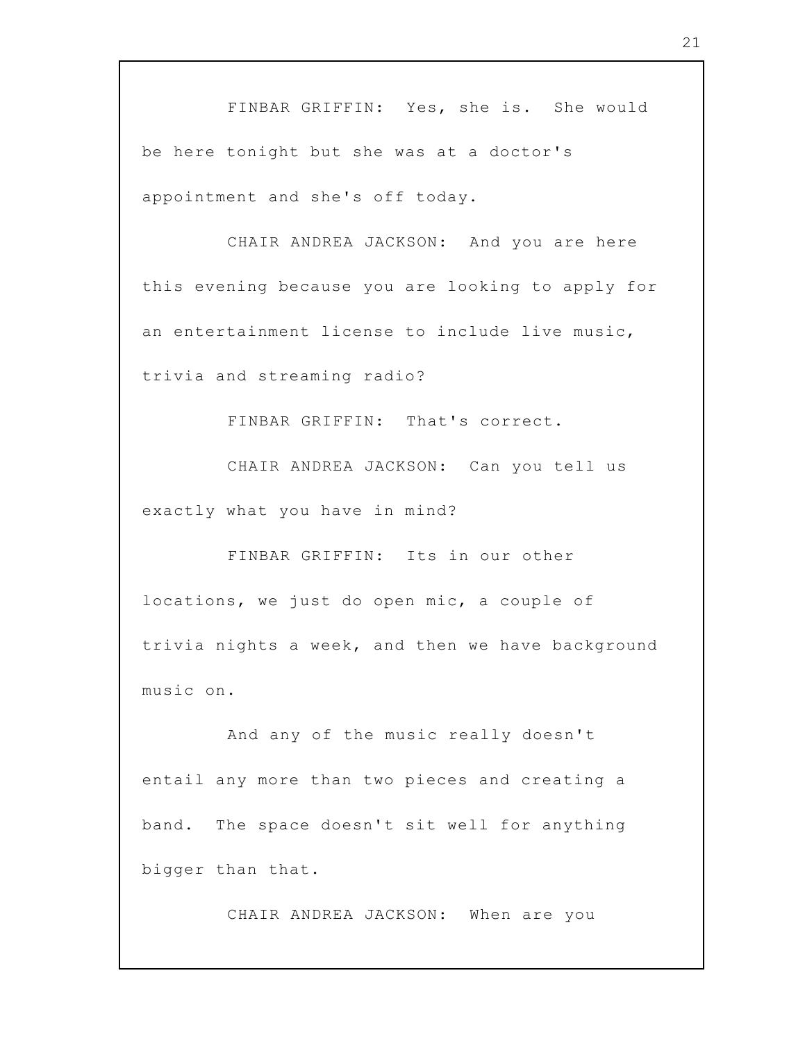FINBAR GRIFFIN: Yes, she is. She would be here tonight but she was at a doctor's appointment and she's off today.

CHAIR ANDREA JACKSON: And you are here this evening because you are looking to apply for an entertainment license to include live music, trivia and streaming radio?

FINBAR GRIFFIN: That's correct.

CHAIR ANDREA JACKSON: Can you tell us exactly what you have in mind?

FINBAR GRIFFIN: Its in our other locations, we just do open mic, a couple of trivia nights a week, and then we have background music on.

And any of the music really doesn't entail any more than two pieces and creating a band. The space doesn't sit well for anything bigger than that.

CHAIR ANDREA JACKSON: When are you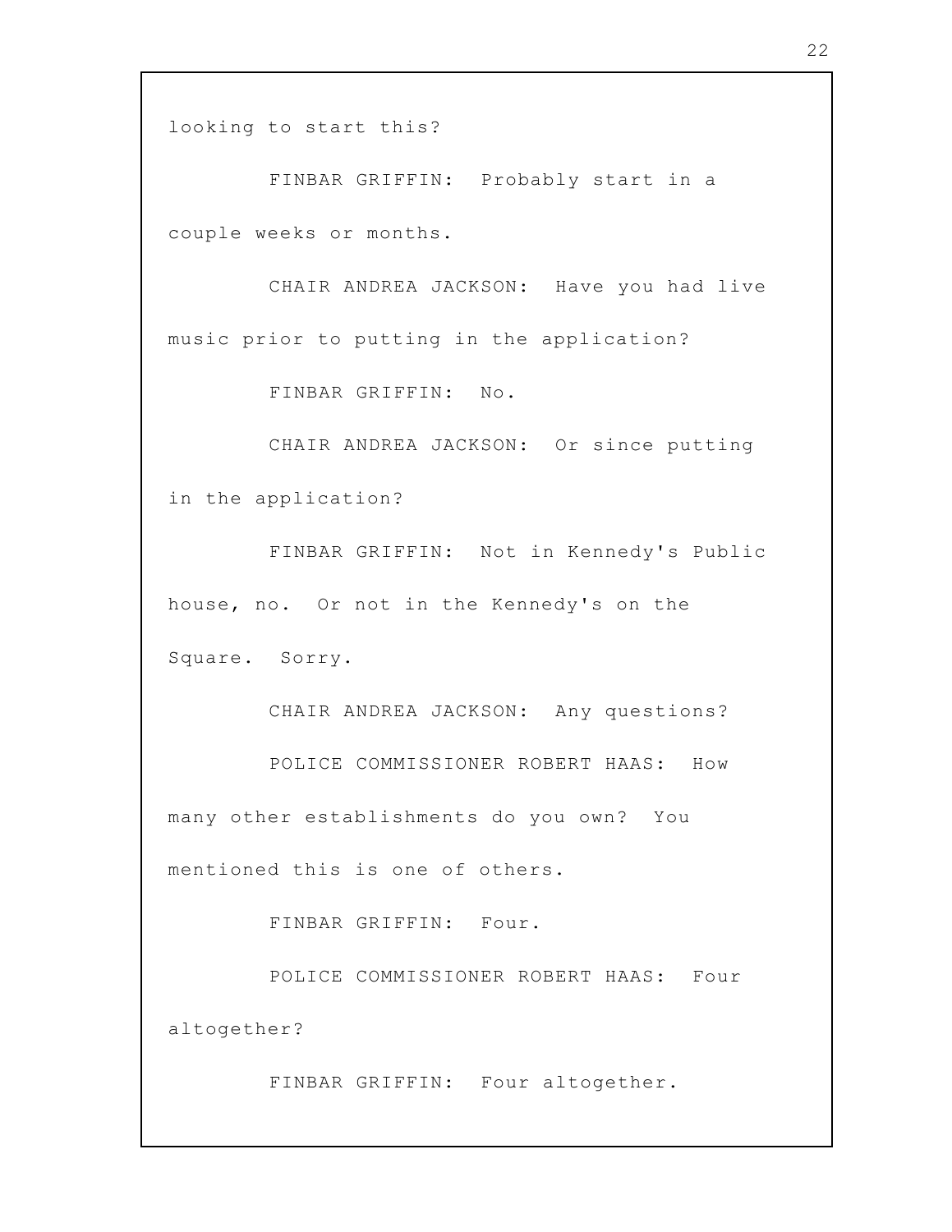looking to start this?

FINBAR GRIFFIN: Probably start in a couple weeks or months.

CHAIR ANDREA JACKSON: Have you had live music prior to putting in the application?

FINBAR GRIFFIN: No.

CHAIR ANDREA JACKSON: Or since putting in the application?

FINBAR GRIFFIN: Not in Kennedy's Public house, no. Or not in the Kennedy's on the Square. Sorry.

CHAIR ANDREA JACKSON: Any questions?

POLICE COMMISSIONER ROBERT HAAS: How many other establishments do you own? You mentioned this is one of others.

FINBAR GRIFFIN: Four.

POLICE COMMISSIONER ROBERT HAAS: Four altogether?

FINBAR GRIFFIN: Four altogether.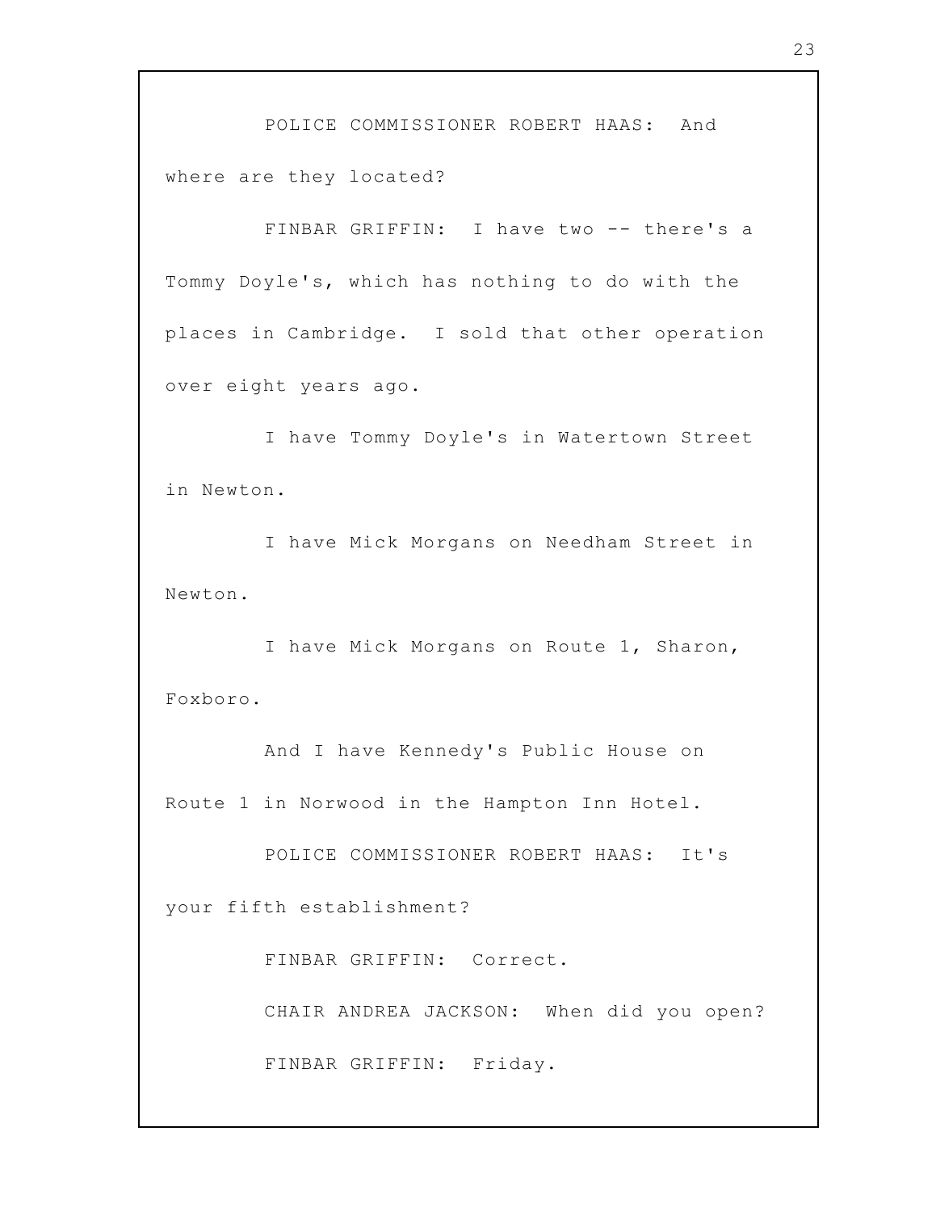POLICE COMMISSIONER ROBERT HAAS: And where are they located?

FINBAR GRIFFIN: I have two -- there's a Tommy Doyle's, which has nothing to do with the places in Cambridge. I sold that other operation over eight years ago.

I have Tommy Doyle's in Watertown Street in Newton.

I have Mick Morgans on Needham Street in Newton.

I have Mick Morgans on Route 1, Sharon, Foxboro.

And I have Kennedy's Public House on Route 1 in Norwood in the Hampton Inn Hotel.

POLICE COMMISSIONER ROBERT HAAS: It's your fifth establishment?

FINBAR GRIFFIN: Correct.

CHAIR ANDREA JACKSON: When did you open?

FINBAR GRIFFIN: Friday.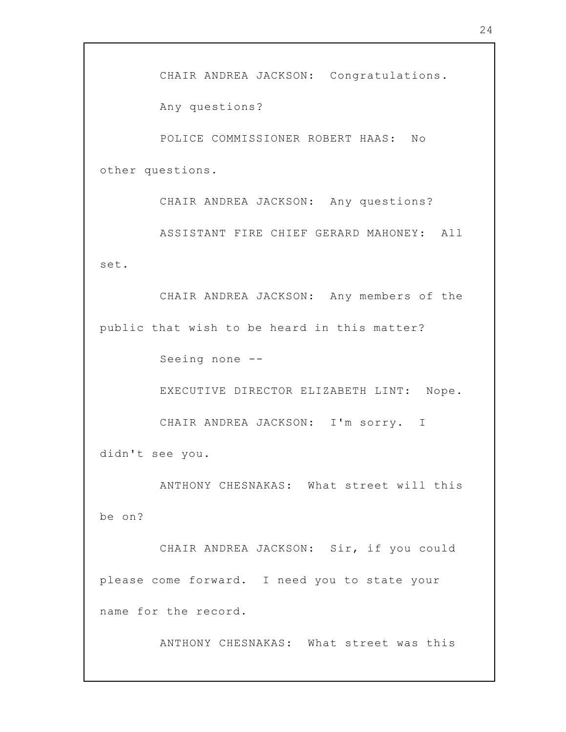CHAIR ANDREA JACKSON: Congratulations.

Any questions?

POLICE COMMISSIONER ROBERT HAAS: No other questions.

CHAIR ANDREA JACKSON: Any questions?

ASSISTANT FIRE CHIEF GERARD MAHONEY: All set.

CHAIR ANDREA JACKSON: Any members of the public that wish to be heard in this matter?

Seeing none --

EXECUTIVE DIRECTOR ELIZABETH LINT: Nope.

CHAIR ANDREA JACKSON: I'm sorry. I didn't see you.

ANTHONY CHESNAKAS: What street will this be on?

CHAIR ANDREA JACKSON: Sir, if you could please come forward. I need you to state your name for the record.

ANTHONY CHESNAKAS: What street was this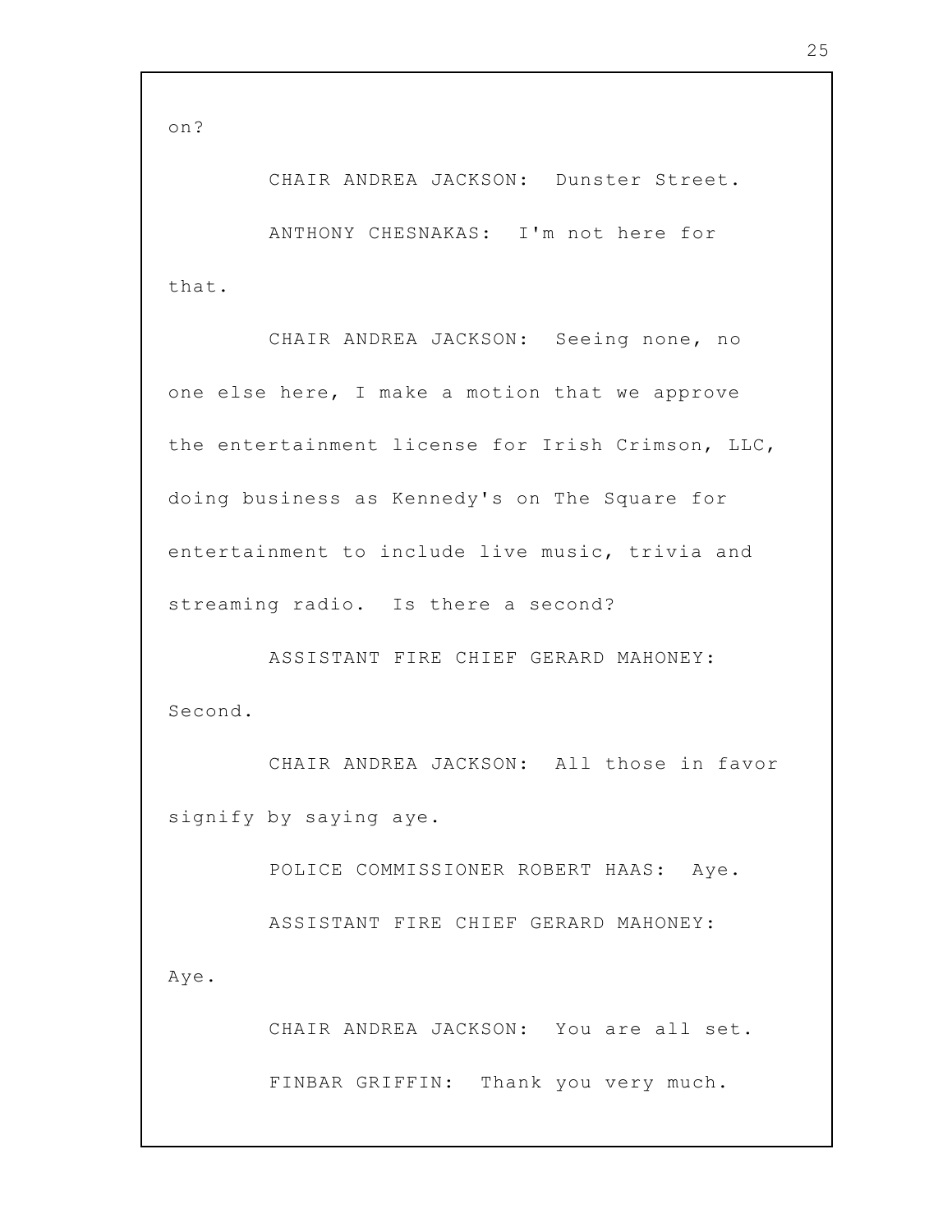on?

CHAIR ANDREA JACKSON: Dunster Street.

ANTHONY CHESNAKAS: I'm not here for that.

CHAIR ANDREA JACKSON: Seeing none, no one else here, I make a motion that we approve the entertainment license for Irish Crimson, LLC, doing business as Kennedy's on The Square for entertainment to include live music, trivia and streaming radio. Is there a second?

ASSISTANT FIRE CHIEF GERARD MAHONEY: Second.

CHAIR ANDREA JACKSON: All those in favor signify by saying aye.

POLICE COMMISSIONER ROBERT HAAS: Aye.

ASSISTANT FIRE CHIEF GERARD MAHONEY: Aye.

CHAIR ANDREA JACKSON: You are all set.

FINBAR GRIFFIN: Thank you very much.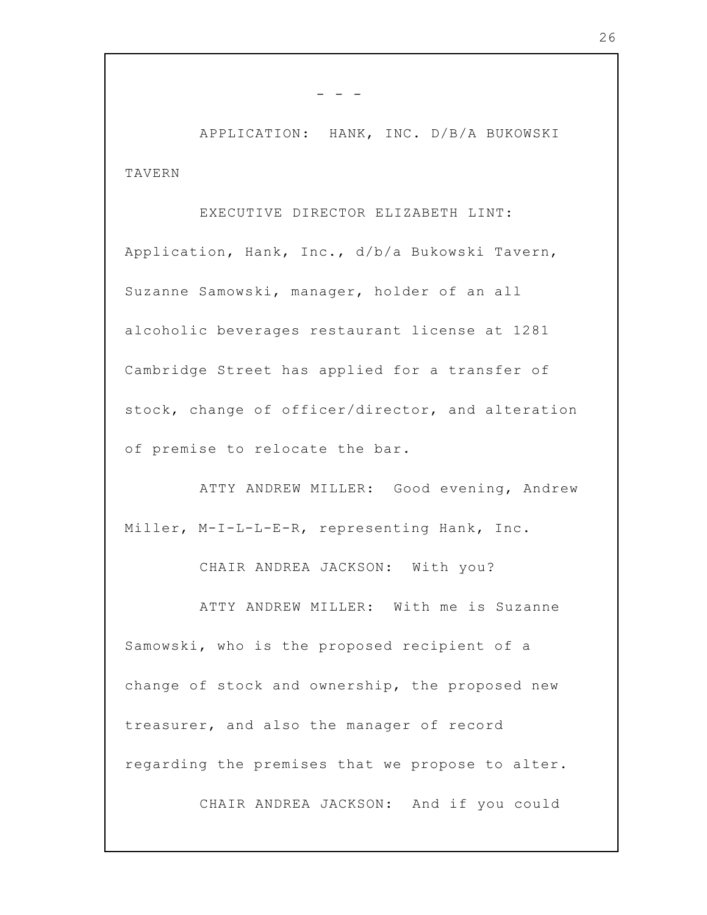- - -

APPLICATION: HANK, INC. D/B/A BUKOWSKI TAVERN

EXECUTIVE DIRECTOR ELIZABETH LINT: Application, Hank, Inc., d/b/a Bukowski Tavern, Suzanne Samowski, manager, holder of an all alcoholic beverages restaurant license at 1281 Cambridge Street has applied for a transfer of stock, change of officer/director, and alteration of premise to relocate the bar.

ATTY ANDREW MILLER: Good evening, Andrew Miller, M-I-L-L-E-R, representing Hank, Inc.

CHAIR ANDREA JACKSON: With you?

ATTY ANDREW MILLER: With me is Suzanne Samowski, who is the proposed recipient of a change of stock and ownership, the proposed new treasurer, and also the manager of record regarding the premises that we propose to alter.

CHAIR ANDREA JACKSON: And if you could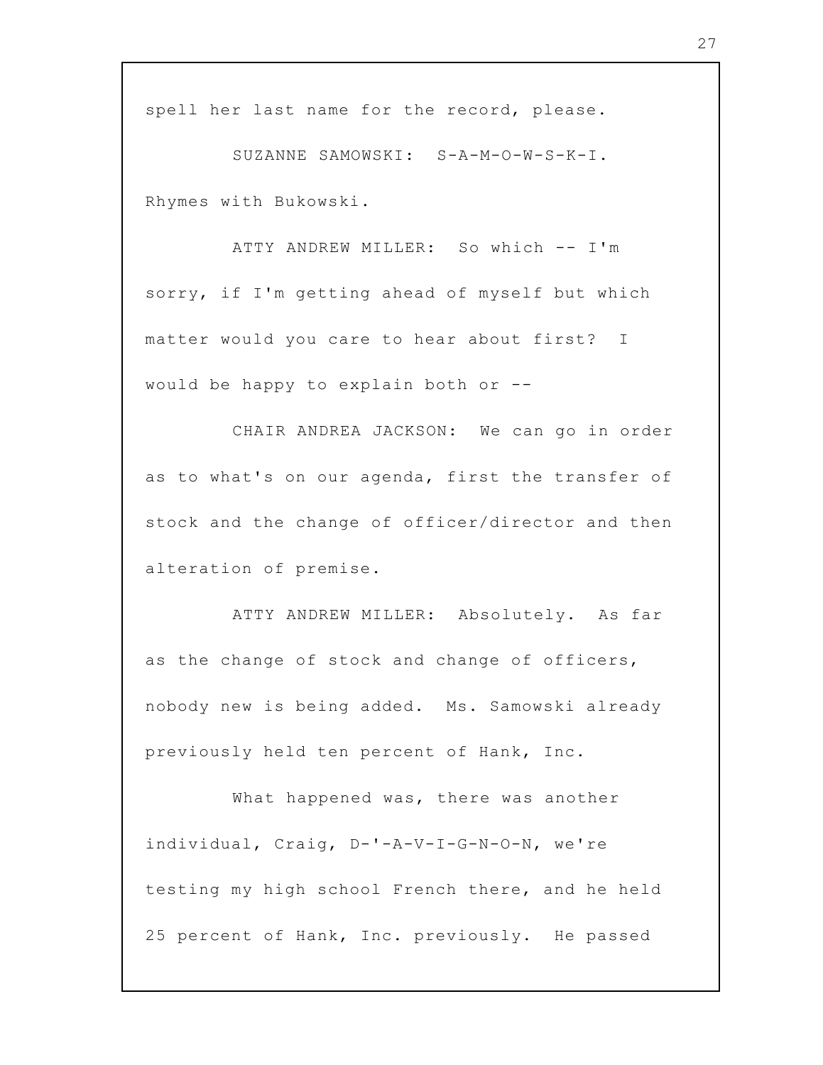spell her last name for the record, please.

SUZANNE SAMOWSKI: S-A-M-O-W-S-K-I. Rhymes with Bukowski.

ATTY ANDREW MILLER: So which -- I'm sorry, if I'm getting ahead of myself but which matter would you care to hear about first? I would be happy to explain both or --

CHAIR ANDREA JACKSON: We can go in order as to what's on our agenda, first the transfer of stock and the change of officer/director and then alteration of premise.

ATTY ANDREW MILLER: Absolutely. As far as the change of stock and change of officers, nobody new is being added. Ms. Samowski already previously held ten percent of Hank, Inc.

What happened was, there was another individual, Craig, D-'-A-V-I-G-N-O-N, we're testing my high school French there, and he held 25 percent of Hank, Inc. previously. He passed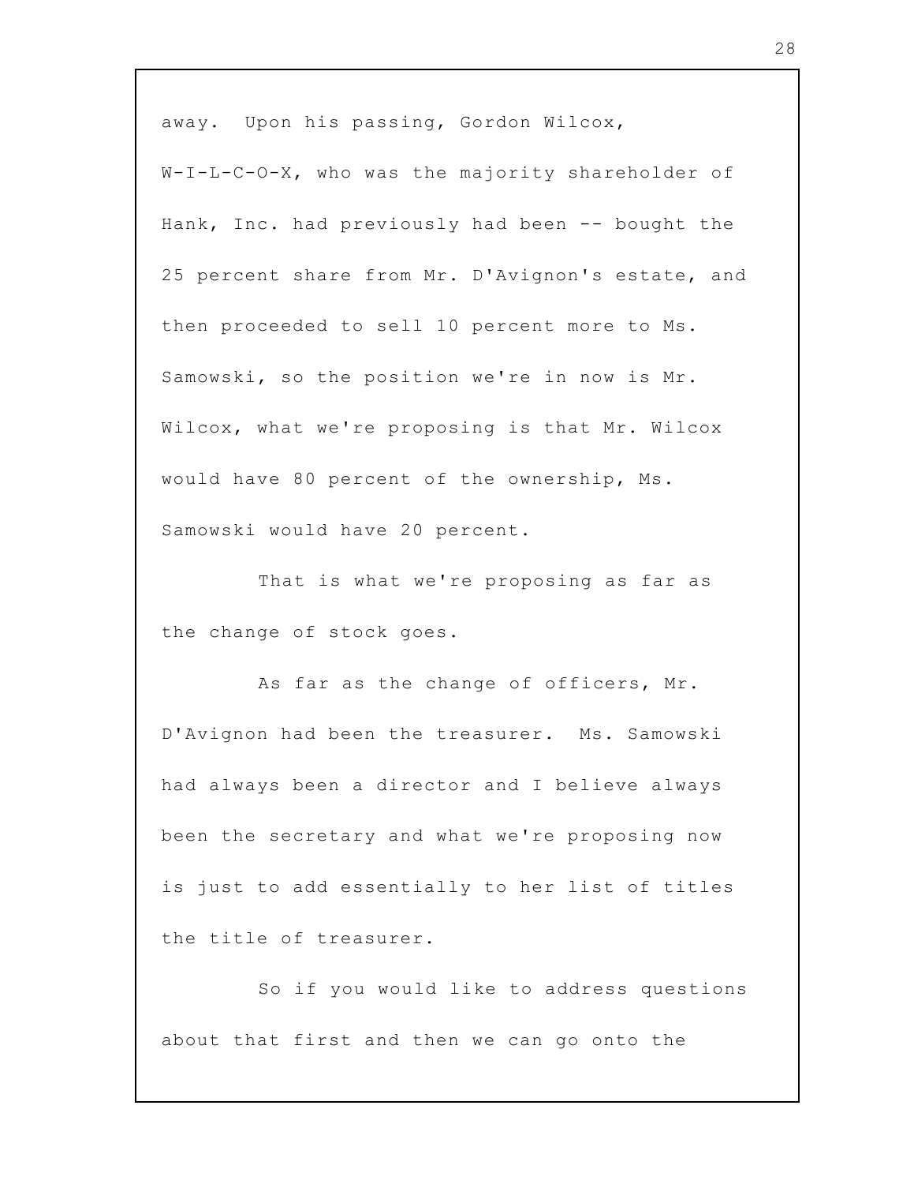away. Upon his passing, Gordon Wilcox, W-I-L-C-O-X, who was the majority shareholder of Hank, Inc. had previously had been -- bought the 25 percent share from Mr. D'Avignon's estate, and then proceeded to sell 10 percent more to Ms. Samowski, so the position we're in now is Mr. Wilcox, what we're proposing is that Mr. Wilcox would have 80 percent of the ownership, Ms. Samowski would have 20 percent.

That is what we're proposing as far as the change of stock goes.

As far as the change of officers, Mr. D'Avignon had been the treasurer. Ms. Samowski had always been a director and I believe always been the secretary and what we're proposing now is just to add essentially to her list of titles the title of treasurer.

So if you would like to address questions about that first and then we can go onto the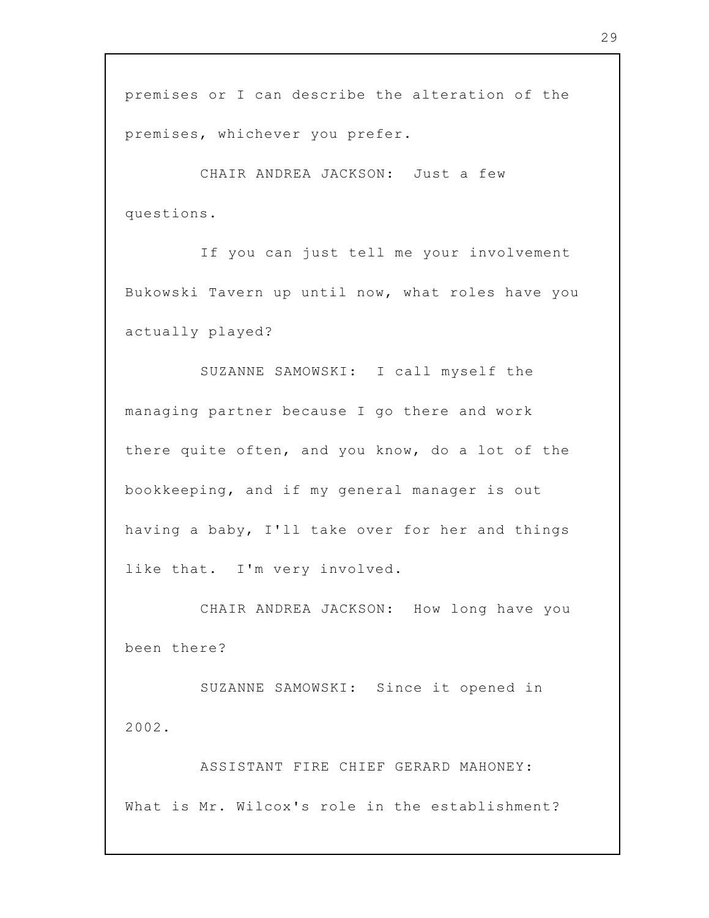premises or I can describe the alteration of the premises, whichever you prefer.

CHAIR ANDREA JACKSON: Just a few questions.

If you can just tell me your involvement Bukowski Tavern up until now, what roles have you actually played?

SUZANNE SAMOWSKI: I call myself the managing partner because I go there and work there quite often, and you know, do a lot of the bookkeeping, and if my general manager is out having a baby, I'll take over for her and things like that. I'm very involved.

CHAIR ANDREA JACKSON: How long have you been there?

SUZANNE SAMOWSKI: Since it opened in 2002.

ASSISTANT FIRE CHIEF GERARD MAHONEY: What is Mr. Wilcox's role in the establishment?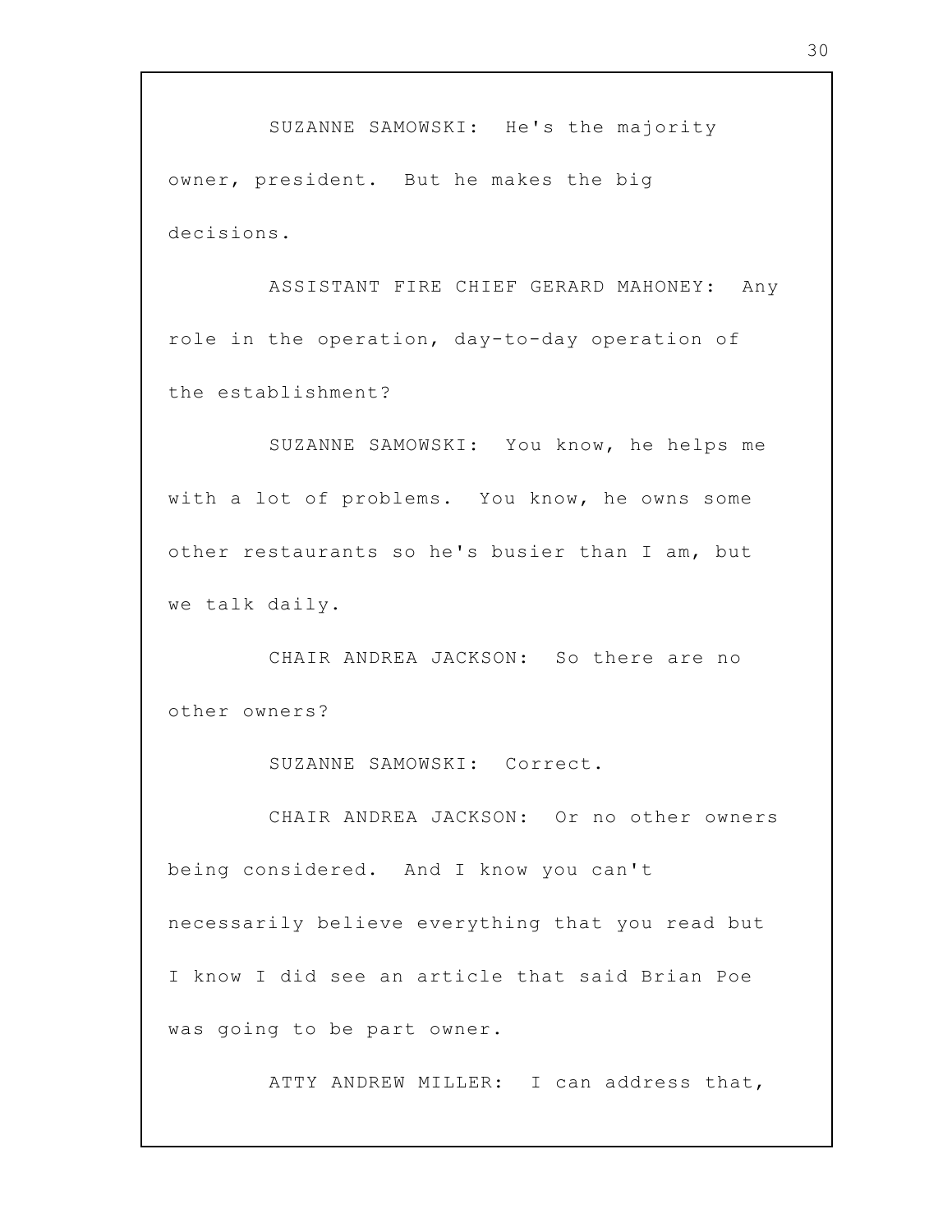SUZANNE SAMOWSKI: He's the majority owner, president. But he makes the big decisions.

ASSISTANT FIRE CHIEF GERARD MAHONEY: Any role in the operation, day-to-day operation of the establishment?

SUZANNE SAMOWSKI: You know, he helps me with a lot of problems. You know, he owns some other restaurants so he's busier than I am, but we talk daily.

CHAIR ANDREA JACKSON: So there are no other owners?

SUZANNE SAMOWSKI: Correct.

CHAIR ANDREA JACKSON: Or no other owners being considered. And I know you can't necessarily believe everything that you read but I know I did see an article that said Brian Poe was going to be part owner.

ATTY ANDREW MILLER: I can address that,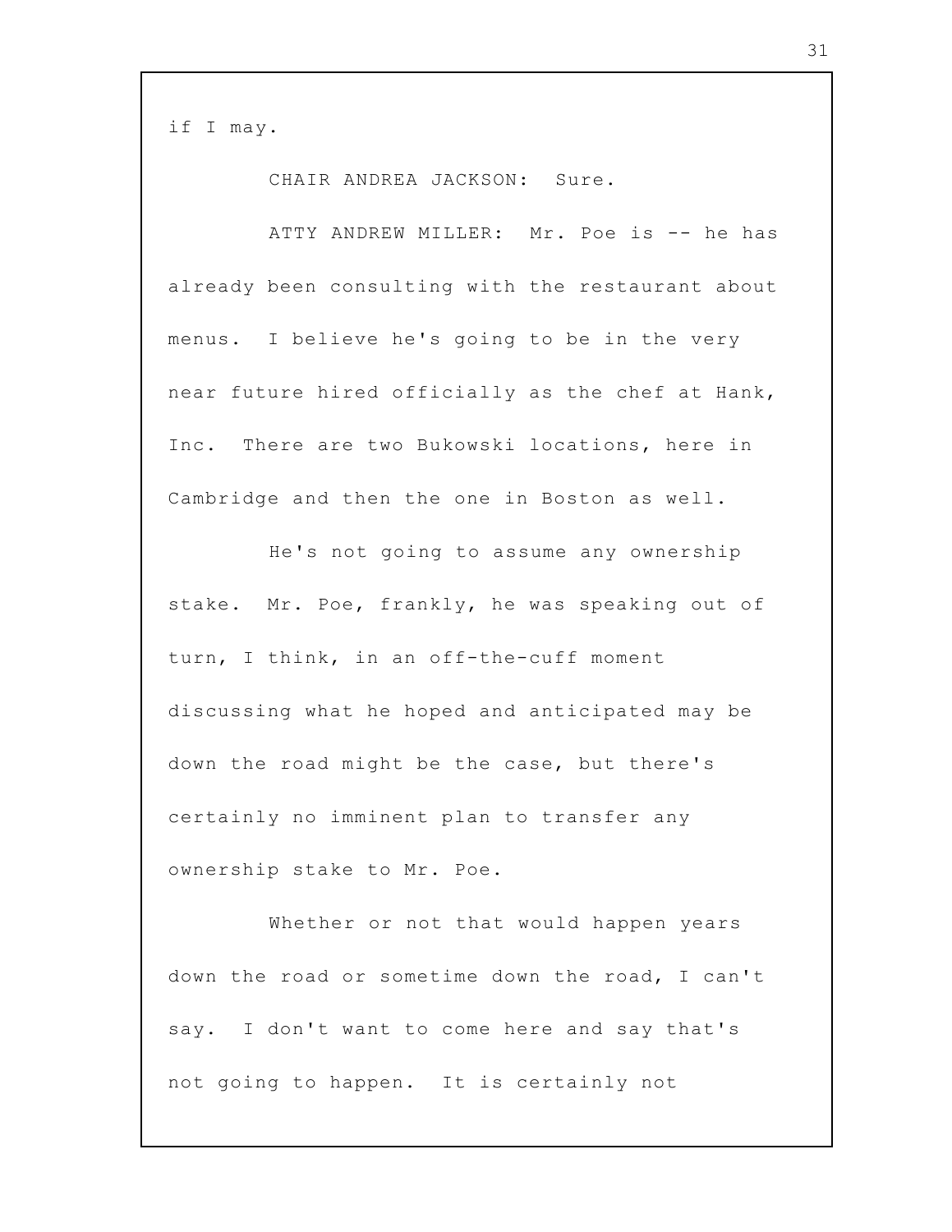if I may.

CHAIR ANDREA JACKSON: Sure.

ATTY ANDREW MILLER: Mr. Poe is -- he has already been consulting with the restaurant about menus. I believe he's going to be in the very near future hired officially as the chef at Hank, Inc. There are two Bukowski locations, here in Cambridge and then the one in Boston as well.

He's not going to assume any ownership stake. Mr. Poe, frankly, he was speaking out of turn, I think, in an off-the-cuff moment discussing what he hoped and anticipated may be down the road might be the case, but there's certainly no imminent plan to transfer any ownership stake to Mr. Poe.

Whether or not that would happen years down the road or sometime down the road, I can't say. I don't want to come here and say that's not going to happen. It is certainly not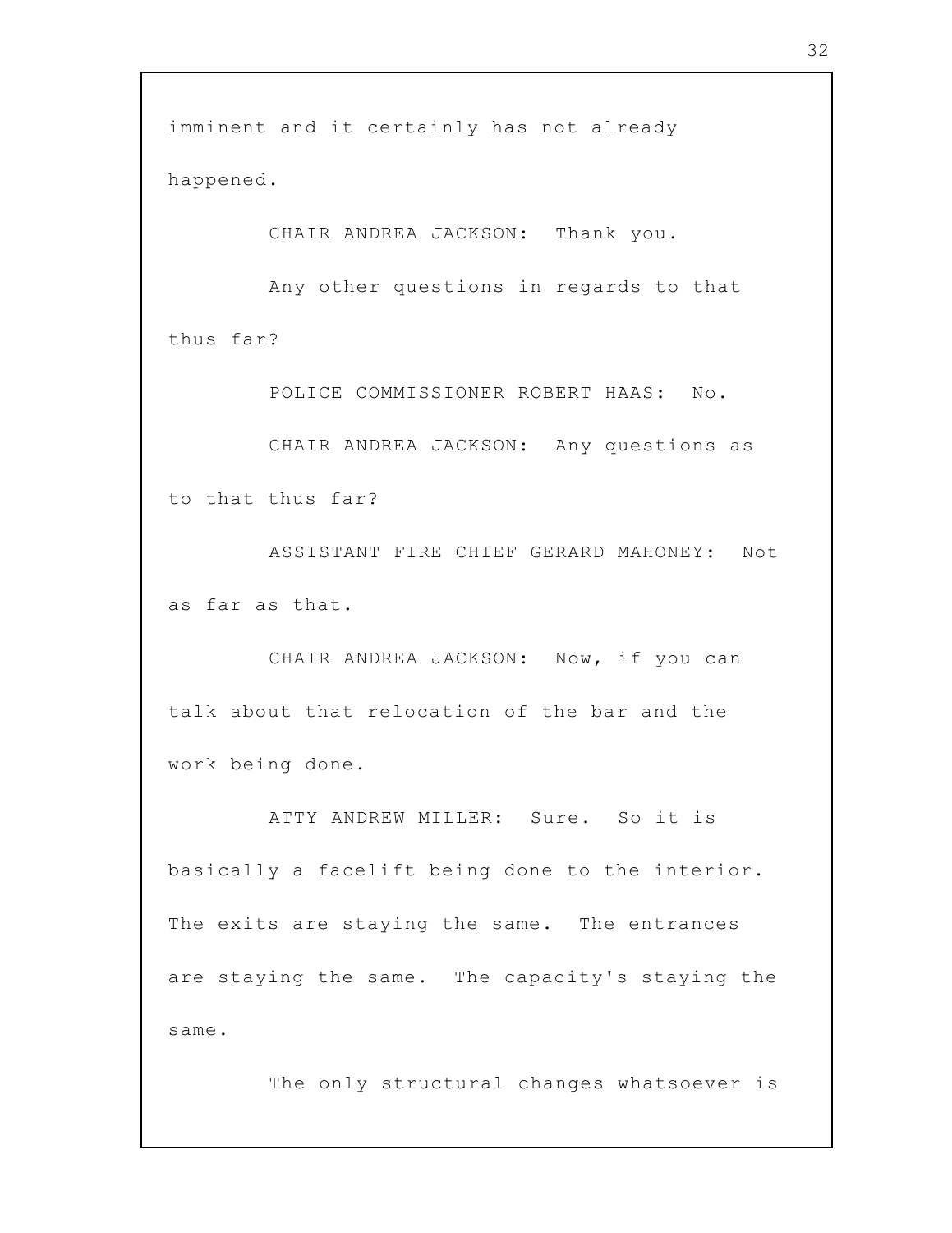imminent and it certainly has not already happened.

CHAIR ANDREA JACKSON: Thank you.

Any other questions in regards to that thus far?

POLICE COMMISSIONER ROBERT HAAS: No.

CHAIR ANDREA JACKSON: Any questions as to that thus far?

ASSISTANT FIRE CHIEF GERARD MAHONEY: Not as far as that.

CHAIR ANDREA JACKSON: Now, if you can talk about that relocation of the bar and the work being done.

ATTY ANDREW MILLER: Sure. So it is basically a facelift being done to the interior. The exits are staying the same. The entrances are staying the same. The capacity's staying the same.

The only structural changes whatsoever is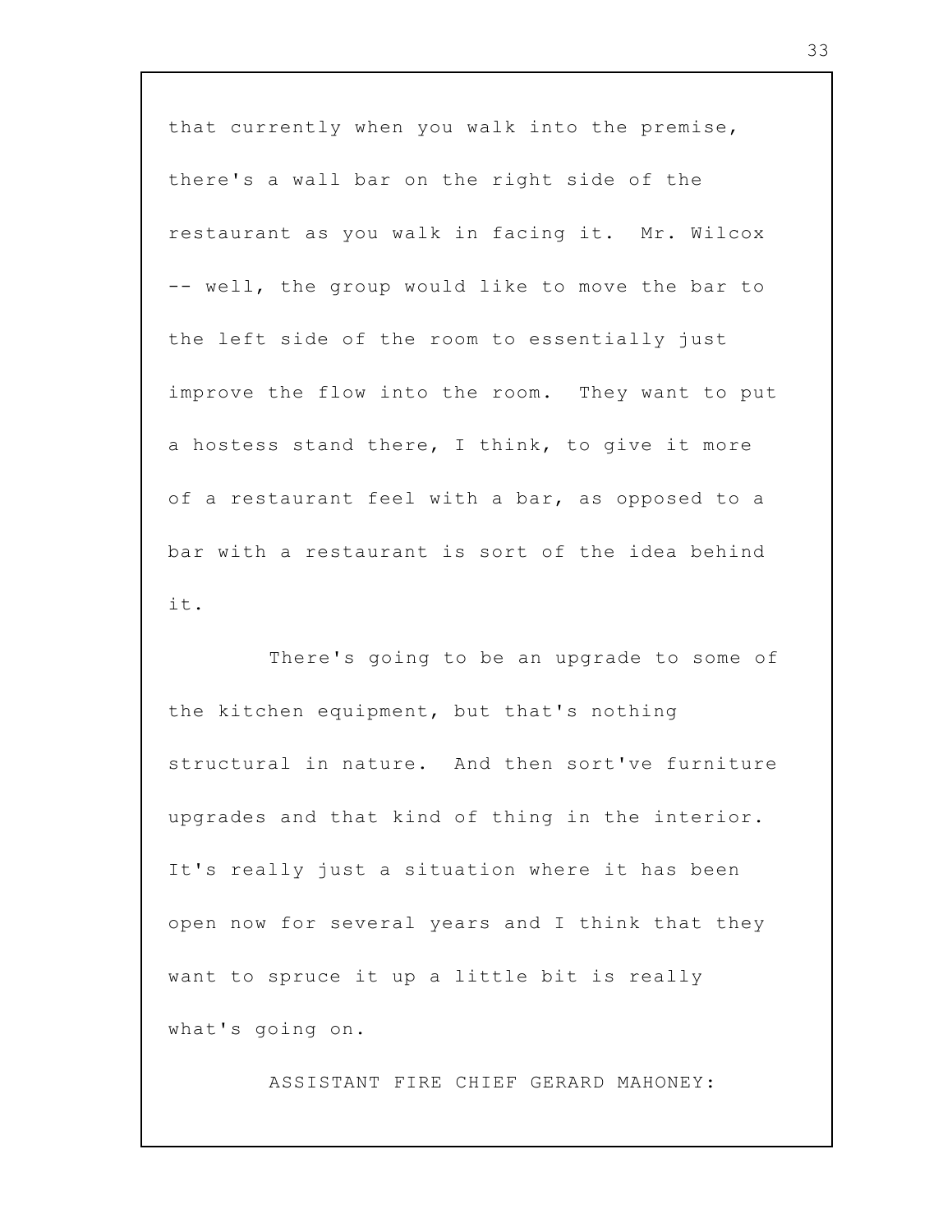that currently when you walk into the premise, there's a wall bar on the right side of the restaurant as you walk in facing it. Mr. Wilcox -- well, the group would like to move the bar to the left side of the room to essentially just improve the flow into the room. They want to put a hostess stand there, I think, to give it more of a restaurant feel with a bar, as opposed to a bar with a restaurant is sort of the idea behind it.

There's going to be an upgrade to some of the kitchen equipment, but that's nothing structural in nature. And then sort've furniture upgrades and that kind of thing in the interior. It's really just a situation where it has been open now for several years and I think that they want to spruce it up a little bit is really what's going on.

ASSISTANT FIRE CHIEF GERARD MAHONEY: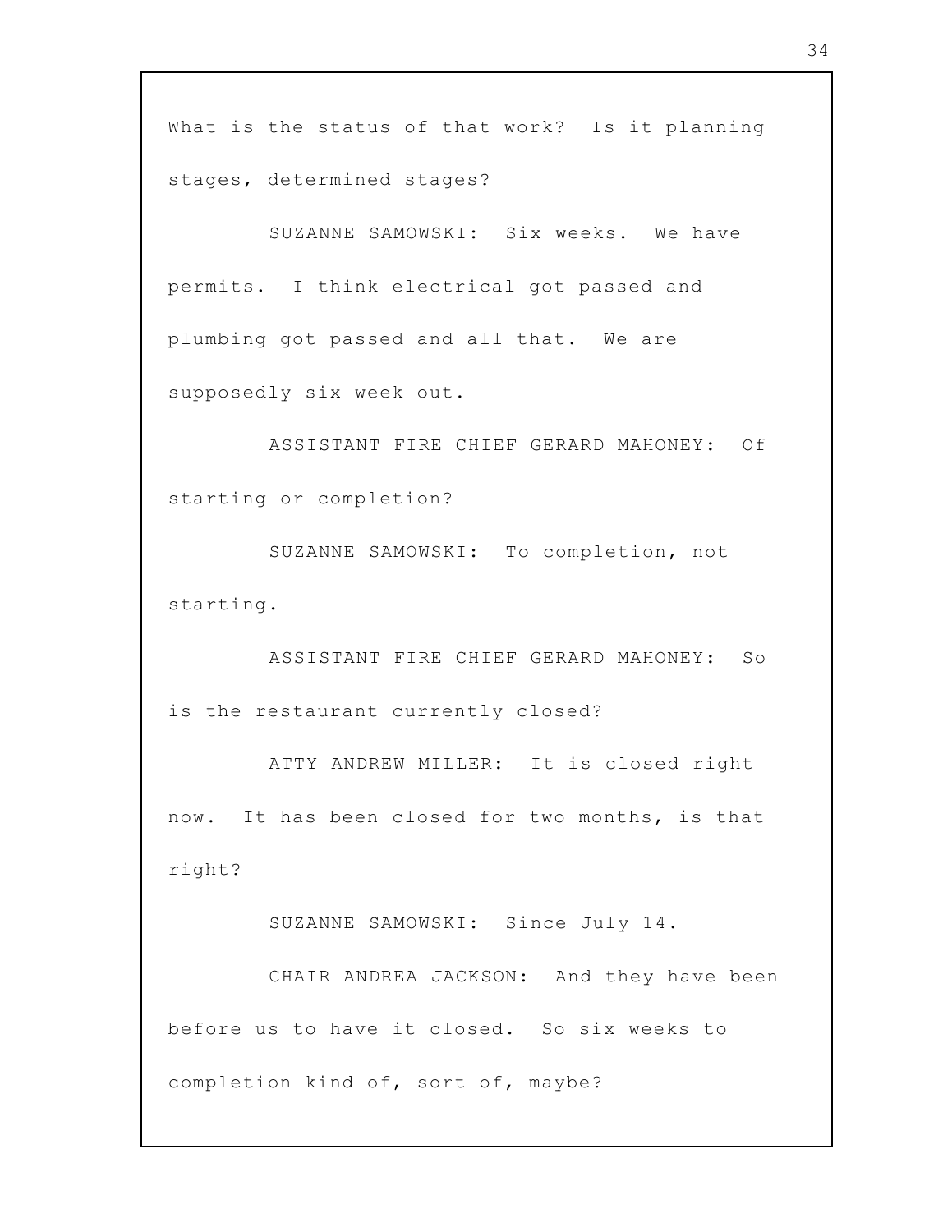What is the status of that work? Is it planning stages, determined stages?

SUZANNE SAMOWSKI: Six weeks. We have permits. I think electrical got passed and plumbing got passed and all that. We are supposedly six week out.

ASSISTANT FIRE CHIEF GERARD MAHONEY: Of starting or completion?

SUZANNE SAMOWSKI: To completion, not starting.

ASSISTANT FIRE CHIEF GERARD MAHONEY: So is the restaurant currently closed?

ATTY ANDREW MILLER: It is closed right now. It has been closed for two months, is that right?

SUZANNE SAMOWSKI: Since July 14.

CHAIR ANDREA JACKSON: And they have been before us to have it closed. So six weeks to completion kind of, sort of, maybe?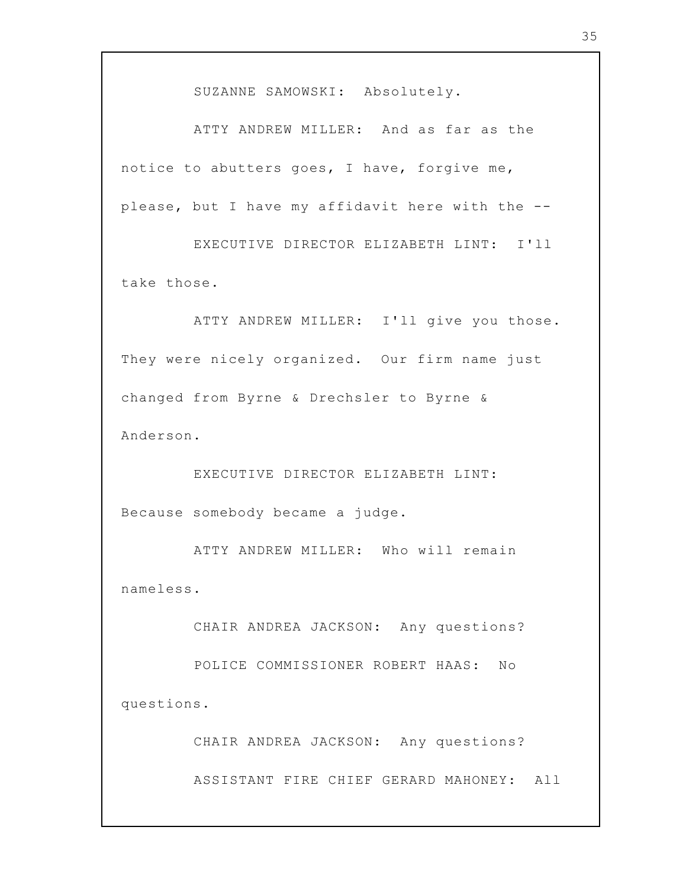SUZANNE SAMOWSKI: Absolutely.

ATTY ANDREW MILLER: And as far as the notice to abutters goes, I have, forgive me, please, but I have my affidavit here with the --

EXECUTIVE DIRECTOR ELIZABETH LINT: I'll take those.

ATTY ANDREW MILLER: I'll give you those. They were nicely organized. Our firm name just changed from Byrne & Drechsler to Byrne & Anderson.

EXECUTIVE DIRECTOR ELIZABETH LINT: Because somebody became a judge.

ATTY ANDREW MILLER: Who will remain nameless.

CHAIR ANDREA JACKSON: Any questions?

POLICE COMMISSIONER ROBERT HAAS: No questions.

CHAIR ANDREA JACKSON: Any questions?

ASSISTANT FIRE CHIEF GERARD MAHONEY: All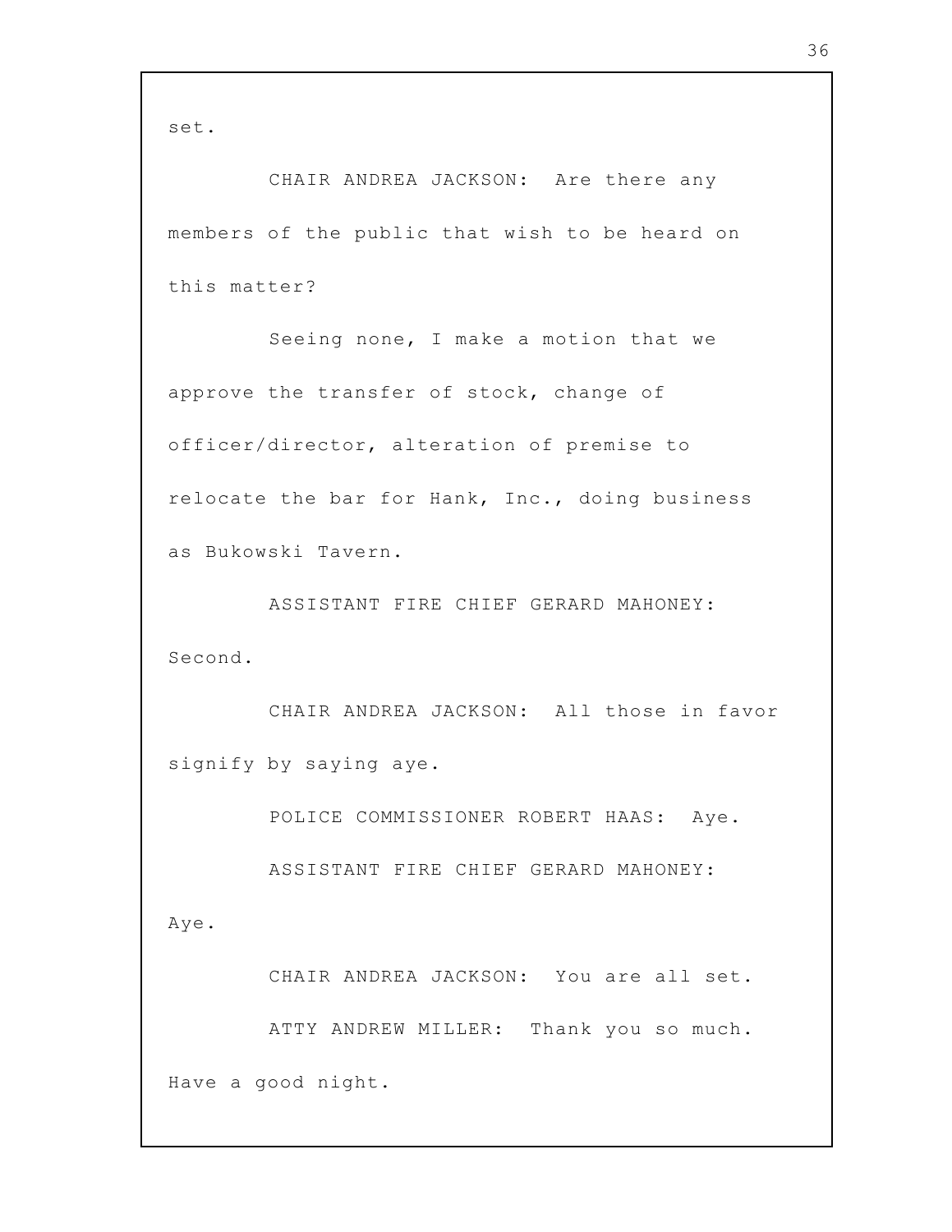set.

CHAIR ANDREA JACKSON: Are there any members of the public that wish to be heard on this matter?

Seeing none, I make a motion that we approve the transfer of stock, change of officer/director, alteration of premise to relocate the bar for Hank, Inc., doing business as Bukowski Tavern.

ASSISTANT FIRE CHIEF GERARD MAHONEY: Second.

CHAIR ANDREA JACKSON: All those in favor signify by saying aye.

POLICE COMMISSIONER ROBERT HAAS: Aye.

ASSISTANT FIRE CHIEF GERARD MAHONEY: Aye.

CHAIR ANDREA JACKSON: You are all set.

ATTY ANDREW MILLER: Thank you so much. Have a good night.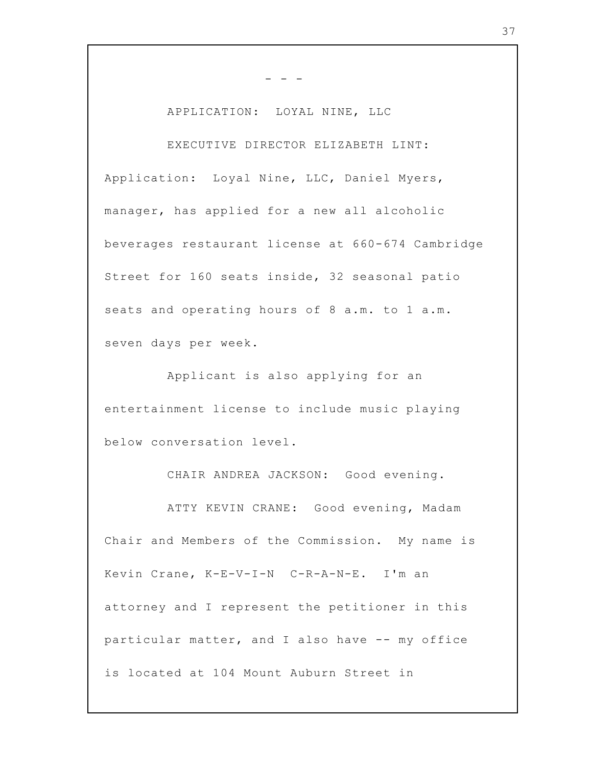- - -

APPLICATION: LOYAL NINE, LLC

EXECUTIVE DIRECTOR ELIZABETH LINT: Application: Loyal Nine, LLC, Daniel Myers, manager, has applied for a new all alcoholic beverages restaurant license at 660-674 Cambridge Street for 160 seats inside, 32 seasonal patio seats and operating hours of 8 a.m. to 1 a.m. seven days per week.

Applicant is also applying for an entertainment license to include music playing below conversation level.

CHAIR ANDREA JACKSON: Good evening.

ATTY KEVIN CRANE: Good evening, Madam Chair and Members of the Commission. My name is Kevin Crane, K-E-V-I-N C-R-A-N-E. I'm an attorney and I represent the petitioner in this particular matter, and I also have -- my office is located at 104 Mount Auburn Street in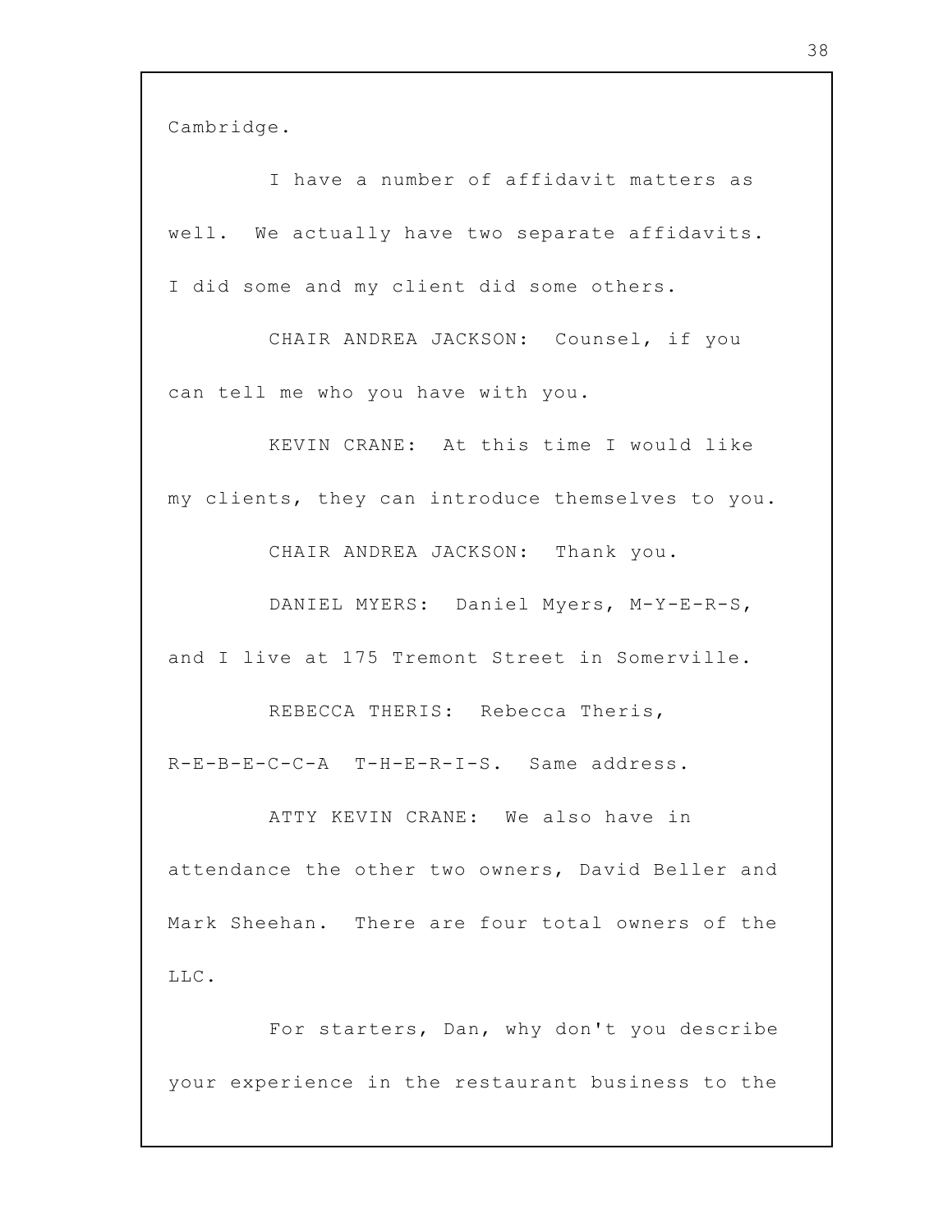Cambridge.

I have a number of affidavit matters as well. We actually have two separate affidavits. I did some and my client did some others.

CHAIR ANDREA JACKSON: Counsel, if you can tell me who you have with you.

KEVIN CRANE: At this time I would like my clients, they can introduce themselves to you.

CHAIR ANDREA JACKSON: Thank you.

DANIEL MYERS: Daniel Myers, M-Y-E-R-S, and I live at 175 Tremont Street in Somerville.

REBECCA THERIS: Rebecca Theris, R-E-B-E-C-C-A T-H-E-R-I-S. Same address.

ATTY KEVIN CRANE: We also have in attendance the other two owners, David Beller and Mark Sheehan. There are four total owners of the LLC.

For starters, Dan, why don't you describe your experience in the restaurant business to the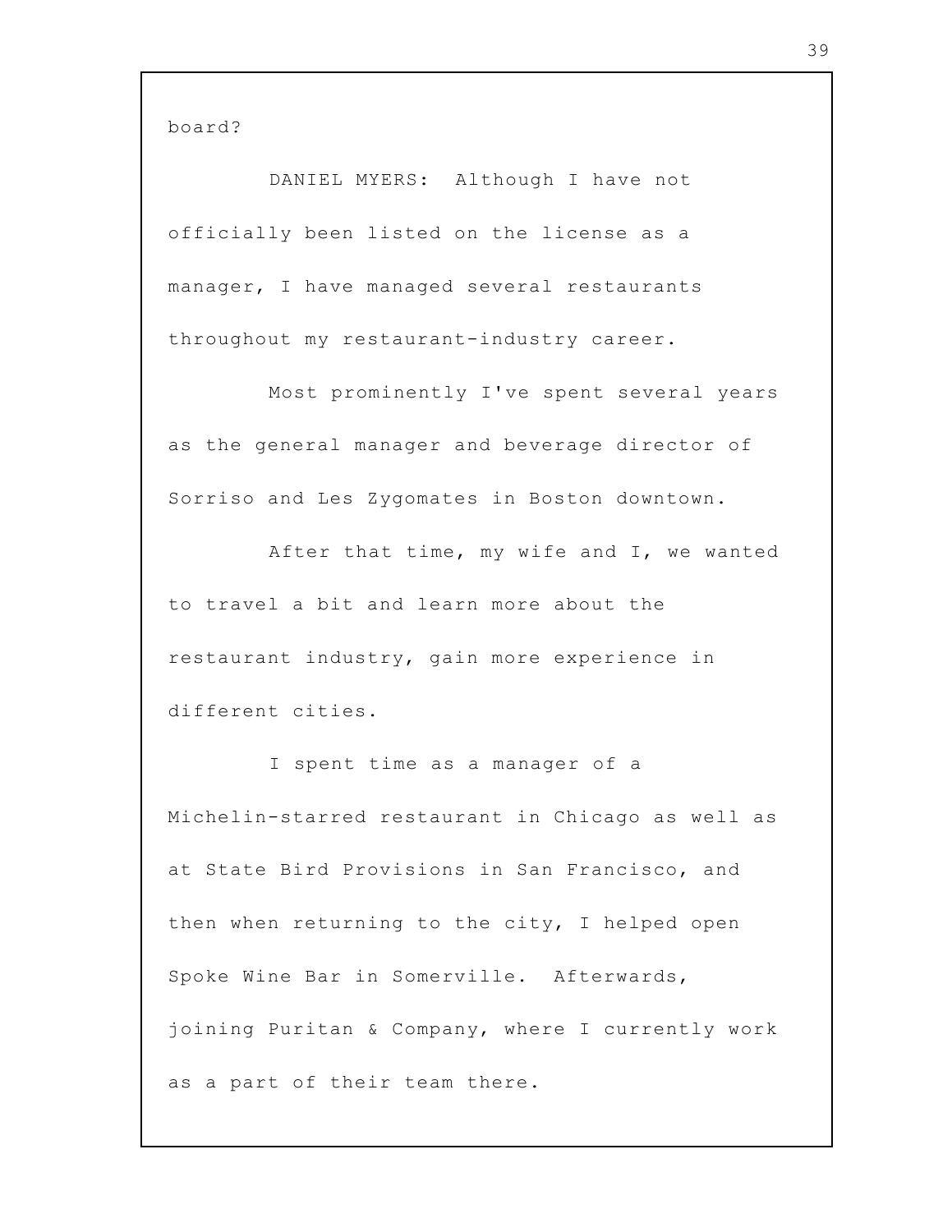board?

DANIEL MYERS: Although I have not officially been listed on the license as a manager, I have managed several restaurants throughout my restaurant-industry career.

Most prominently I've spent several years as the general manager and beverage director of Sorriso and Les Zygomates in Boston downtown.

After that time, my wife and I, we wanted to travel a bit and learn more about the restaurant industry, gain more experience in different cities.

I spent time as a manager of a Michelin-starred restaurant in Chicago as well as at State Bird Provisions in San Francisco, and then when returning to the city, I helped open Spoke Wine Bar in Somerville. Afterwards, joining Puritan & Company, where I currently work as a part of their team there.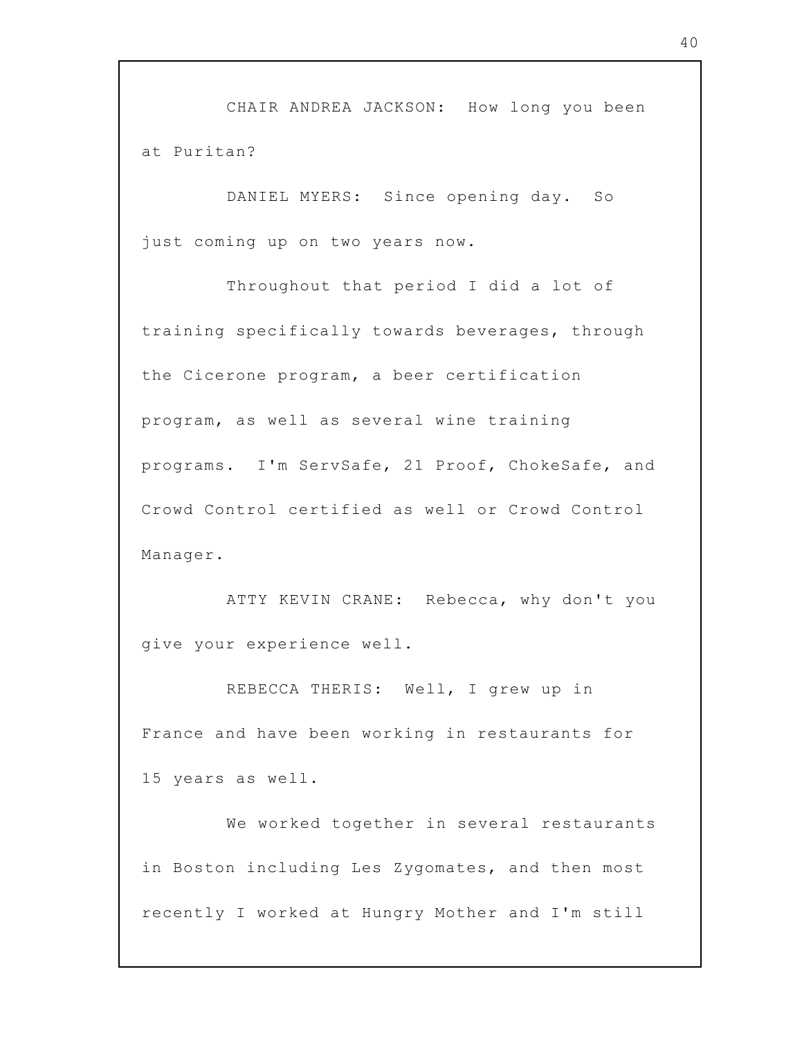CHAIR ANDREA JACKSON: How long you been at Puritan?

DANIEL MYERS: Since opening day. So just coming up on two years now.

Throughout that period I did a lot of training specifically towards beverages, through the Cicerone program, a beer certification program, as well as several wine training programs. I'm ServSafe, 21 Proof, ChokeSafe, and Crowd Control certified as well or Crowd Control Manager.

ATTY KEVIN CRANE: Rebecca, why don't you give your experience well.

REBECCA THERIS: Well, I grew up in France and have been working in restaurants for 15 years as well.

We worked together in several restaurants in Boston including Les Zygomates, and then most recently I worked at Hungry Mother and I'm still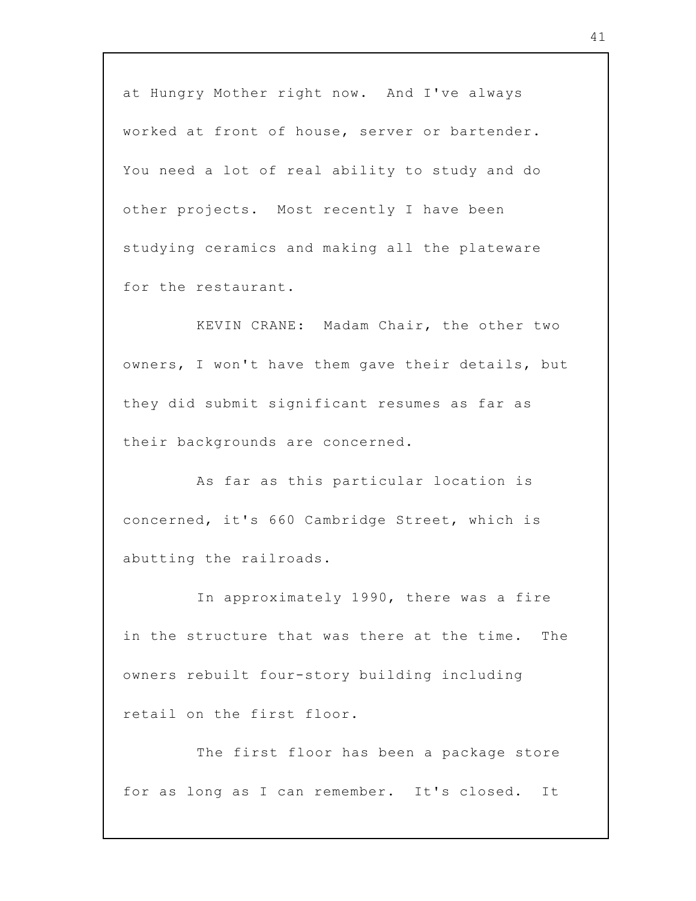at Hungry Mother right now. And I've always worked at front of house, server or bartender. You need a lot of real ability to study and do other projects. Most recently I have been studying ceramics and making all the plateware for the restaurant.

KEVIN CRANE: Madam Chair, the other two owners, I won't have them gave their details, but they did submit significant resumes as far as their backgrounds are concerned.

As far as this particular location is concerned, it's 660 Cambridge Street, which is abutting the railroads.

In approximately 1990, there was a fire in the structure that was there at the time. The owners rebuilt four-story building including retail on the first floor.

The first floor has been a package store for as long as I can remember. It's closed. It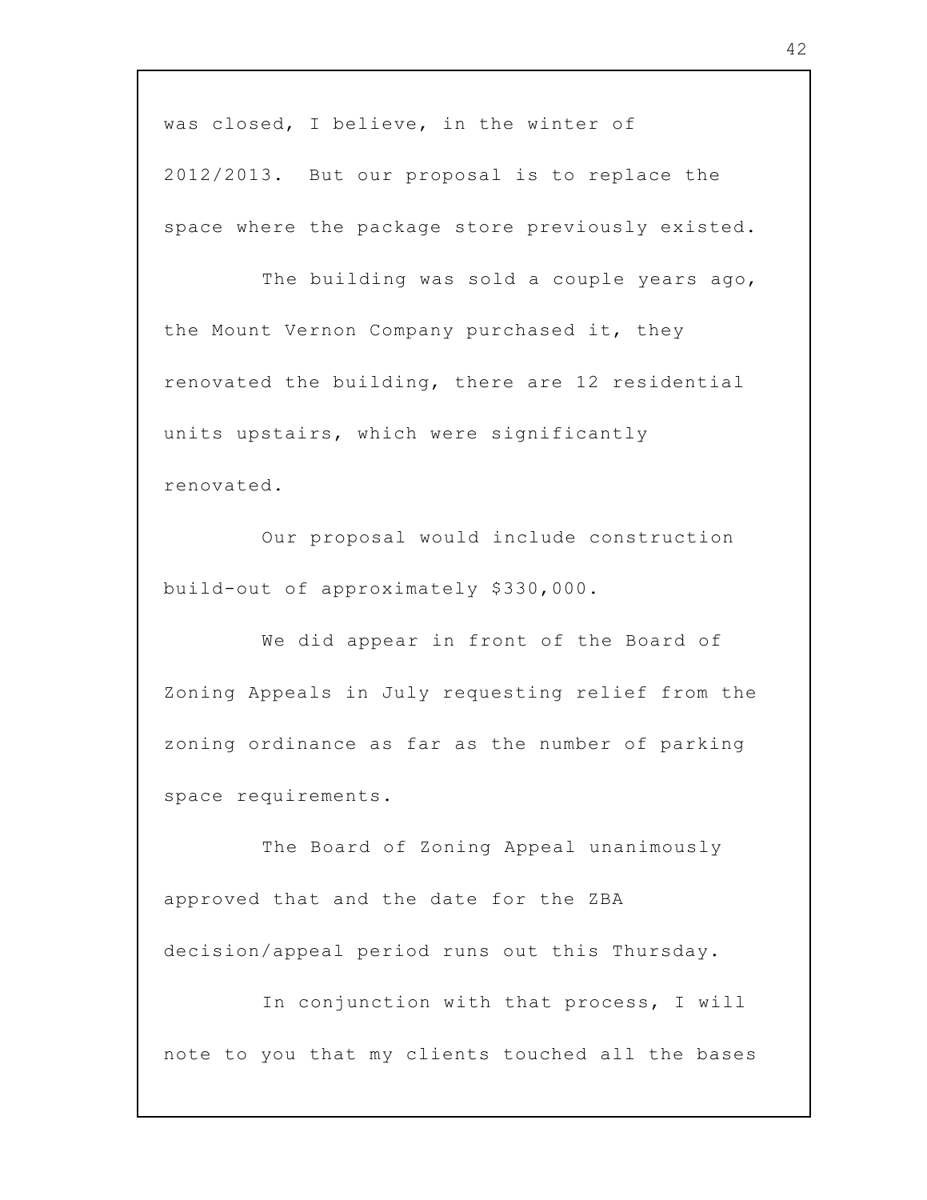was closed, I believe, in the winter of 2012/2013. But our proposal is to replace the space where the package store previously existed.

The building was sold a couple years ago, the Mount Vernon Company purchased it, they renovated the building, there are 12 residential units upstairs, which were significantly renovated.

Our proposal would include construction build-out of approximately $330,000.

We did appear in front of the Board of Zoning Appeals in July requesting relief from the zoning ordinance as far as the number of parking space requirements.

The Board of Zoning Appeal unanimously approved that and the date for the ZBA decision/appeal period runs out this Thursday.

In conjunction with that process, I will note to you that my clients touched all the bases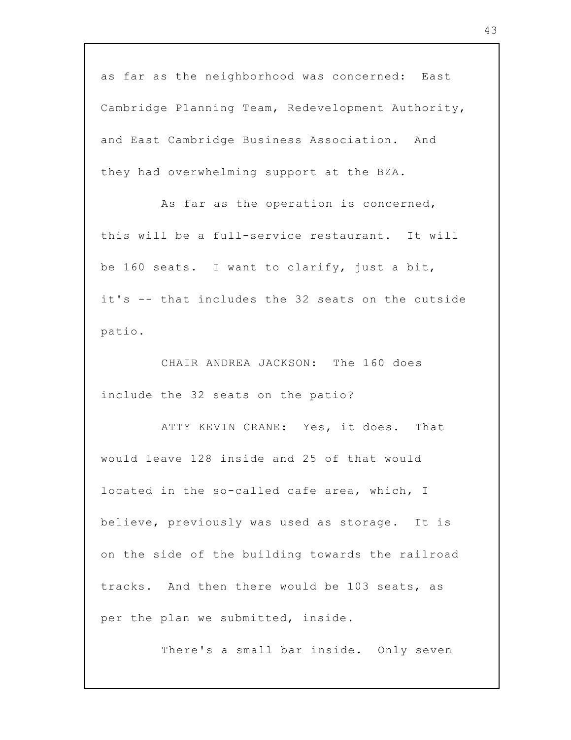as far as the neighborhood was concerned: East Cambridge Planning Team, Redevelopment Authority, and East Cambridge Business Association. And they had overwhelming support at the BZA.

As far as the operation is concerned, this will be a full-service restaurant. It will be 160 seats. I want to clarify, just a bit, it's -- that includes the 32 seats on the outside patio.

CHAIR ANDREA JACKSON: The 160 does include the 32 seats on the patio?

ATTY KEVIN CRANE: Yes, it does. That would leave 128 inside and 25 of that would located in the so-called cafe area, which, I believe, previously was used as storage. It is on the side of the building towards the railroad tracks. And then there would be 103 seats, as per the plan we submitted, inside.

There's a small bar inside. Only seven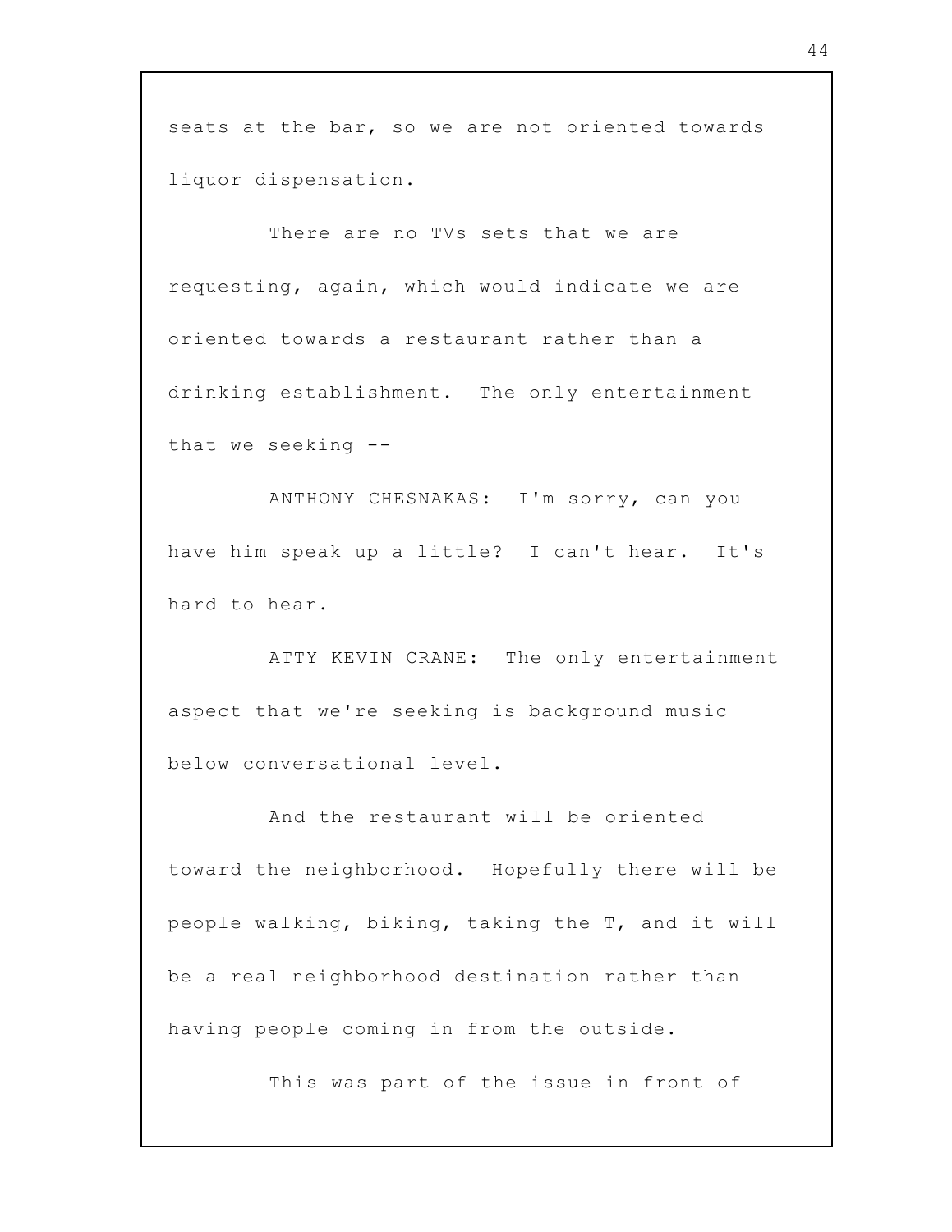seats at the bar, so we are not oriented towards liquor dispensation.

There are no TVs sets that we are requesting, again, which would indicate we are oriented towards a restaurant rather than a drinking establishment. The only entertainment that we seeking --

ANTHONY CHESNAKAS: I'm sorry, can you have him speak up a little? I can't hear. It's hard to hear.

ATTY KEVIN CRANE: The only entertainment aspect that we're seeking is background music below conversational level.

And the restaurant will be oriented toward the neighborhood. Hopefully there will be people walking, biking, taking the T, and it will be a real neighborhood destination rather than having people coming in from the outside.

This was part of the issue in front of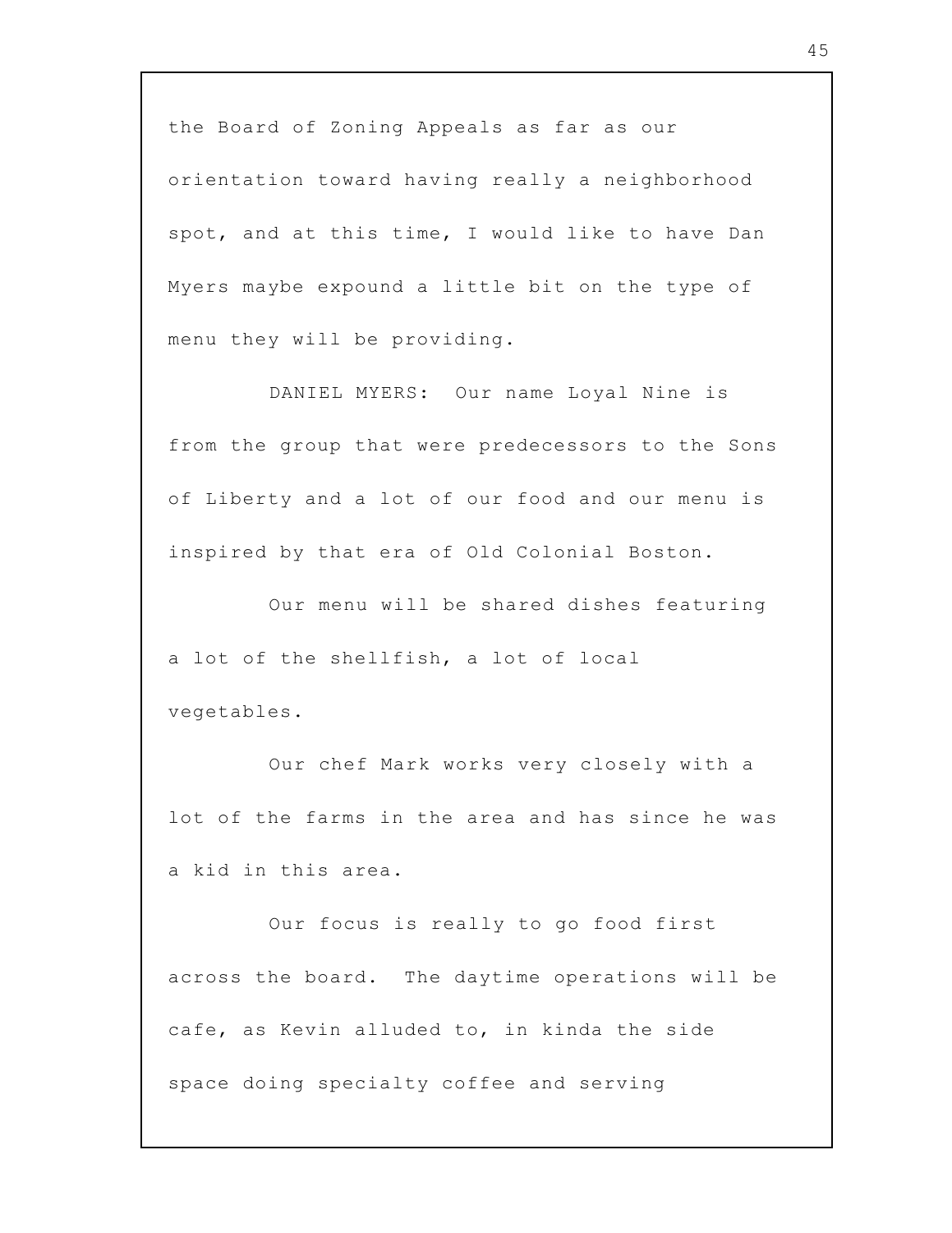the Board of Zoning Appeals as far as our orientation toward having really a neighborhood spot, and at this time, I would like to have Dan Myers maybe expound a little bit on the type of menu they will be providing.

DANIEL MYERS: Our name Loyal Nine is from the group that were predecessors to the Sons of Liberty and a lot of our food and our menu is inspired by that era of Old Colonial Boston.

Our menu will be shared dishes featuring a lot of the shellfish, a lot of local vegetables.

Our chef Mark works very closely with a lot of the farms in the area and has since he was a kid in this area.

Our focus is really to go food first across the board. The daytime operations will be cafe, as Kevin alluded to, in kinda the side space doing specialty coffee and serving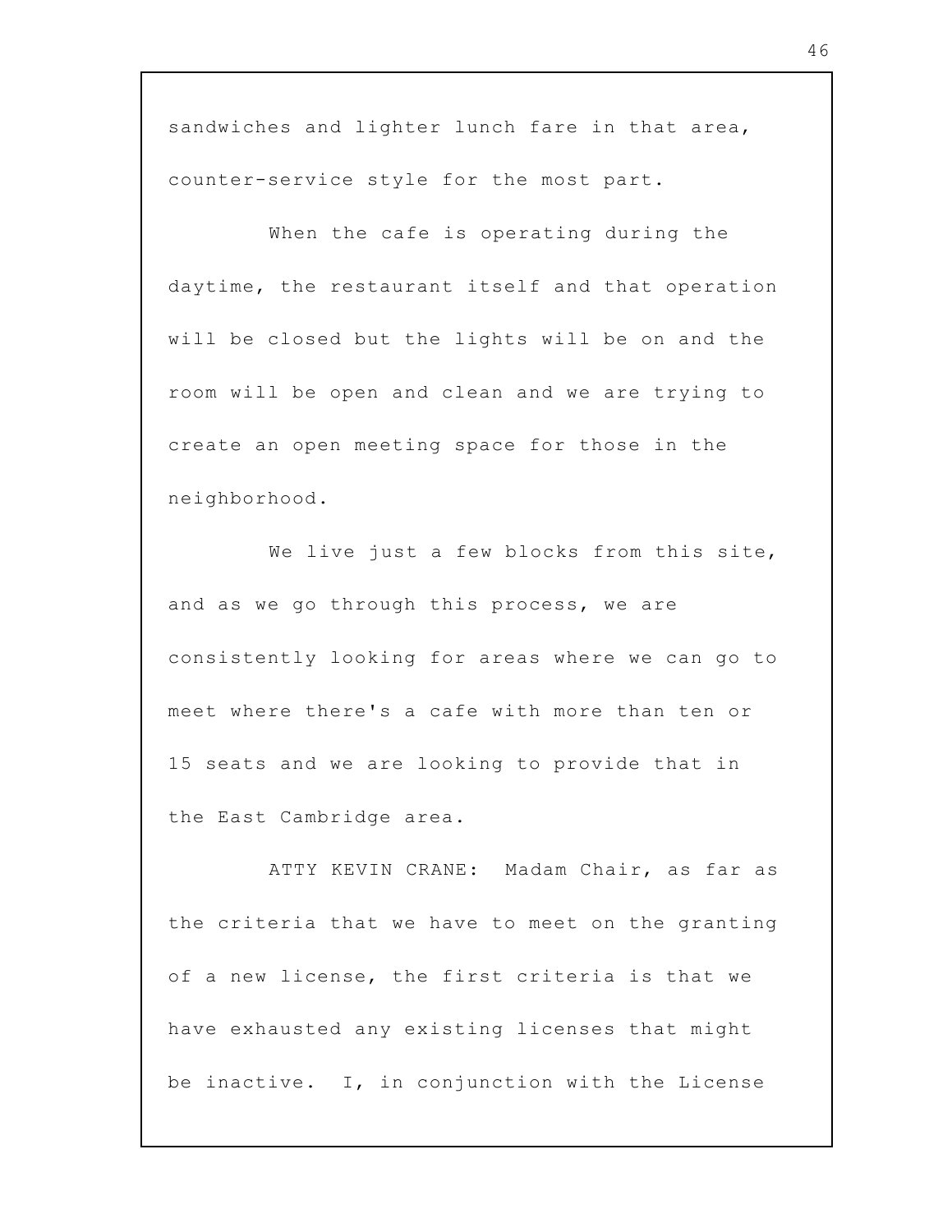sandwiches and lighter lunch fare in that area, counter-service style for the most part.

When the cafe is operating during the daytime, the restaurant itself and that operation will be closed but the lights will be on and the room will be open and clean and we are trying to create an open meeting space for those in the neighborhood.

We live just a few blocks from this site, and as we go through this process, we are consistently looking for areas where we can go to meet where there's a cafe with more than ten or 15 seats and we are looking to provide that in the East Cambridge area.

ATTY KEVIN CRANE: Madam Chair, as far as the criteria that we have to meet on the granting of a new license, the first criteria is that we have exhausted any existing licenses that might be inactive. I, in conjunction with the License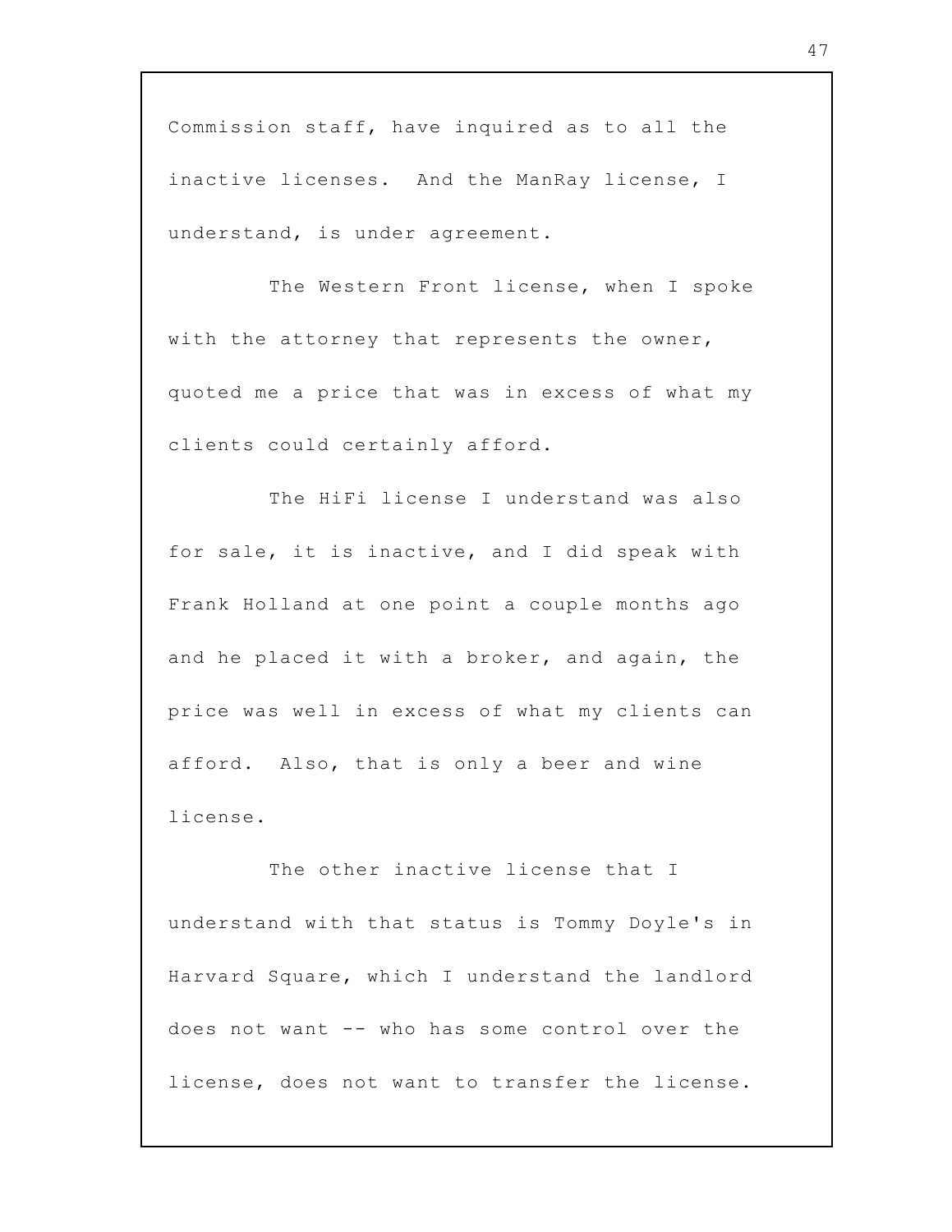Commission staff, have inquired as to all the inactive licenses. And the ManRay license, I understand, is under agreement.

The Western Front license, when I spoke with the attorney that represents the owner, quoted me a price that was in excess of what my clients could certainly afford.

The HiFi license I understand was also for sale, it is inactive, and I did speak with Frank Holland at one point a couple months ago and he placed it with a broker, and again, the price was well in excess of what my clients can afford. Also, that is only a beer and wine license.

The other inactive license that I understand with that status is Tommy Doyle's in Harvard Square, which I understand the landlord does not want -- who has some control over the license, does not want to transfer the license.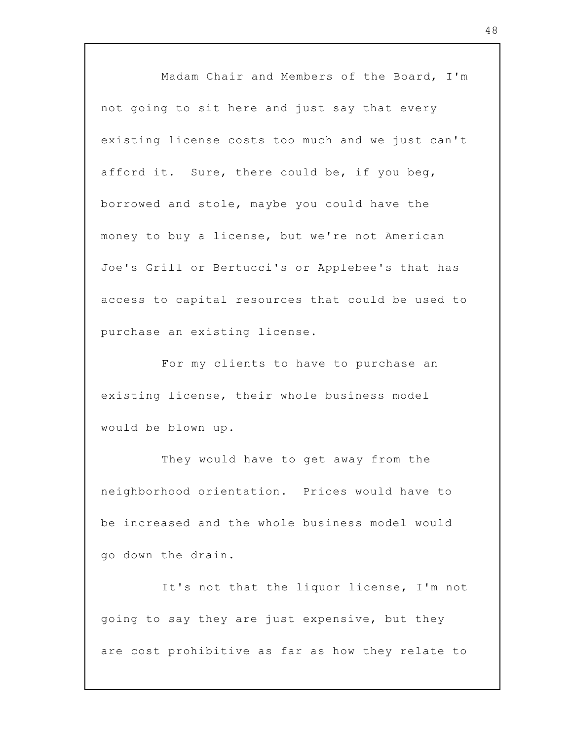Madam Chair and Members of the Board, I'm not going to sit here and just say that every existing license costs too much and we just can't afford it. Sure, there could be, if you beg, borrowed and stole, maybe you could have the money to buy a license, but we're not American Joe's Grill or Bertucci's or Applebee's that has access to capital resources that could be used to purchase an existing license.

For my clients to have to purchase an existing license, their whole business model would be blown up.

They would have to get away from the neighborhood orientation. Prices would have to be increased and the whole business model would go down the drain.

It's not that the liquor license, I'm not going to say they are just expensive, but they are cost prohibitive as far as how they relate to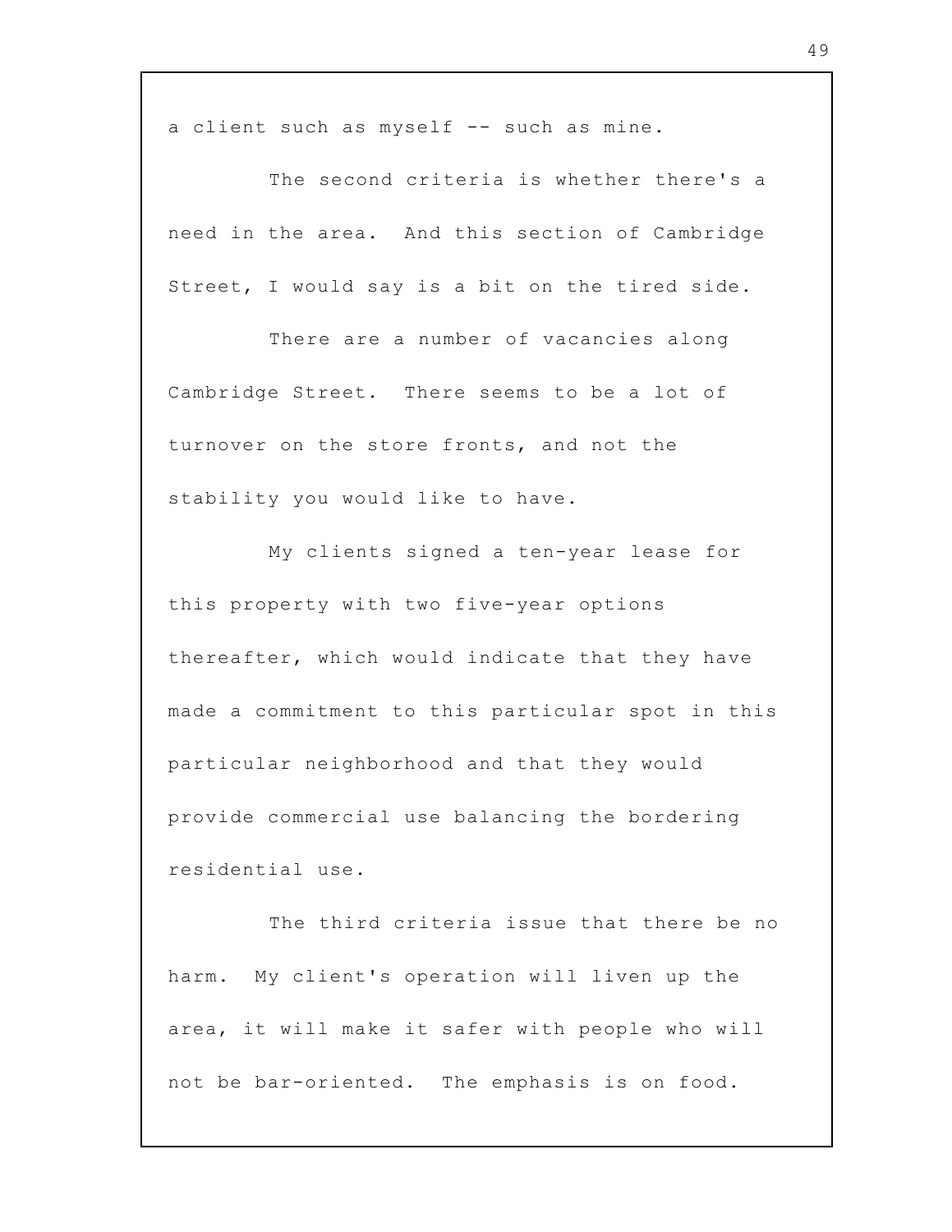a client such as myself -- such as mine.

The second criteria is whether there's a need in the area. And this section of Cambridge Street, I would say is a bit on the tired side.

There are a number of vacancies along Cambridge Street. There seems to be a lot of turnover on the store fronts, and not the stability you would like to have.

My clients signed a ten-year lease for this property with two five-year options thereafter, which would indicate that they have made a commitment to this particular spot in this particular neighborhood and that they would provide commercial use balancing the bordering residential use.

The third criteria issue that there be no harm. My client's operation will liven up the area, it will make it safer with people who will not be bar-oriented. The emphasis is on food.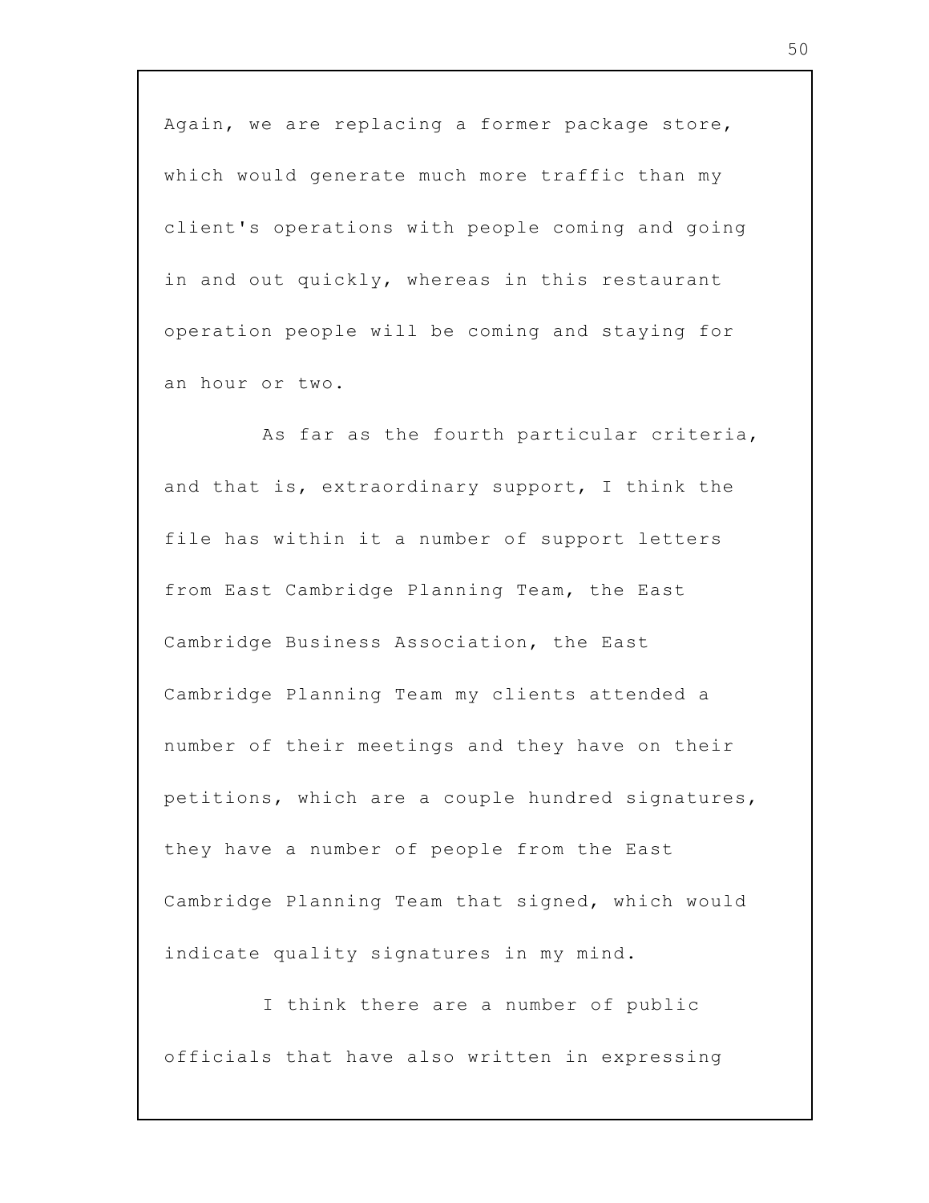Again, we are replacing a former package store, which would generate much more traffic than my client's operations with people coming and going in and out quickly, whereas in this restaurant operation people will be coming and staying for an hour or two.

As far as the fourth particular criteria, and that is, extraordinary support, I think the file has within it a number of support letters from East Cambridge Planning Team, the East Cambridge Business Association, the East Cambridge Planning Team my clients attended a number of their meetings and they have on their petitions, which are a couple hundred signatures, they have a number of people from the East Cambridge Planning Team that signed, which would indicate quality signatures in my mind.

I think there are a number of public officials that have also written in expressing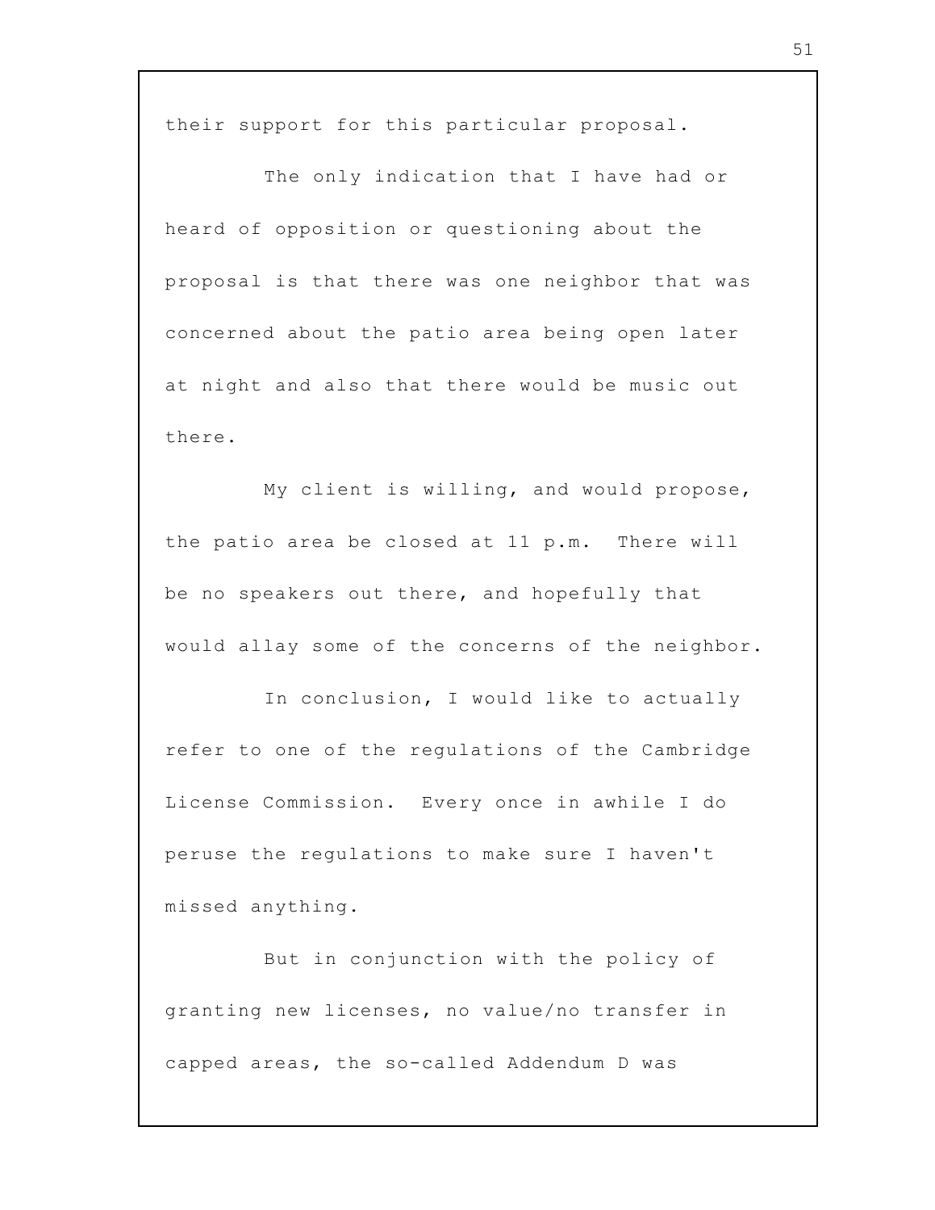their support for this particular proposal.

The only indication that I have had or heard of opposition or questioning about the proposal is that there was one neighbor that was concerned about the patio area being open later at night and also that there would be music out there.

My client is willing, and would propose, the patio area be closed at 11 p.m. There will be no speakers out there, and hopefully that would allay some of the concerns of the neighbor.

In conclusion, I would like to actually refer to one of the regulations of the Cambridge License Commission. Every once in awhile I do peruse the regulations to make sure I haven't missed anything.

But in conjunction with the policy of granting new licenses, no value/no transfer in capped areas, the so-called Addendum D was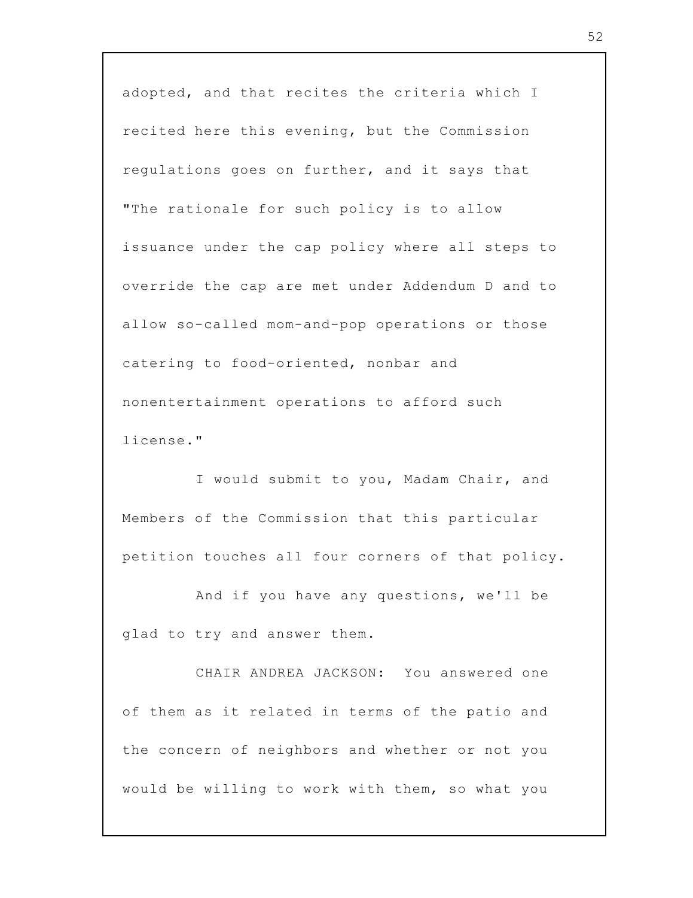adopted, and that recites the criteria which I recited here this evening, but the Commission regulations goes on further, and it says that "The rationale for such policy is to allow issuance under the cap policy where all steps to override the cap are met under Addendum D and to allow so-called mom-and-pop operations or those catering to food-oriented, nonbar and nonentertainment operations to afford such license."

I would submit to you, Madam Chair, and Members of the Commission that this particular petition touches all four corners of that policy.

And if you have any questions, we'll be glad to try and answer them.

CHAIR ANDREA JACKSON: You answered one of them as it related in terms of the patio and the concern of neighbors and whether or not you would be willing to work with them, so what you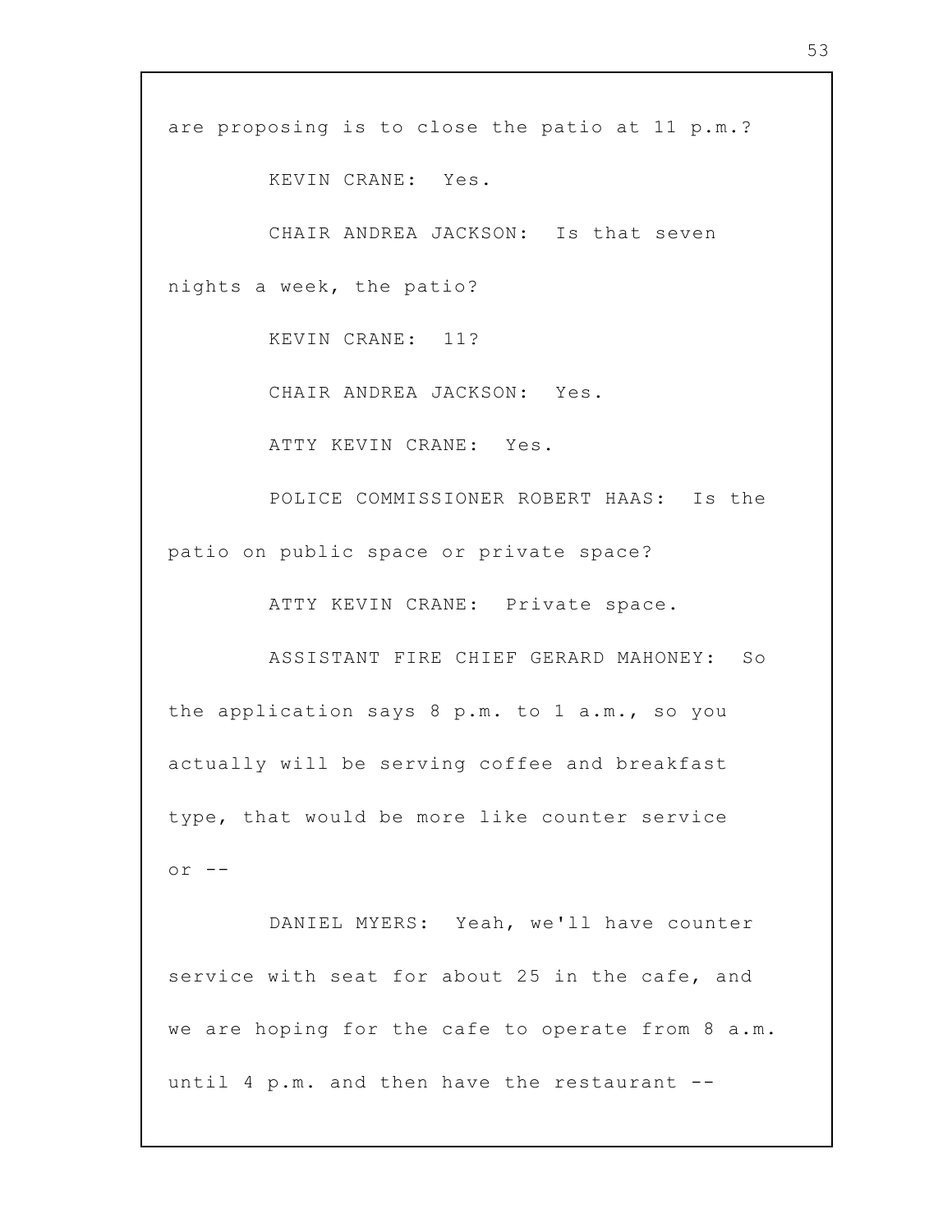are proposing is to close the patio at 11 p.m.?

KEVIN CRANE: Yes.

CHAIR ANDREA JACKSON: Is that seven nights a week, the patio?

KEVIN CRANE: 11?

CHAIR ANDREA JACKSON: Yes.

ATTY KEVIN CRANE: Yes.

POLICE COMMISSIONER ROBERT HAAS: Is the patio on public space or private space?

ATTY KEVIN CRANE: Private space.

ASSISTANT FIRE CHIEF GERARD MAHONEY: So the application says 8 p.m. to 1 a.m., so you actually will be serving coffee and breakfast type, that would be more like counter service or --

DANIEL MYERS: Yeah, we'll have counter service with seat for about 25 in the cafe, and we are hoping for the cafe to operate from 8 a.m. until 4 p.m. and then have the restaurant --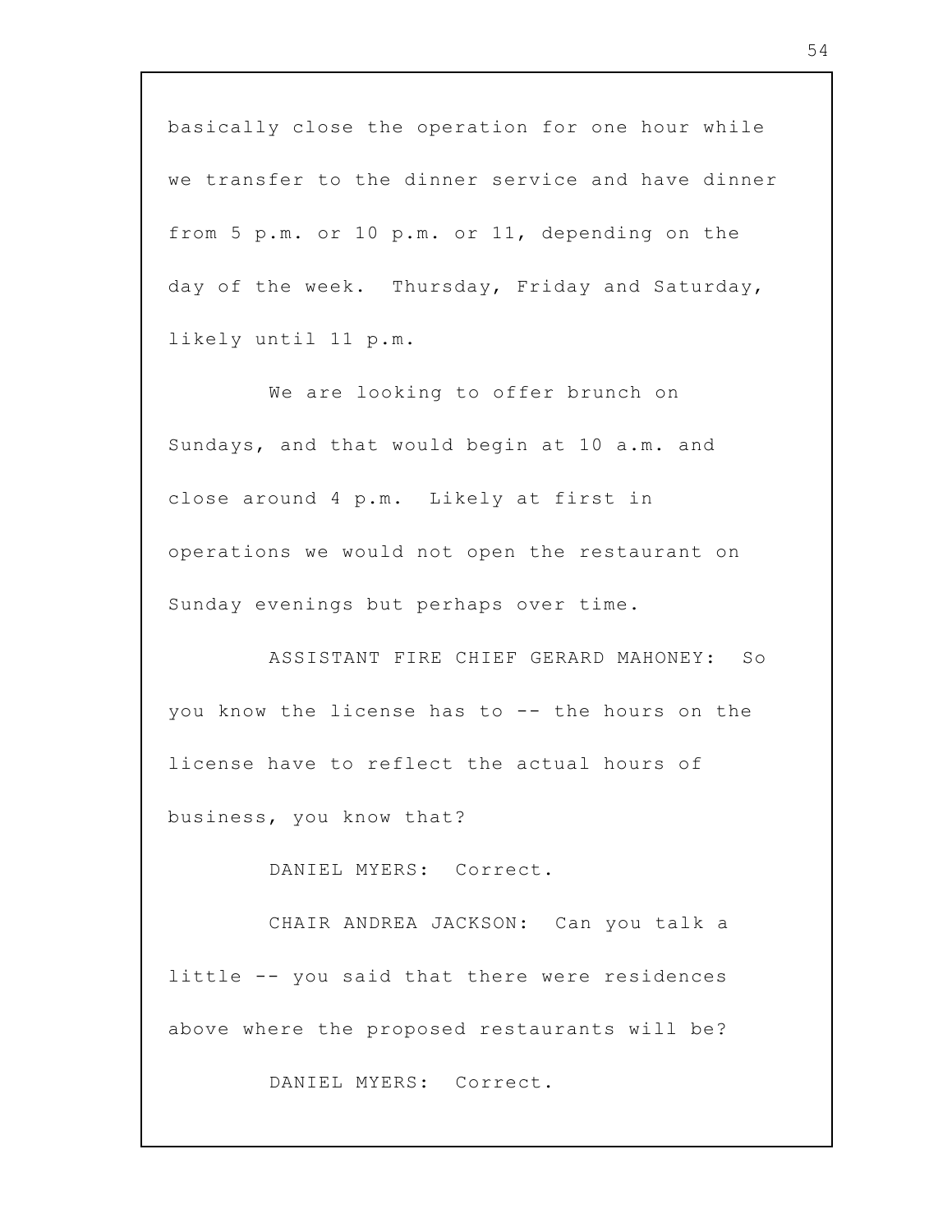basically close the operation for one hour while we transfer to the dinner service and have dinner from 5 p.m. or 10 p.m. or 11, depending on the day of the week. Thursday, Friday and Saturday, likely until 11 p.m.

We are looking to offer brunch on Sundays, and that would begin at 10 a.m. and close around 4 p.m. Likely at first in operations we would not open the restaurant on Sunday evenings but perhaps over time.

ASSISTANT FIRE CHIEF GERARD MAHONEY: So you know the license has to -- the hours on the license have to reflect the actual hours of business, you know that?

DANIEL MYERS: Correct.

CHAIR ANDREA JACKSON: Can you talk a little -- you said that there were residences above where the proposed restaurants will be?

DANIEL MYERS: Correct.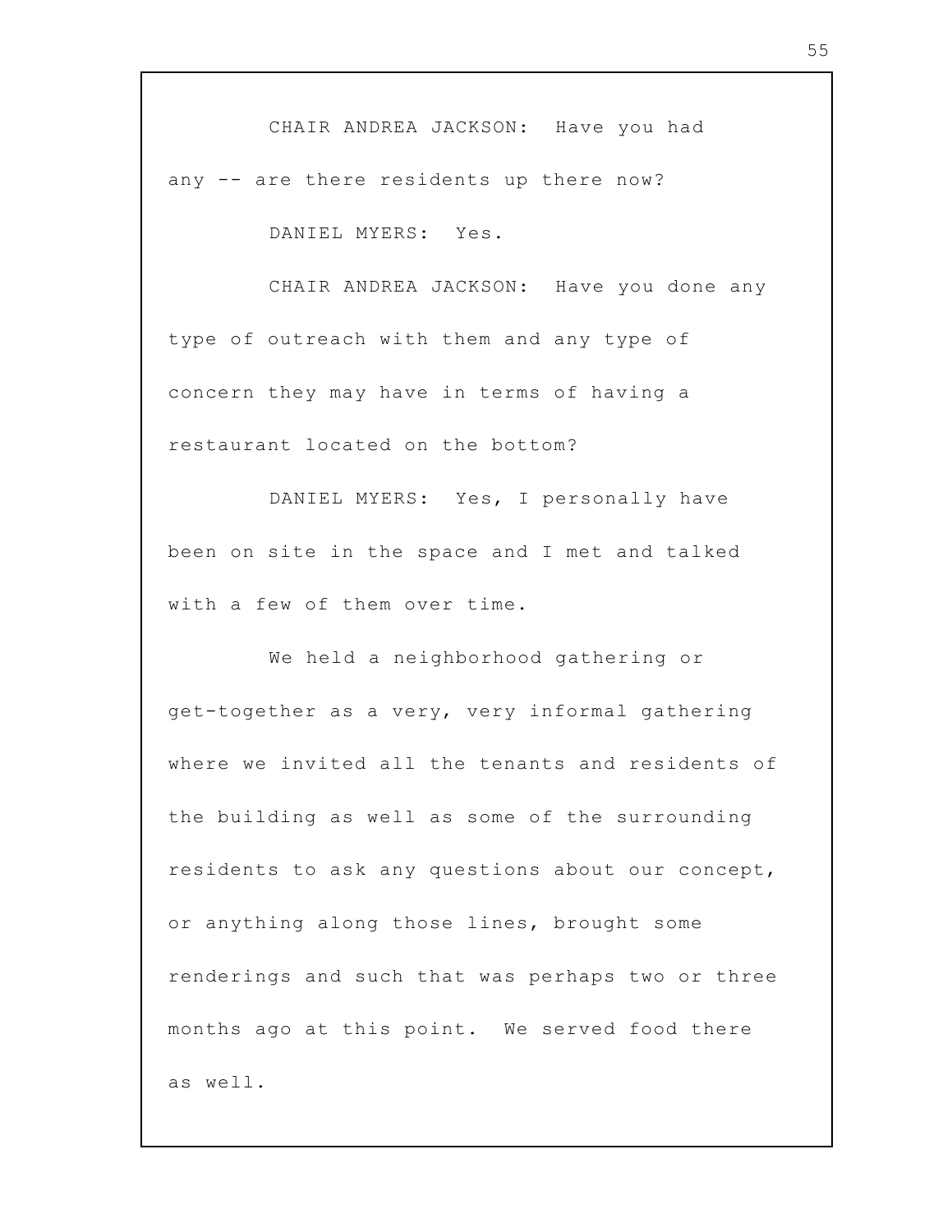CHAIR ANDREA JACKSON: Have you had any -- are there residents up there now?

DANIEL MYERS: Yes.

CHAIR ANDREA JACKSON: Have you done any type of outreach with them and any type of concern they may have in terms of having a restaurant located on the bottom?

DANIEL MYERS: Yes, I personally have been on site in the space and I met and talked with a few of them over time.

We held a neighborhood gathering or get-together as a very, very informal gathering where we invited all the tenants and residents of the building as well as some of the surrounding residents to ask any questions about our concept, or anything along those lines, brought some renderings and such that was perhaps two or three months ago at this point. We served food there as well.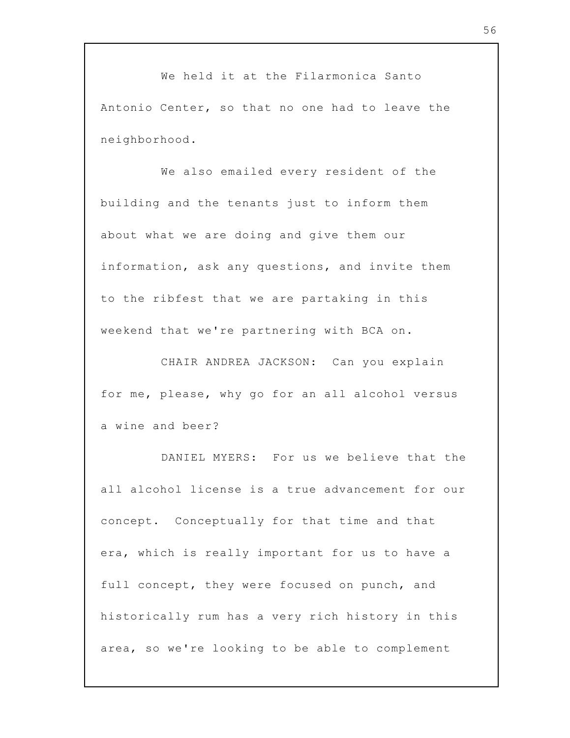We held it at the Filarmonica Santo Antonio Center, so that no one had to leave the neighborhood.

We also emailed every resident of the building and the tenants just to inform them about what we are doing and give them our information, ask any questions, and invite them to the ribfest that we are partaking in this weekend that we're partnering with BCA on.

CHAIR ANDREA JACKSON: Can you explain for me, please, why go for an all alcohol versus a wine and beer?

DANIEL MYERS: For us we believe that the all alcohol license is a true advancement for our concept. Conceptually for that time and that era, which is really important for us to have a full concept, they were focused on punch, and historically rum has a very rich history in this area, so we're looking to be able to complement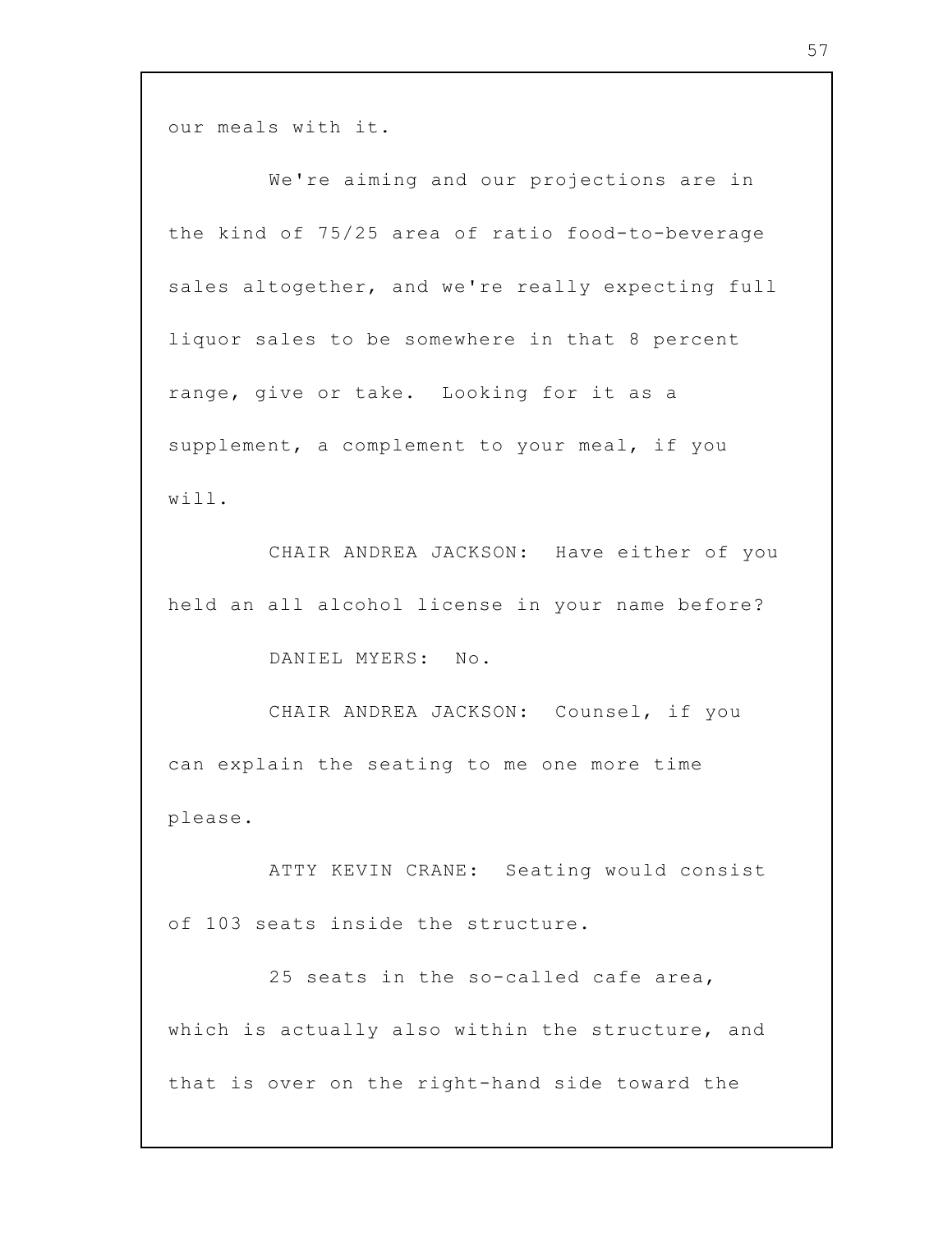our meals with it.

We're aiming and our projections are in the kind of 75/25 area of ratio food-to-beverage sales altogether, and we're really expecting full liquor sales to be somewhere in that 8 percent range, give or take. Looking for it as a supplement, a complement to your meal, if you will.

CHAIR ANDREA JACKSON: Have either of you held an all alcohol license in your name before?

DANIEL MYERS: No.

CHAIR ANDREA JACKSON: Counsel, if you can explain the seating to me one more time please.

ATTY KEVIN CRANE: Seating would consist of 103 seats inside the structure.

25 seats in the so-called cafe area, which is actually also within the structure, and that is over on the right-hand side toward the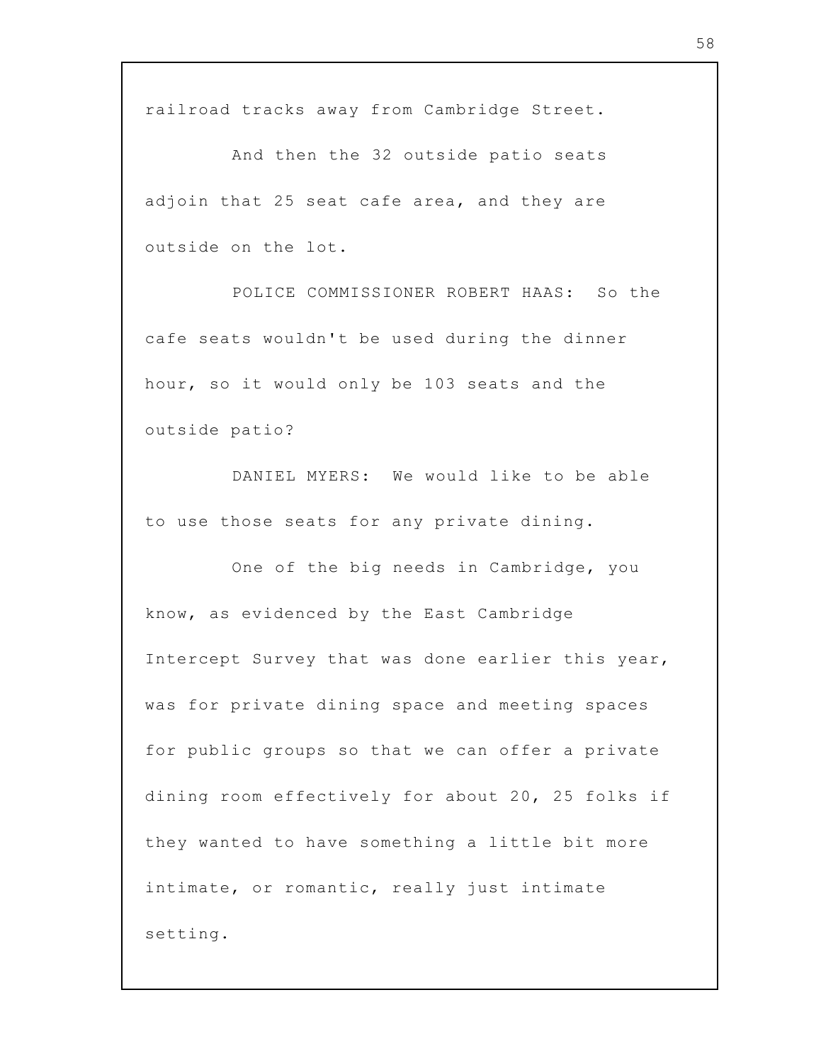railroad tracks away from Cambridge Street.

And then the 32 outside patio seats adjoin that 25 seat cafe area, and they are outside on the lot.

POLICE COMMISSIONER ROBERT HAAS: So the cafe seats wouldn't be used during the dinner hour, so it would only be 103 seats and the outside patio?

DANIEL MYERS: We would like to be able to use those seats for any private dining.

One of the big needs in Cambridge, you know, as evidenced by the East Cambridge Intercept Survey that was done earlier this year, was for private dining space and meeting spaces for public groups so that we can offer a private dining room effectively for about 20, 25 folks if they wanted to have something a little bit more intimate, or romantic, really just intimate setting.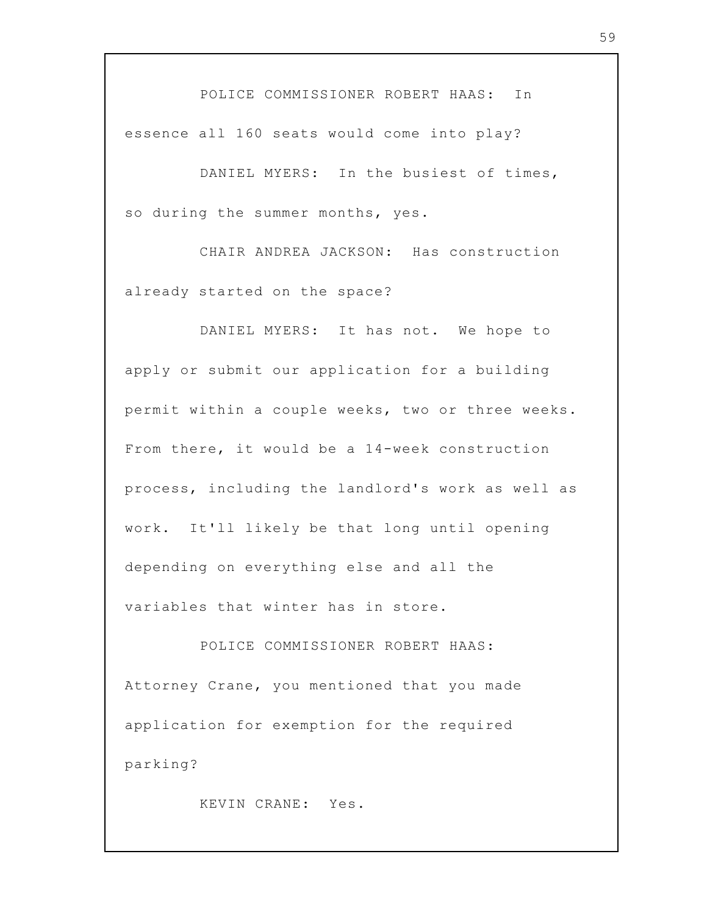POLICE COMMISSIONER ROBERT HAAS: In essence all 160 seats would come into play?

DANIEL MYERS: In the busiest of times, so during the summer months, yes.

CHAIR ANDREA JACKSON: Has construction already started on the space?

DANIEL MYERS: It has not. We hope to apply or submit our application for a building permit within a couple weeks, two or three weeks. From there, it would be a 14-week construction process, including the landlord's work as well as work. It'll likely be that long until opening depending on everything else and all the variables that winter has in store.

POLICE COMMISSIONER ROBERT HAAS: Attorney Crane, you mentioned that you made application for exemption for the required parking?

KEVIN CRANE: Yes.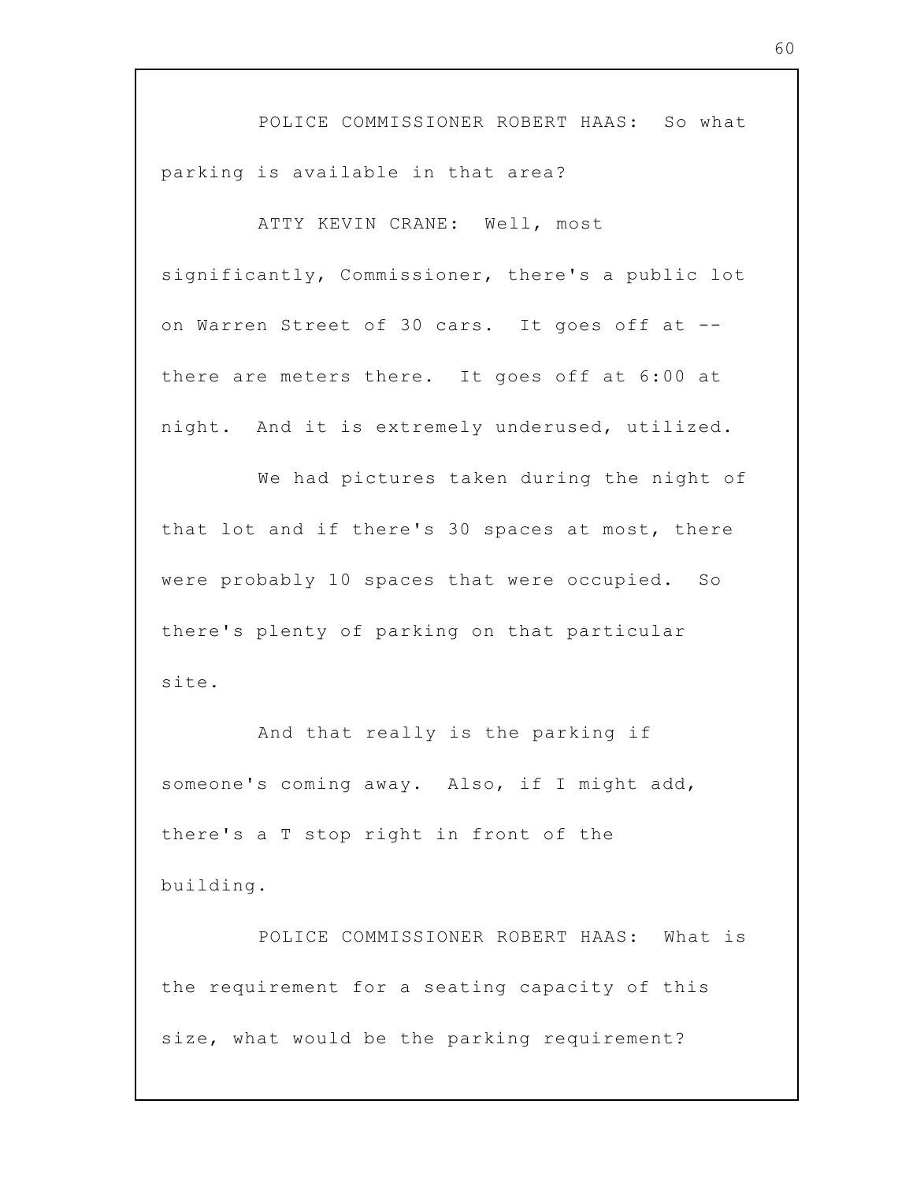POLICE COMMISSIONER ROBERT HAAS: So what parking is available in that area?

ATTY KEVIN CRANE: Well, most significantly, Commissioner, there's a public lot on Warren Street of 30 cars. It goes off at -- there are meters there. It goes off at 6:00 at night. And it is extremely underused, utilized.

We had pictures taken during the night of that lot and if there's 30 spaces at most, there were probably 10 spaces that were occupied. So there's plenty of parking on that particular site.

And that really is the parking if someone's coming away. Also, if I might add, there's a T stop right in front of the building.

POLICE COMMISSIONER ROBERT HAAS: What is the requirement for a seating capacity of this size, what would be the parking requirement?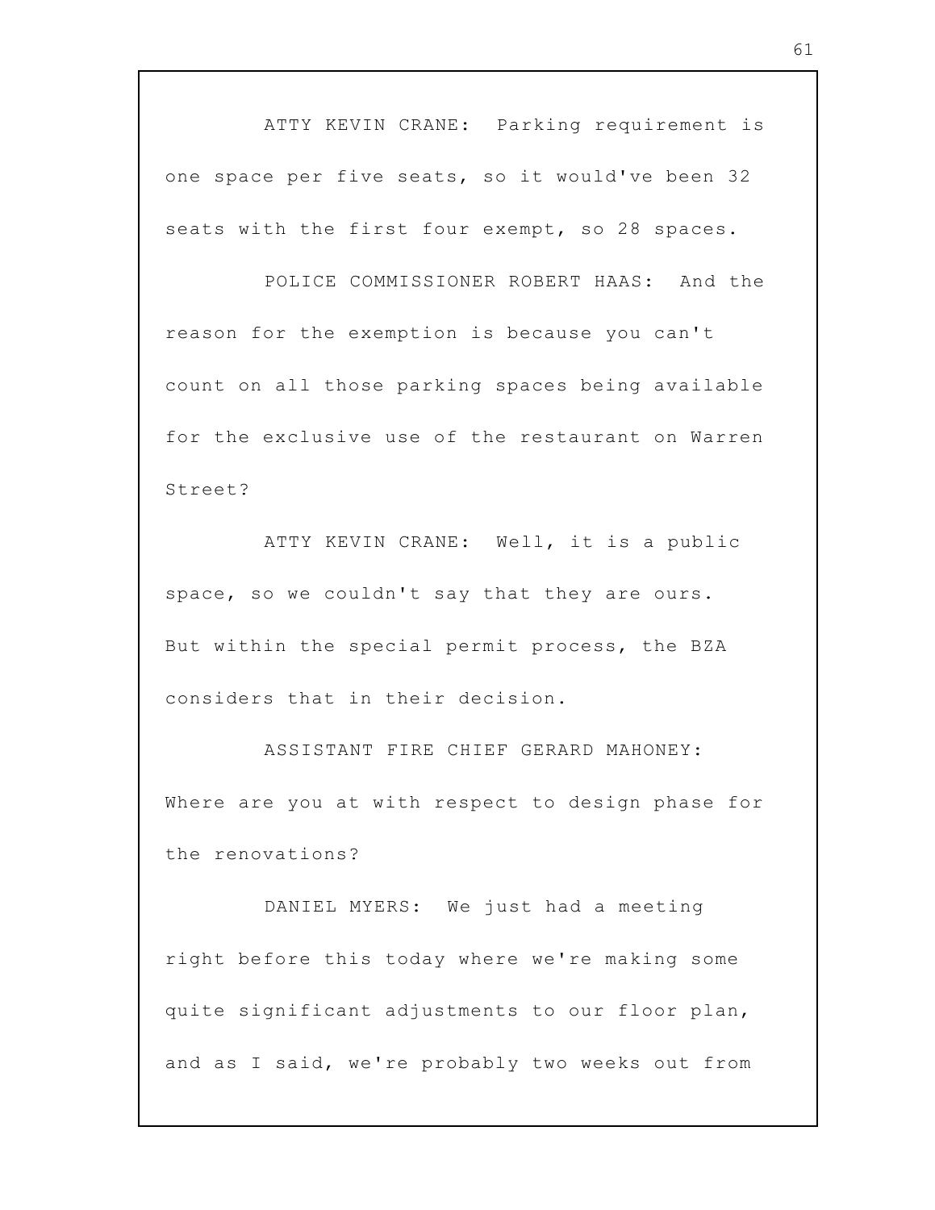ATTY KEVIN CRANE: Parking requirement is one space per five seats, so it would've been 32 seats with the first four exempt, so 28 spaces.

POLICE COMMISSIONER ROBERT HAAS: And the reason for the exemption is because you can't count on all those parking spaces being available for the exclusive use of the restaurant on Warren Street?

ATTY KEVIN CRANE: Well, it is a public space, so we couldn't say that they are ours. But within the special permit process, the BZA considers that in their decision.

ASSISTANT FIRE CHIEF GERARD MAHONEY: Where are you at with respect to design phase for the renovations?

DANIEL MYERS: We just had a meeting right before this today where we're making some quite significant adjustments to our floor plan, and as I said, we're probably two weeks out from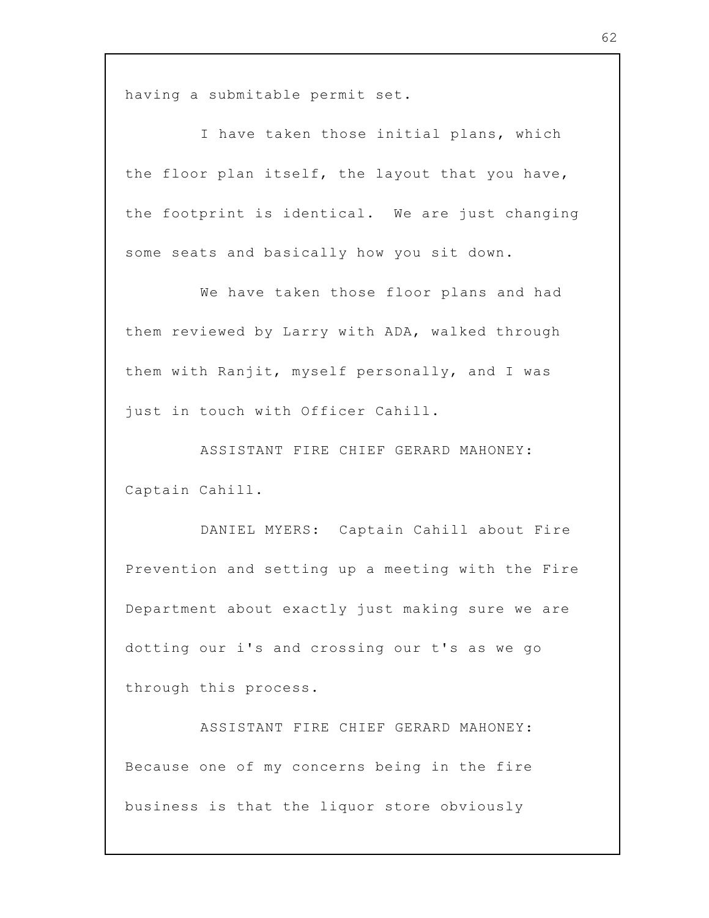having a submitable permit set.

I have taken those initial plans, which the floor plan itself, the layout that you have, the footprint is identical. We are just changing some seats and basically how you sit down.

We have taken those floor plans and had them reviewed by Larry with ADA, walked through them with Ranjit, myself personally, and I was just in touch with Officer Cahill.

ASSISTANT FIRE CHIEF GERARD MAHONEY: Captain Cahill.

DANIEL MYERS: Captain Cahill about Fire Prevention and setting up a meeting with the Fire Department about exactly just making sure we are dotting our i's and crossing our t's as we go through this process.

ASSISTANT FIRE CHIEF GERARD MAHONEY: Because one of my concerns being in the fire business is that the liquor store obviously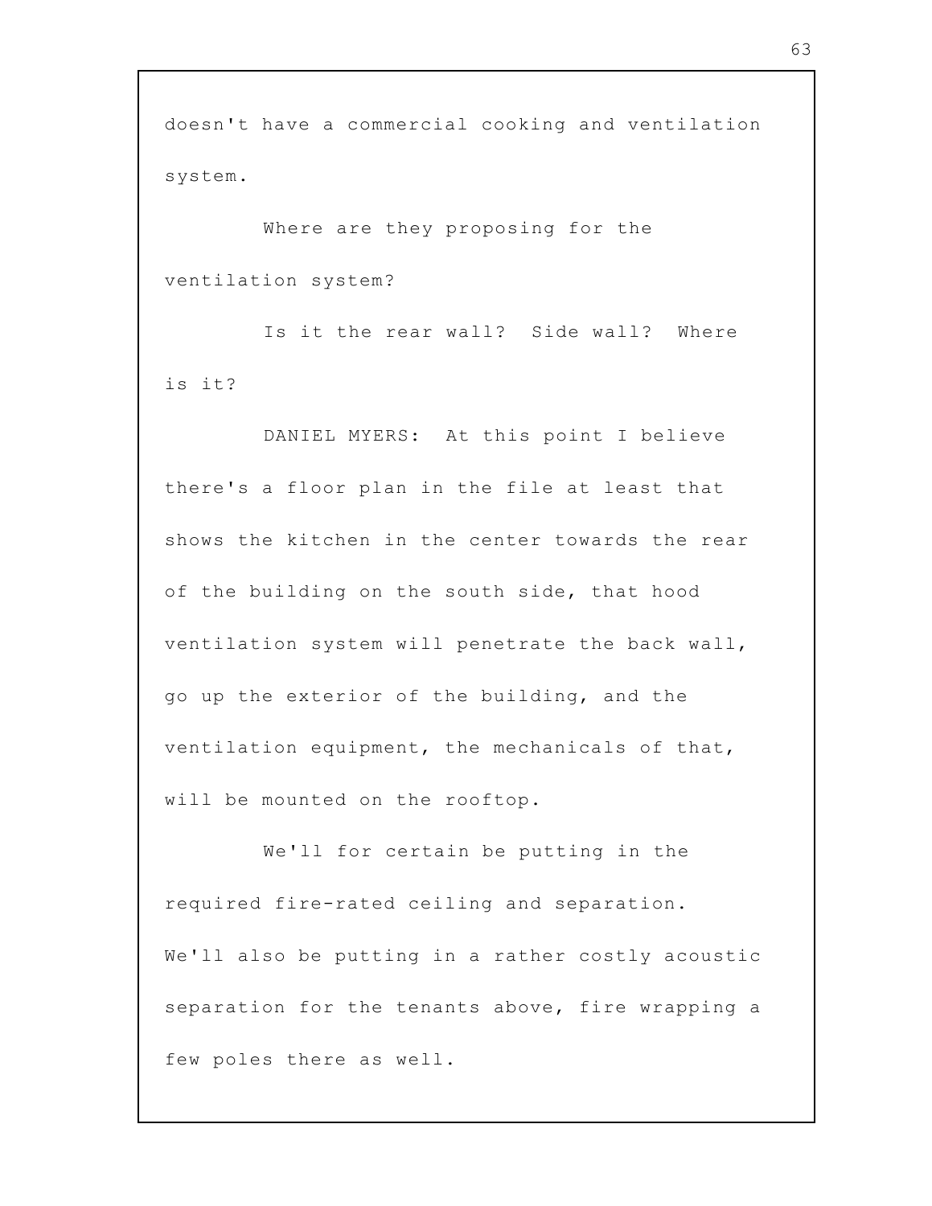doesn't have a commercial cooking and ventilation system.

Where are they proposing for the ventilation system?

Is it the rear wall? Side wall? Where is it?

DANIEL MYERS: At this point I believe there's a floor plan in the file at least that shows the kitchen in the center towards the rear of the building on the south side, that hood ventilation system will penetrate the back wall, go up the exterior of the building, and the ventilation equipment, the mechanicals of that, will be mounted on the rooftop.

We'll for certain be putting in the required fire-rated ceiling and separation. We'll also be putting in a rather costly acoustic separation for the tenants above, fire wrapping a few poles there as well.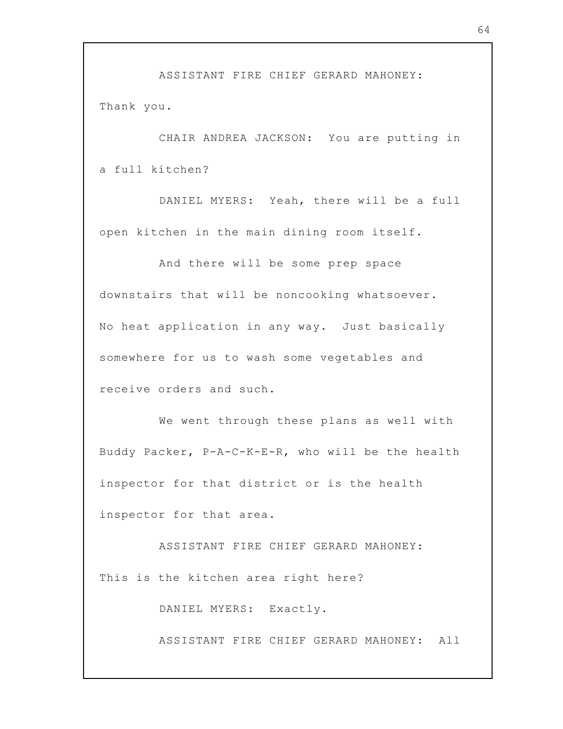ASSISTANT FIRE CHIEF GERARD MAHONEY: Thank you.

CHAIR ANDREA JACKSON: You are putting in a full kitchen?

DANIEL MYERS: Yeah, there will be a full open kitchen in the main dining room itself.

And there will be some prep space downstairs that will be noncooking whatsoever. No heat application in any way. Just basically somewhere for us to wash some vegetables and receive orders and such.

We went through these plans as well with Buddy Packer, P-A-C-K-E-R, who will be the health inspector for that district or is the health inspector for that area.

ASSISTANT FIRE CHIEF GERARD MAHONEY: This is the kitchen area right here?

DANIEL MYERS: Exactly.

ASSISTANT FIRE CHIEF GERARD MAHONEY: All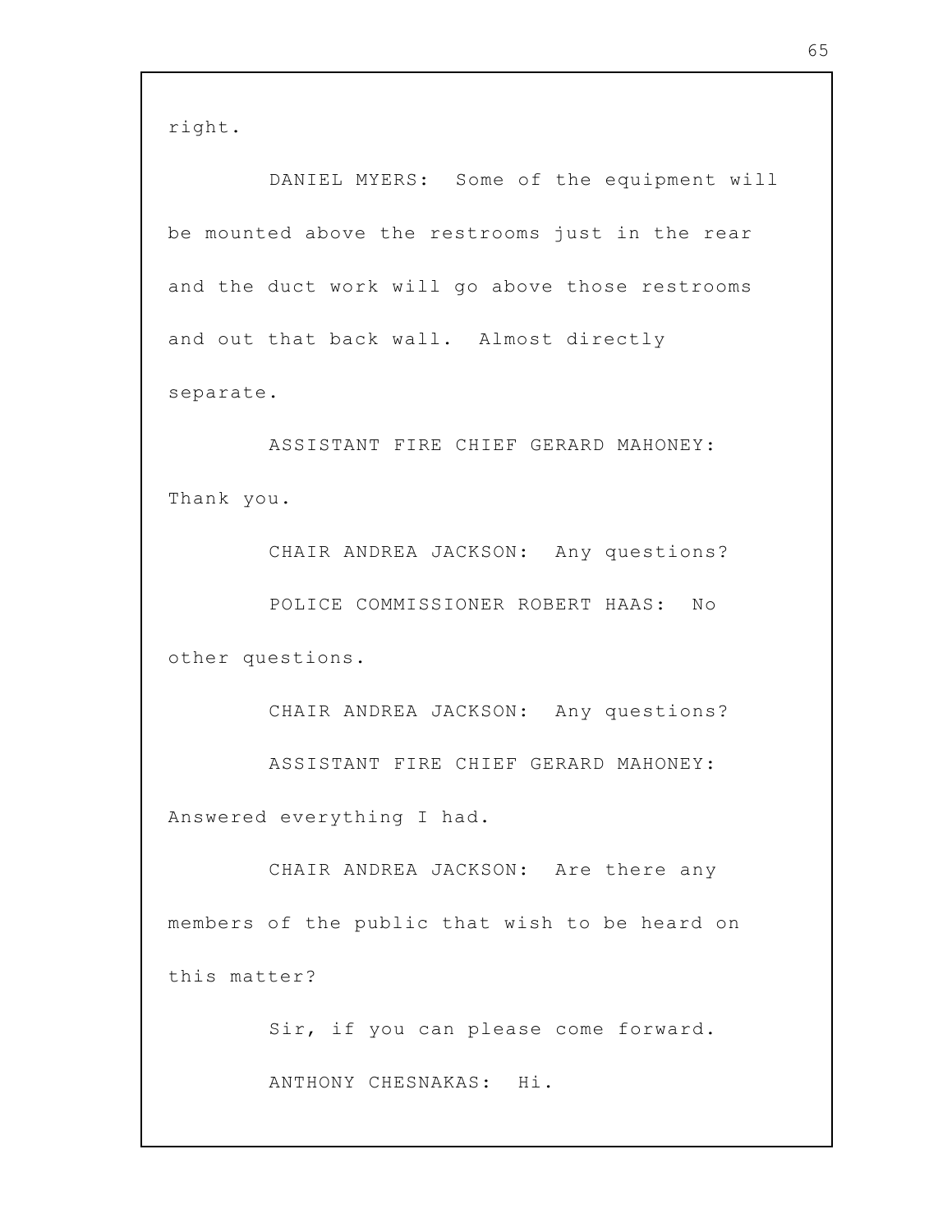right.

DANIEL MYERS: Some of the equipment will be mounted above the restrooms just in the rear and the duct work will go above those restrooms and out that back wall. Almost directly separate.

ASSISTANT FIRE CHIEF GERARD MAHONEY: Thank you.

CHAIR ANDREA JACKSON: Any questions?

POLICE COMMISSIONER ROBERT HAAS: No other questions.

CHAIR ANDREA JACKSON: Any questions?

ASSISTANT FIRE CHIEF GERARD MAHONEY: Answered everything I had.

CHAIR ANDREA JACKSON: Are there any members of the public that wish to be heard on this matter?

Sir, if you can please come forward.

ANTHONY CHESNAKAS: Hi.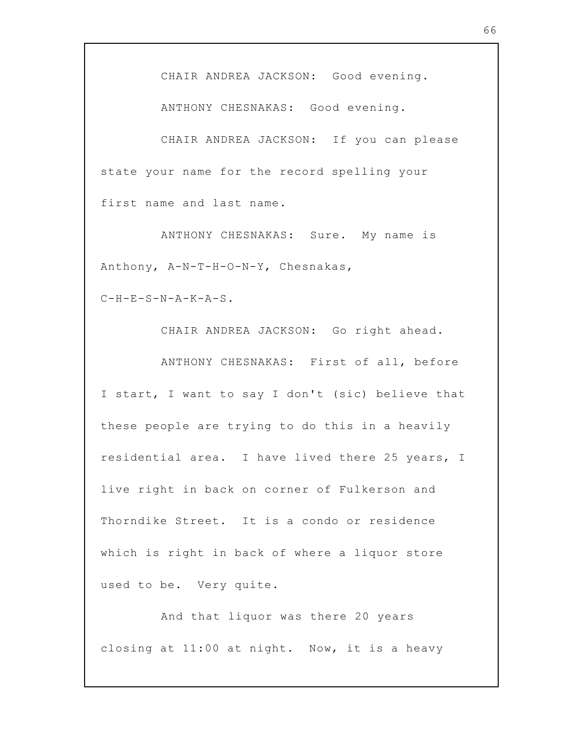CHAIR ANDREA JACKSON: Good evening.

ANTHONY CHESNAKAS: Good evening.

CHAIR ANDREA JACKSON: If you can please state your name for the record spelling your first name and last name.

ANTHONY CHESNAKAS: Sure. My name is Anthony, A-N-T-H-O-N-Y, Chesnakas, C-H-E-S-N-A-K-A-S.

CHAIR ANDREA JACKSON: Go right ahead.

ANTHONY CHESNAKAS: First of all, before I start, I want to say I don't (sic) believe that these people are trying to do this in a heavily residential area. I have lived there 25 years, I live right in back on corner of Fulkerson and Thorndike Street. It is a condo or residence which is right in back of where a liquor store used to be. Very quite.

And that liquor was there 20 years closing at 11:00 at night. Now, it is a heavy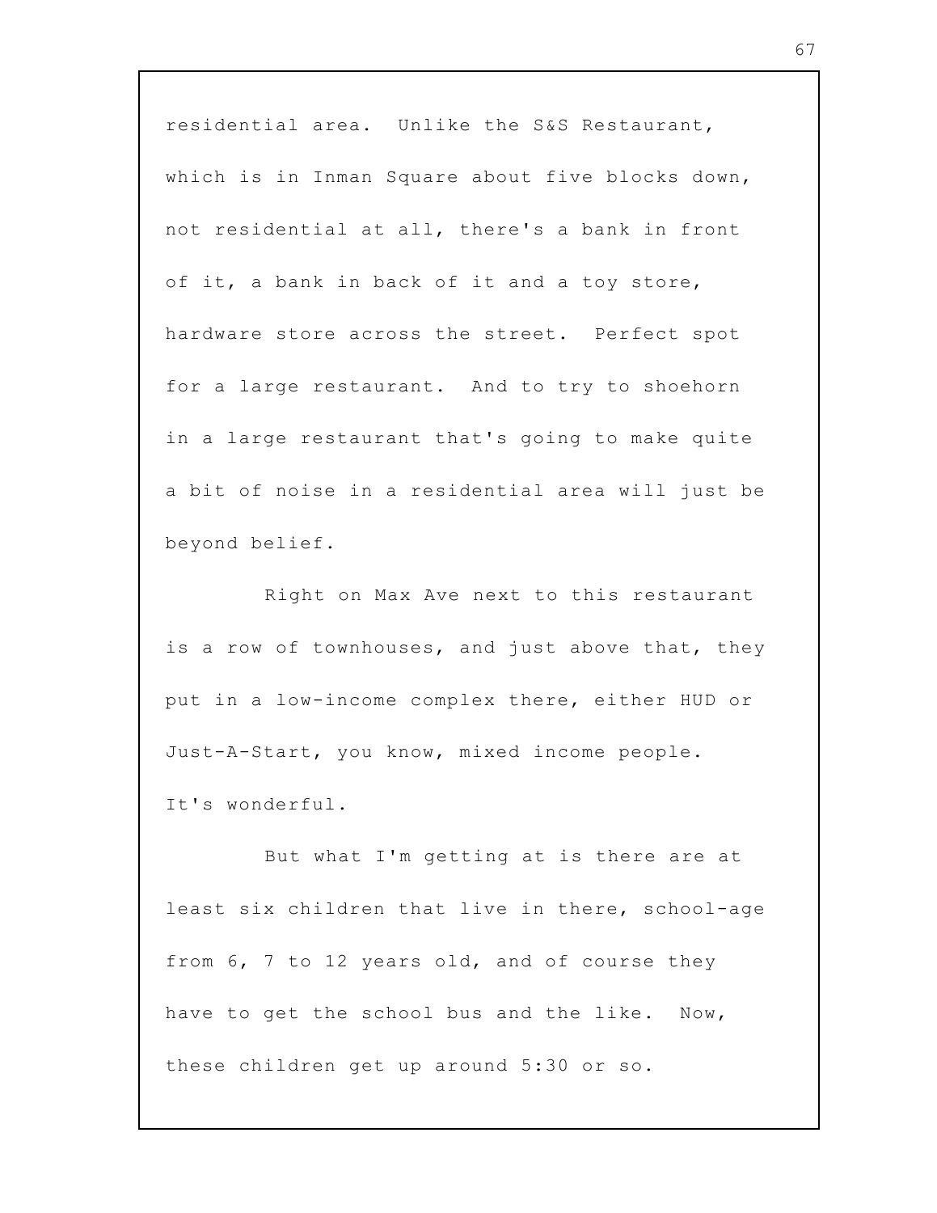residential area. Unlike the S&S Restaurant, which is in Inman Square about five blocks down, not residential at all, there's a bank in front of it, a bank in back of it and a toy store, hardware store across the street. Perfect spot for a large restaurant. And to try to shoehorn in a large restaurant that's going to make quite a bit of noise in a residential area will just be beyond belief.

Right on Max Ave next to this restaurant is a row of townhouses, and just above that, they put in a low-income complex there, either HUD or Just-A-Start, you know, mixed income people. It's wonderful.

But what I'm getting at is there are at least six children that live in there, school-age from 6, 7 to 12 years old, and of course they have to get the school bus and the like. Now, these children get up around 5:30 or so.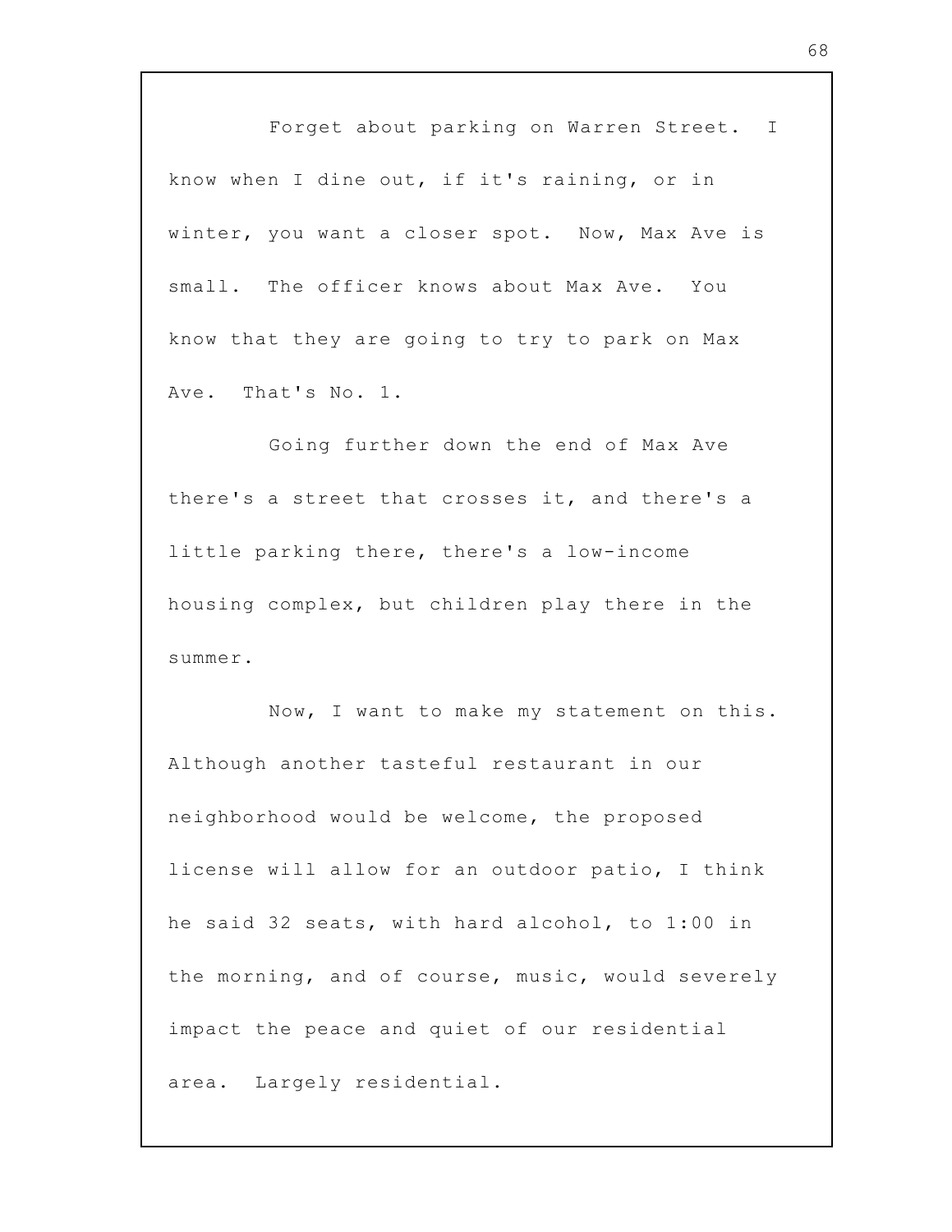Forget about parking on Warren Street. I know when I dine out, if it's raining, or in winter, you want a closer spot. Now, Max Ave is small. The officer knows about Max Ave. You know that they are going to try to park on Max Ave. That's No. 1.

Going further down the end of Max Ave there's a street that crosses it, and there's a little parking there, there's a low-income housing complex, but children play there in the summer.

Now, I want to make my statement on this. Although another tasteful restaurant in our neighborhood would be welcome, the proposed license will allow for an outdoor patio, I think he said 32 seats, with hard alcohol, to 1:00 in the morning, and of course, music, would severely impact the peace and quiet of our residential area. Largely residential.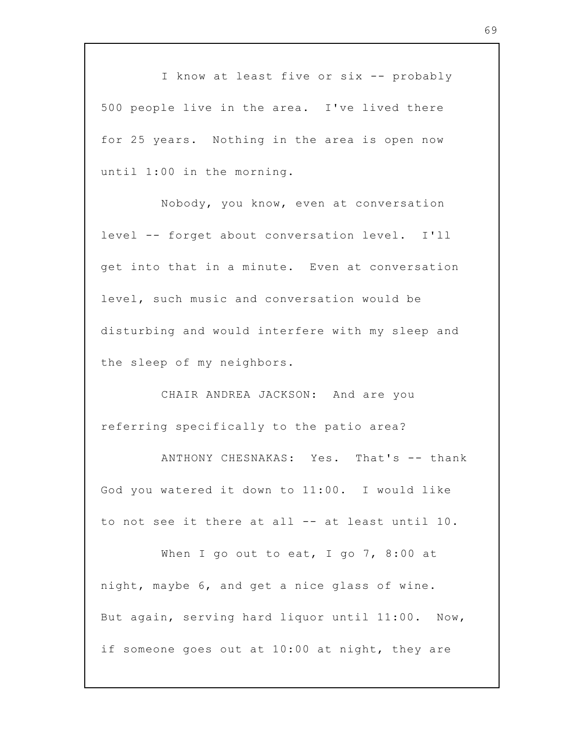I know at least five or six -- probably 500 people live in the area. I've lived there for 25 years. Nothing in the area is open now until 1:00 in the morning.

Nobody, you know, even at conversation level -- forget about conversation level. I'll get into that in a minute. Even at conversation level, such music and conversation would be disturbing and would interfere with my sleep and the sleep of my neighbors.

CHAIR ANDREA JACKSON: And are you referring specifically to the patio area?

ANTHONY CHESNAKAS: Yes. That's -- thank God you watered it down to 11:00. I would like to not see it there at all -- at least until 10.

When I go out to eat, I go 7, 8:00 at night, maybe 6, and get a nice glass of wine. But again, serving hard liquor until 11:00. Now, if someone goes out at 10:00 at night, they are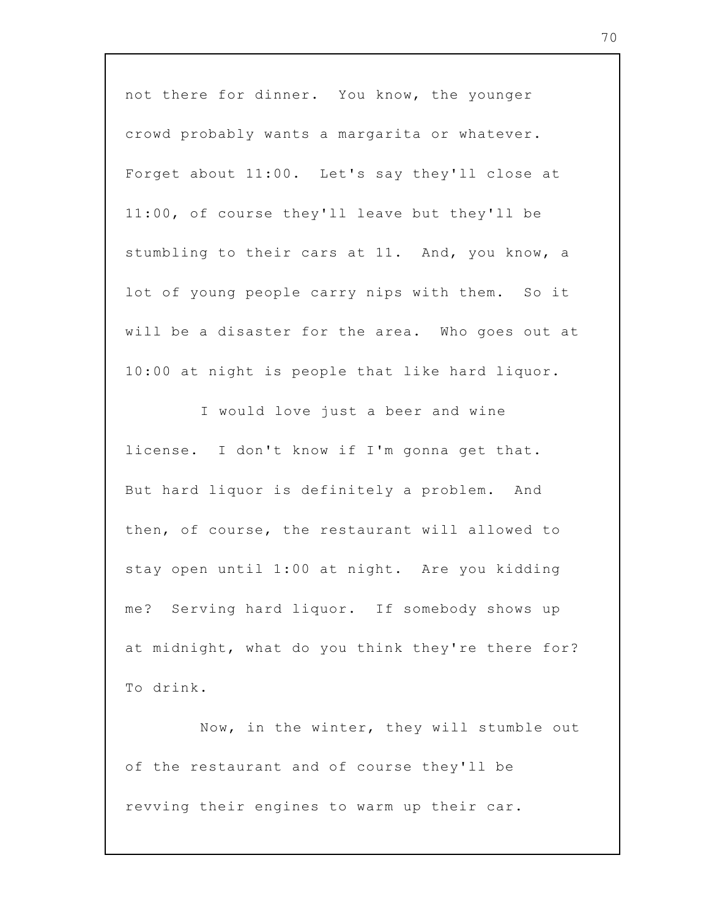not there for dinner. You know, the younger crowd probably wants a margarita or whatever. Forget about 11:00. Let's say they'll close at 11:00, of course they'll leave but they'll be stumbling to their cars at 11. And, you know, a lot of young people carry nips with them. So it will be a disaster for the area. Who goes out at 10:00 at night is people that like hard liquor.

I would love just a beer and wine license. I don't know if I'm gonna get that. But hard liquor is definitely a problem. And then, of course, the restaurant will allowed to stay open until 1:00 at night. Are you kidding me? Serving hard liquor. If somebody shows up at midnight, what do you think they're there for? To drink.

Now, in the winter, they will stumble out of the restaurant and of course they'll be revving their engines to warm up their car.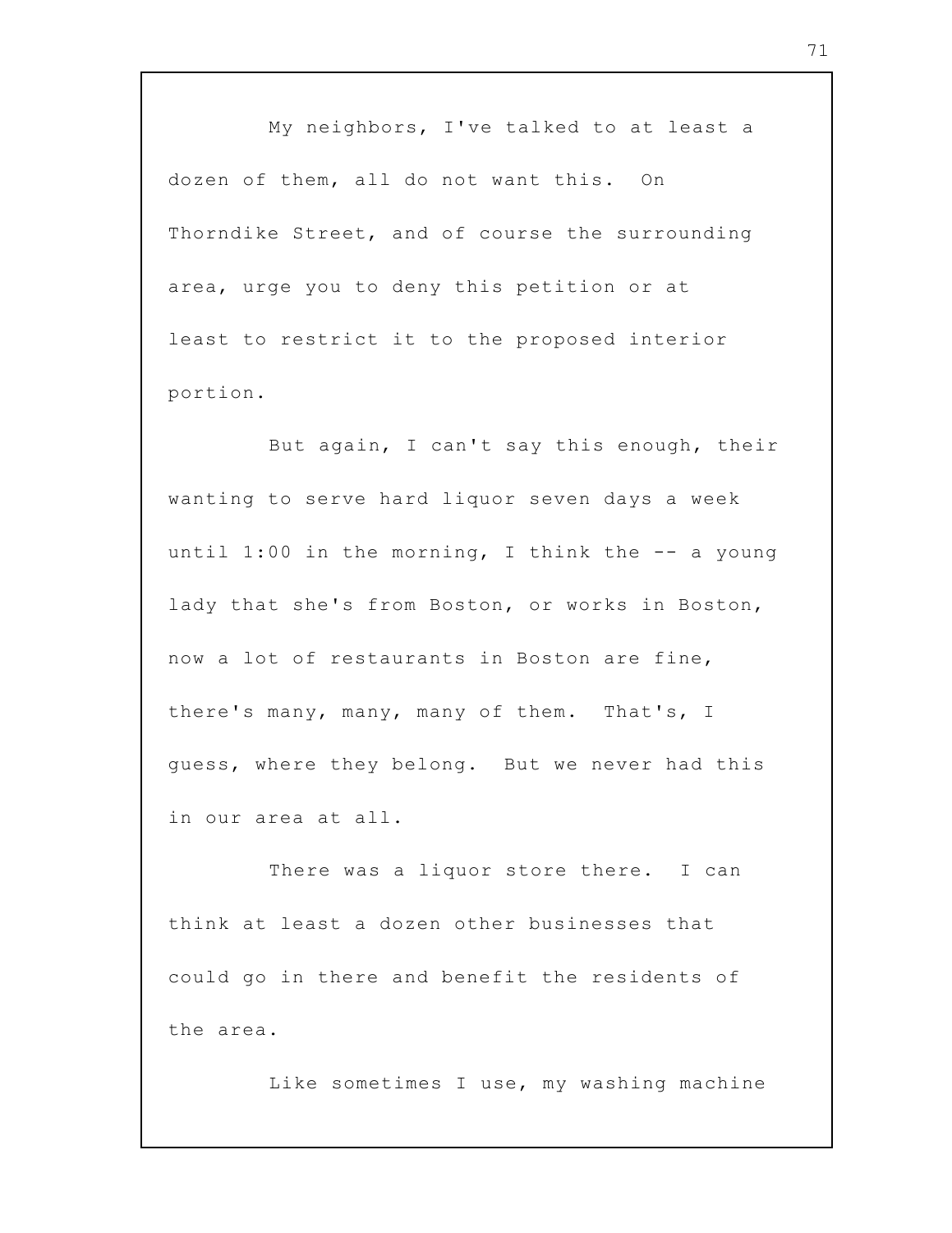My neighbors, I've talked to at least a dozen of them, all do not want this. On Thorndike Street, and of course the surrounding area, urge you to deny this petition or at least to restrict it to the proposed interior portion.

But again, I can't say this enough, their wanting to serve hard liquor seven days a week until 1:00 in the morning, I think the -- a young lady that she's from Boston, or works in Boston, now a lot of restaurants in Boston are fine, there's many, many, many of them. That's, I guess, where they belong. But we never had this in our area at all.

There was a liquor store there. I can think at least a dozen other businesses that could go in there and benefit the residents of the area.

Like sometimes I use, my washing machine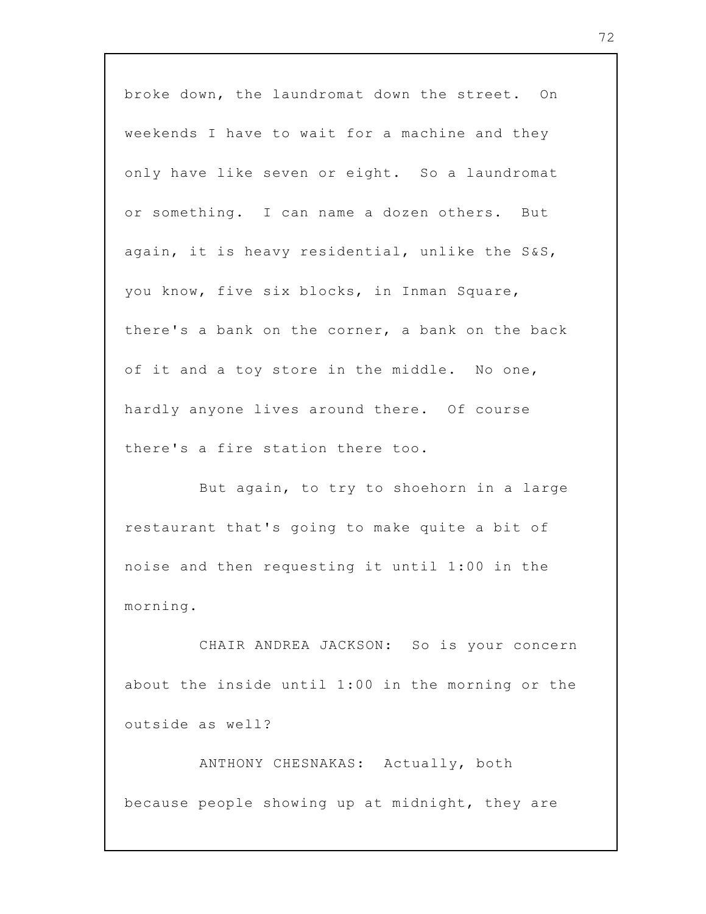broke down, the laundromat down the street. On weekends I have to wait for a machine and they only have like seven or eight. So a laundromat or something. I can name a dozen others. But again, it is heavy residential, unlike the S&S, you know, five six blocks, in Inman Square, there's a bank on the corner, a bank on the back of it and a toy store in the middle. No one, hardly anyone lives around there. Of course there's a fire station there too.

But again, to try to shoehorn in a large restaurant that's going to make quite a bit of noise and then requesting it until 1:00 in the morning.

CHAIR ANDREA JACKSON: So is your concern about the inside until 1:00 in the morning or the outside as well?

ANTHONY CHESNAKAS: Actually, both because people showing up at midnight, they are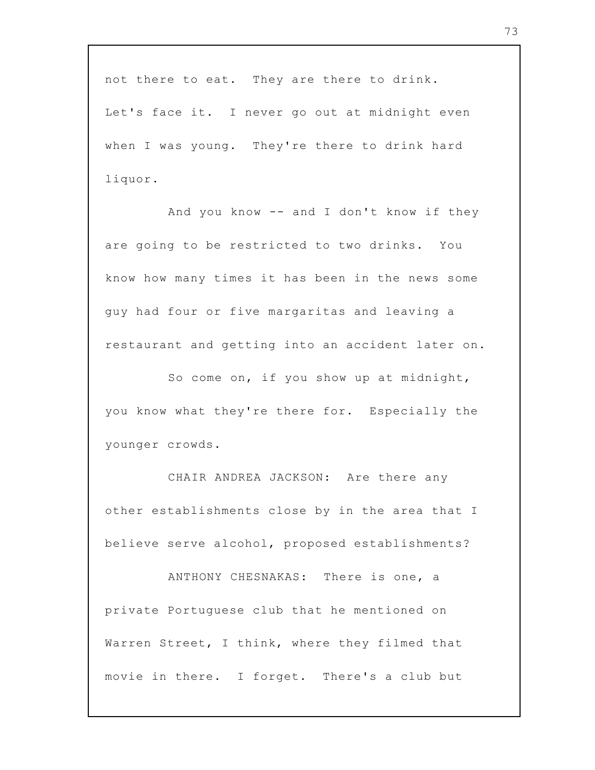not there to eat. They are there to drink. Let's face it. I never go out at midnight even when I was young. They're there to drink hard liquor.

And you know -- and I don't know if they are going to be restricted to two drinks. You know how many times it has been in the news some guy had four or five margaritas and leaving a restaurant and getting into an accident later on.

So come on, if you show up at midnight, you know what they're there for. Especially the younger crowds.

CHAIR ANDREA JACKSON: Are there any other establishments close by in the area that I believe serve alcohol, proposed establishments?

ANTHONY CHESNAKAS: There is one, a private Portuguese club that he mentioned on Warren Street, I think, where they filmed that movie in there. I forget. There's a club but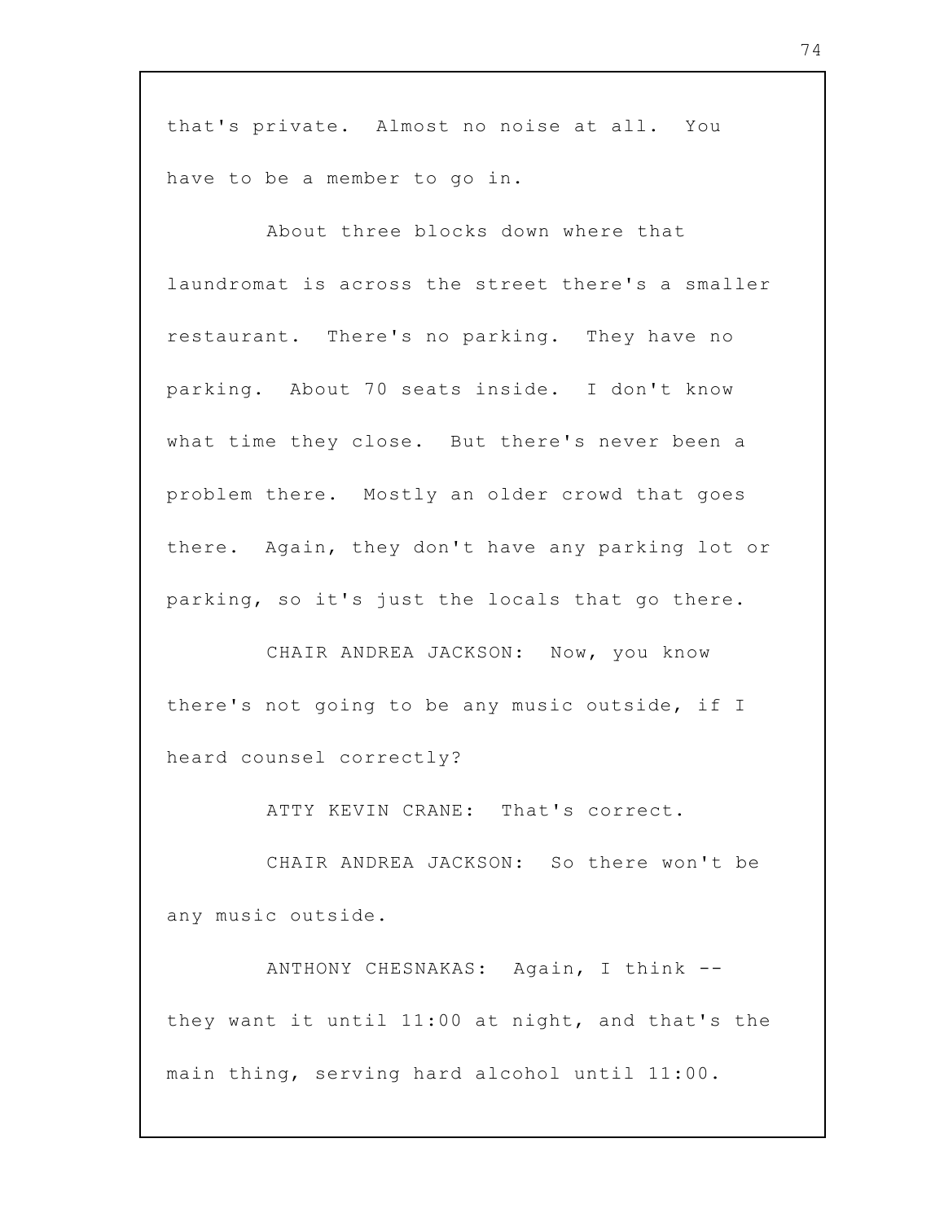that's private. Almost no noise at all. You have to be a member to go in.

About three blocks down where that laundromat is across the street there's a smaller restaurant. There's no parking. They have no parking. About 70 seats inside. I don't know what time they close. But there's never been a problem there. Mostly an older crowd that goes there. Again, they don't have any parking lot or parking, so it's just the locals that go there.

CHAIR ANDREA JACKSON: Now, you know there's not going to be any music outside, if I heard counsel correctly?

ATTY KEVIN CRANE: That's correct.

CHAIR ANDREA JACKSON: So there won't be any music outside.

ANTHONY CHESNAKAS: Again, I think -- they want it until 11:00 at night, and that's the main thing, serving hard alcohol until 11:00.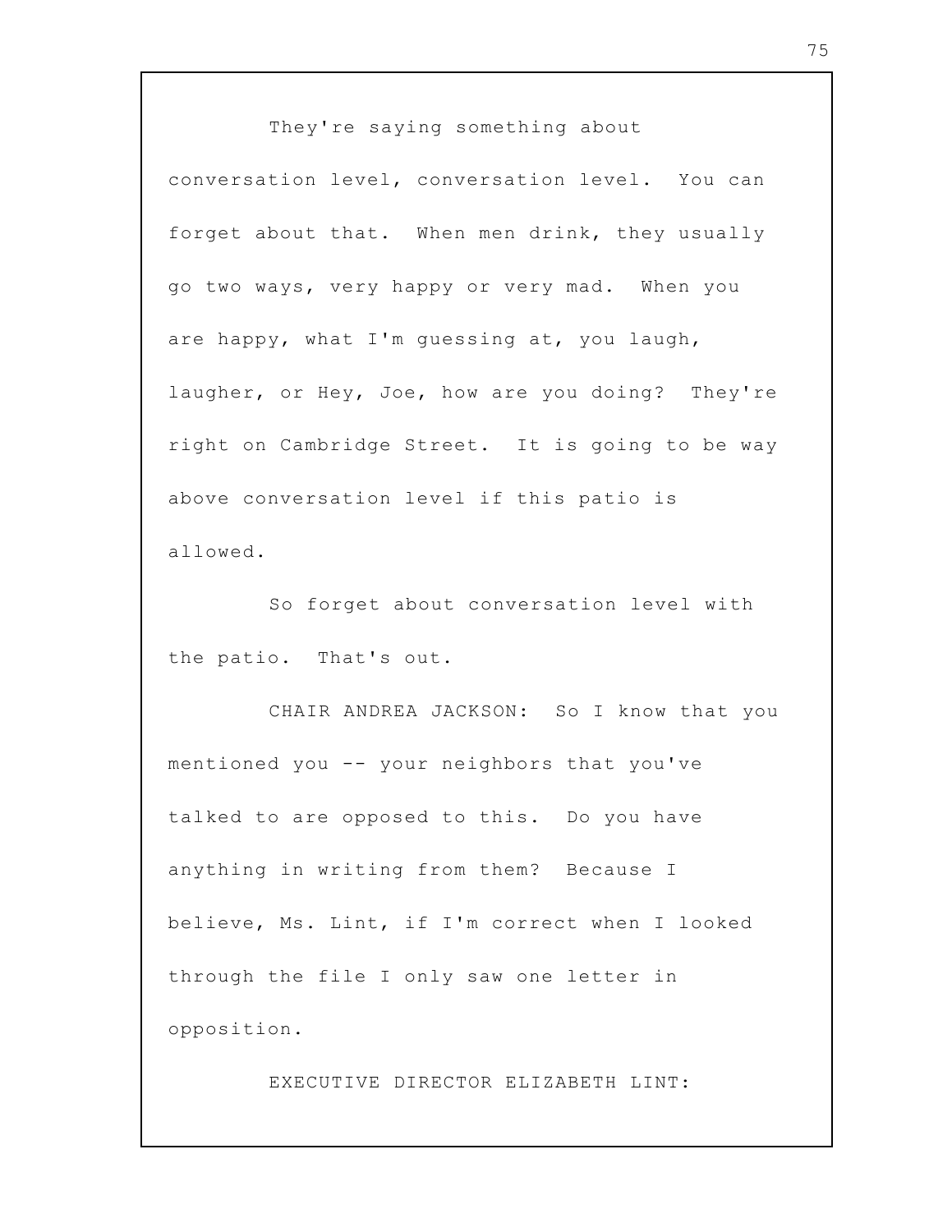They're saying something about conversation level, conversation level. You can forget about that. When men drink, they usually go two ways, very happy or very mad. When you are happy, what I'm guessing at, you laugh, laughter, or Hey, Joe, how are you doing? They're right on Cambridge Street. It is going to be way above conversation level if this patio is allowed.

So forget about conversation level with the patio. That's out.

CHAIR ANDREA JACKSON: So I know that you mentioned you -- your neighbors that you've talked to are opposed to this. Do you have anything in writing from them? Because I believe, Ms. Lint, if I'm correct when I looked through the file I only saw one letter in opposition.

EXECUTIVE DIRECTOR ELIZABETH LINT: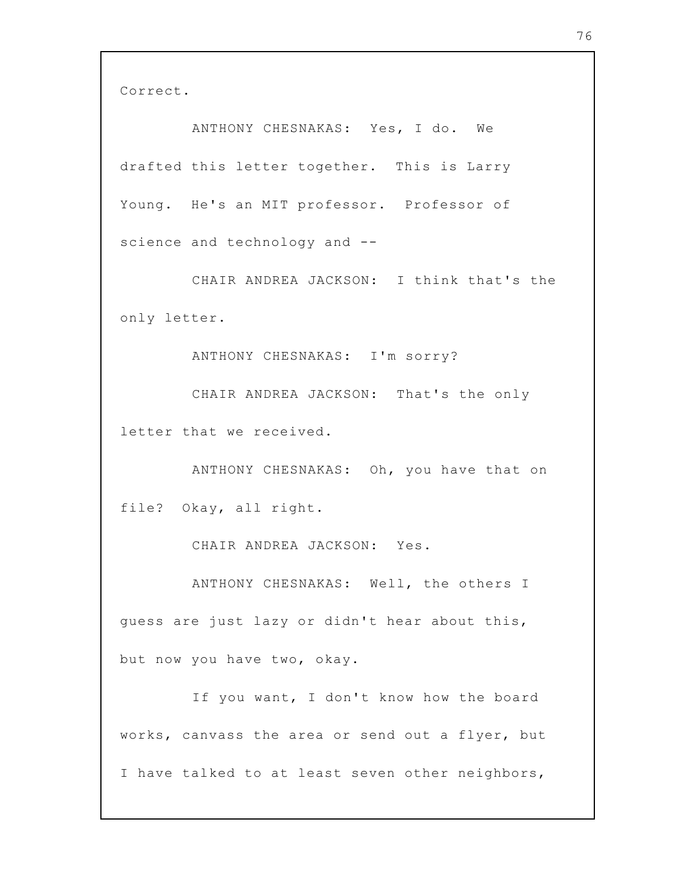Correct.

ANTHONY CHESNAKAS: Yes, I do. We drafted this letter together. This is Larry Young. He's an MIT professor. Professor of science and technology and --

CHAIR ANDREA JACKSON: I think that's the only letter.

ANTHONY CHESNAKAS: I'm sorry?

CHAIR ANDREA JACKSON: That's the only letter that we received.

ANTHONY CHESNAKAS: Oh, you have that on file? Okay, all right.

CHAIR ANDREA JACKSON: Yes.

ANTHONY CHESNAKAS: Well, the others I guess are just lazy or didn't hear about this, but now you have two, okay.

If you want, I don't know how the board works, canvass the area or send out a flyer, but I have talked to at least seven other neighbors,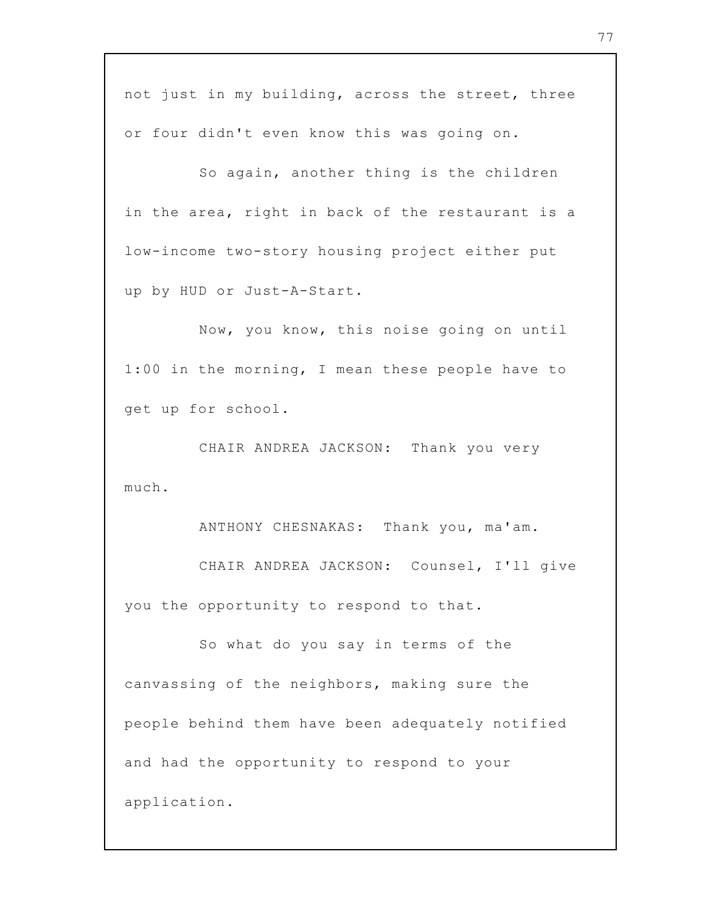not just in my building, across the street, three or four didn't even know this was going on.

So again, another thing is the children in the area, right in back of the restaurant is a low-income two-story housing project either put up by HUD or Just-A-Start.

Now, you know, this noise going on until 1:00 in the morning, I mean these people have to get up for school.

CHAIR ANDREA JACKSON: Thank you very much.

ANTHONY CHESNAKAS: Thank you, ma'am.

CHAIR ANDREA JACKSON: Counsel, I'll give you the opportunity to respond to that.

So what do you say in terms of the canvassing of the neighbors, making sure the people behind them have been adequately notified and had the opportunity to respond to your application.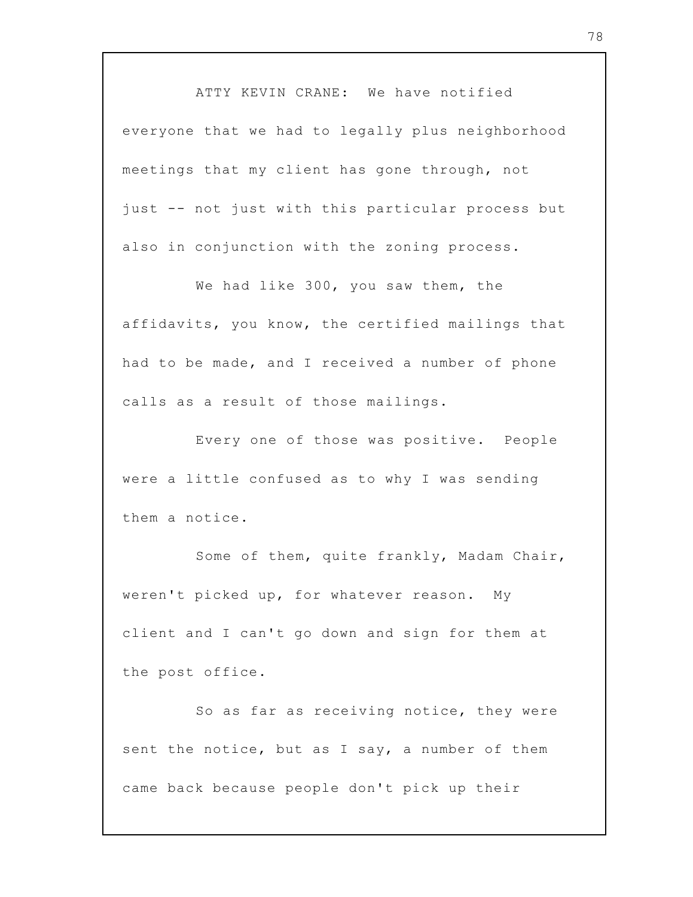ATTY KEVIN CRANE: We have notified everyone that we had to legally plus neighborhood meetings that my client has gone through, not just -- not just with this particular process but also in conjunction with the zoning process.

We had like 300, you saw them, the affidavits, you know, the certified mailings that had to be made, and I received a number of phone calls as a result of those mailings.

Every one of those was positive. People were a little confused as to why I was sending them a notice.

Some of them, quite frankly, Madam Chair, weren't picked up, for whatever reason. My client and I can't go down and sign for them at the post office.

So as far as receiving notice, they were sent the notice, but as I say, a number of them came back because people don't pick up their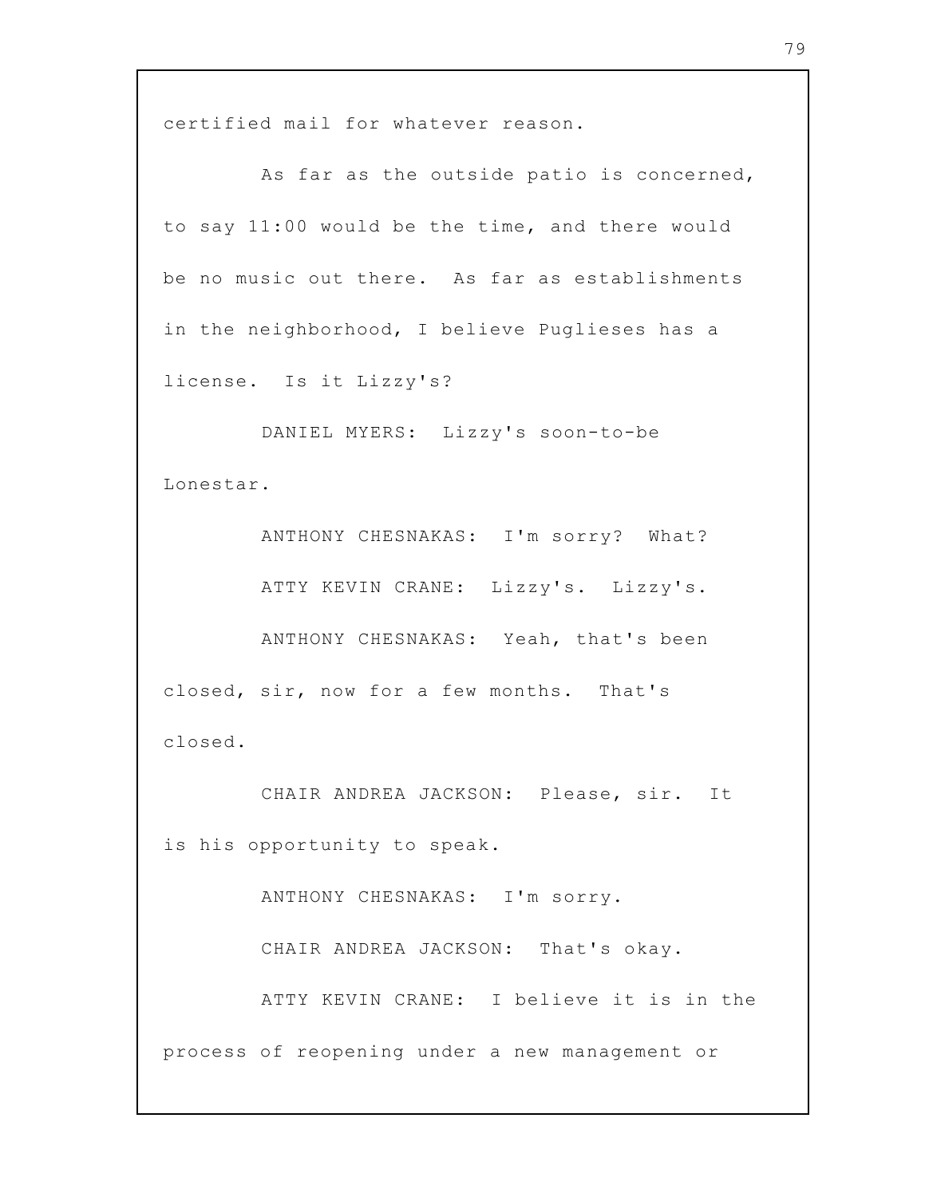certified mail for whatever reason.

As far as the outside patio is concerned, to say 11:00 would be the time, and there would be no music out there. As far as establishments in the neighborhood, I believe Puglieses has a license. Is it Lizzy's?

DANIEL MYERS: Lizzy's soon-to-be Lonestar.

ANTHONY CHESNAKAS: I'm sorry? What?

ATTY KEVIN CRANE: Lizzy's. Lizzy's.

ANTHONY CHESNAKAS: Yeah, that's been closed, sir, now for a few months. That's closed.

CHAIR ANDREA JACKSON: Please, sir. It is his opportunity to speak.

ANTHONY CHESNAKAS: I'm sorry.

CHAIR ANDREA JACKSON: That's okay.

ATTY KEVIN CRANE: I believe it is in the process of reopening under a new management or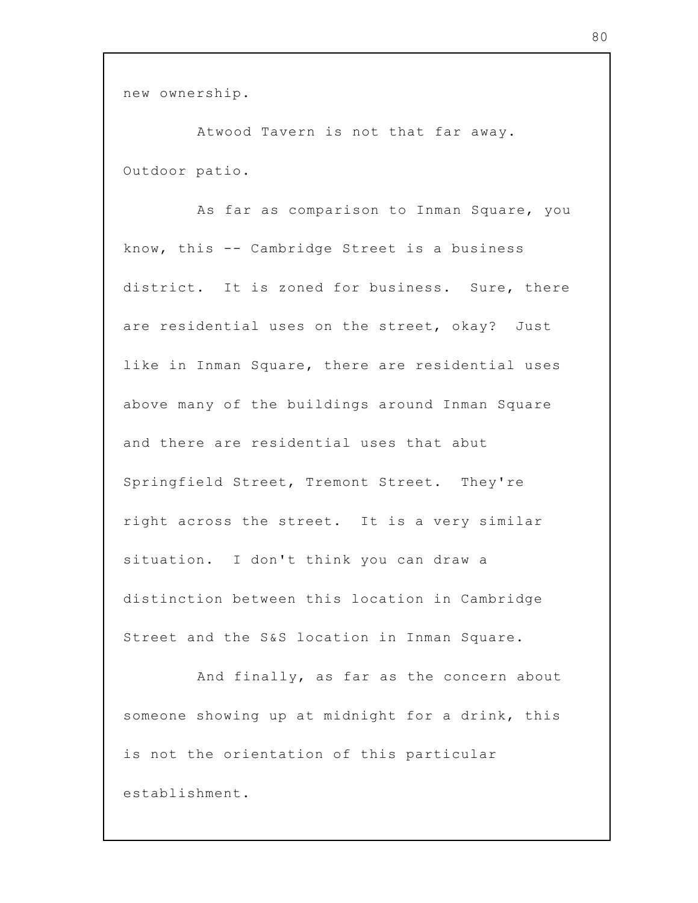new ownership.

Atwood Tavern is not that far away. Outdoor patio.

As far as comparison to Inman Square, you know, this -- Cambridge Street is a business district. It is zoned for business. Sure, there are residential uses on the street, okay? Just like in Inman Square, there are residential uses above many of the buildings around Inman Square and there are residential uses that abut Springfield Street, Tremont Street. They're right across the street. It is a very similar situation. I don't think you can draw a distinction between this location in Cambridge Street and the S&S location in Inman Square.

And finally, as far as the concern about someone showing up at midnight for a drink, this is not the orientation of this particular establishment.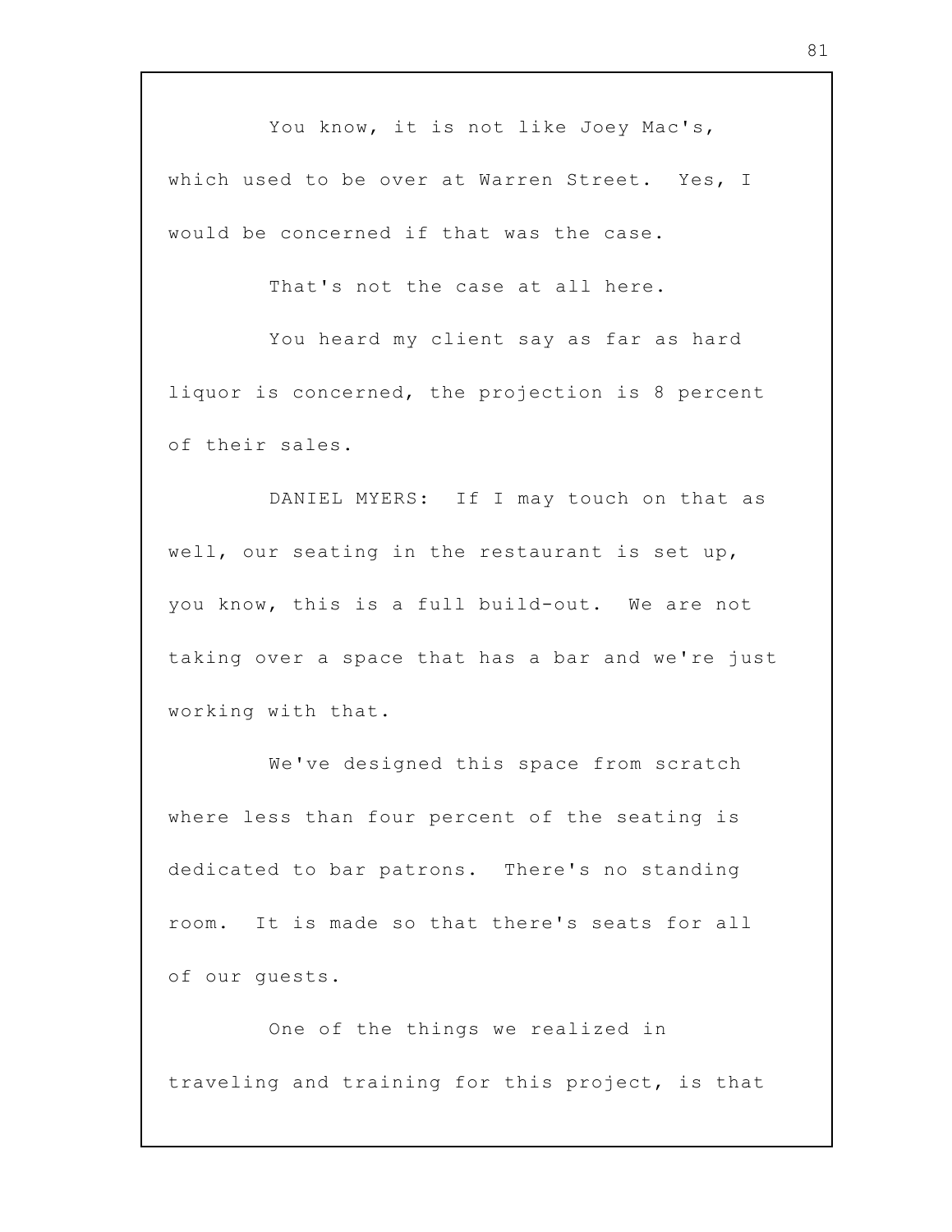You know, it is not like Joey Mac's, which used to be over at Warren Street. Yes, I would be concerned if that was the case.

That's not the case at all here.

You heard my client say as far as hard liquor is concerned, the projection is 8 percent of their sales.

DANIEL MYERS: If I may touch on that as well, our seating in the restaurant is set up, you know, this is a full build-out. We are not taking over a space that has a bar and we're just working with that.

We've designed this space from scratch where less than four percent of the seating is dedicated to bar patrons. There's no standing room. It is made so that there's seats for all of our guests.

One of the things we realized in traveling and training for this project, is that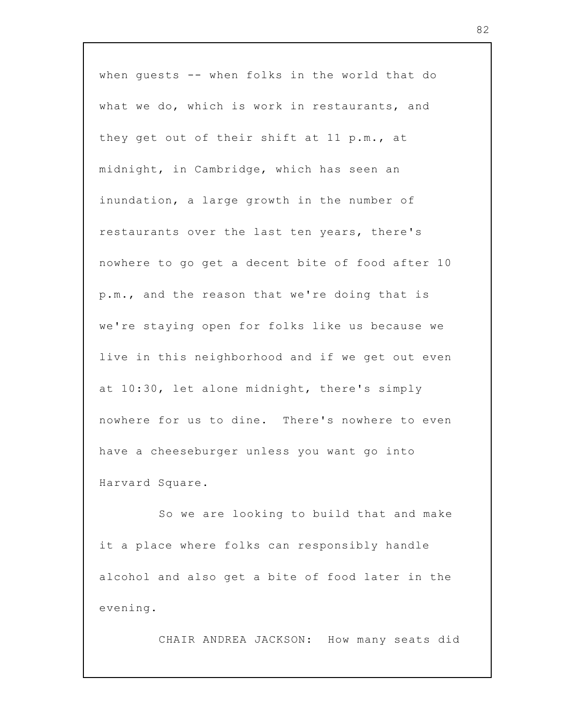when guests -- when folks in the world that do what we do, which is work in restaurants, and they get out of their shift at 11 p.m., at midnight, in Cambridge, which has seen an inundation, a large growth in the number of restaurants over the last ten years, there's nowhere to go get a decent bite of food after 10 p.m., and the reason that we're doing that is we're staying open for folks like us because we live in this neighborhood and if we get out even at 10:30, let alone midnight, there's simply nowhere for us to dine. There's nowhere to even have a cheeseburger unless you want go into Harvard Square.

So we are looking to build that and make it a place where folks can responsibly handle alcohol and also get a bite of food later in the evening.

CHAIR ANDREA JACKSON: How many seats did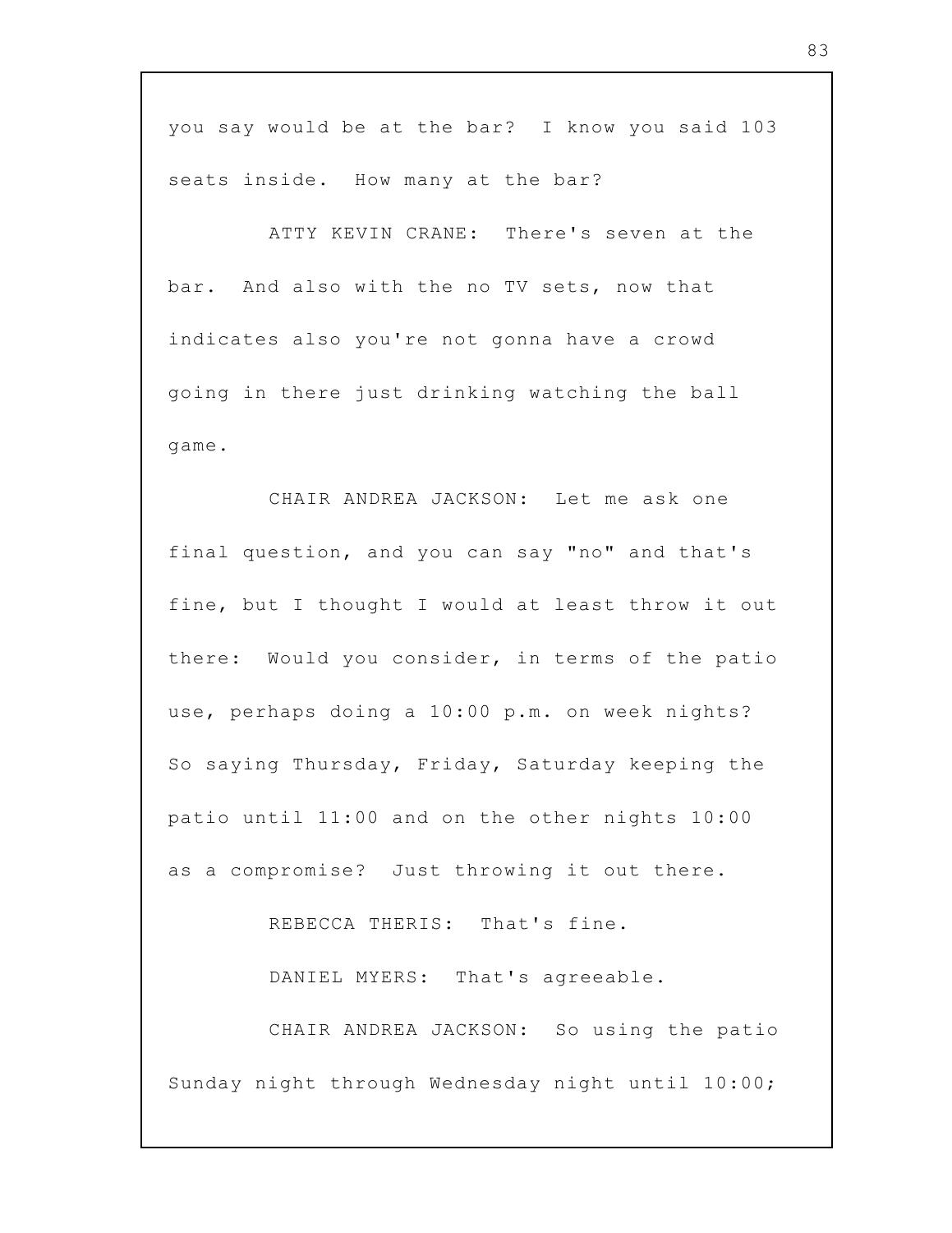you say would be at the bar? I know you said 103 seats inside. How many at the bar?

ATTY KEVIN CRANE: There's seven at the bar. And also with the no TV sets, now that indicates also you're not gonna have a crowd going in there just drinking watching the ball game.

CHAIR ANDREA JACKSON: Let me ask one final question, and you can say "no" and that's fine, but I thought I would at least throw it out there: Would you consider, in terms of the patio use, perhaps doing a 10:00 p.m. on week nights? So saying Thursday, Friday, Saturday keeping the patio until 11:00 and on the other nights 10:00 as a compromise? Just throwing it out there.

REBECCA THERIS: That's fine.

DANIEL MYERS: That's agreeable.

CHAIR ANDREA JACKSON: So using the patio Sunday night through Wednesday night until 10:00;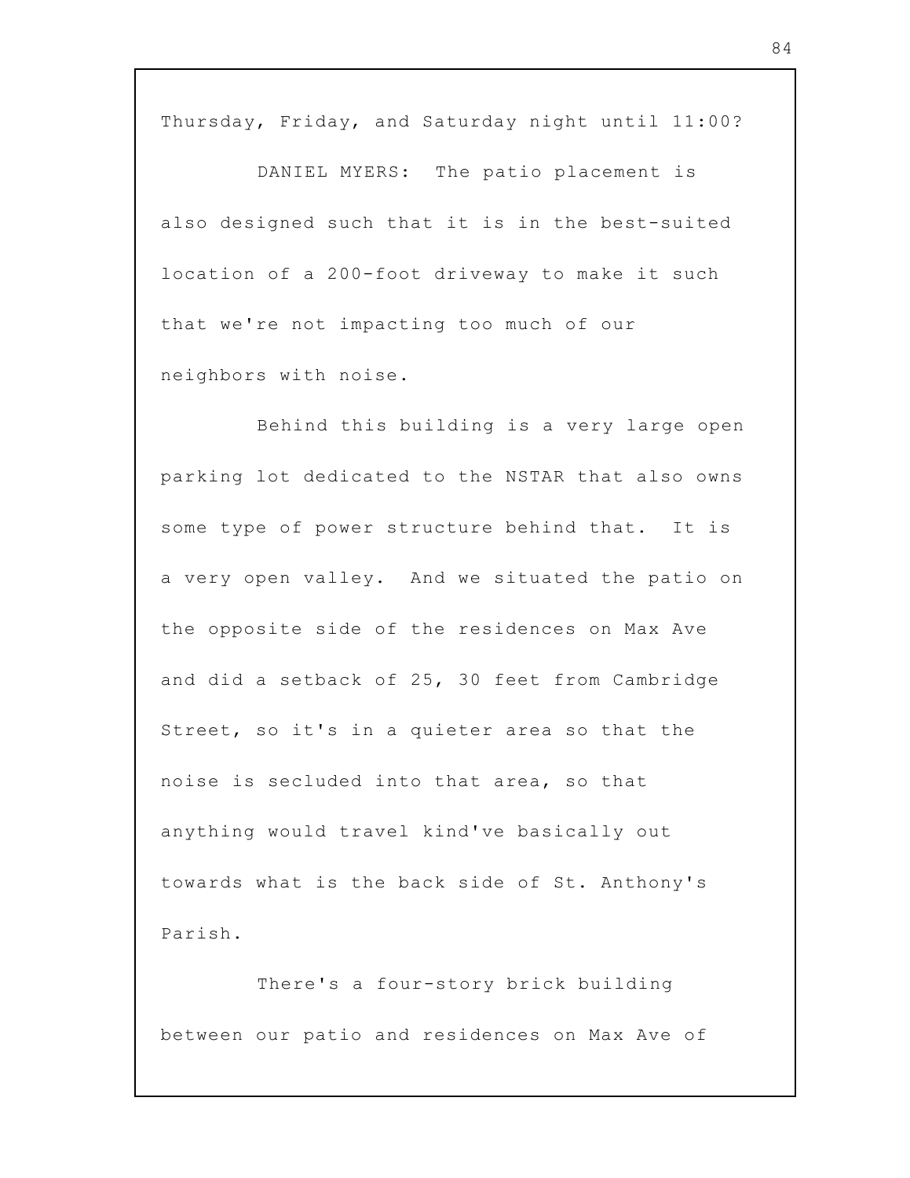Thursday, Friday, and Saturday night until 11:00?

DANIEL MYERS: The patio placement is also designed such that it is in the best-suited location of a 200-foot driveway to make it such that we're not impacting too much of our neighbors with noise.

Behind this building is a very large open parking lot dedicated to the NSTAR that also owns some type of power structure behind that. It is a very open valley. And we situated the patio on the opposite side of the residences on Max Ave and did a setback of 25, 30 feet from Cambridge Street, so it's in a quieter area so that the noise is secluded into that area, so that anything would travel kind've basically out towards what is the back side of St. Anthony's Parish.

There's a four-story brick building between our patio and residences on Max Ave of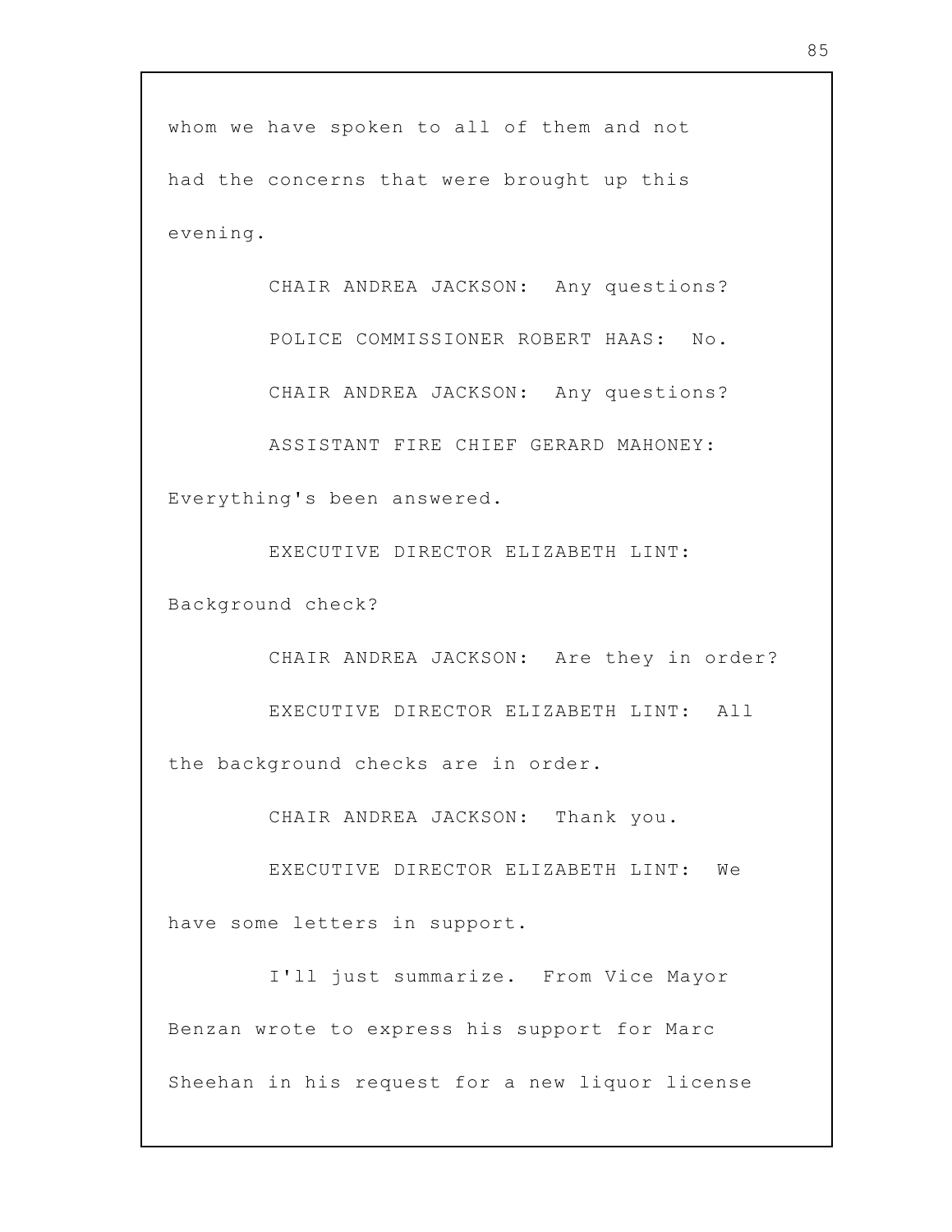whom we have spoken to all of them and not had the concerns that were brought up this evening.

CHAIR ANDREA JACKSON: Any questions?

POLICE COMMISSIONER ROBERT HAAS: No.

CHAIR ANDREA JACKSON: Any questions?

ASSISTANT FIRE CHIEF GERARD MAHONEY: Everything's been answered.

EXECUTIVE DIRECTOR ELIZABETH LINT: Background check?

CHAIR ANDREA JACKSON: Are they in order?

EXECUTIVE DIRECTOR ELIZABETH LINT: All the background checks are in order.

CHAIR ANDREA JACKSON: Thank you.

EXECUTIVE DIRECTOR ELIZABETH LINT: We have some letters in support.

I'll just summarize. From Vice Mayor Benzan wrote to express his support for Marc Sheehan in his request for a new liquor license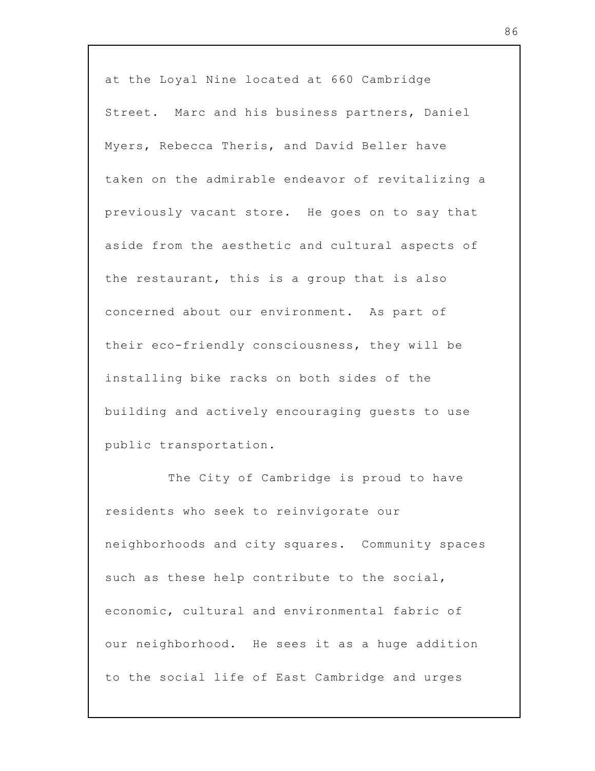at the Loyal Nine located at 660 Cambridge Street. Marc and his business partners, Daniel Myers, Rebecca Theris, and David Beller have taken on the admirable endeavor of revitalizing a previously vacant store. He goes on to say that aside from the aesthetic and cultural aspects of the restaurant, this is a group that is also concerned about our environment. As part of their eco-friendly consciousness, they will be installing bike racks on both sides of the building and actively encouraging guests to use public transportation.

The City of Cambridge is proud to have residents who seek to reinvigorate our neighborhoods and city squares. Community spaces such as these help contribute to the social, economic, cultural and environmental fabric of our neighborhood. He sees it as a huge addition to the social life of East Cambridge and urges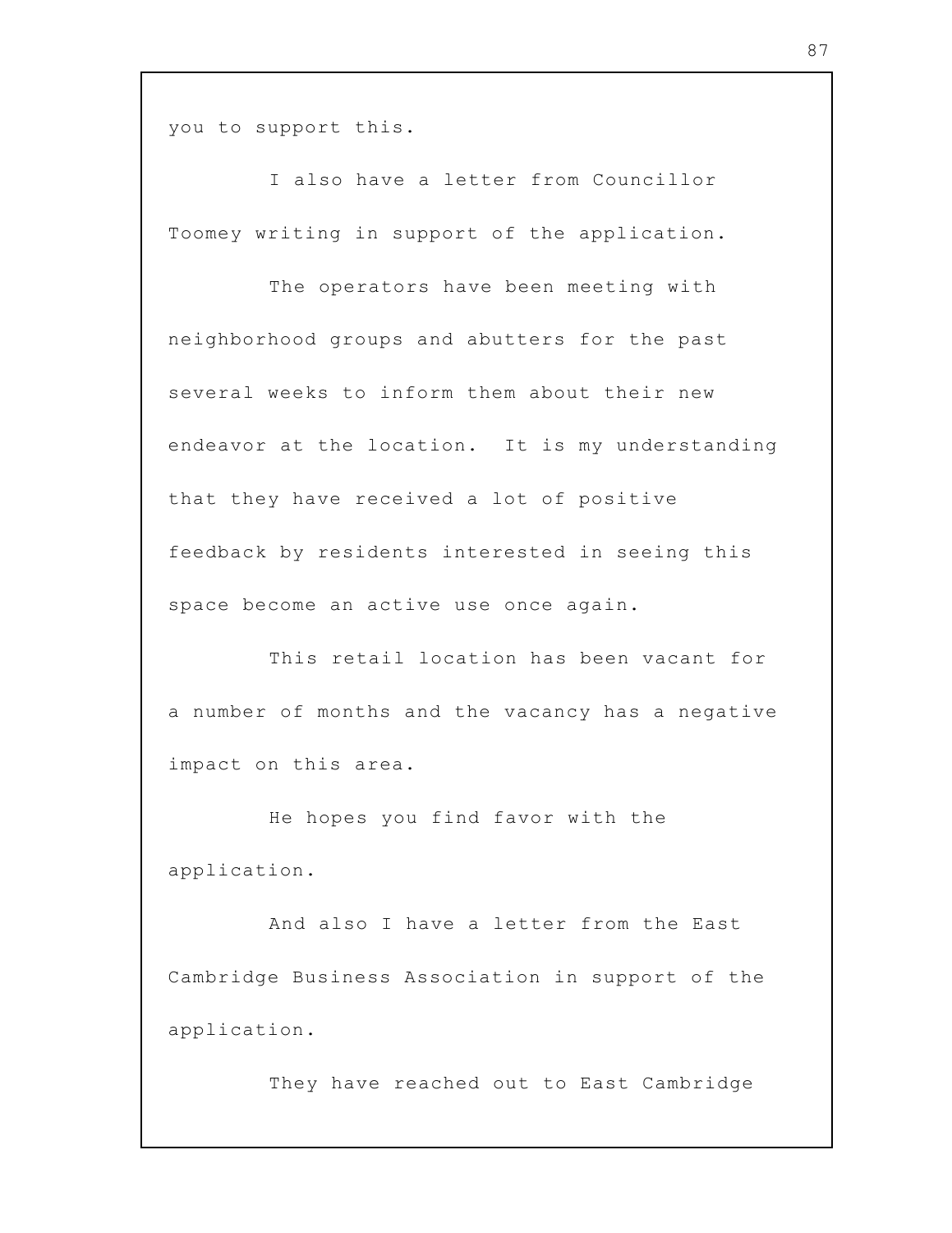you to support this.

I also have a letter from Councillor Toomey writing in support of the application.

The operators have been meeting with neighborhood groups and abutters for the past several weeks to inform them about their new endeavor at the location. It is my understanding that they have received a lot of positive feedback by residents interested in seeing this space become an active use once again.

This retail location has been vacant for a number of months and the vacancy has a negative impact on this area.

He hopes you find favor with the application.

And also I have a letter from the East Cambridge Business Association in support of the application.

They have reached out to East Cambridge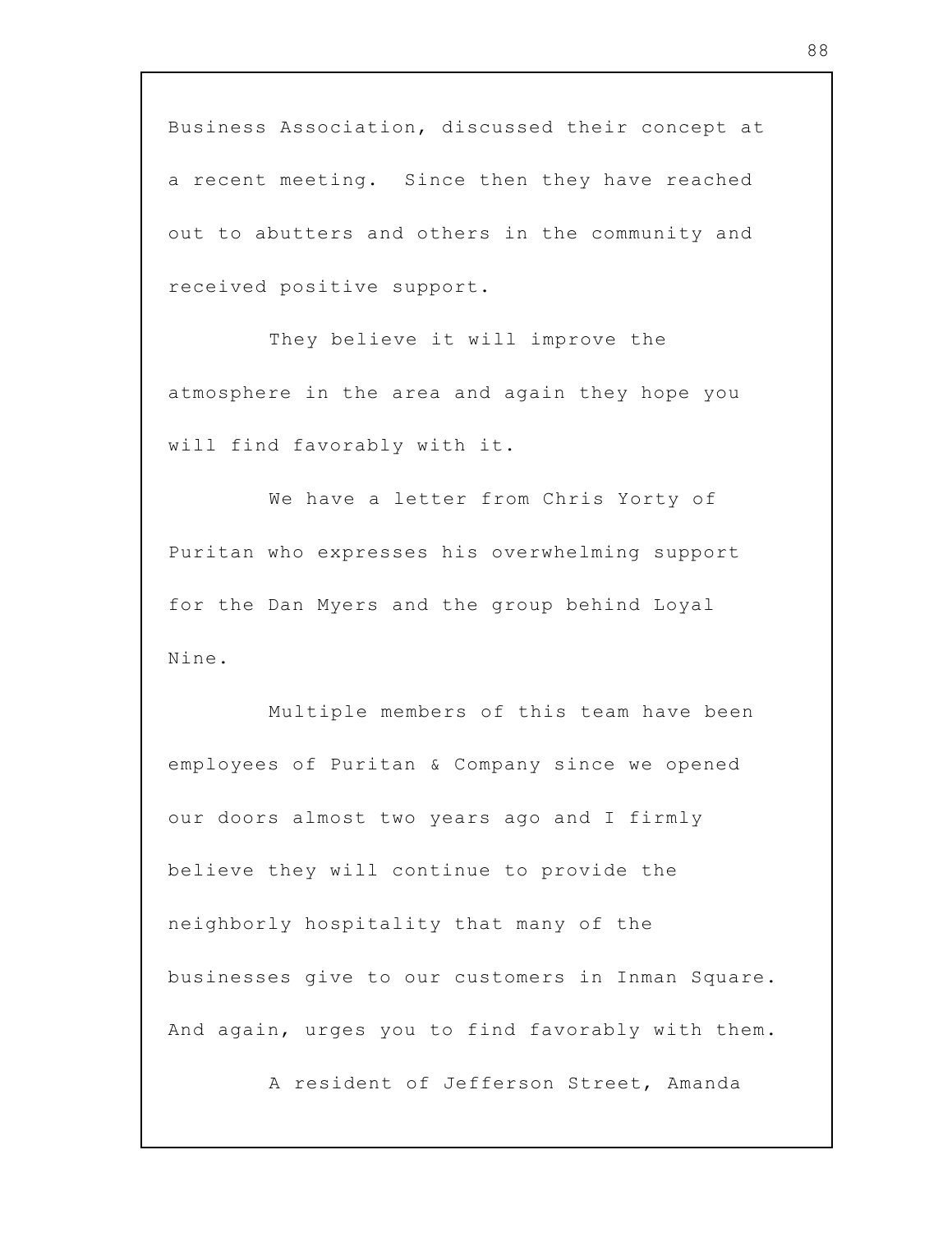Business Association, discussed their concept at a recent meeting. Since then they have reached out to abutters and others in the community and received positive support.

They believe it will improve the atmosphere in the area and again they hope you will find favorably with it.

We have a letter from Chris Yorty of Puritan who expresses his overwhelming support for the Dan Myers and the group behind Loyal Nine.

Multiple members of this team have been employees of Puritan & Company since we opened our doors almost two years ago and I firmly believe they will continue to provide the neighborly hospitality that many of the businesses give to our customers in Inman Square. And again, urges you to find favorably with them.

A resident of Jefferson Street, Amanda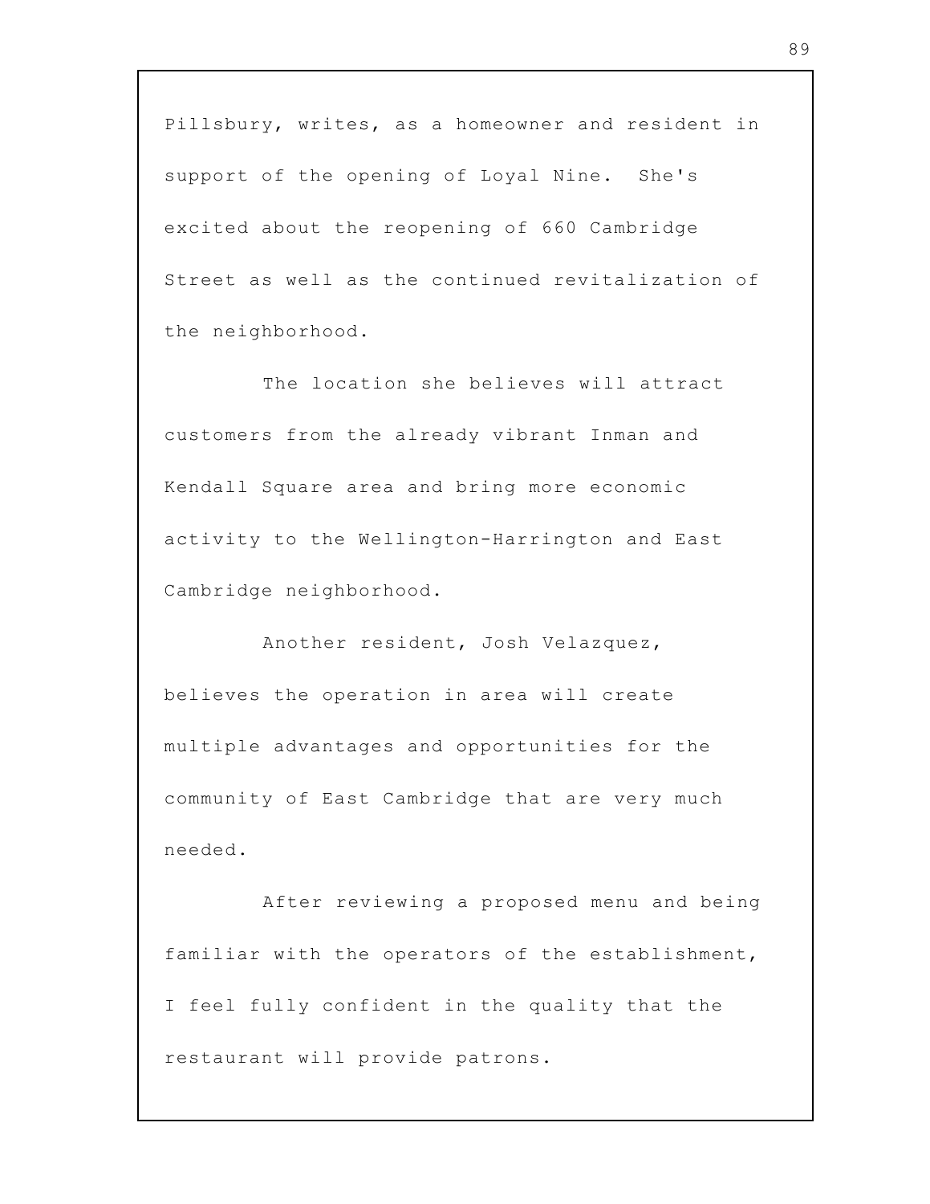Pillsbury, writes, as a homeowner and resident in support of the opening of Loyal Nine. She's excited about the reopening of 660 Cambridge Street as well as the continued revitalization of the neighborhood.

The location she believes will attract customers from the already vibrant Inman and Kendall Square area and bring more economic activity to the Wellington-Harrington and East Cambridge neighborhood.

Another resident, Josh Velazquez, believes the operation in area will create multiple advantages and opportunities for the community of East Cambridge that are very much needed.

After reviewing a proposed menu and being familiar with the operators of the establishment, I feel fully confident in the quality that the restaurant will provide patrons.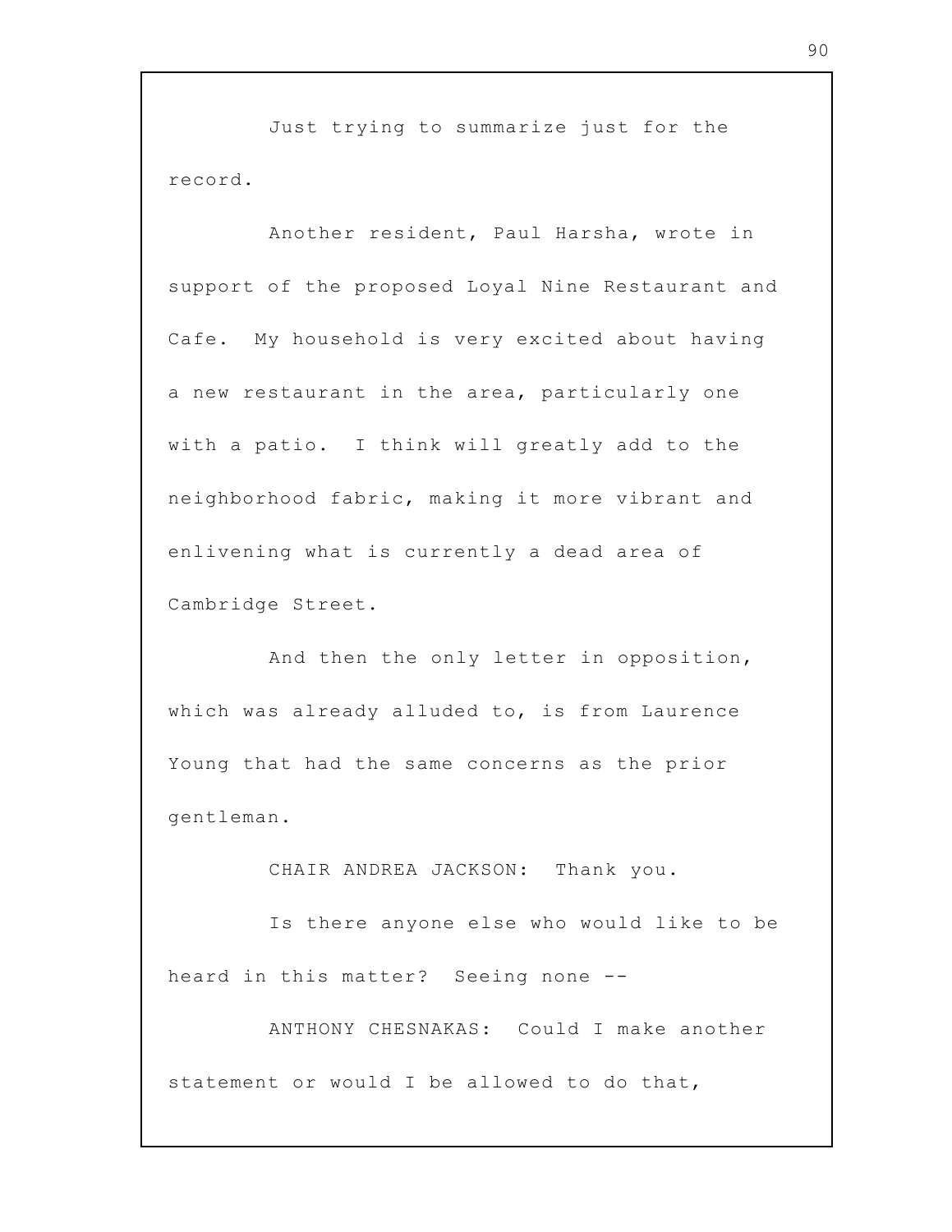Just trying to summarize just for the record.

Another resident, Paul Harsha, wrote in support of the proposed Loyal Nine Restaurant and Cafe. My household is very excited about having a new restaurant in the area, particularly one with a patio. I think will greatly add to the neighborhood fabric, making it more vibrant and enlivening what is currently a dead area of Cambridge Street.

And then the only letter in opposition, which was already alluded to, is from Laurence Young that had the same concerns as the prior gentleman.

CHAIR ANDREA JACKSON: Thank you.

Is there anyone else who would like to be heard in this matter? Seeing none --

ANTHONY CHESNAKAS: Could I make another statement or would I be allowed to do that,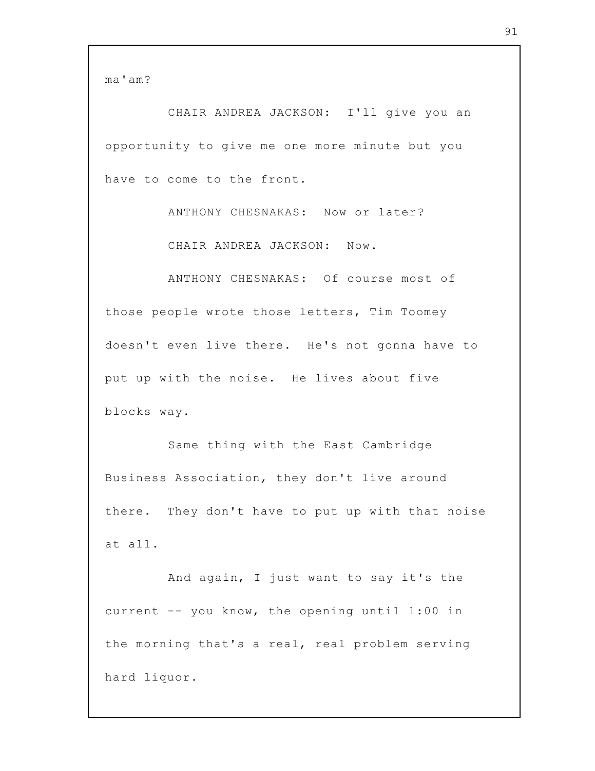ma'am?

CHAIR ANDREA JACKSON: I'll give you an opportunity to give me one more minute but you have to come to the front.

ANTHONY CHESNAKAS: Now or later?

CHAIR ANDREA JACKSON: Now.

ANTHONY CHESNAKAS: Of course most of those people wrote those letters, Tim Toomey doesn't even live there. He's not gonna have to put up with the noise. He lives about five blocks way.

Same thing with the East Cambridge Business Association, they don't live around there. They don't have to put up with that noise at all.

And again, I just want to say it's the current -- you know, the opening until 1:00 in the morning that's a real, real problem serving hard liquor.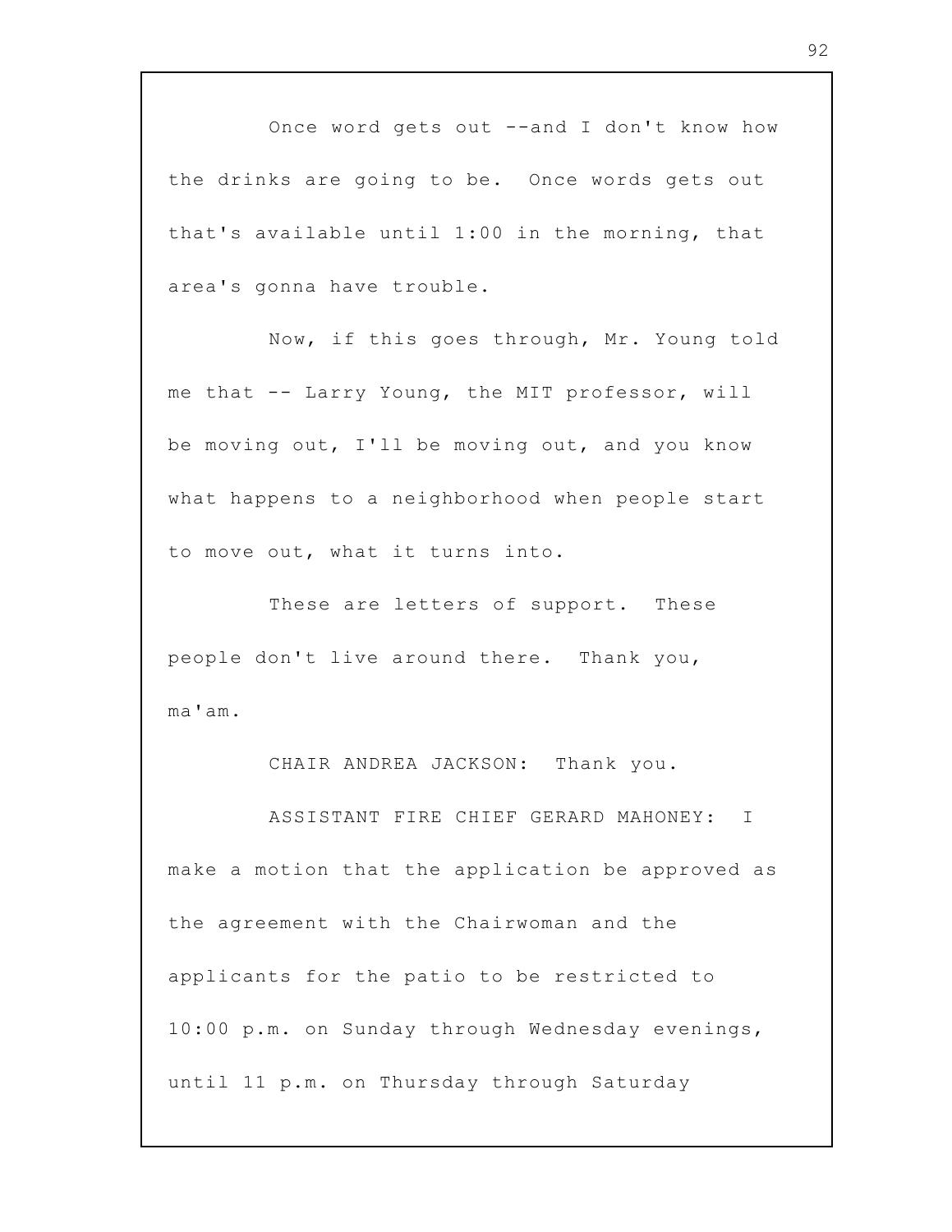Once word gets out --and I don't know how the drinks are going to be. Once words gets out that's available until 1:00 in the morning, that area's gonna have trouble.

Now, if this goes through, Mr. Young told me that -- Larry Young, the MIT professor, will be moving out, I'll be moving out, and you know what happens to a neighborhood when people start to move out, what it turns into.

These are letters of support. These people don't live around there. Thank you, ma'am.

CHAIR ANDREA JACKSON: Thank you.

ASSISTANT FIRE CHIEF GERARD MAHONEY: I make a motion that the application be approved as the agreement with the Chairwoman and the applicants for the patio to be restricted to 10:00 p.m. on Sunday through Wednesday evenings, until 11 p.m. on Thursday through Saturday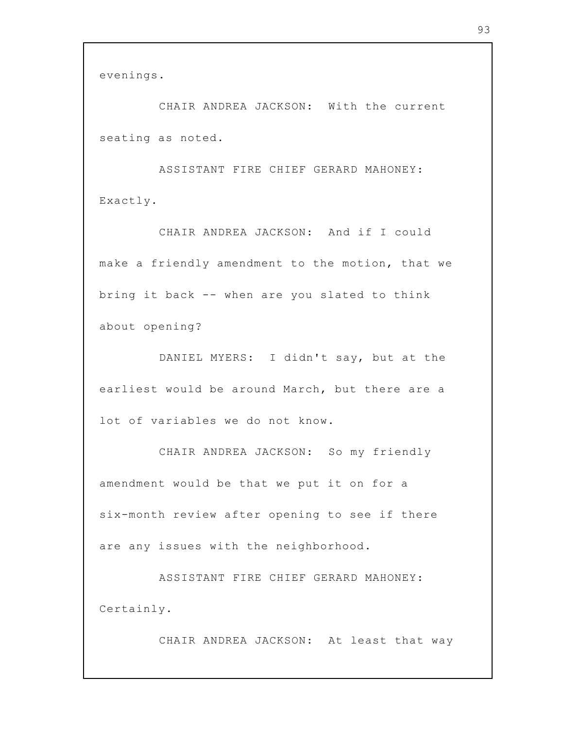evenings.

CHAIR ANDREA JACKSON: With the current seating as noted.

ASSISTANT FIRE CHIEF GERARD MAHONEY: Exactly.

CHAIR ANDREA JACKSON: And if I could make a friendly amendment to the motion, that we bring it back -- when are you slated to think about opening?

DANIEL MYERS: I didn't say, but at the earliest would be around March, but there are a lot of variables we do not know.

CHAIR ANDREA JACKSON: So my friendly amendment would be that we put it on for a six-month review after opening to see if there are any issues with the neighborhood.

ASSISTANT FIRE CHIEF GERARD MAHONEY: Certainly.

CHAIR ANDREA JACKSON: At least that way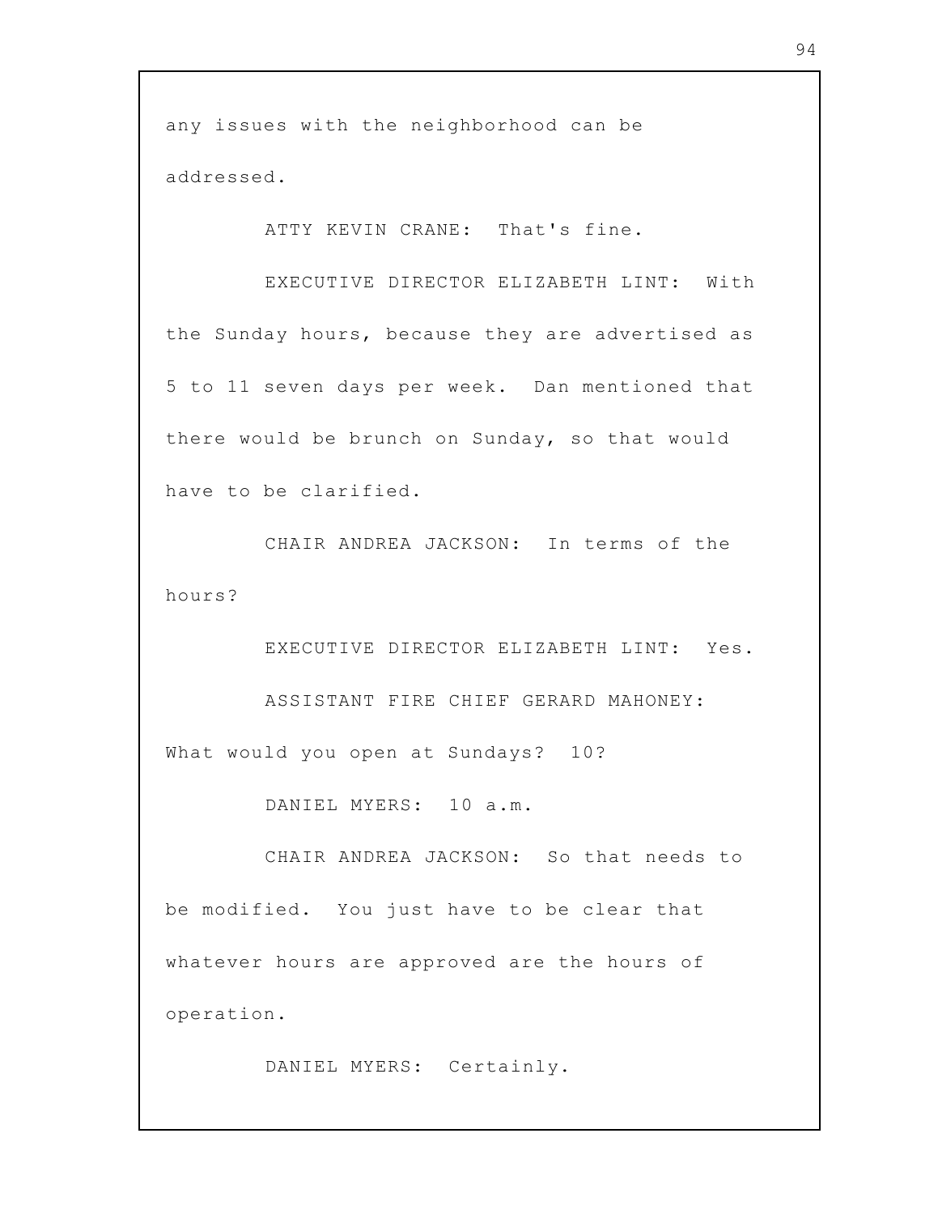any issues with the neighborhood can be addressed.

ATTY KEVIN CRANE: That's fine.

EXECUTIVE DIRECTOR ELIZABETH LINT: With the Sunday hours, because they are advertised as 5 to 11 seven days per week. Dan mentioned that there would be brunch on Sunday, so that would have to be clarified.

CHAIR ANDREA JACKSON: In terms of the hours?

EXECUTIVE DIRECTOR ELIZABETH LINT: Yes.

ASSISTANT FIRE CHIEF GERARD MAHONEY: What would you open at Sundays? 10?

DANIEL MYERS: 10 a.m.

CHAIR ANDREA JACKSON: So that needs to be modified. You just have to be clear that whatever hours are approved are the hours of operation.

DANIEL MYERS: Certainly.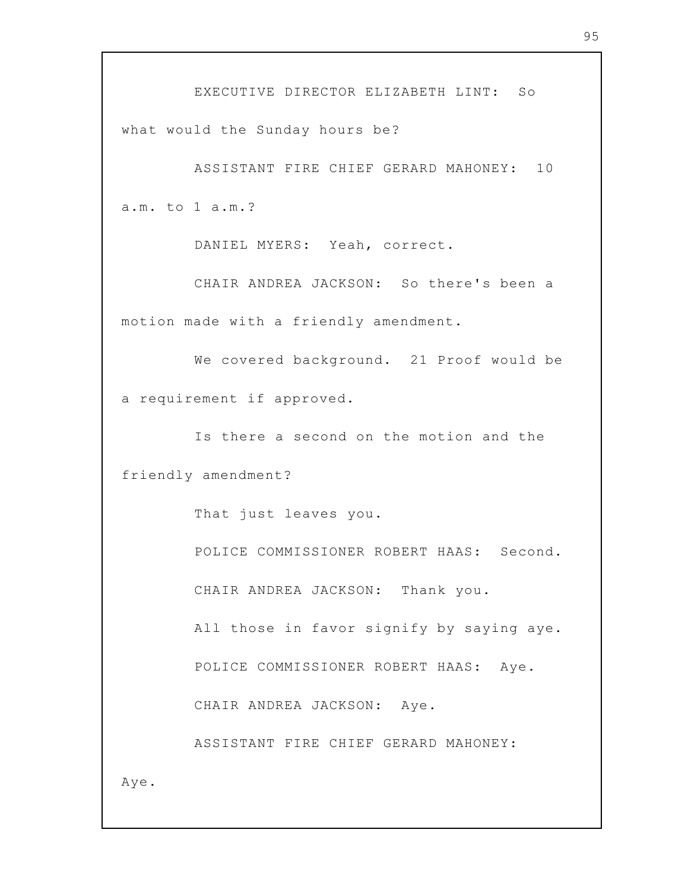EXECUTIVE DIRECTOR ELIZABETH LINT: So what would the Sunday hours be?

ASSISTANT FIRE CHIEF GERARD MAHONEY: 10 a.m. to 1 a.m.?

DANIEL MYERS: Yeah, correct.

CHAIR ANDREA JACKSON: So there's been a motion made with a friendly amendment.

We covered background. 21 Proof would be a requirement if approved.

Is there a second on the motion and the friendly amendment?

That just leaves you.

POLICE COMMISSIONER ROBERT HAAS: Second.

CHAIR ANDREA JACKSON: Thank you.

All those in favor signify by saying aye.

POLICE COMMISSIONER ROBERT HAAS: Aye.

CHAIR ANDREA JACKSON: Aye.

ASSISTANT FIRE CHIEF GERARD MAHONEY: Aye.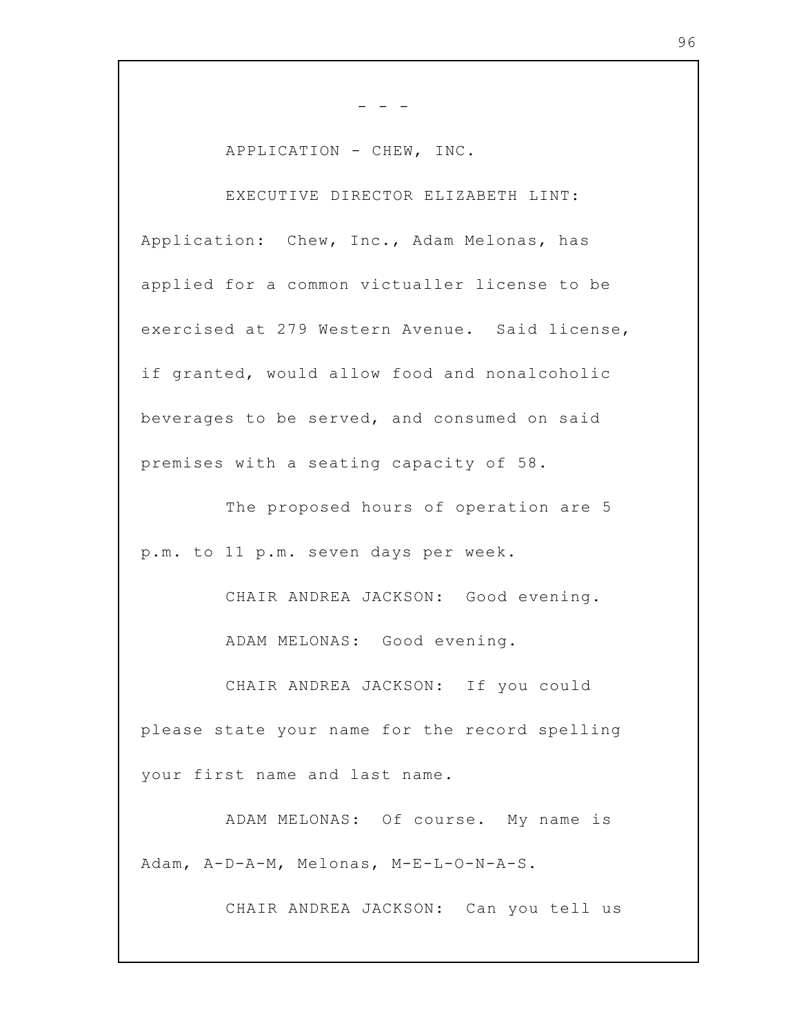\- - -

APPLICATION - CHEW, INC.

EXECUTIVE DIRECTOR ELIZABETH LINT: Application: Chew, Inc., Adam Melonas, has applied for a common victualler license to be exercised at 279 Western Avenue. Said license, if granted, would allow food and nonalcoholic beverages to be served, and consumed on said premises with a seating capacity of 58.

The proposed hours of operation are 5 p.m. to 11 p.m. seven days per week.

CHAIR ANDREA JACKSON: Good evening.

ADAM MELONAS: Good evening.

CHAIR ANDREA JACKSON: If you could please state your name for the record spelling your first name and last name.

ADAM MELONAS: Of course. My name is Adam, A-D-A-M, Melonas, M-E-L-O-N-A-S.

CHAIR ANDREA JACKSON: Can you tell us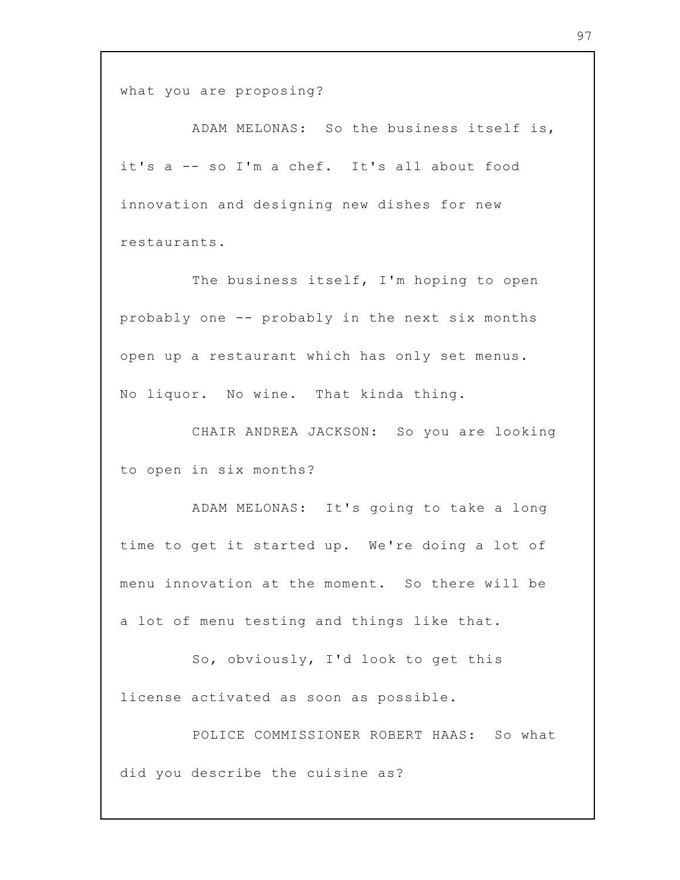what you are proposing?

ADAM MELONAS: So the business itself is, it's a -- so I'm a chef. It's all about food innovation and designing new dishes for new restaurants.

The business itself, I'm hoping to open probably one -- probably in the next six months open up a restaurant which has only set menus. No liquor. No wine. That kinda thing.

CHAIR ANDREA JACKSON: So you are looking to open in six months?

ADAM MELONAS: It's going to take a long time to get it started up. We're doing a lot of menu innovation at the moment. So there will be a lot of menu testing and things like that.

So, obviously, I'd look to get this license activated as soon as possible.

POLICE COMMISSIONER ROBERT HAAS: So what did you describe the cuisine as?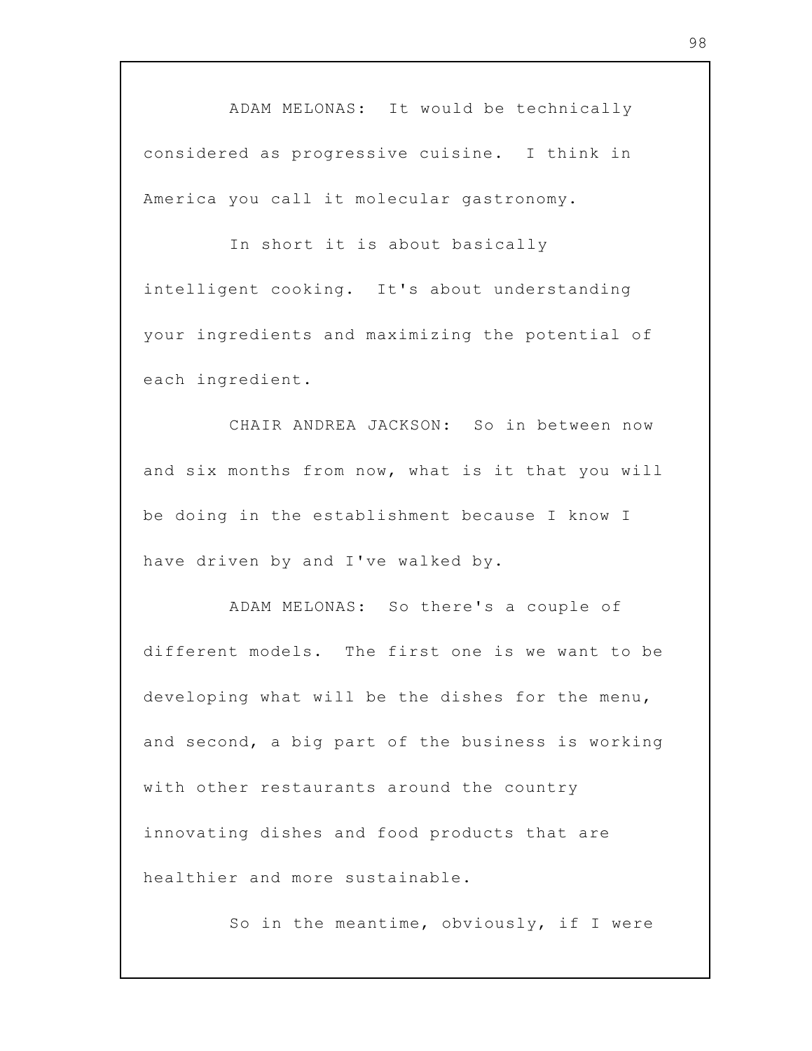ADAM MELONAS: It would be technically considered as progressive cuisine. I think in America you call it molecular gastronomy.

In short it is about basically intelligent cooking. It's about understanding your ingredients and maximizing the potential of each ingredient.

CHAIR ANDREA JACKSON: So in between now and six months from now, what is it that you will be doing in the establishment because I know I have driven by and I've walked by.

ADAM MELONAS: So there's a couple of different models. The first one is we want to be developing what will be the dishes for the menu, and second, a big part of the business is working with other restaurants around the country innovating dishes and food products that are healthier and more sustainable.

So in the meantime, obviously, if I were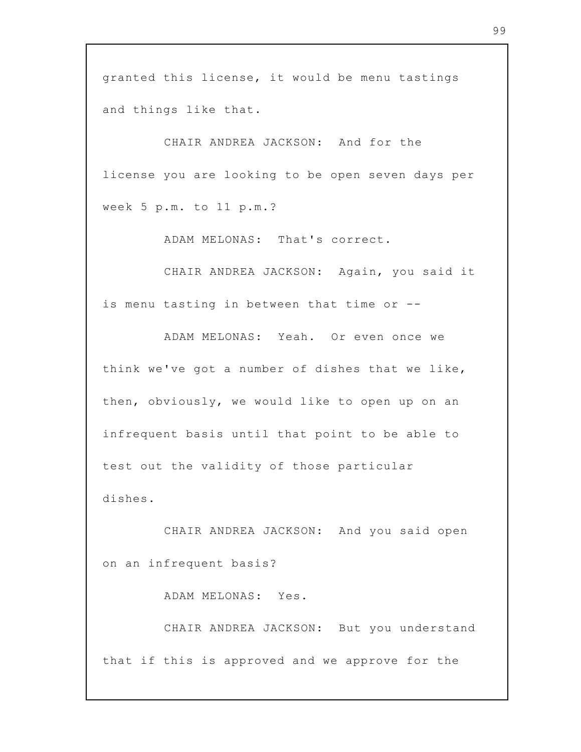granted this license, it would be menu tastings and things like that.

CHAIR ANDREA JACKSON: And for the license you are looking to be open seven days per week 5 p.m. to 11 p.m.?

ADAM MELONAS: That's correct.

CHAIR ANDREA JACKSON: Again, you said it is menu tasting in between that time or --

ADAM MELONAS: Yeah. Or even once we think we've got a number of dishes that we like, then, obviously, we would like to open up on an infrequent basis until that point to be able to test out the validity of those particular dishes.

CHAIR ANDREA JACKSON: And you said open on an infrequent basis?

ADAM MELONAS: Yes.

CHAIR ANDREA JACKSON: But you understand that if this is approved and we approve for the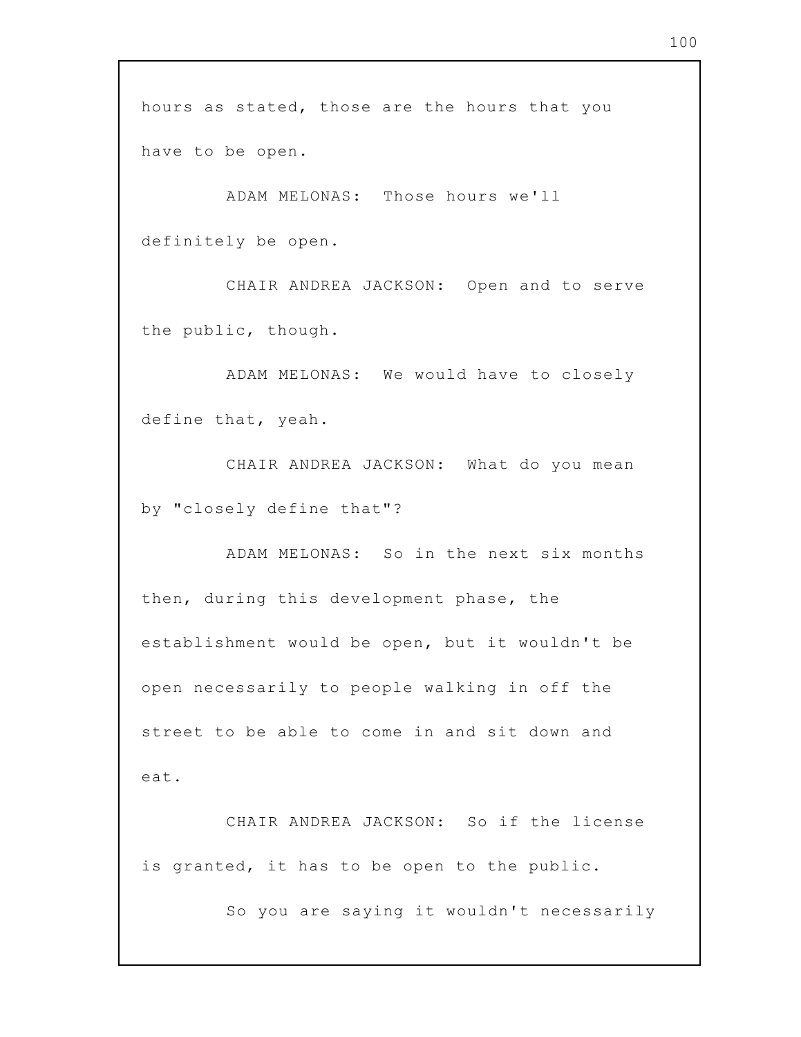hours as stated, those are the hours that you have to be open.

ADAM MELONAS: Those hours we'll definitely be open.

CHAIR ANDREA JACKSON: Open and to serve the public, though.

ADAM MELONAS: We would have to closely define that, yeah.

CHAIR ANDREA JACKSON: What do you mean by "closely define that"?

ADAM MELONAS: So in the next six months then, during this development phase, the establishment would be open, but it wouldn't be open necessarily to people walking in off the street to be able to come in and sit down and eat.

CHAIR ANDREA JACKSON: So if the license is granted, it has to be open to the public.

So you are saying it wouldn't necessarily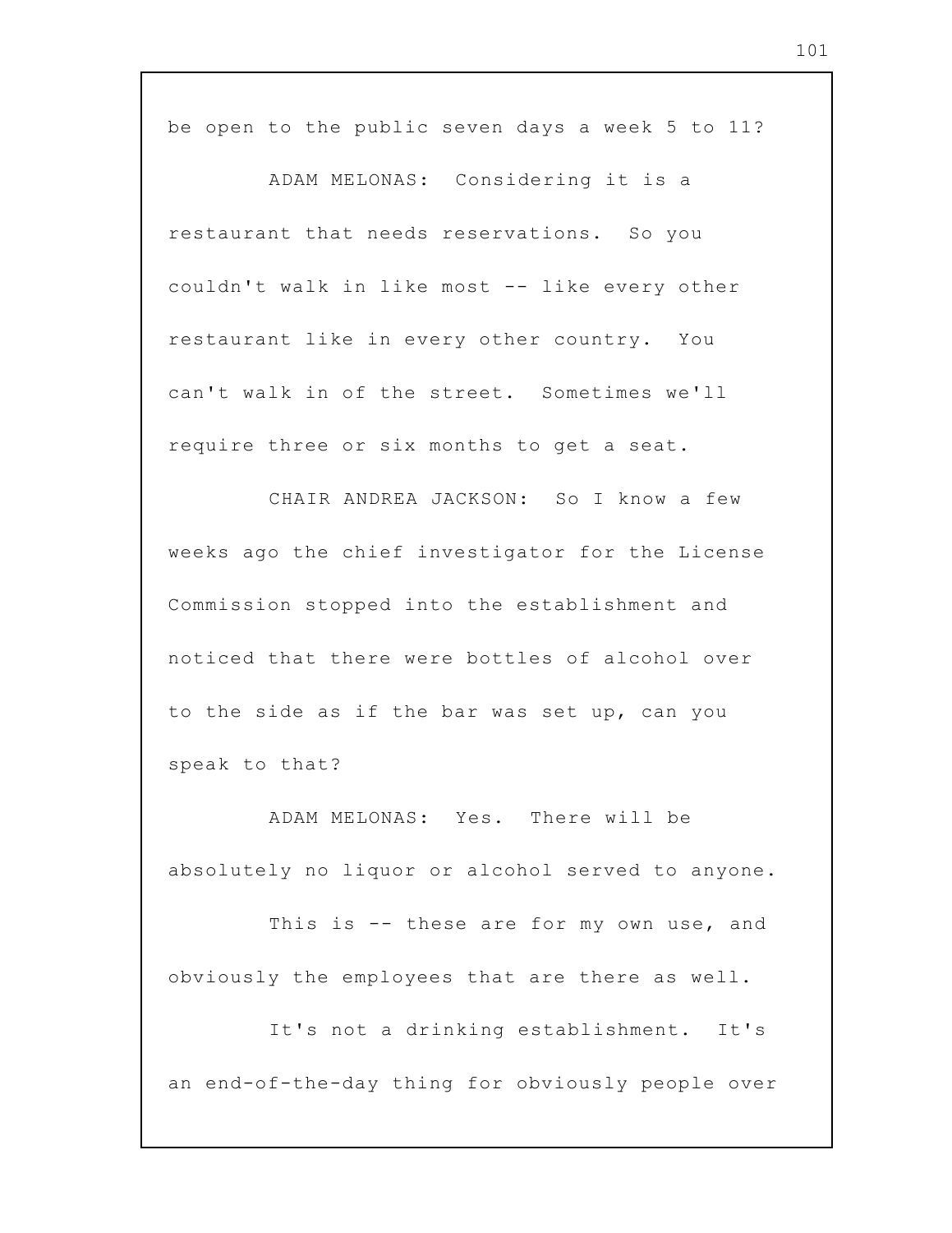be open to the public seven days a week 5 to 11?

ADAM MELONAS: Considering it is a restaurant that needs reservations. So you couldn't walk in like most -- like every other restaurant like in every other country. You can't walk in of the street. Sometimes we'll require three or six months to get a seat.

CHAIR ANDREA JACKSON: So I know a few weeks ago the chief investigator for the License Commission stopped into the establishment and noticed that there were bottles of alcohol over to the side as if the bar was set up, can you speak to that?

ADAM MELONAS: Yes. There will be absolutely no liquor or alcohol served to anyone.

This is -- these are for my own use, and obviously the employees that are there as well.

It's not a drinking establishment. It's an end-of-the-day thing for obviously people over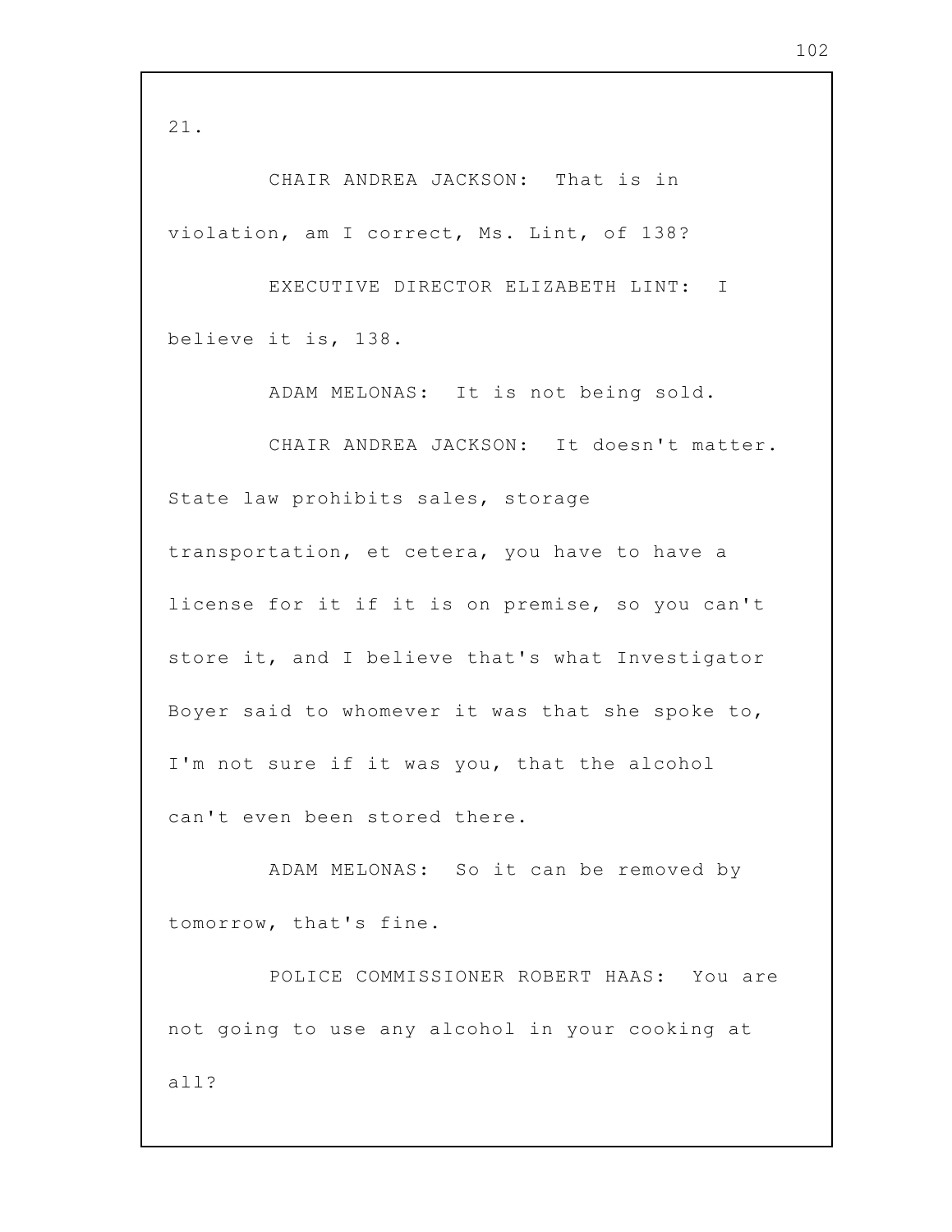21.

CHAIR ANDREA JACKSON: That is in violation, am I correct, Ms. Lint, of 138?

EXECUTIVE DIRECTOR ELIZABETH LINT: I believe it is, 138.

ADAM MELONAS: It is not being sold.

CHAIR ANDREA JACKSON: It doesn't matter. State law prohibits sales, storage transportation, et cetera, you have to have a license for it if it is on premise, so you can't store it, and I believe that's what Investigator Boyer said to whomever it was that she spoke to, I'm not sure if it was you, that the alcohol can't even been stored there.

ADAM MELONAS: So it can be removed by tomorrow, that's fine.

POLICE COMMISSIONER ROBERT HAAS: You are not going to use any alcohol in your cooking at all?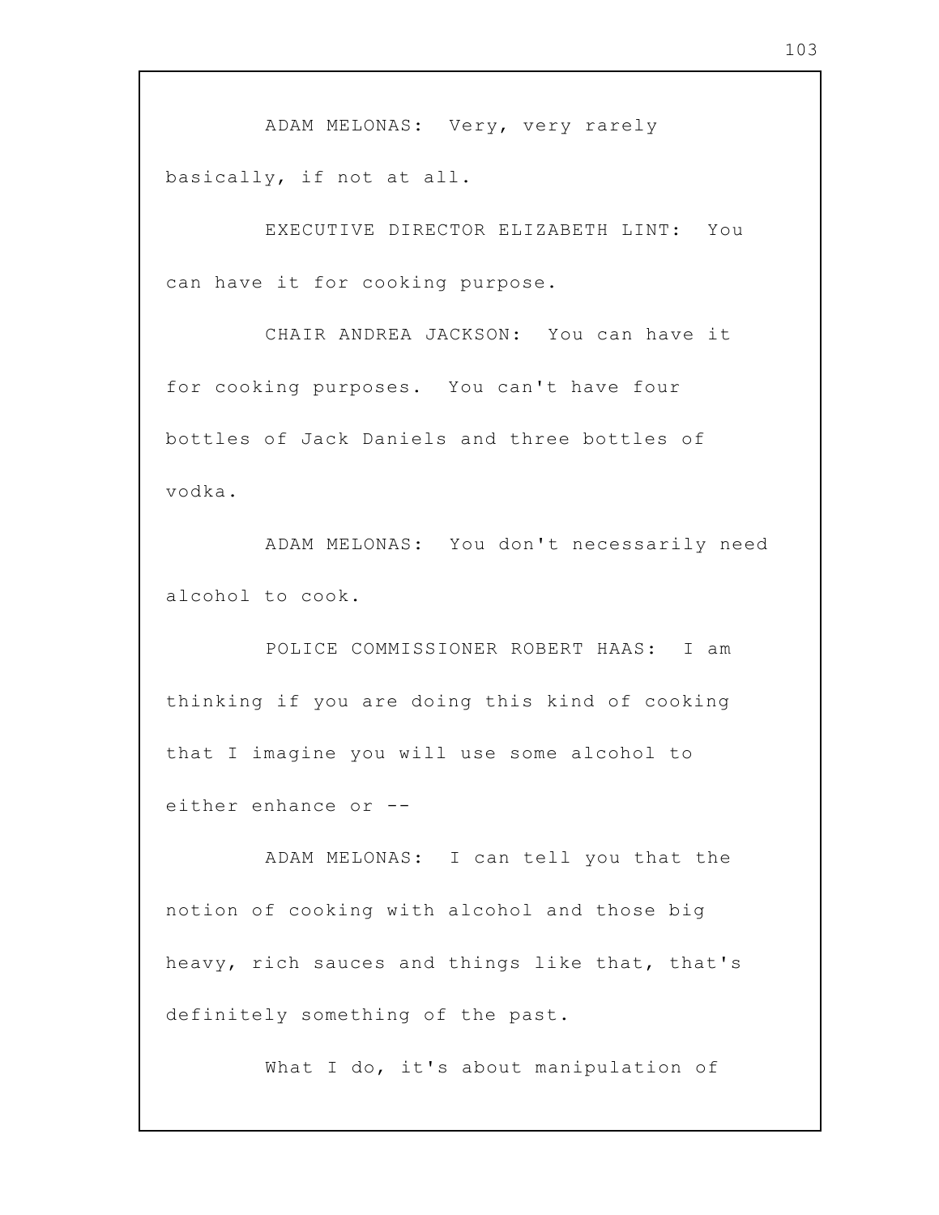ADAM MELONAS: Very, very rarely basically, if not at all.

EXECUTIVE DIRECTOR ELIZABETH LINT: You can have it for cooking purpose.

CHAIR ANDREA JACKSON: You can have it for cooking purposes. You can't have four bottles of Jack Daniels and three bottles of vodka.

ADAM MELONAS: You don't necessarily need alcohol to cook.

POLICE COMMISSIONER ROBERT HAAS: I am thinking if you are doing this kind of cooking that I imagine you will use some alcohol to either enhance or --

ADAM MELONAS: I can tell you that the notion of cooking with alcohol and those big heavy, rich sauces and things like that, that's definitely something of the past.

What I do, it's about manipulation of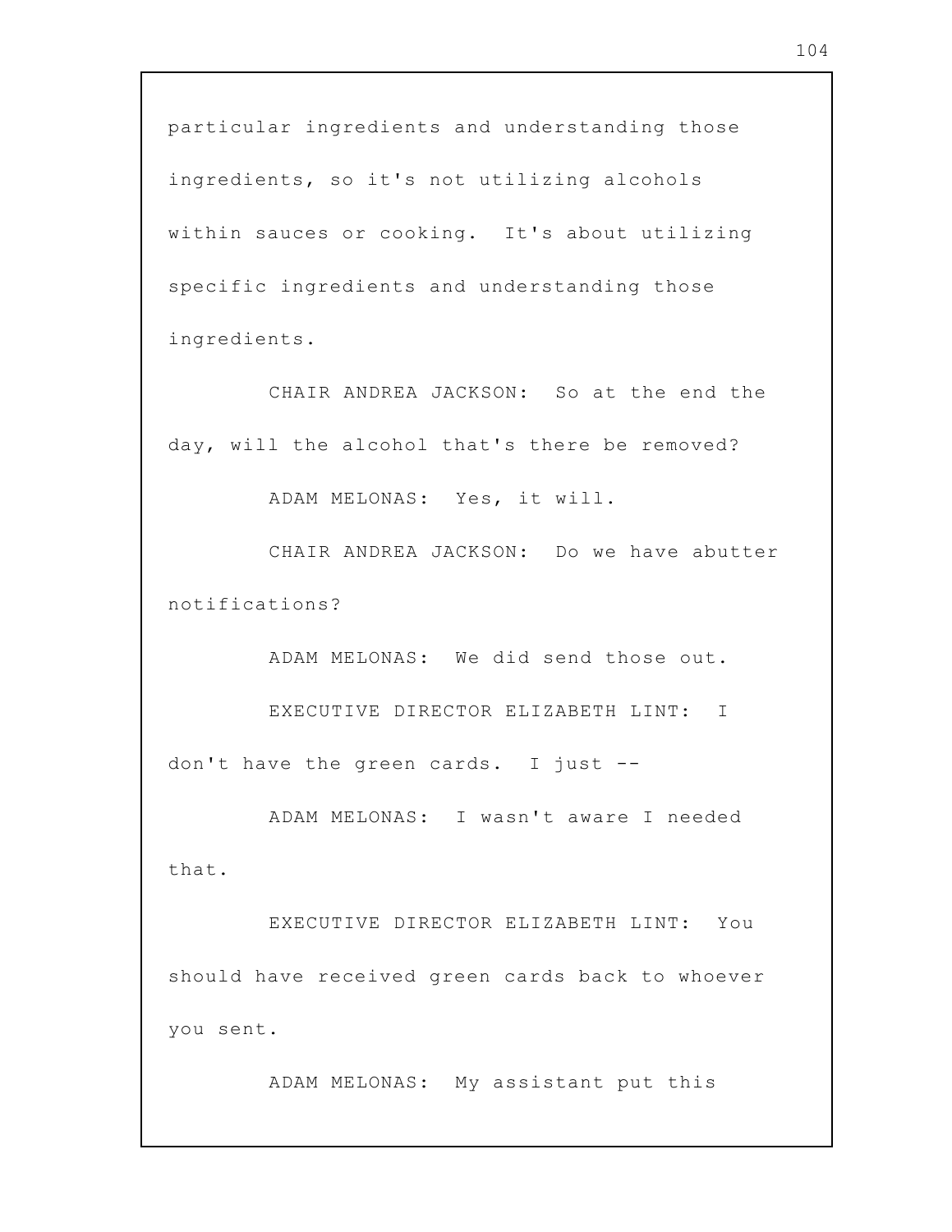particular ingredients and understanding those ingredients, so it's not utilizing alcohols within sauces or cooking. It's about utilizing specific ingredients and understanding those ingredients.

CHAIR ANDREA JACKSON: So at the end the day, will the alcohol that's there be removed?

ADAM MELONAS: Yes, it will.

CHAIR ANDREA JACKSON: Do we have abutter notifications?

ADAM MELONAS: We did send those out.

EXECUTIVE DIRECTOR ELIZABETH LINT: I don't have the green cards. I just --

ADAM MELONAS: I wasn't aware I needed that.

EXECUTIVE DIRECTOR ELIZABETH LINT: You should have received green cards back to whoever you sent.

ADAM MELONAS: My assistant put this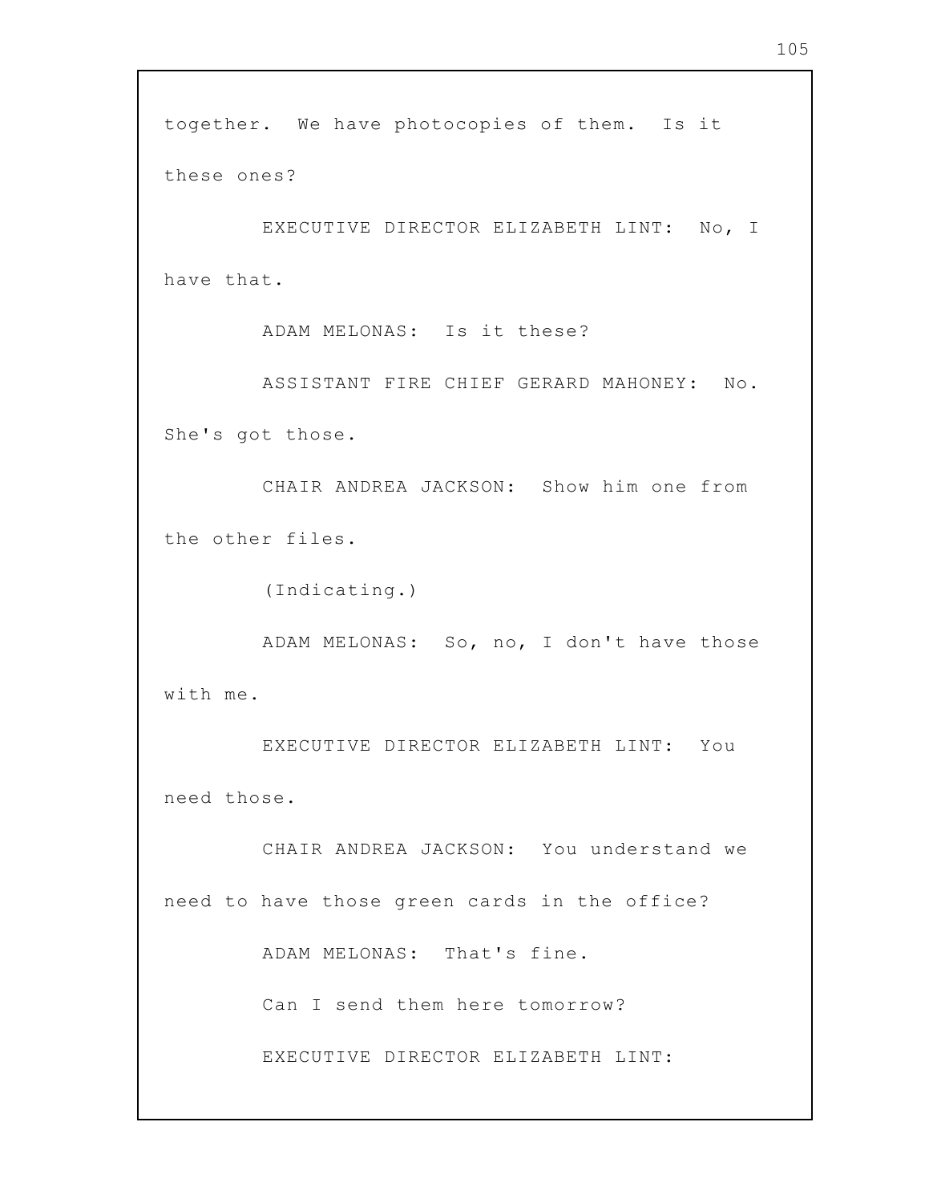together. We have photocopies of them. Is it these ones?

EXECUTIVE DIRECTOR ELIZABETH LINT: No, I have that.

ADAM MELONAS: Is it these?

ASSISTANT FIRE CHIEF GERARD MAHONEY: No. She's got those.

CHAIR ANDREA JACKSON: Show him one from the other files.

(Indicating.)

ADAM MELONAS: So, no, I don't have those with me.

EXECUTIVE DIRECTOR ELIZABETH LINT: You need those.

CHAIR ANDREA JACKSON: You understand we need to have those green cards in the office?

ADAM MELONAS: That's fine.

Can I send them here tomorrow?

EXECUTIVE DIRECTOR ELIZABETH LINT: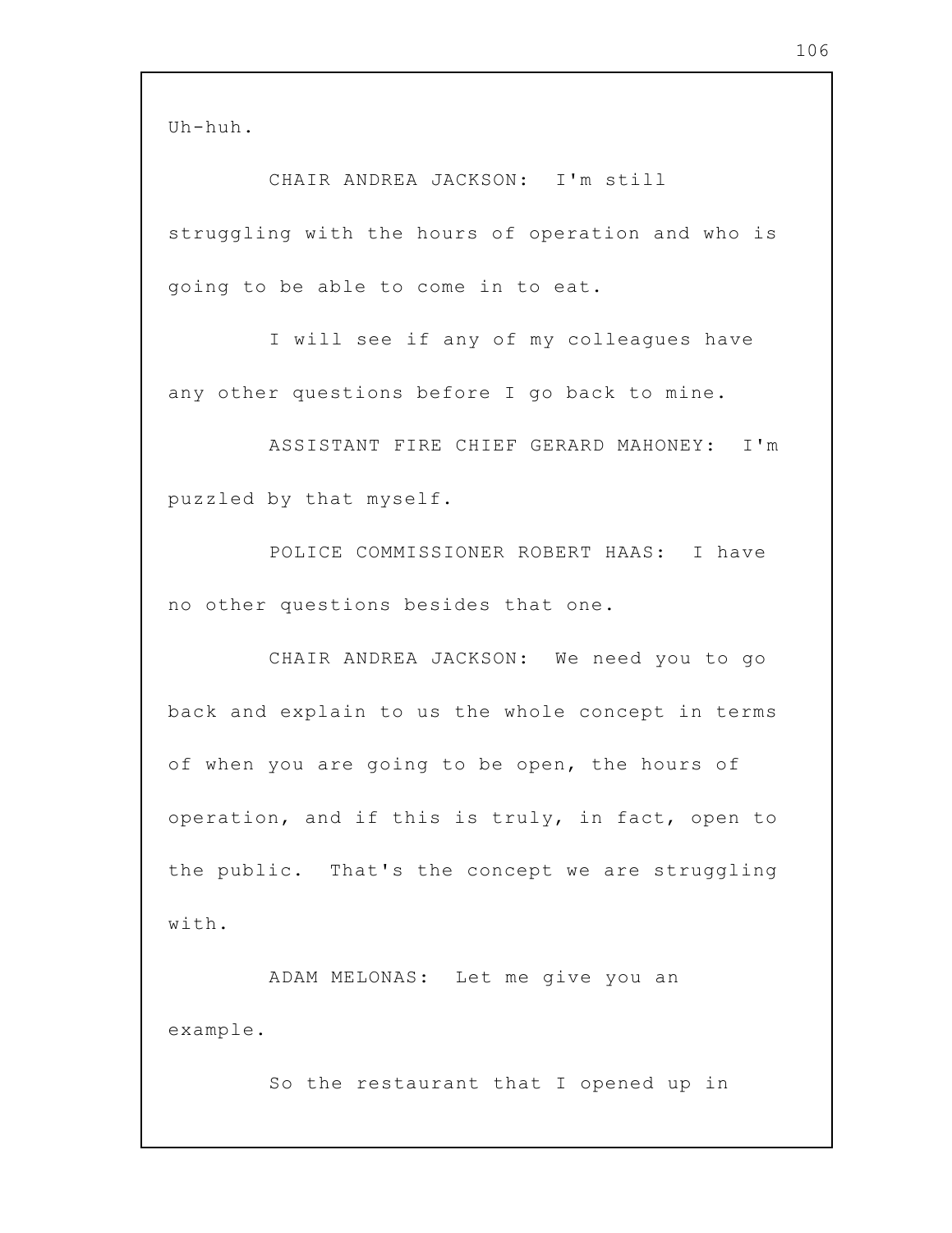Uh-huh.

CHAIR ANDREA JACKSON: I'm still struggling with the hours of operation and who is going to be able to come in to eat.

I will see if any of my colleagues have any other questions before I go back to mine.

ASSISTANT FIRE CHIEF GERARD MAHONEY: I'm puzzled by that myself.

POLICE COMMISSIONER ROBERT HAAS: I have no other questions besides that one.

CHAIR ANDREA JACKSON: We need you to go back and explain to us the whole concept in terms of when you are going to be open, the hours of operation, and if this is truly, in fact, open to the public. That's the concept we are struggling with.

ADAM MELONAS: Let me give you an example.

So the restaurant that I opened up in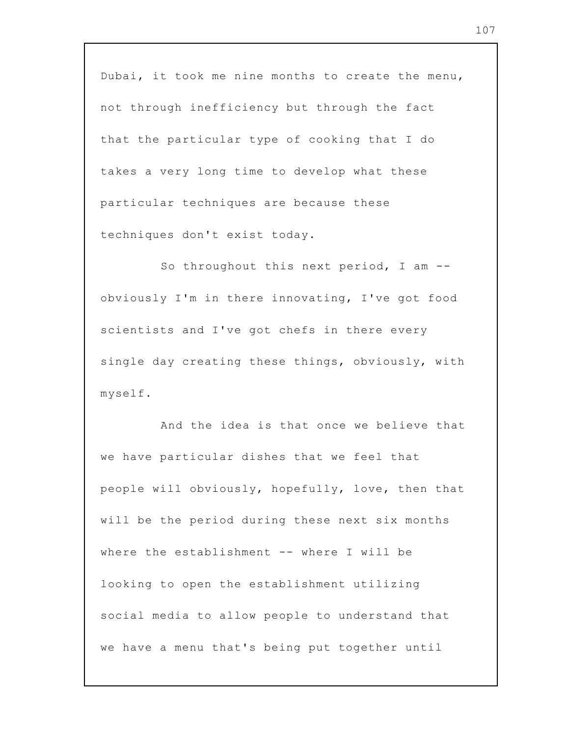Dubai, it took me nine months to create the menu, not through inefficiency but through the fact that the particular type of cooking that I do takes a very long time to develop what these particular techniques are because these techniques don't exist today.

So throughout this next period, I am -- obviously I'm in there innovating, I've got food scientists and I've got chefs in there every single day creating these things, obviously, with myself.

And the idea is that once we believe that we have particular dishes that we feel that people will obviously, hopefully, love, then that will be the period during these next six months where the establishment -- where I will be looking to open the establishment utilizing social media to allow people to understand that we have a menu that's being put together until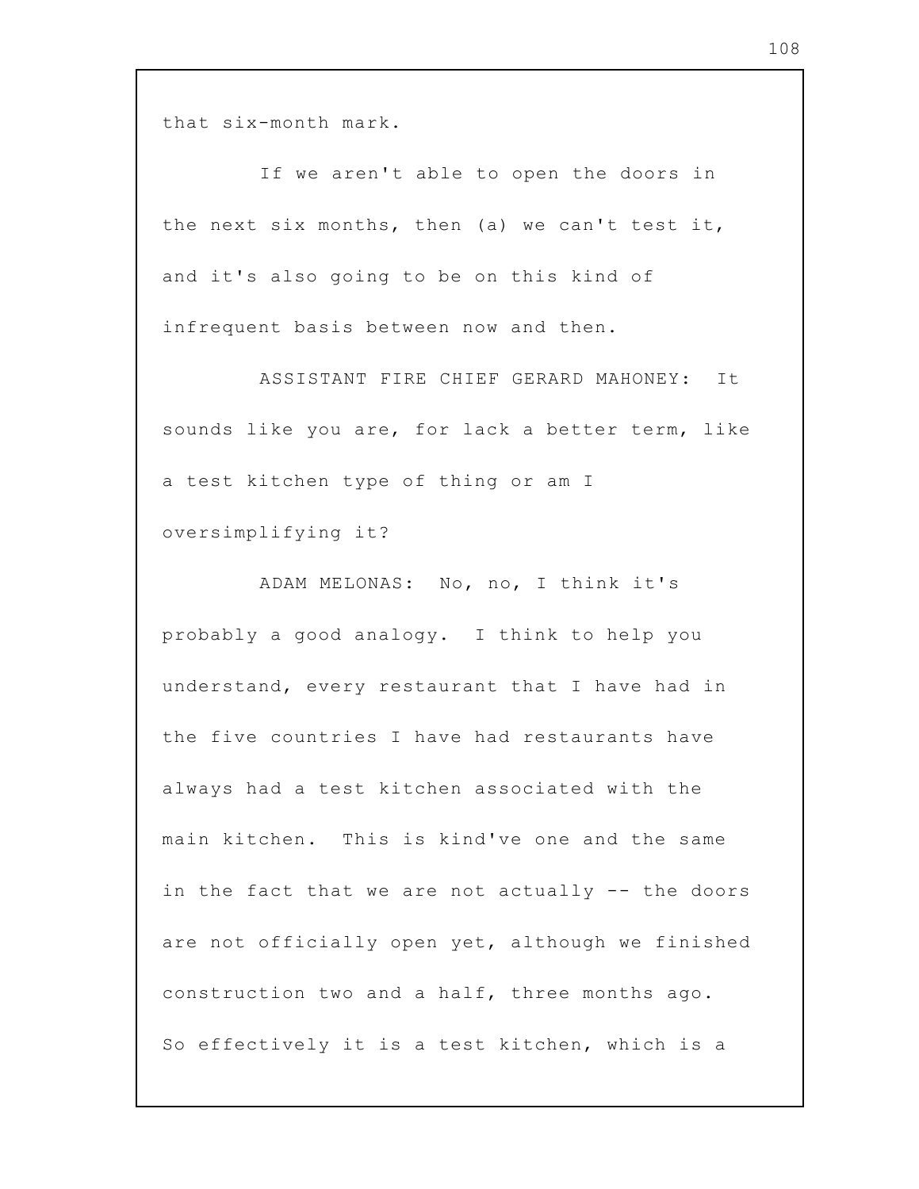that six-month mark.

If we aren't able to open the doors in the next six months, then (a) we can't test it, and it's also going to be on this kind of infrequent basis between now and then.

ASSISTANT FIRE CHIEF GERARD MAHONEY: It sounds like you are, for lack a better term, like a test kitchen type of thing or am I oversimplifying it?

ADAM MELONAS: No, no, I think it's probably a good analogy. I think to help you understand, every restaurant that I have had in the five countries I have had restaurants have always had a test kitchen associated with the main kitchen. This is kind've one and the same in the fact that we are not actually -- the doors are not officially open yet, although we finished construction two and a half, three months ago. So effectively it is a test kitchen, which is a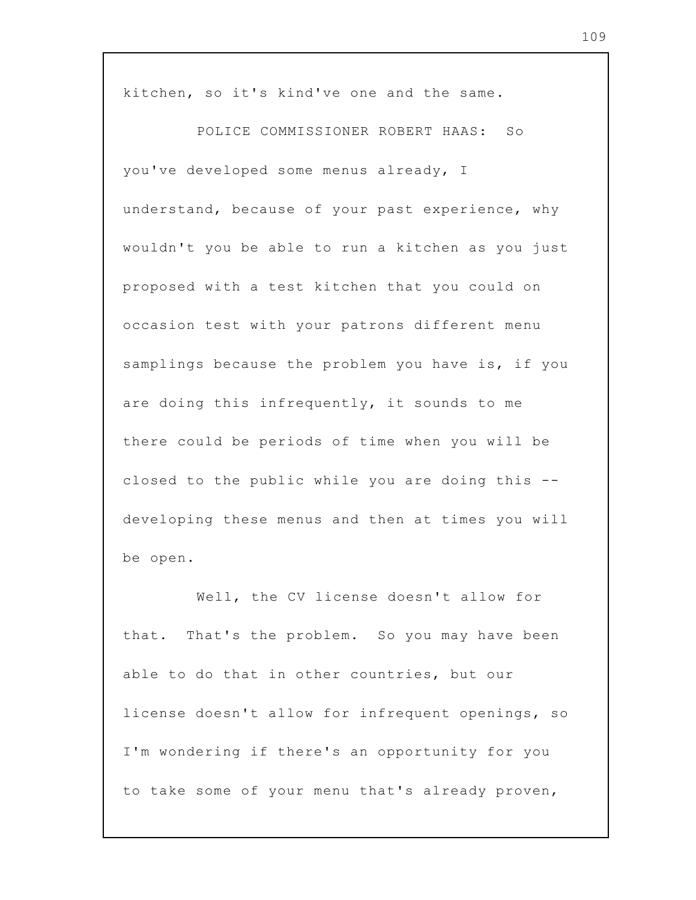kitchen, so it's kind've one and the same.

POLICE COMMISSIONER ROBERT HAAS: So you've developed some menus already, I understand, because of your past experience, why wouldn't you be able to run a kitchen as you just proposed with a test kitchen that you could on occasion test with your patrons different menu samplings because the problem you have is, if you are doing this infrequently, it sounds to me there could be periods of time when you will be closed to the public while you are doing this -- developing these menus and then at times you will be open.

Well, the CV license doesn't allow for that. That's the problem. So you may have been able to do that in other countries, but our license doesn't allow for infrequent openings, so I'm wondering if there's an opportunity for you to take some of your menu that's already proven,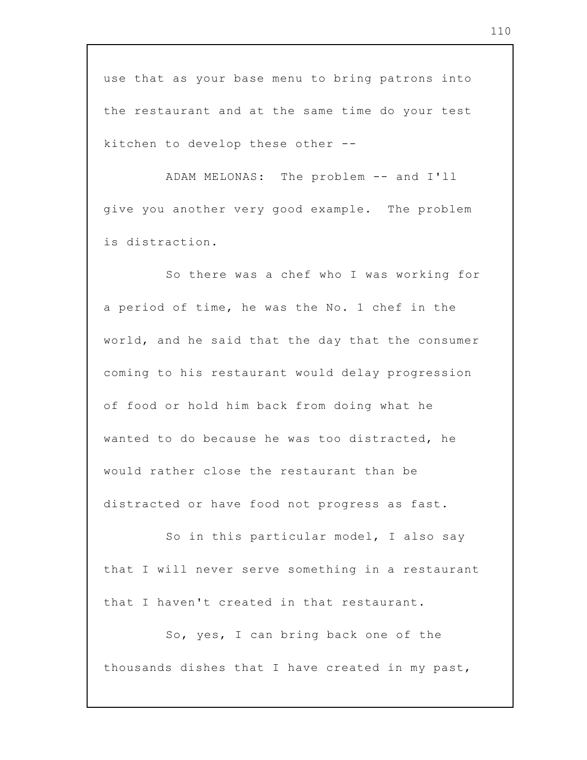use that as your base menu to bring patrons into the restaurant and at the same time do your test kitchen to develop these other --

ADAM MELONAS: The problem -- and I'll give you another very good example. The problem is distraction.

So there was a chef who I was working for a period of time, he was the No. 1 chef in the world, and he said that the day that the consumer coming to his restaurant would delay progression of food or hold him back from doing what he wanted to do because he was too distracted, he would rather close the restaurant than be distracted or have food not progress as fast.

So in this particular model, I also say that I will never serve something in a restaurant that I haven't created in that restaurant.

So, yes, I can bring back one of the thousands dishes that I have created in my past,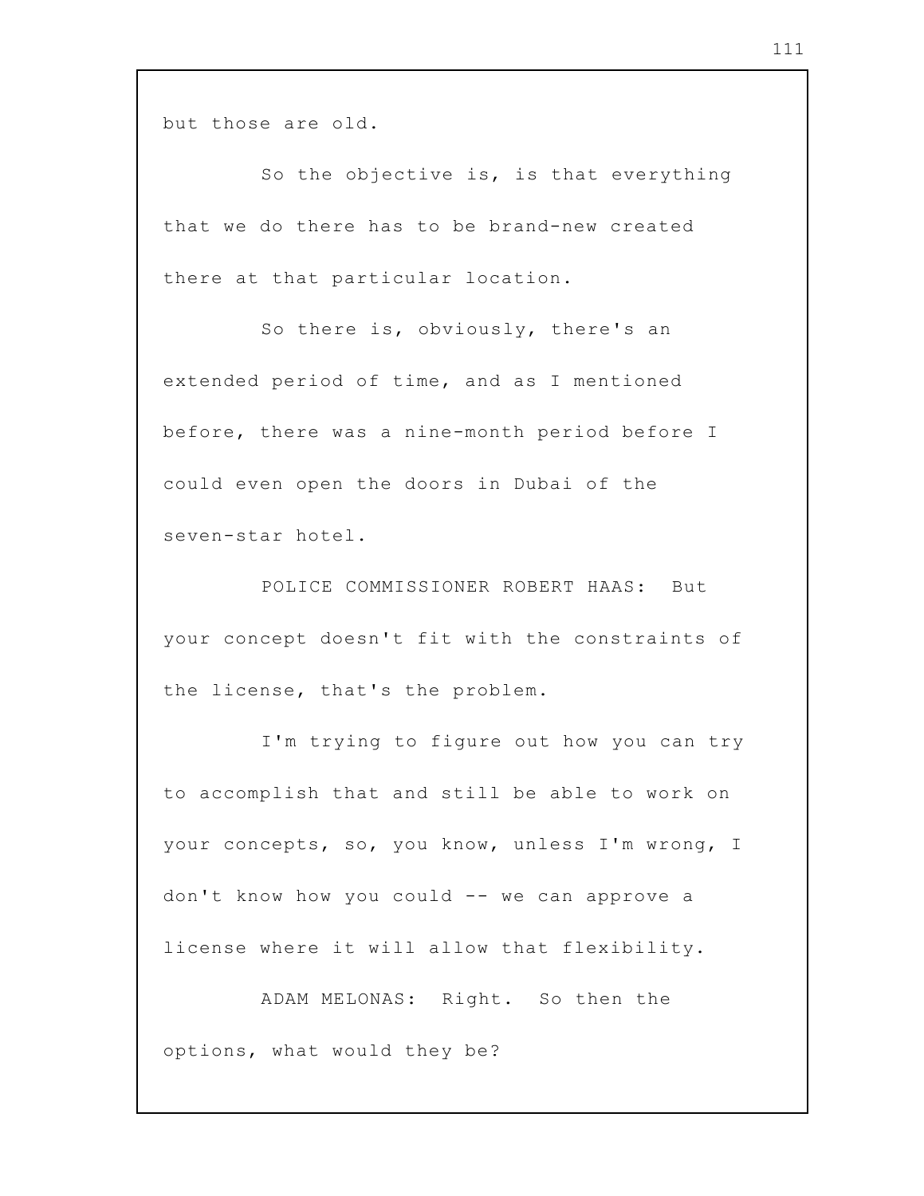but those are old.

So the objective is, is that everything that we do there has to be brand-new created there at that particular location.

So there is, obviously, there's an extended period of time, and as I mentioned before, there was a nine-month period before I could even open the doors in Dubai of the seven-star hotel.

POLICE COMMISSIONER ROBERT HAAS: But your concept doesn't fit with the constraints of the license, that's the problem.

I'm trying to figure out how you can try to accomplish that and still be able to work on your concepts, so, you know, unless I'm wrong, I don't know how you could -- we can approve a license where it will allow that flexibility.

ADAM MELONAS: Right. So then the options, what would they be?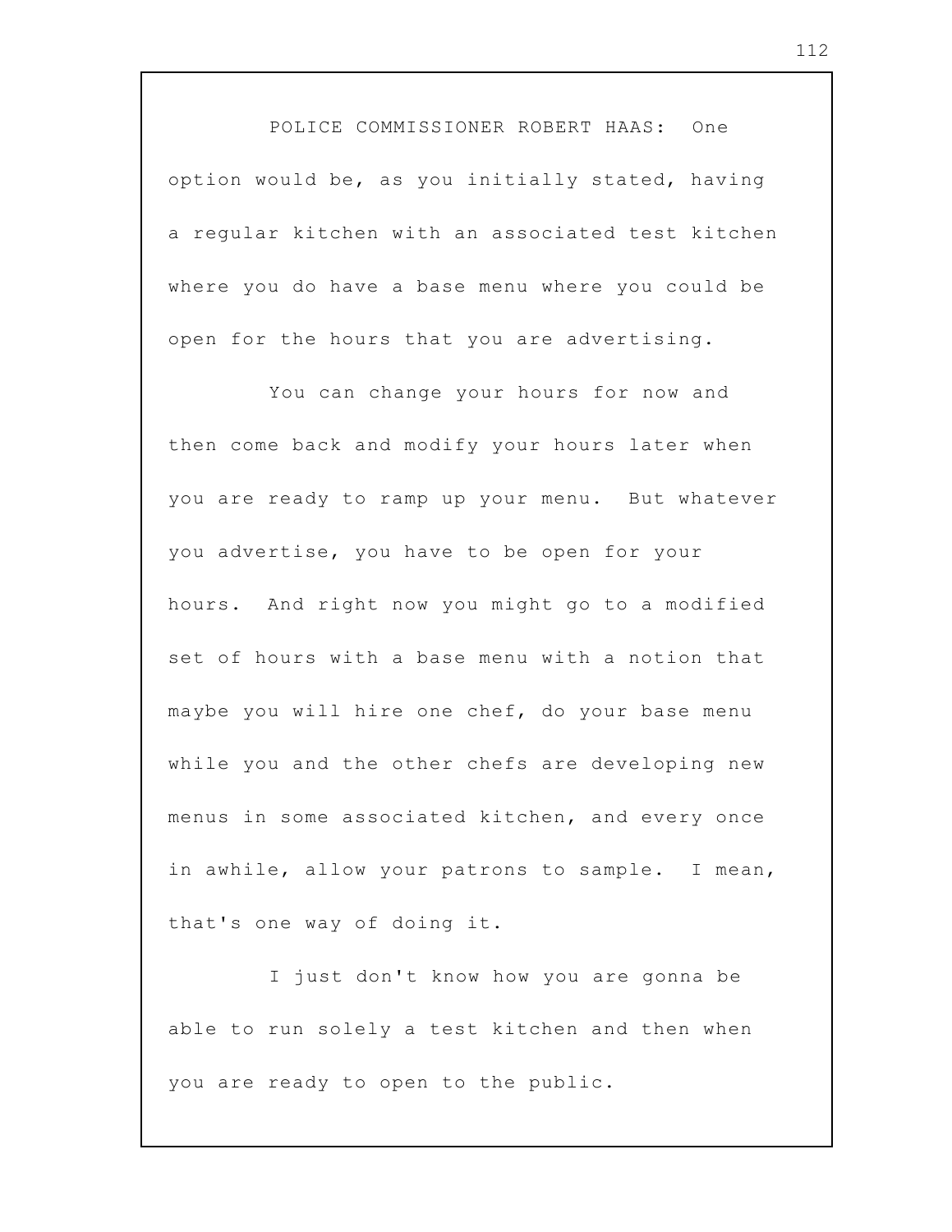POLICE COMMISSIONER ROBERT HAAS: One option would be, as you initially stated, having a regular kitchen with an associated test kitchen where you do have a base menu where you could be open for the hours that you are advertising.

You can change your hours for now and then come back and modify your hours later when you are ready to ramp up your menu. But whatever you advertise, you have to be open for your hours. And right now you might go to a modified set of hours with a base menu with a notion that maybe you will hire one chef, do your base menu while you and the other chefs are developing new menus in some associated kitchen, and every once in awhile, allow your patrons to sample. I mean, that's one way of doing it.

I just don't know how you are gonna be able to run solely a test kitchen and then when you are ready to open to the public.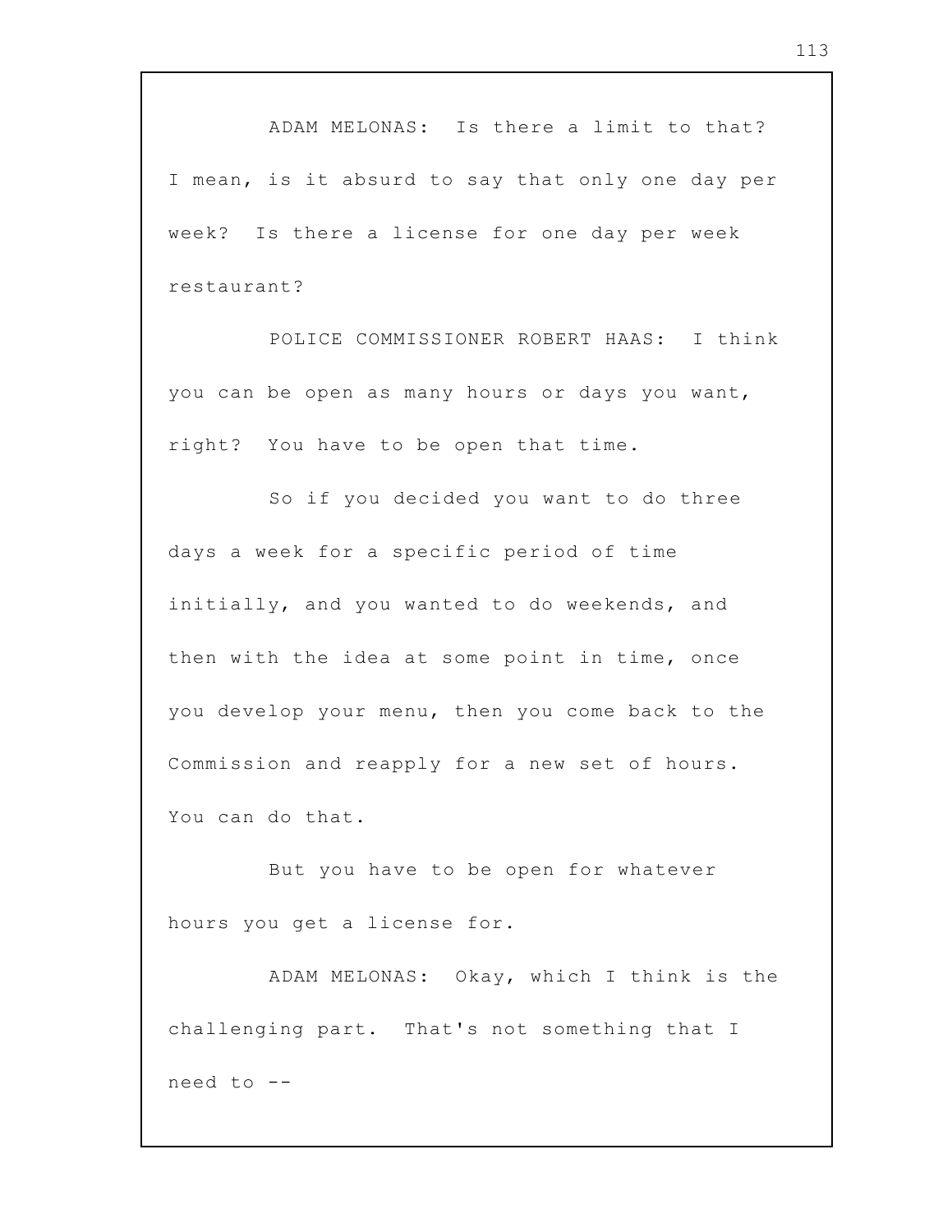ADAM MELONAS: Is there a limit to that? I mean, is it absurd to say that only one day per week? Is there a license for one day per week restaurant?

POLICE COMMISSIONER ROBERT HAAS: I think you can be open as many hours or days you want, right? You have to be open that time.

So if you decided you want to do three days a week for a specific period of time initially, and you wanted to do weekends, and then with the idea at some point in time, once you develop your menu, then you come back to the Commission and reapply for a new set of hours. You can do that.

But you have to be open for whatever hours you get a license for.

ADAM MELONAS: Okay, which I think is the challenging part. That's not something that I need to --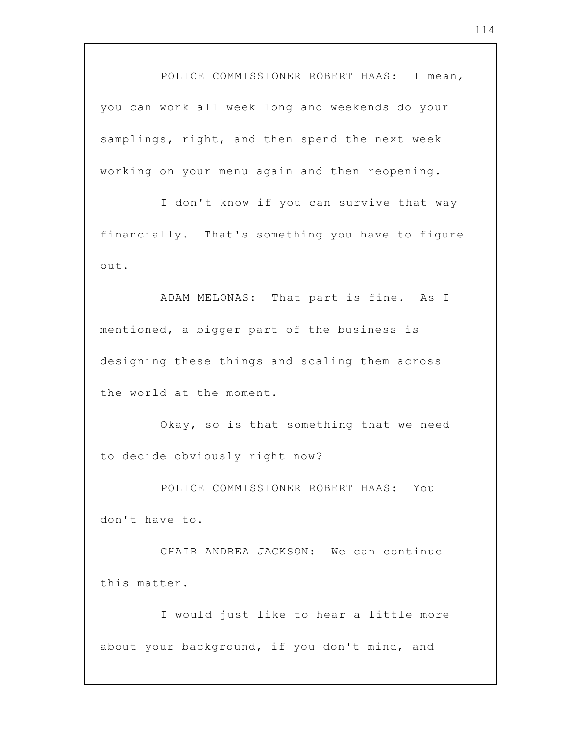POLICE COMMISSIONER ROBERT HAAS: I mean, you can work all week long and weekends do your samplings, right, and then spend the next week working on your menu again and then reopening.

I don't know if you can survive that way financially. That's something you have to figure out.

ADAM MELONAS: That part is fine. As I mentioned, a bigger part of the business is designing these things and scaling them across the world at the moment.

Okay, so is that something that we need to decide obviously right now?

POLICE COMMISSIONER ROBERT HAAS: You don't have to.

CHAIR ANDREA JACKSON: We can continue this matter.

I would just like to hear a little more about your background, if you don't mind, and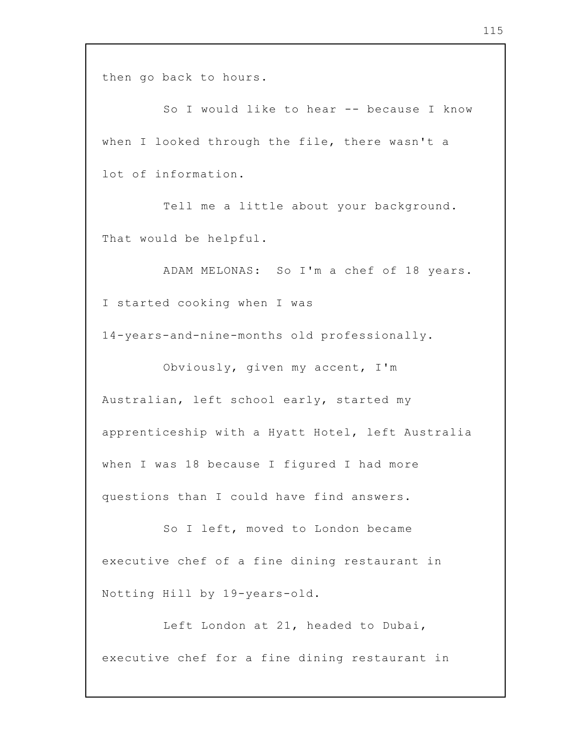then go back to hours.

So I would like to hear -- because I know when I looked through the file, there wasn't a lot of information.

Tell me a little about your background. That would be helpful.

ADAM MELONAS: So I'm a chef of 18 years. I started cooking when I was 14-years-and-nine-months old professionally.

Obviously, given my accent, I'm Australian, left school early, started my apprenticeship with a Hyatt Hotel, left Australia when I was 18 because I figured I had more questions than I could have find answers.

So I left, moved to London became executive chef of a fine dining restaurant in Notting Hill by 19-years-old.

Left London at 21, headed to Dubai, executive chef for a fine dining restaurant in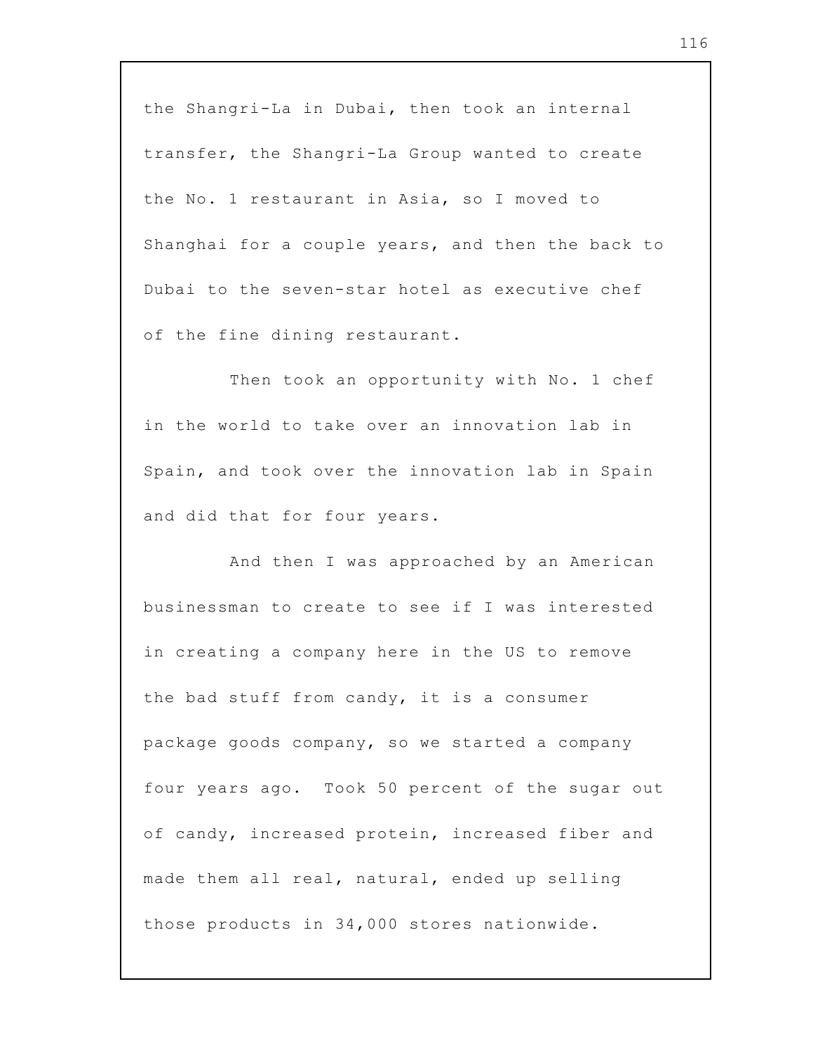the Shangri-La in Dubai, then took an internal transfer, the Shangri-La Group wanted to create the No. 1 restaurant in Asia, so I moved to Shanghai for a couple years, and then the back to Dubai to the seven-star hotel as executive chef of the fine dining restaurant.

Then took an opportunity with No. 1 chef in the world to take over an innovation lab in Spain, and took over the innovation lab in Spain and did that for four years.

And then I was approached by an American businessman to create to see if I was interested in creating a company here in the US to remove the bad stuff from candy, it is a consumer package goods company, so we started a company four years ago. Took 50 percent of the sugar out of candy, increased protein, increased fiber and made them all real, natural, ended up selling those products in 34,000 stores nationwide.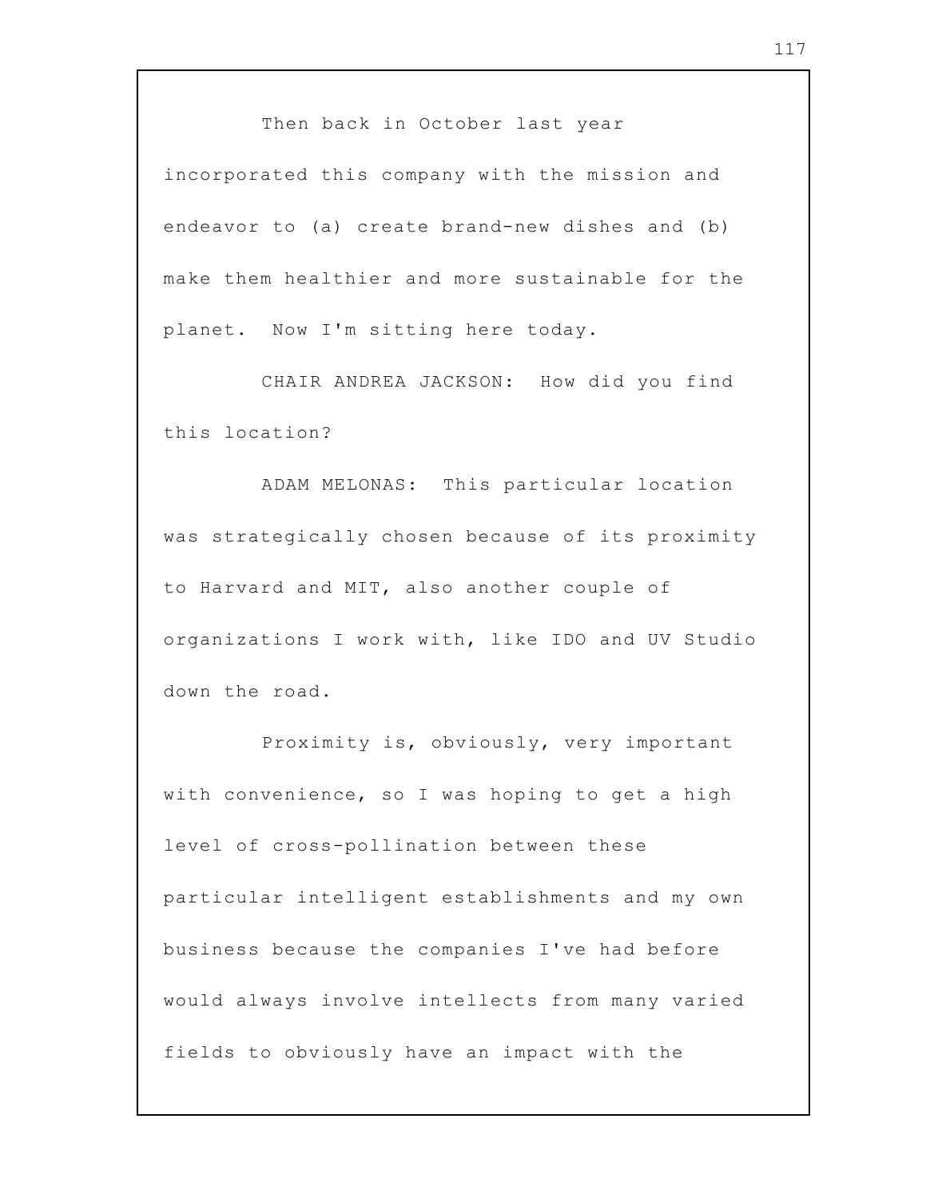Then back in October last year incorporated this company with the mission and endeavor to (a) create brand-new dishes and (b) make them healthier and more sustainable for the planet. Now I'm sitting here today.

CHAIR ANDREA JACKSON: How did you find this location?

ADAM MELONAS: This particular location was strategically chosen because of its proximity to Harvard and MIT, also another couple of organizations I work with, like IDO and UV Studio down the road.

Proximity is, obviously, very important with convenience, so I was hoping to get a high level of cross-pollination between these particular intelligent establishments and my own business because the companies I've had before would always involve intellects from many varied fields to obviously have an impact with the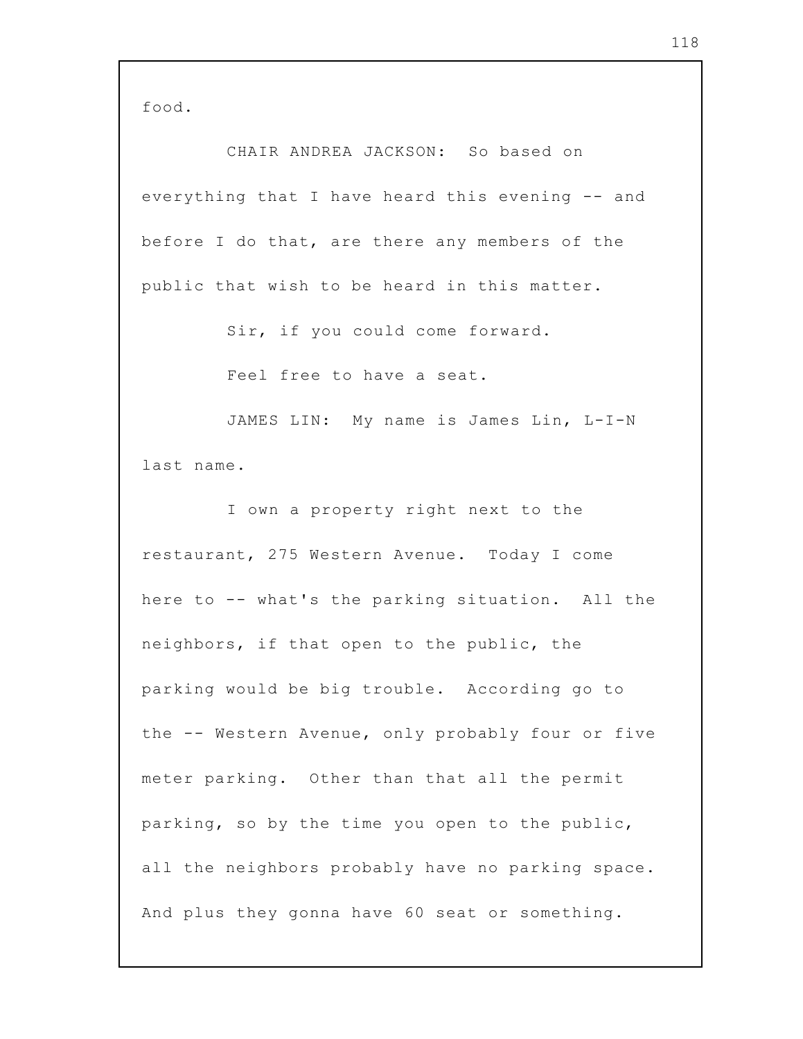food.

CHAIR ANDREA JACKSON: So based on everything that I have heard this evening -- and before I do that, are there any members of the public that wish to be heard in this matter.

Sir, if you could come forward.

Feel free to have a seat.

JAMES LIN: My name is James Lin, L-I-N last name.

I own a property right next to the restaurant, 275 Western Avenue. Today I come here to -- what's the parking situation. All the neighbors, if that open to the public, the parking would be big trouble. According go to the -- Western Avenue, only probably four or five meter parking. Other than that all the permit parking, so by the time you open to the public, all the neighbors probably have no parking space. And plus they gonna have 60 seat or something.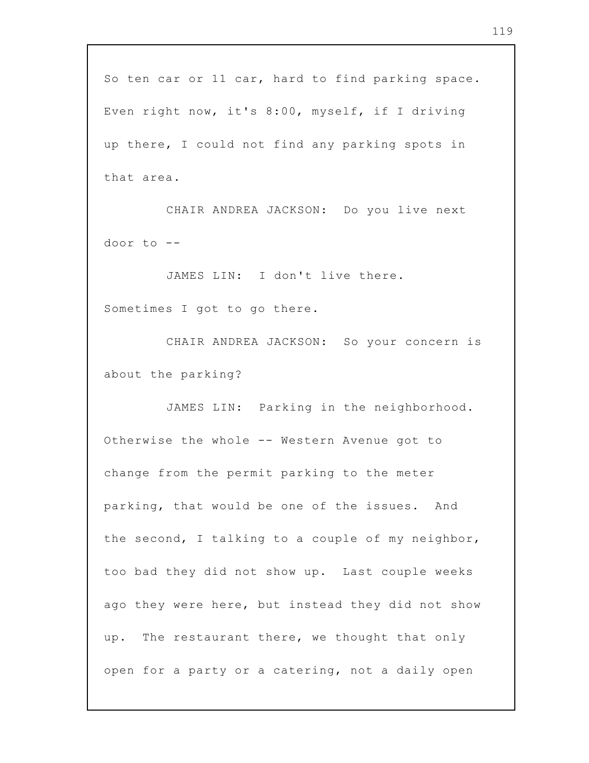So ten car or 11 car, hard to find parking space. Even right now, it's 8:00, myself, if I driving up there, I could not find any parking spots in that area.

CHAIR ANDREA JACKSON: Do you live next door to --

JAMES LIN: I don't live there. Sometimes I got to go there.

CHAIR ANDREA JACKSON: So your concern is about the parking?

JAMES LIN: Parking in the neighborhood. Otherwise the whole -- Western Avenue got to change from the permit parking to the meter parking, that would be one of the issues. And the second, I talking to a couple of my neighbor, too bad they did not show up. Last couple weeks ago they were here, but instead they did not show up. The restaurant there, we thought that only open for a party or a catering, not a daily open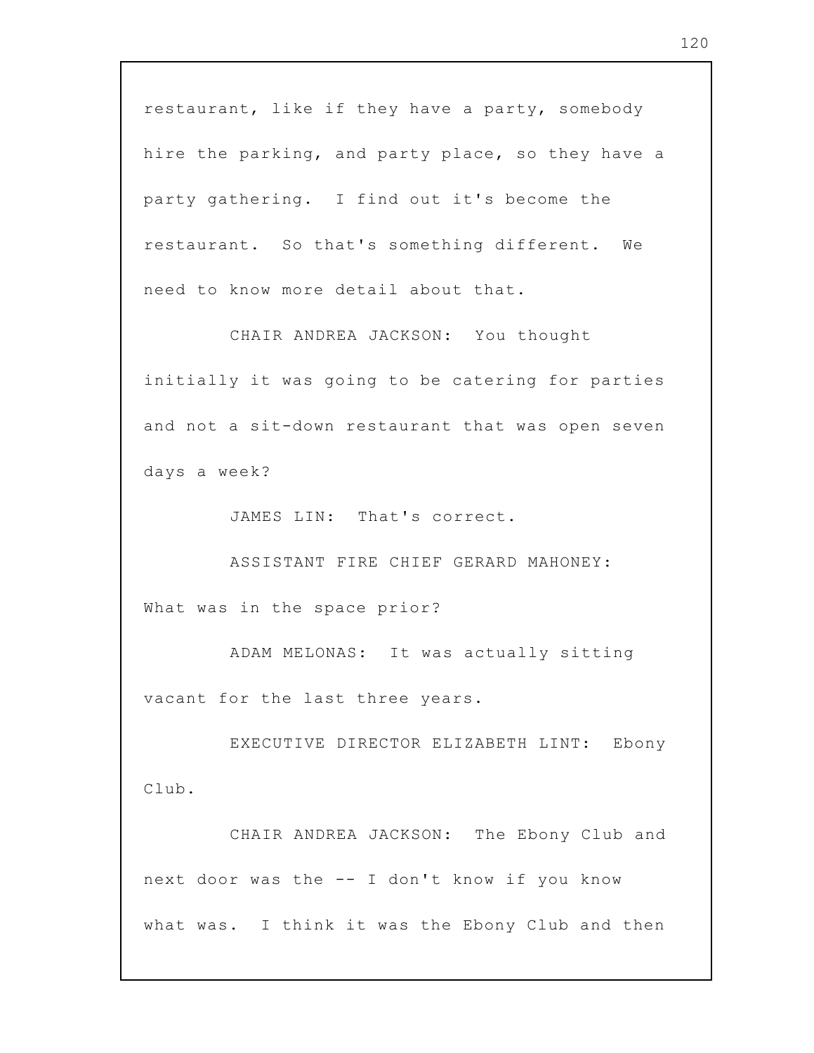restaurant, like if they have a party, somebody hire the parking, and party place, so they have a party gathering. I find out it's become the restaurant. So that's something different. We need to know more detail about that.

CHAIR ANDREA JACKSON: You thought initially it was going to be catering for parties and not a sit-down restaurant that was open seven days a week?

JAMES LIN: That's correct.

ASSISTANT FIRE CHIEF GERARD MAHONEY: What was in the space prior?

ADAM MELONAS: It was actually sitting vacant for the last three years.

EXECUTIVE DIRECTOR ELIZABETH LINT: Ebony Club.

CHAIR ANDREA JACKSON: The Ebony Club and next door was the -- I don't know if you know what was. I think it was the Ebony Club and then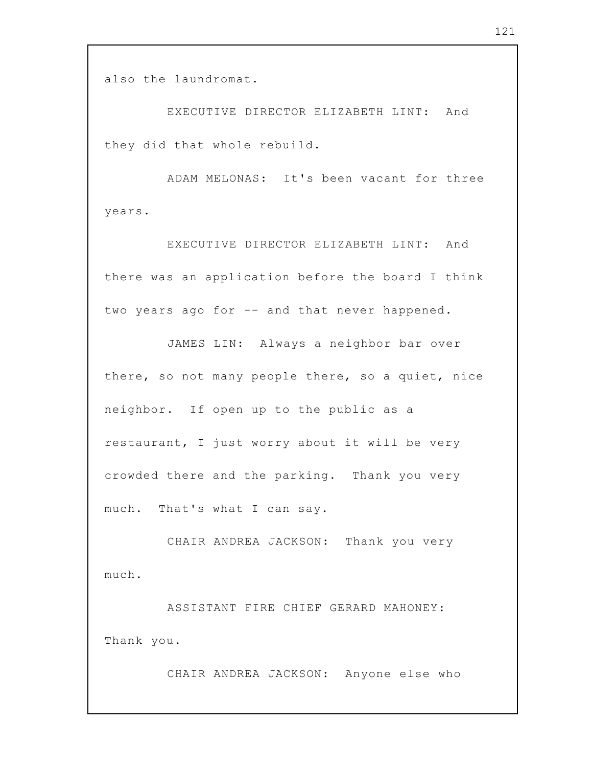also the laundromat.

EXECUTIVE DIRECTOR ELIZABETH LINT: And they did that whole rebuild.

ADAM MELONAS: It's been vacant for three years.

EXECUTIVE DIRECTOR ELIZABETH LINT: And there was an application before the board I think two years ago for -- and that never happened.

JAMES LIN: Always a neighbor bar over there, so not many people there, so a quiet, nice neighbor. If open up to the public as a restaurant, I just worry about it will be very crowded there and the parking. Thank you very much. That's what I can say.

CHAIR ANDREA JACKSON: Thank you very much.

ASSISTANT FIRE CHIEF GERARD MAHONEY: Thank you.

CHAIR ANDREA JACKSON: Anyone else who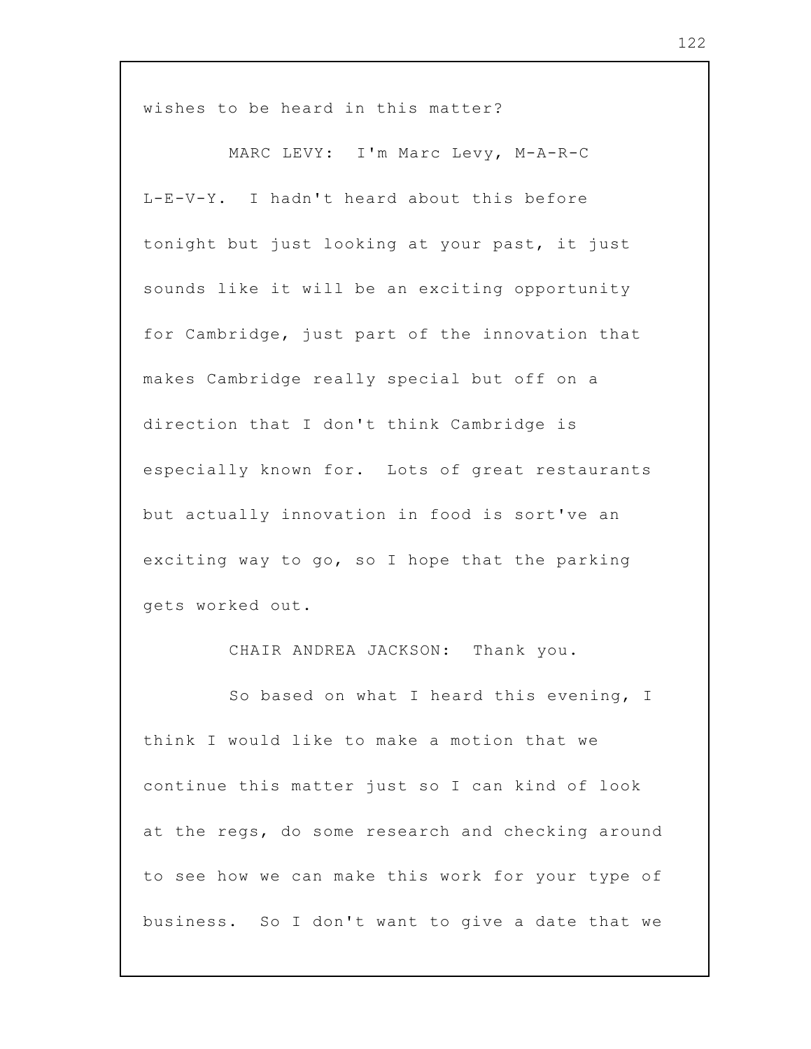wishes to be heard in this matter?

MARC LEVY: I'm Marc Levy, M-A-R-C L-E-V-Y. I hadn't heard about this before tonight but just looking at your past, it just sounds like it will be an exciting opportunity for Cambridge, just part of the innovation that makes Cambridge really special but off on a direction that I don't think Cambridge is especially known for. Lots of great restaurants but actually innovation in food is sort've an exciting way to go, so I hope that the parking gets worked out.

CHAIR ANDREA JACKSON: Thank you.

So based on what I heard this evening, I think I would like to make a motion that we continue this matter just so I can kind of look at the regs, do some research and checking around to see how we can make this work for your type of business. So I don't want to give a date that we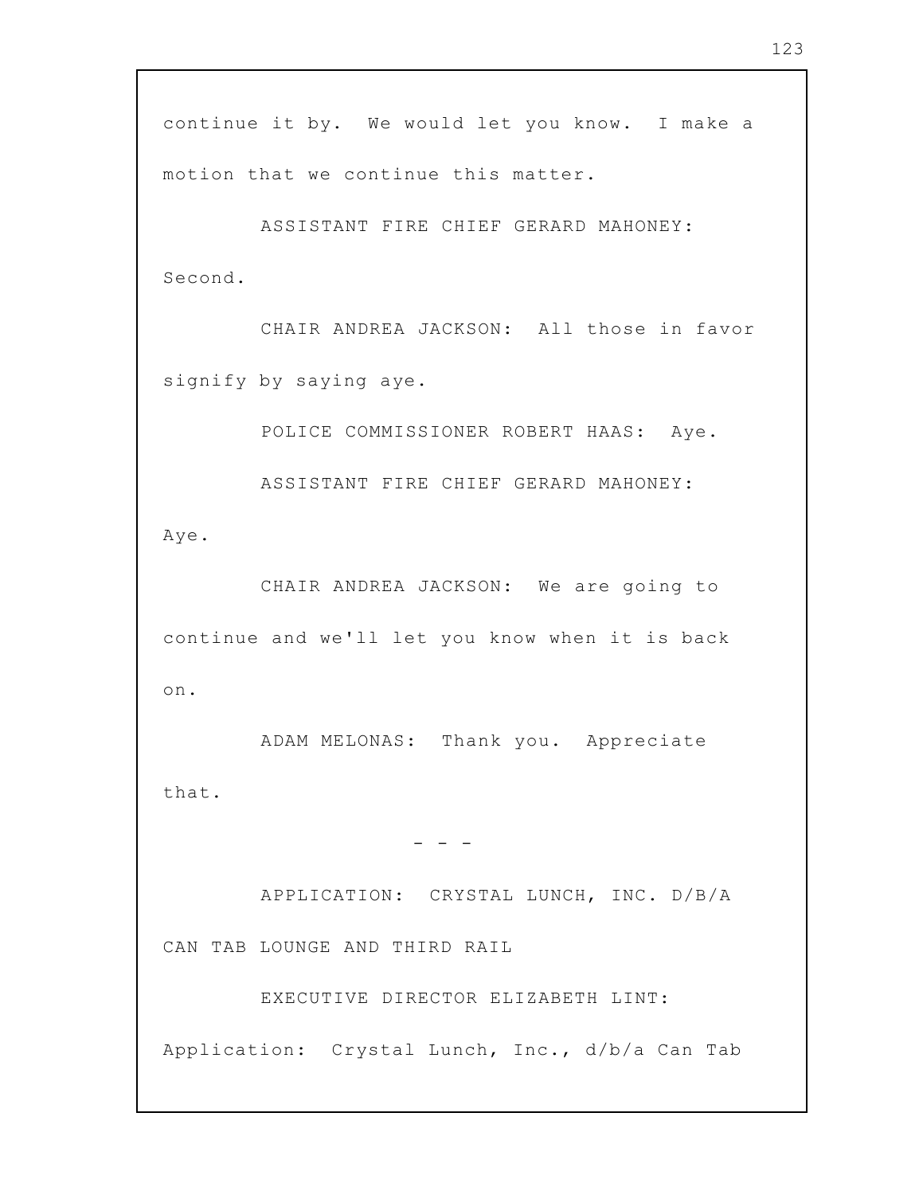continue it by. We would let you know. I make a motion that we continue this matter.

ASSISTANT FIRE CHIEF GERARD MAHONEY: Second.

CHAIR ANDREA JACKSON: All those in favor signify by saying aye.

POLICE COMMISSIONER ROBERT HAAS: Aye.

ASSISTANT FIRE CHIEF GERARD MAHONEY: Aye.

CHAIR ANDREA JACKSON: We are going to continue and we'll let you know when it is back on.

ADAM MELONAS: Thank you. Appreciate that.

- - -

APPLICATION: CRYSTAL LUNCH, INC. D/B/A CAN TAB LOUNGE AND THIRD RAIL

EXECUTIVE DIRECTOR ELIZABETH LINT: Application: Crystal Lunch, Inc., d/b/a Can Tab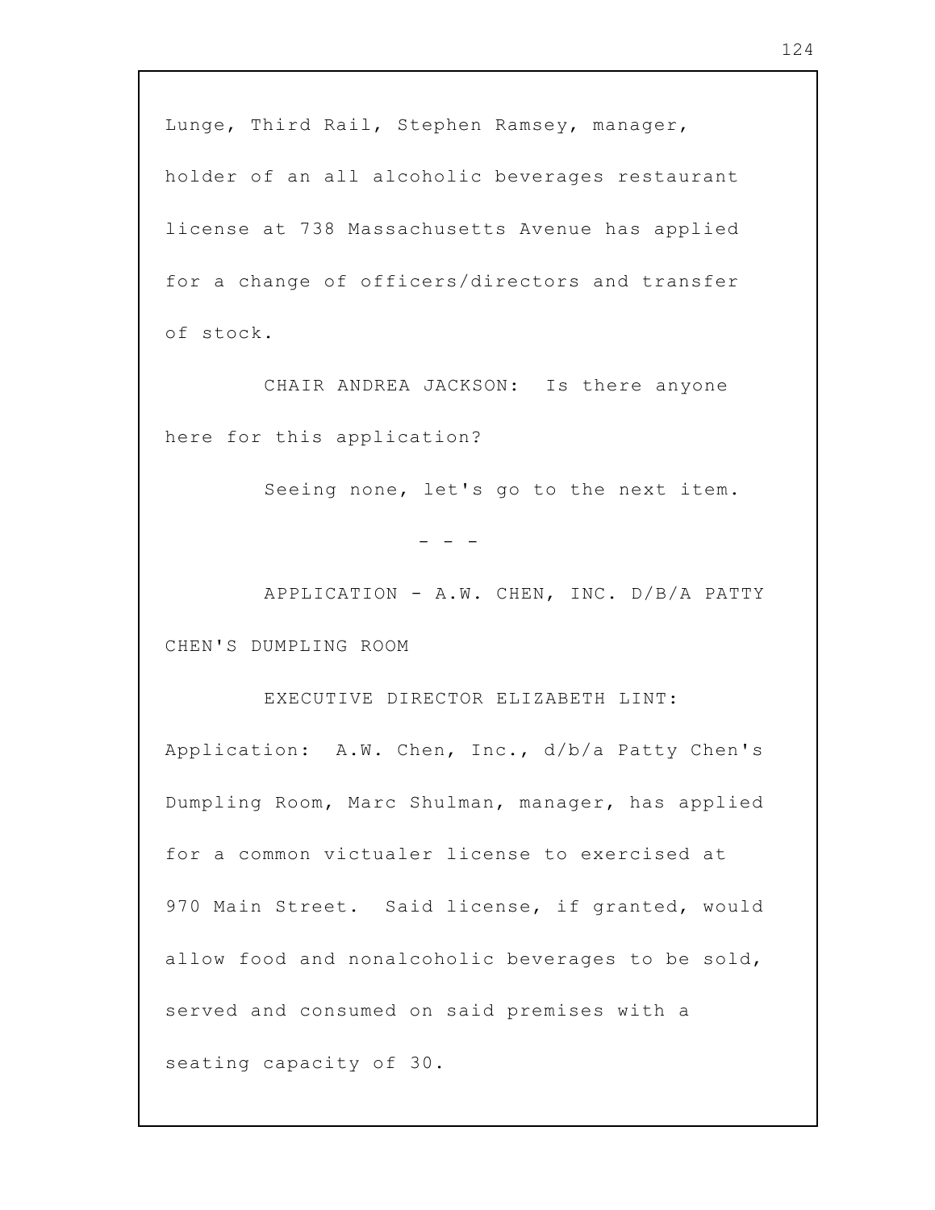Lunge, Third Rail, Stephen Ramsey, manager, holder of an all alcoholic beverages restaurant license at 738 Massachusetts Avenue has applied for a change of officers/directors and transfer of stock.

CHAIR ANDREA JACKSON: Is there anyone here for this application?

Seeing none, let's go to the next item.

- - -

APPLICATION - A.W. CHEN, INC. D/B/A PATTY CHEN'S DUMPLING ROOM

EXECUTIVE DIRECTOR ELIZABETH LINT: Application: A.W. Chen, Inc., d/b/a Patty Chen's Dumpling Room, Marc Shulman, manager, has applied for a common victualer license to exercised at 970 Main Street. Said license, if granted, would allow food and nonalcoholic beverages to be sold, served and consumed on said premises with a seating capacity of 30.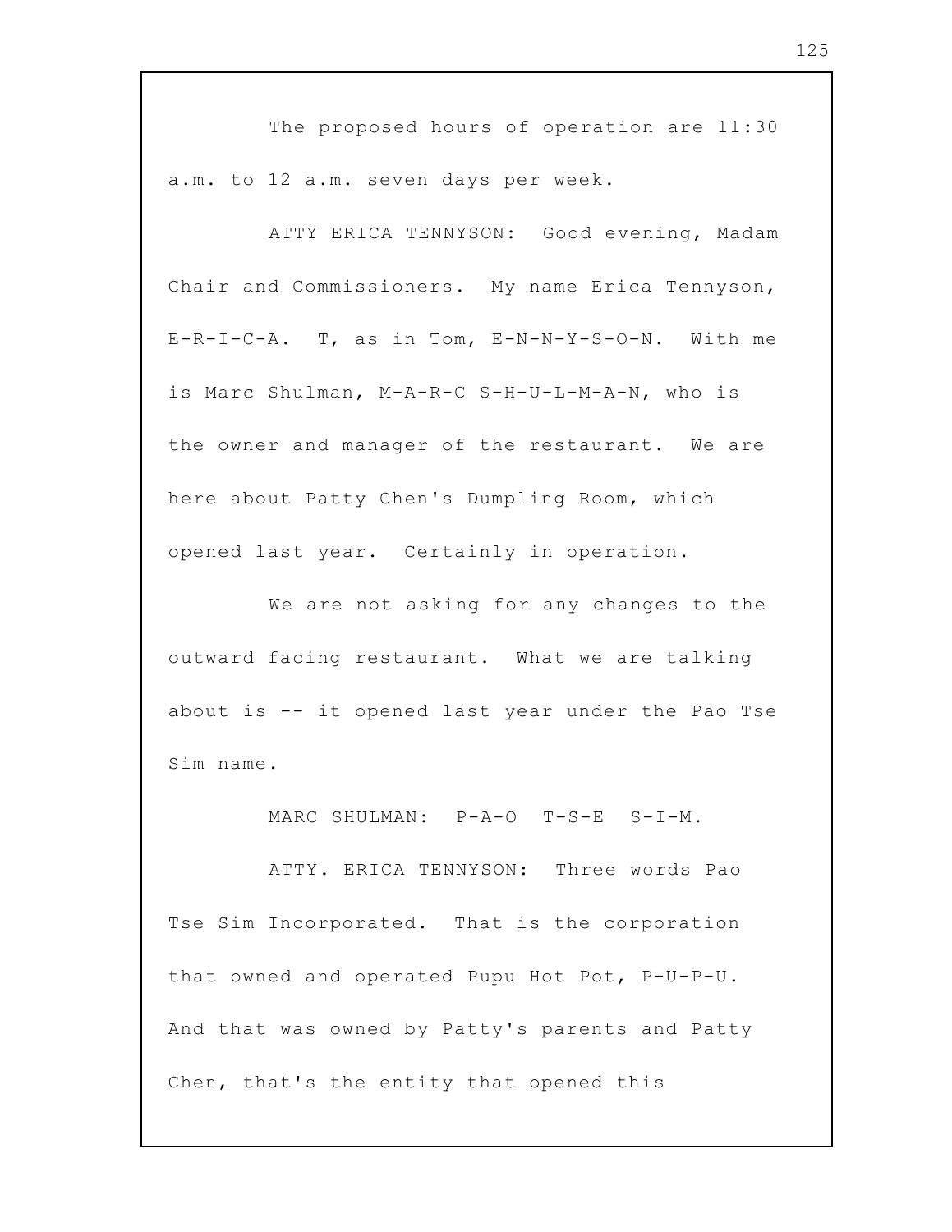The proposed hours of operation are 11:30 a.m. to 12 a.m. seven days per week.

ATTY ERICA TENNYSON: Good evening, Madam Chair and Commissioners. My name Erica Tennyson, E-R-I-C-A. T, as in Tom, E-N-N-Y-S-O-N. With me is Marc Shulman, M-A-R-C S-H-U-L-M-A-N, who is the owner and manager of the restaurant. We are here about Patty Chen's Dumpling Room, which opened last year. Certainly in operation.

We are not asking for any changes to the outward facing restaurant. What we are talking about is -- it opened last year under the Pao Tse Sim name.

MARC SHULMAN: P-A-O T-S-E S-I-M.

ATTY. ERICA TENNYSON: Three words Pao Tse Sim Incorporated. That is the corporation that owned and operated Pupu Hot Pot, P-U-P-U. And that was owned by Patty's parents and Patty Chen, that's the entity that opened this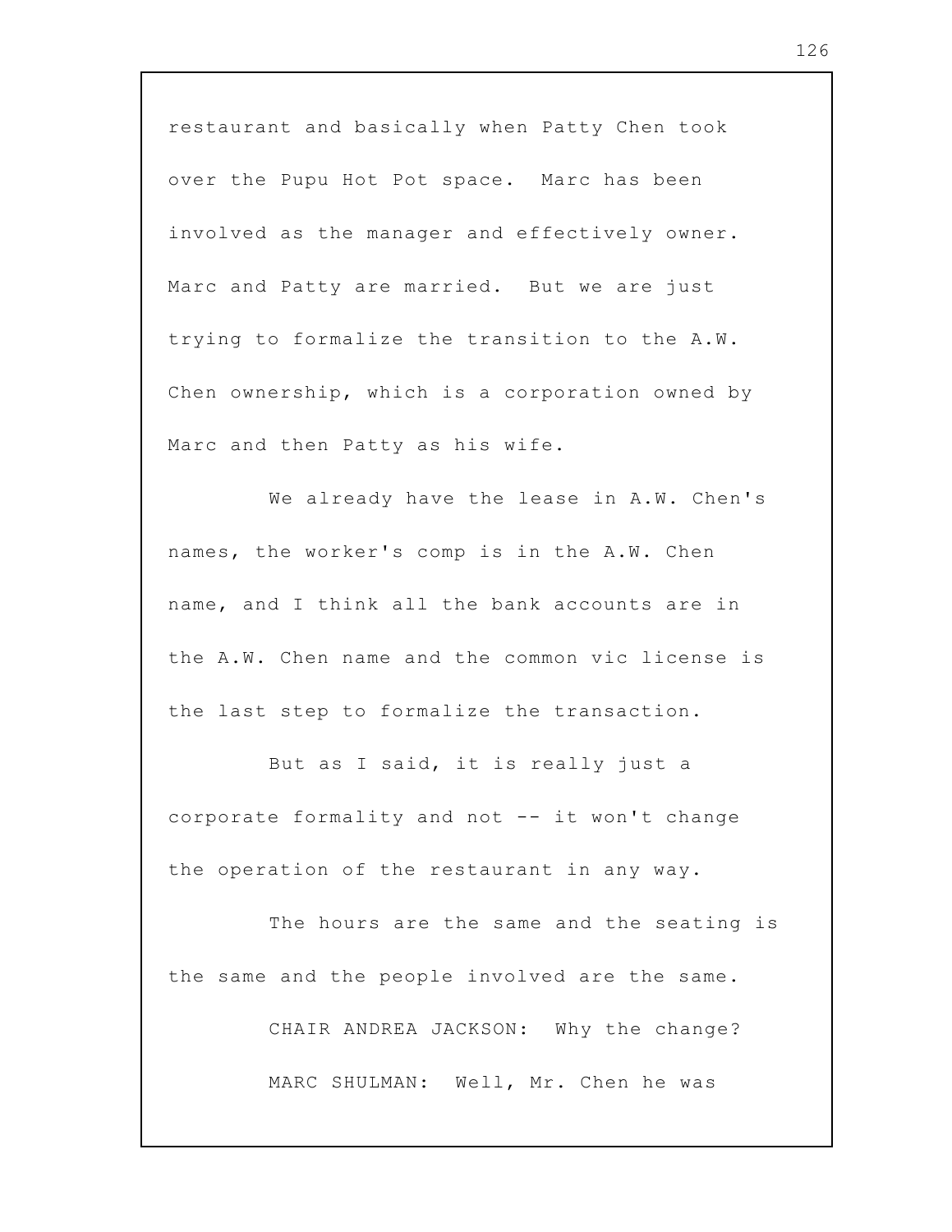restaurant and basically when Patty Chen took over the Pupu Hot Pot space. Marc has been involved as the manager and effectively owner. Marc and Patty are married. But we are just trying to formalize the transition to the A.W. Chen ownership, which is a corporation owned by Marc and then Patty as his wife.

We already have the lease in A.W. Chen's names, the worker's comp is in the A.W. Chen name, and I think all the bank accounts are in the A.W. Chen name and the common vic license is the last step to formalize the transaction.

But as I said, it is really just a corporate formality and not -- it won't change the operation of the restaurant in any way.

The hours are the same and the seating is the same and the people involved are the same.

CHAIR ANDREA JACKSON: Why the change?

MARC SHULMAN: Well, Mr. Chen he was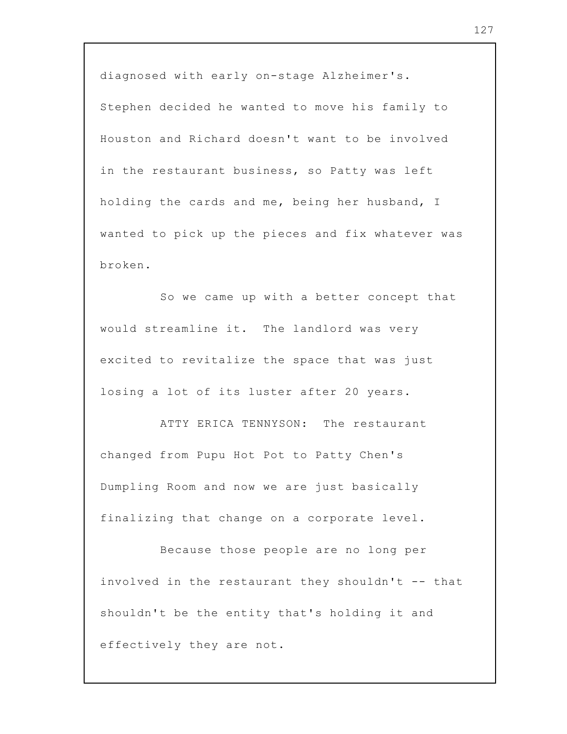diagnosed with early on-stage Alzheimer's. Stephen decided he wanted to move his family to Houston and Richard doesn't want to be involved in the restaurant business, so Patty was left holding the cards and me, being her husband, I wanted to pick up the pieces and fix whatever was broken.

So we came up with a better concept that would streamline it. The landlord was very excited to revitalize the space that was just losing a lot of its luster after 20 years.

ATTY ERICA TENNYSON: The restaurant changed from Pupu Hot Pot to Patty Chen's Dumpling Room and now we are just basically finalizing that change on a corporate level.

Because those people are no long per involved in the restaurant they shouldn't -- that shouldn't be the entity that's holding it and effectively they are not.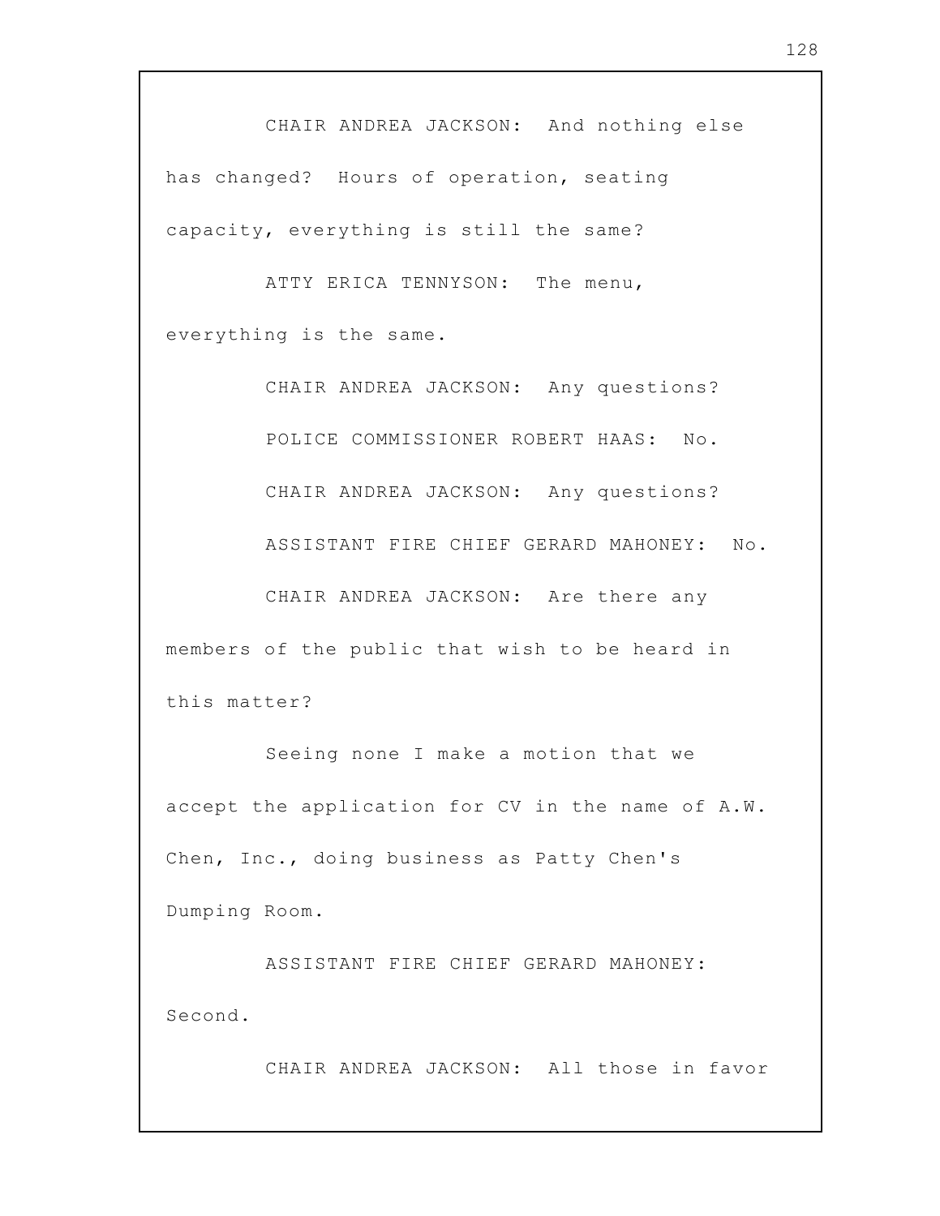CHAIR ANDREA JACKSON: And nothing else has changed? Hours of operation, seating capacity, everything is still the same?

ATTY ERICA TENNYSON: The menu, everything is the same.

CHAIR ANDREA JACKSON: Any questions?

POLICE COMMISSIONER ROBERT HAAS: No.

CHAIR ANDREA JACKSON: Any questions?

ASSISTANT FIRE CHIEF GERARD MAHONEY: No.

CHAIR ANDREA JACKSON: Are there any members of the public that wish to be heard in this matter?

Seeing none I make a motion that we accept the application for CV in the name of A.W. Chen, Inc., doing business as Patty Chen's Dumping Room.

ASSISTANT FIRE CHIEF GERARD MAHONEY: Second.

CHAIR ANDREA JACKSON: All those in favor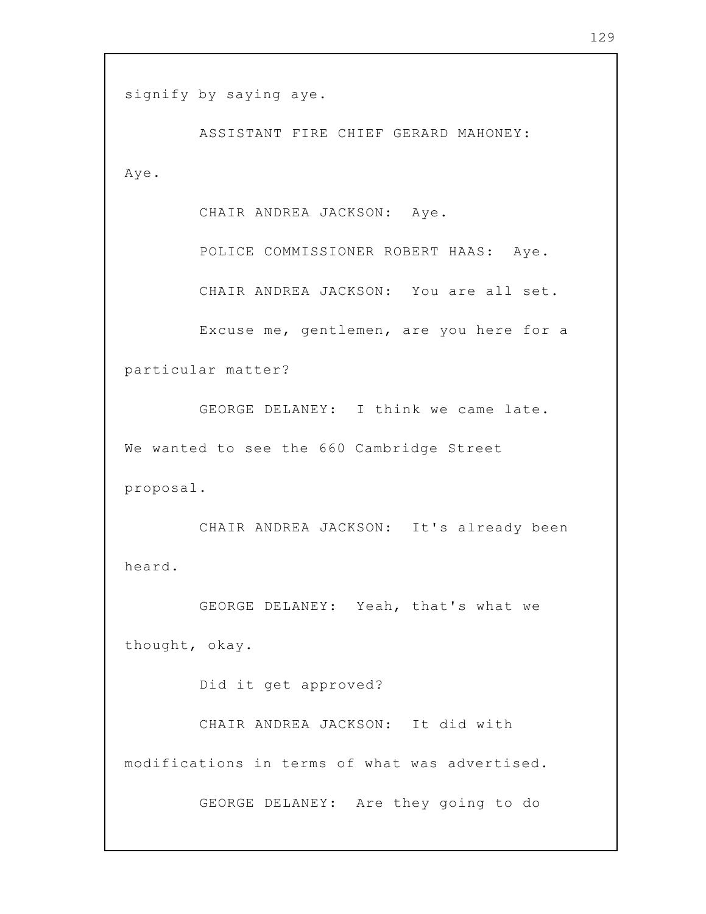signify by saying aye.

ASSISTANT FIRE CHIEF GERARD MAHONEY: Aye.

CHAIR ANDREA JACKSON: Aye.

POLICE COMMISSIONER ROBERT HAAS: Aye.

CHAIR ANDREA JACKSON: You are all set.

Excuse me, gentlemen, are you here for a particular matter?

GEORGE DELANEY: I think we came late. We wanted to see the 660 Cambridge Street proposal.

CHAIR ANDREA JACKSON: It's already been heard.

GEORGE DELANEY: Yeah, that's what we thought, okay.

Did it get approved?

CHAIR ANDREA JACKSON: It did with modifications in terms of what was advertised.

GEORGE DELANEY: Are they going to do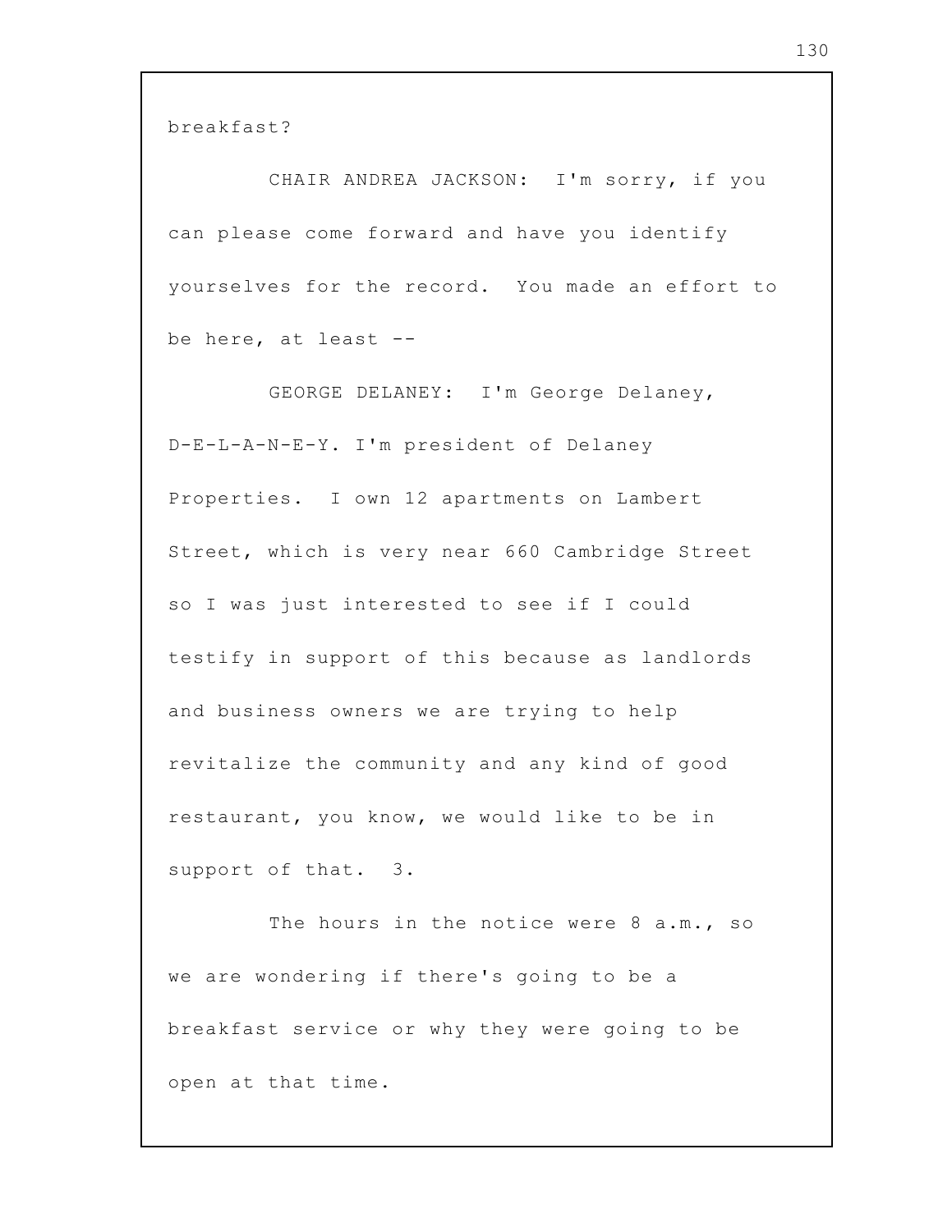breakfast?

CHAIR ANDREA JACKSON: I'm sorry, if you can please come forward and have you identify yourselves for the record. You made an effort to be here, at least --

GEORGE DELANEY: I'm George Delaney, D-E-L-A-N-E-Y. I'm president of Delaney Properties. I own 12 apartments on Lambert Street, which is very near 660 Cambridge Street so I was just interested to see if I could testify in support of this because as landlords and business owners we are trying to help revitalize the community and any kind of good restaurant, you know, we would like to be in support of that. 3.

The hours in the notice were 8 a.m., so we are wondering if there's going to be a breakfast service or why they were going to be open at that time.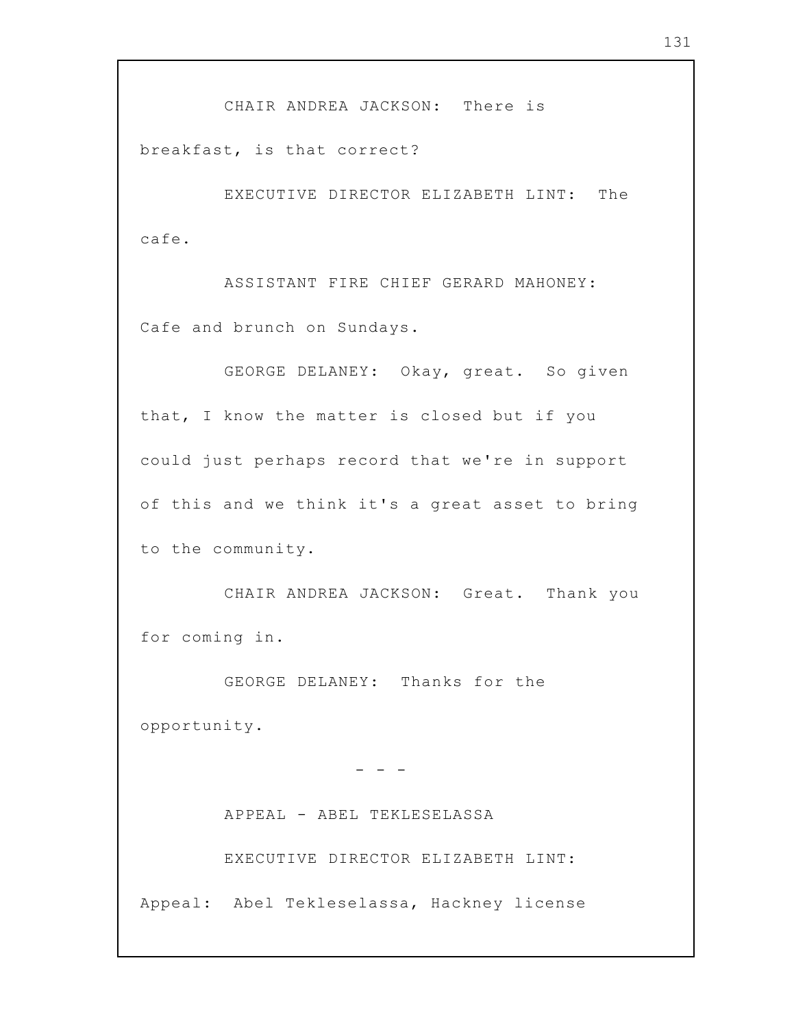CHAIR ANDREA JACKSON: There is breakfast, is that correct?

EXECUTIVE DIRECTOR ELIZABETH LINT: The cafe.

ASSISTANT FIRE CHIEF GERARD MAHONEY: Cafe and brunch on Sundays.

GEORGE DELANEY: Okay, great. So given that, I know the matter is closed but if you could just perhaps record that we're in support of this and we think it's a great asset to bring to the community.

CHAIR ANDREA JACKSON: Great. Thank you for coming in.

GEORGE DELANEY: Thanks for the opportunity.

- - -

APPEAL - ABEL TEKLESELASSA

EXECUTIVE DIRECTOR ELIZABETH LINT: Appeal: Abel Tekleselassa, Hackney license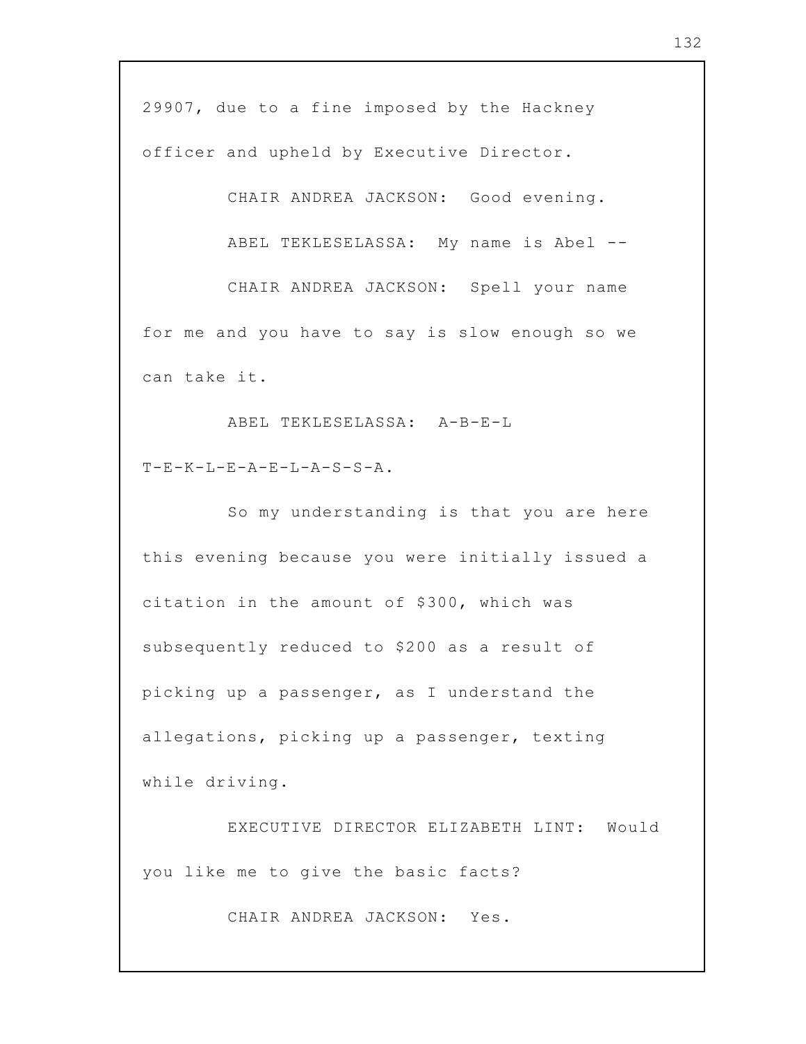29907, due to a fine imposed by the Hackney officer and upheld by Executive Director.

CHAIR ANDREA JACKSON: Good evening.

ABEL TEKLESELASSA: My name is Abel --

CHAIR ANDREA JACKSON: Spell your name for me and you have to say is slow enough so we can take it.

ABEL TEKLESELASSA: A-B-E-L T-E-K-L-E-A-E-L-A-S-S-A.

So my understanding is that you are here this evening because you were initially issued a citation in the amount of $300, which was subsequently reduced to $200 as a result of picking up a passenger, as I understand the allegations, picking up a passenger, texting while driving.

EXECUTIVE DIRECTOR ELIZABETH LINT: Would you like me to give the basic facts?

CHAIR ANDREA JACKSON: Yes.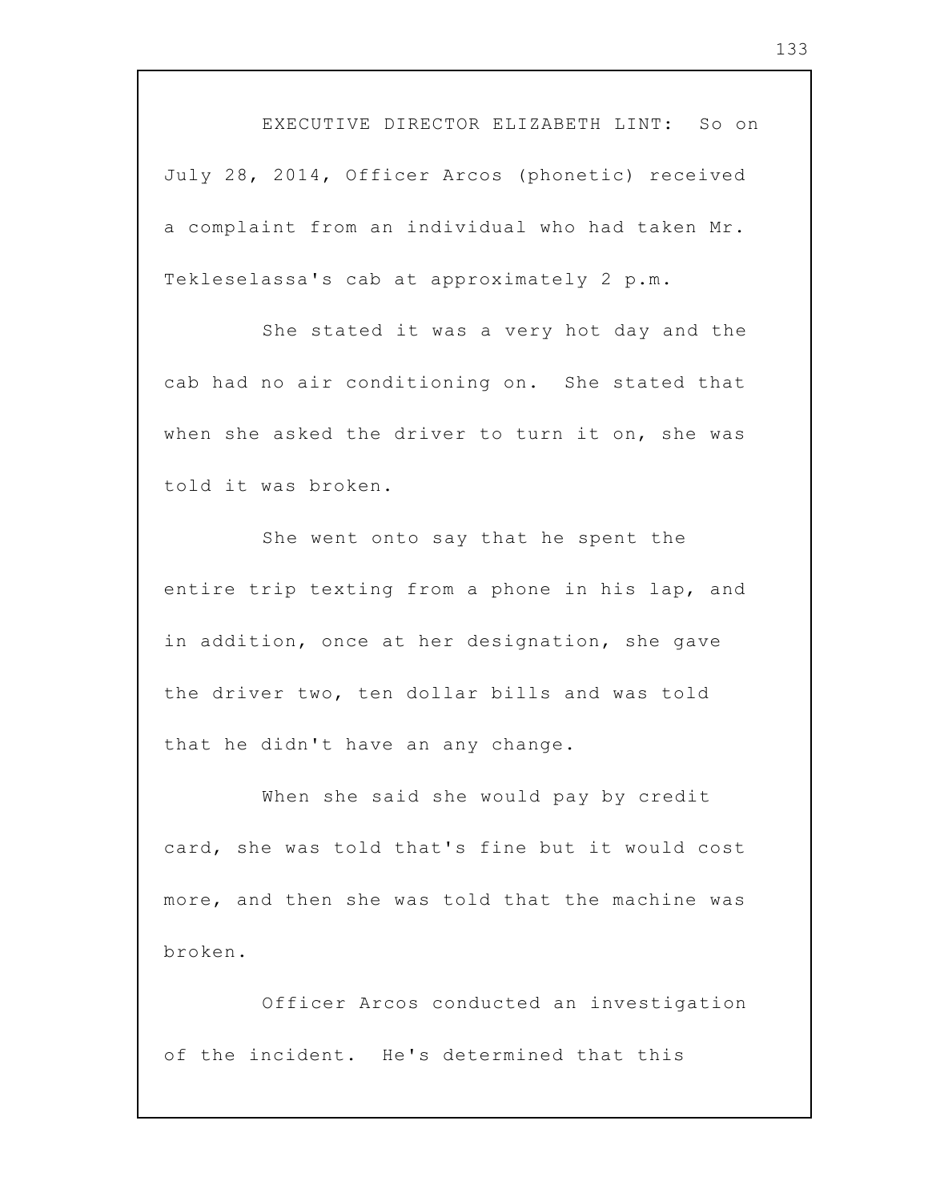EXECUTIVE DIRECTOR ELIZABETH LINT: So on July 28, 2014, Officer Arcos (phonetic) received a complaint from an individual who had taken Mr. Tekleselassa's cab at approximately 2 p.m.

She stated it was a very hot day and the cab had no air conditioning on. She stated that when she asked the driver to turn it on, she was told it was broken.

She went onto say that he spent the entire trip texting from a phone in his lap, and in addition, once at her designation, she gave the driver two, ten dollar bills and was told that he didn't have an any change.

When she said she would pay by credit card, she was told that's fine but it would cost more, and then she was told that the machine was broken.

Officer Arcos conducted an investigation of the incident. He's determined that this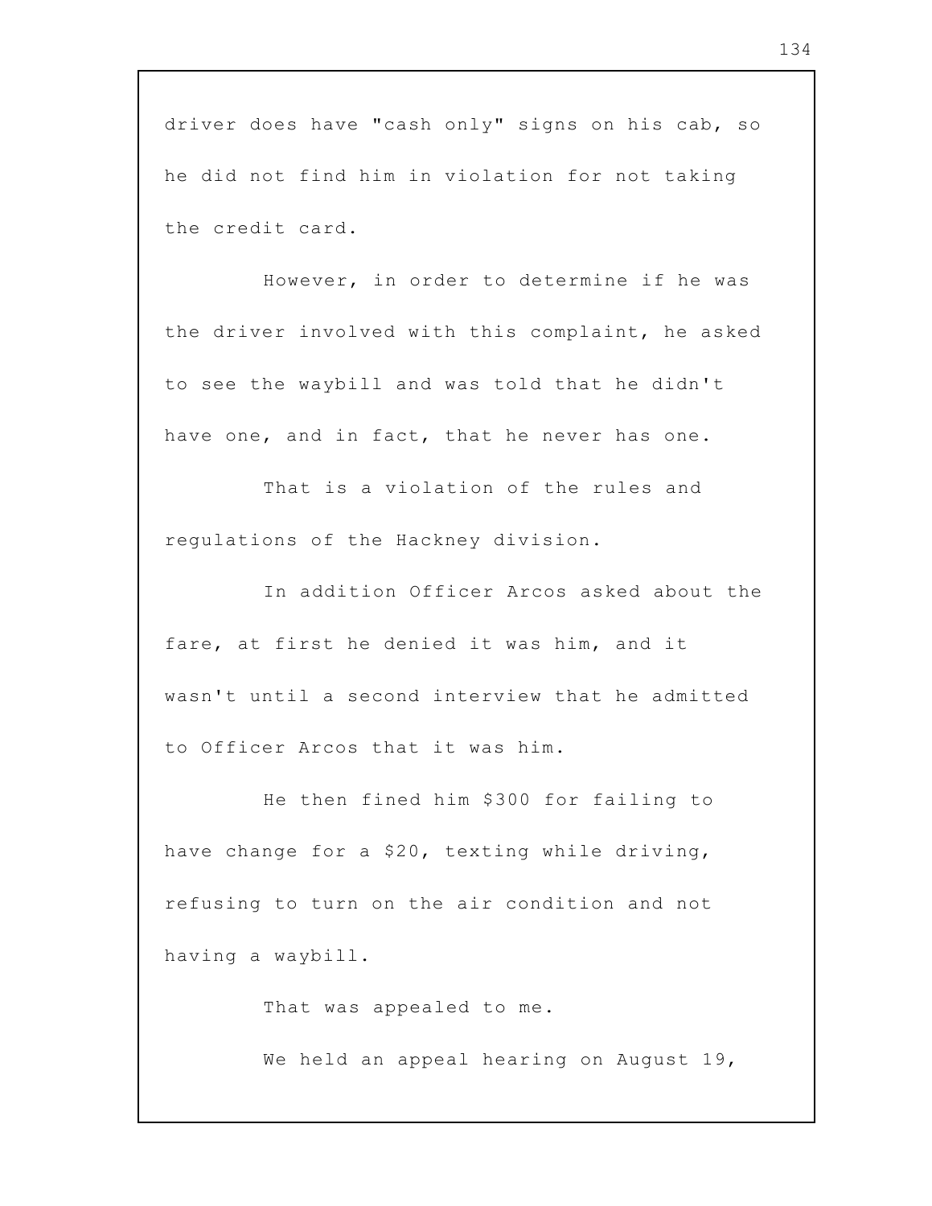driver does have "cash only" signs on his cab, so he did not find him in violation for not taking the credit card.

However, in order to determine if he was the driver involved with this complaint, he asked to see the waybill and was told that he didn't have one, and in fact, that he never has one.

That is a violation of the rules and regulations of the Hackney division.

In addition Officer Arcos asked about the fare, at first he denied it was him, and it wasn't until a second interview that he admitted to Officer Arcos that it was him.

He then fined him $300 for failing to have change for a $20, texting while driving, refusing to turn on the air condition and not having a waybill.

That was appealed to me.

We held an appeal hearing on August 19,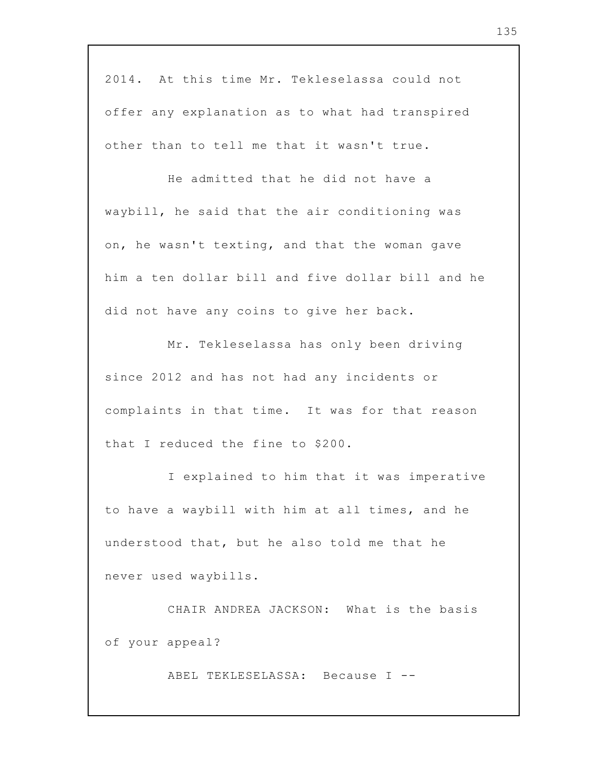2014. At this time Mr. Tekleselassa could not offer any explanation as to what had transpired other than to tell me that it wasn't true.

He admitted that he did not have a waybill, he said that the air conditioning was on, he wasn't texting, and that the woman gave him a ten dollar bill and five dollar bill and he did not have any coins to give her back.

Mr. Tekleselassa has only been driving since 2012 and has not had any incidents or complaints in that time. It was for that reason that I reduced the fine to $200.

I explained to him that it was imperative to have a waybill with him at all times, and he understood that, but he also told me that he never used waybills.

CHAIR ANDREA JACKSON: What is the basis of your appeal?

ABEL TEKLESELASSA: Because I --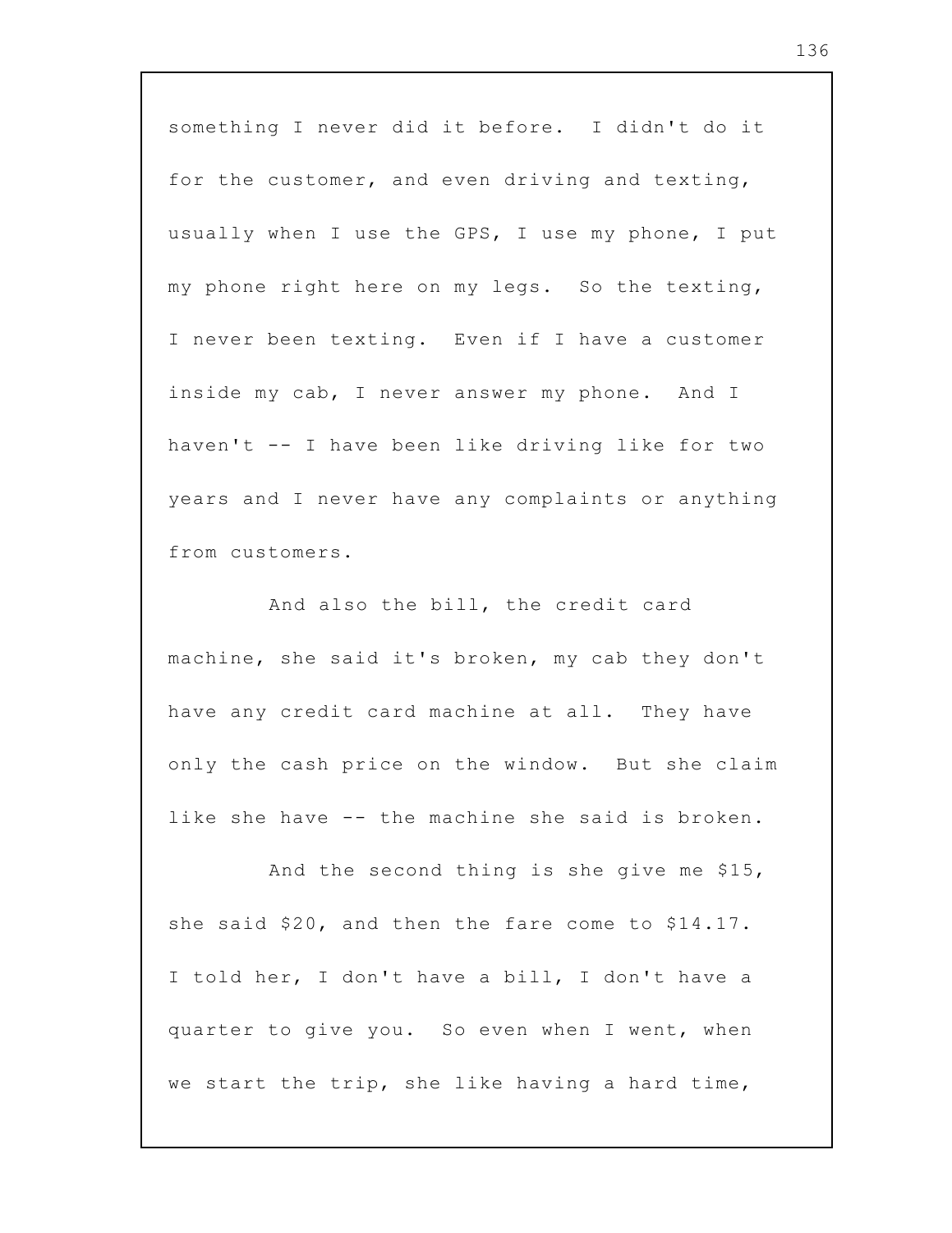something I never did it before. I didn't do it for the customer, and even driving and texting, usually when I use the GPS, I use my phone, I put my phone right here on my legs. So the texting, I never been texting. Even if I have a customer inside my cab, I never answer my phone. And I haven't -- I have been like driving like for two years and I never have any complaints or anything from customers.

And also the bill, the credit card machine, she said it's broken, my cab they don't have any credit card machine at all. They have only the cash price on the window. But she claim like she have -- the machine she said is broken.

And the second thing is she give me $15, she said $20, and then the fare come to $14.17. I told her, I don't have a bill, I don't have a quarter to give you. So even when I went, when we start the trip, she like having a hard time,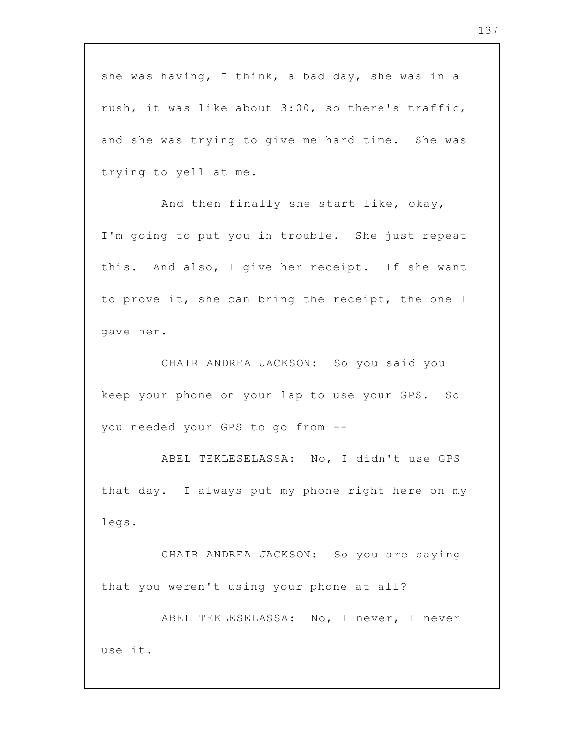she was having, I think, a bad day, she was in a rush, it was like about 3:00, so there's traffic, and she was trying to give me hard time. She was trying to yell at me.

And then finally she start like, okay, I'm going to put you in trouble. She just repeat this. And also, I give her receipt. If she want to prove it, she can bring the receipt, the one I gave her.

CHAIR ANDREA JACKSON: So you said you keep your phone on your lap to use your GPS. So you needed your GPS to go from --

ABEL TEKLESELASSA: No, I didn't use GPS that day. I always put my phone right here on my legs.

CHAIR ANDREA JACKSON: So you are saying that you weren't using your phone at all?

ABEL TEKLESELASSA: No, I never, I never use it.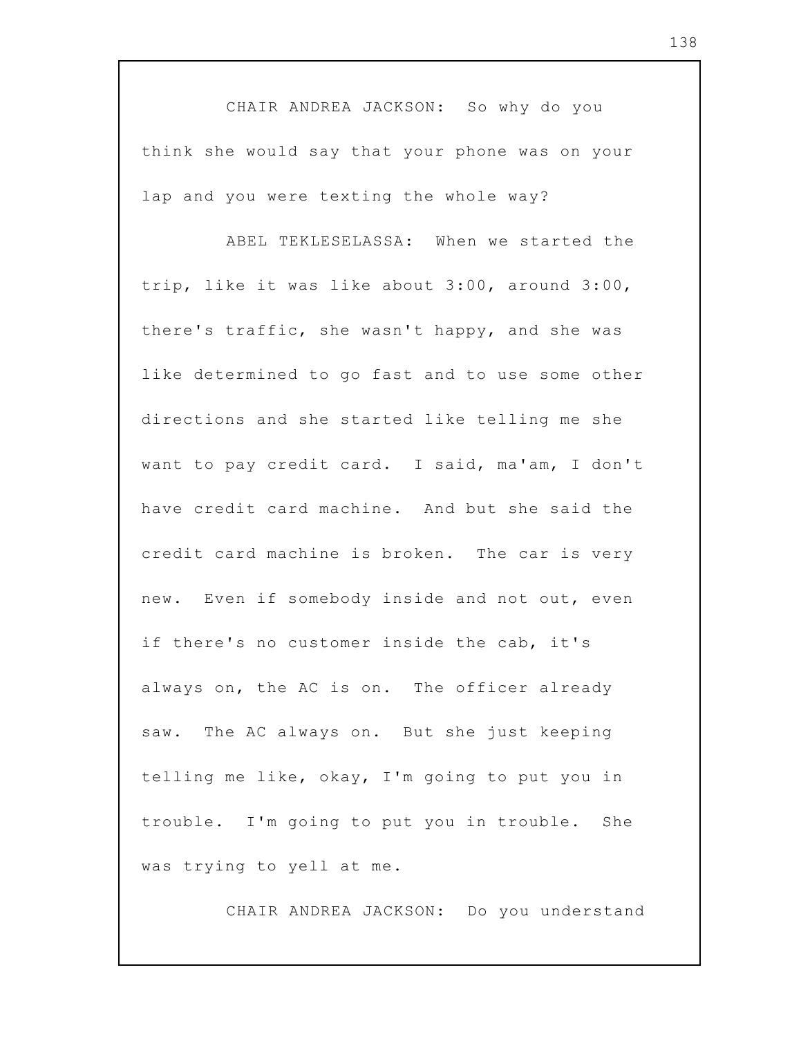CHAIR ANDREA JACKSON: So why do you think she would say that your phone was on your lap and you were texting the whole way?

ABEL TEKLESELASSA: When we started the trip, like it was like about 3:00, around 3:00, there's traffic, she wasn't happy, and she was like determined to go fast and to use some other directions and she started like telling me she want to pay credit card. I said, ma'am, I don't have credit card machine. And but she said the credit card machine is broken. The car is very new. Even if somebody inside and not out, even if there's no customer inside the cab, it's always on, the AC is on. The officer already saw. The AC always on. But she just keeping telling me like, okay, I'm going to put you in trouble. I'm going to put you in trouble. She was trying to yell at me.

CHAIR ANDREA JACKSON: Do you understand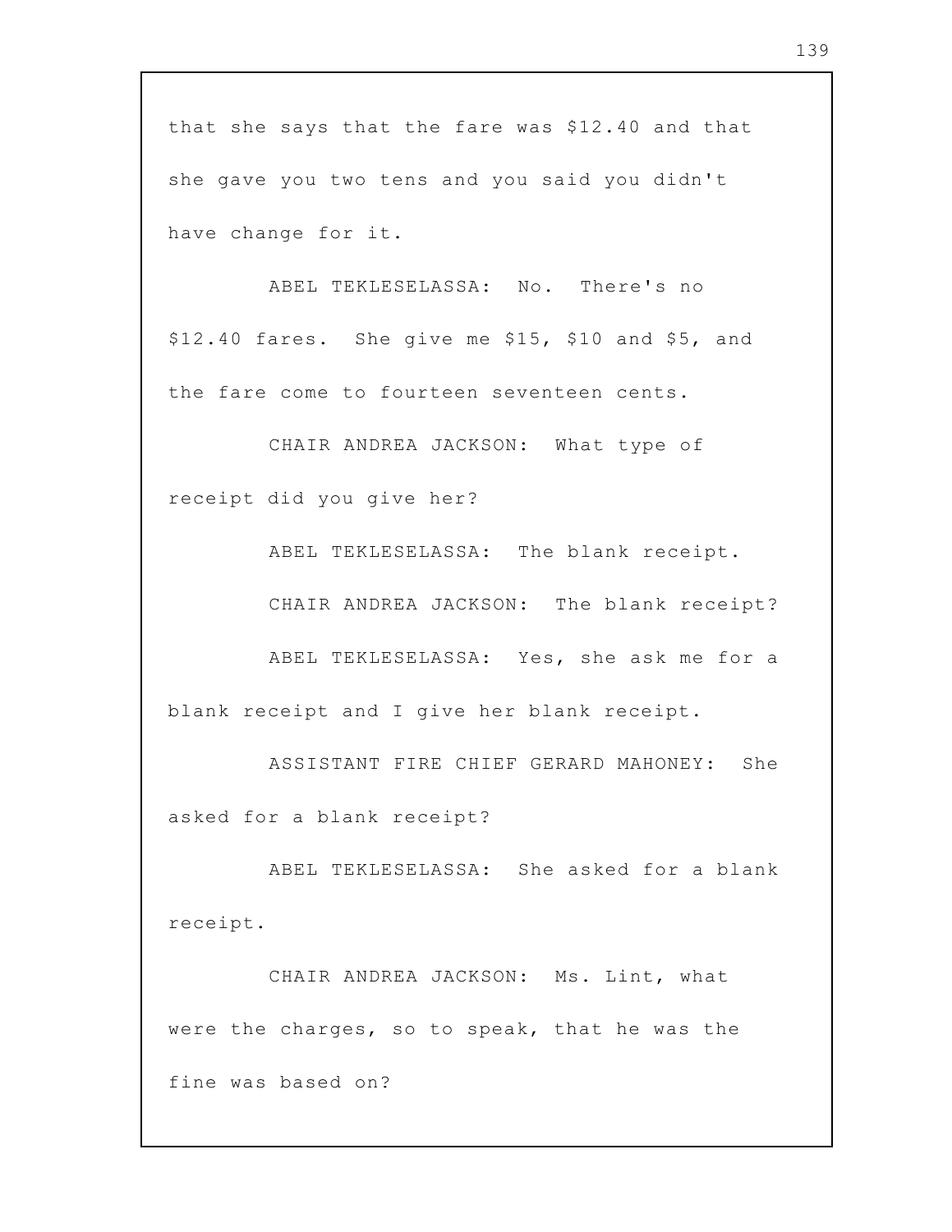that she says that the fare was $12.40 and that she gave you two tens and you said you didn't have change for it.

ABEL TEKLESELASSA: No. There's no $12.40 fares. She give me $15, $10 and $5, and the fare come to fourteen seventeen cents.

CHAIR ANDREA JACKSON: What type of receipt did you give her?

ABEL TEKLESELASSA: The blank receipt.

CHAIR ANDREA JACKSON: The blank receipt?

ABEL TEKLESELASSA: Yes, she ask me for a blank receipt and I give her blank receipt.

ASSISTANT FIRE CHIEF GERARD MAHONEY: She asked for a blank receipt?

ABEL TEKLESELASSA: She asked for a blank receipt.

CHAIR ANDREA JACKSON: Ms. Lint, what were the charges, so to speak, that he was the fine was based on?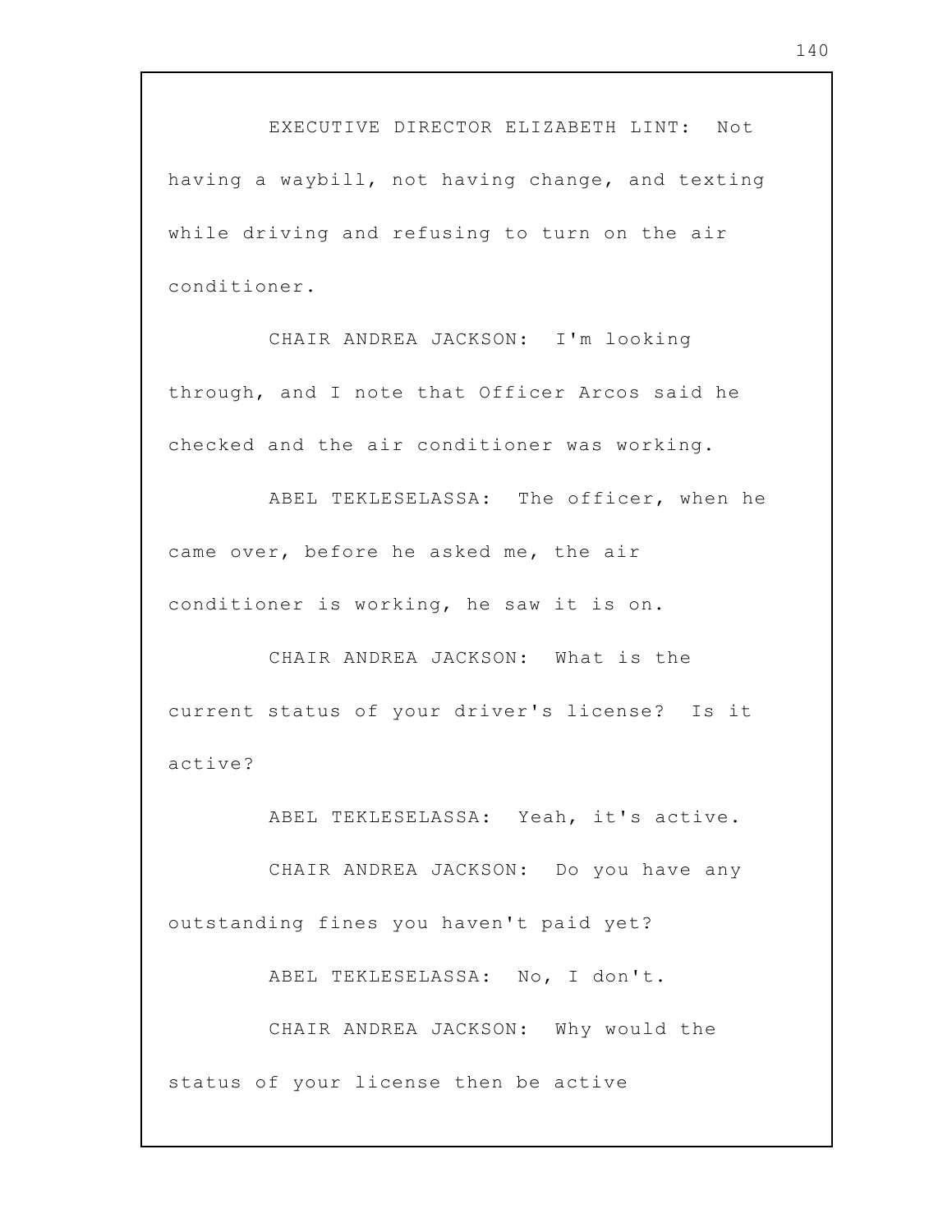EXECUTIVE DIRECTOR ELIZABETH LINT: Not having a waybill, not having change, and texting while driving and refusing to turn on the air conditioner.

CHAIR ANDREA JACKSON: I'm looking through, and I note that Officer Arcos said he checked and the air conditioner was working.

ABEL TEKLESELASSA: The officer, when he came over, before he asked me, the air conditioner is working, he saw it is on.

CHAIR ANDREA JACKSON: What is the current status of your driver's license? Is it active?

ABEL TEKLESELASSA: Yeah, it's active.

CHAIR ANDREA JACKSON: Do you have any outstanding fines you haven't paid yet?

ABEL TEKLESELASSA: No, I don't.

CHAIR ANDREA JACKSON: Why would the status of your license then be active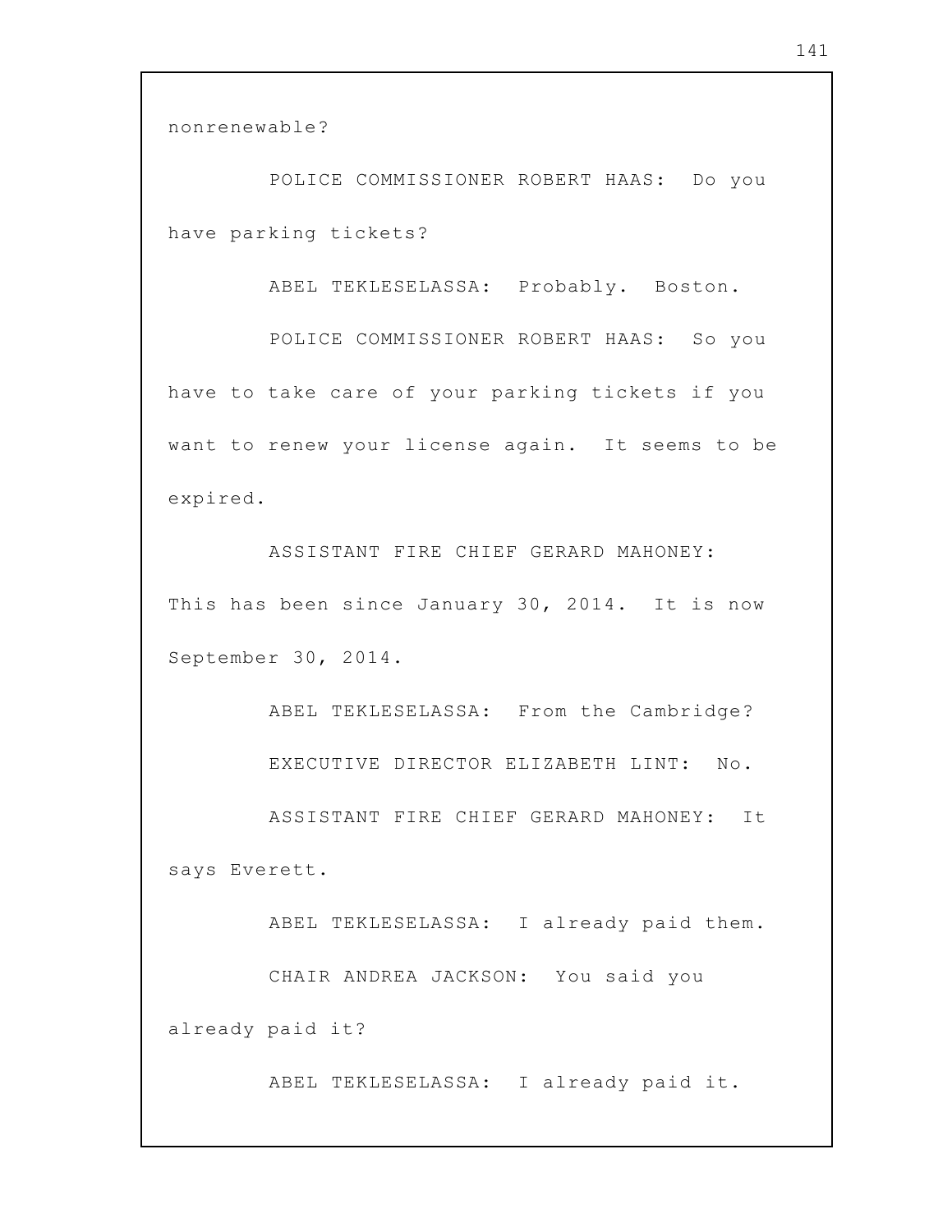nonrenewable?

POLICE COMMISSIONER ROBERT HAAS: Do you have parking tickets?

ABEL TEKLESELASSA: Probably. Boston.

POLICE COMMISSIONER ROBERT HAAS: So you have to take care of your parking tickets if you want to renew your license again. It seems to be expired.

ASSISTANT FIRE CHIEF GERARD MAHONEY: This has been since January 30, 2014. It is now September 30, 2014.

ABEL TEKLESELASSA: From the Cambridge?

EXECUTIVE DIRECTOR ELIZABETH LINT: No.

ASSISTANT FIRE CHIEF GERARD MAHONEY: It says Everett.

ABEL TEKLESELASSA: I already paid them.

CHAIR ANDREA JACKSON: You said you already paid it?

ABEL TEKLESELASSA: I already paid it.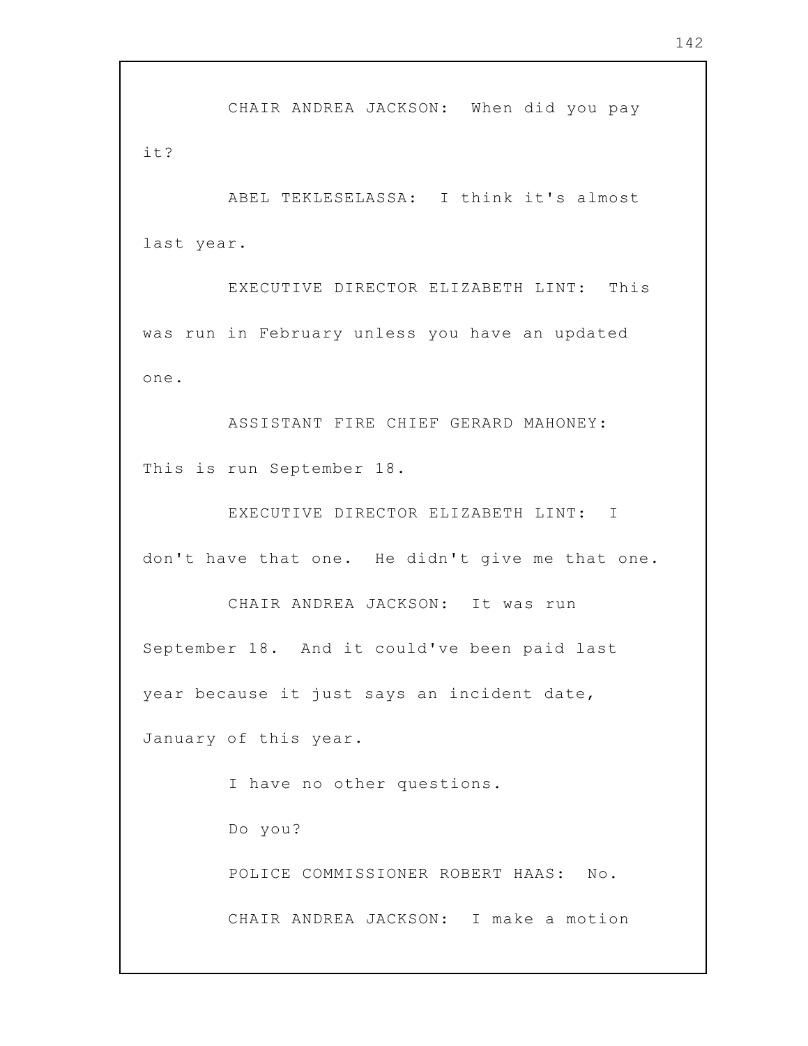CHAIR ANDREA JACKSON: When did you pay it?

ABEL TEKLESELASSA: I think it's almost last year.

EXECUTIVE DIRECTOR ELIZABETH LINT: This was run in February unless you have an updated one.

ASSISTANT FIRE CHIEF GERARD MAHONEY: This is run September 18.

EXECUTIVE DIRECTOR ELIZABETH LINT: I don't have that one. He didn't give me that one.

CHAIR ANDREA JACKSON: It was run September 18. And it could've been paid last year because it just says an incident date, January of this year.

I have no other questions.

Do you?

POLICE COMMISSIONER ROBERT HAAS: No.

CHAIR ANDREA JACKSON: I make a motion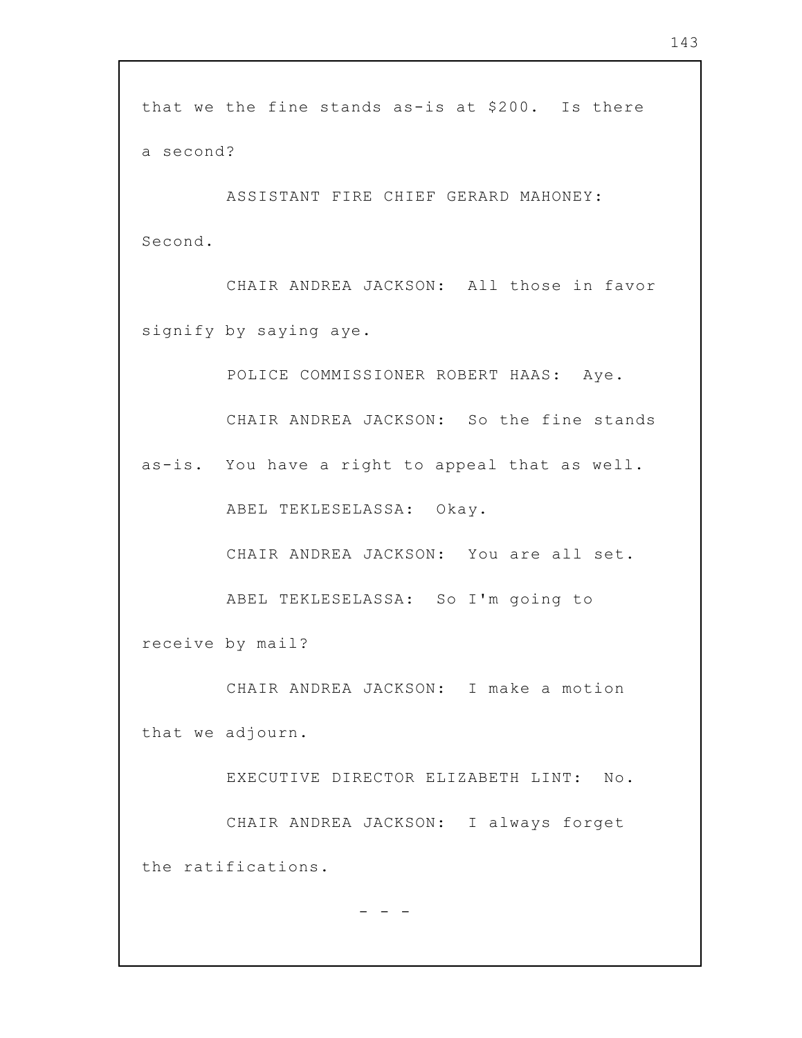that we the fine stands as-is at $200. Is there a second?

ASSISTANT FIRE CHIEF GERARD MAHONEY: Second.

CHAIR ANDREA JACKSON: All those in favor signify by saying aye.

POLICE COMMISSIONER ROBERT HAAS: Aye.

CHAIR ANDREA JACKSON: So the fine stands as-is. You have a right to appeal that as well.

ABEL TEKLESELASSA: Okay.

CHAIR ANDREA JACKSON: You are all set.

ABEL TEKLESELASSA: So I'm going to receive by mail?

CHAIR ANDREA JACKSON: I make a motion that we adjourn.

EXECUTIVE DIRECTOR ELIZABETH LINT: No.

CHAIR ANDREA JACKSON: I always forget the ratifications.

- - -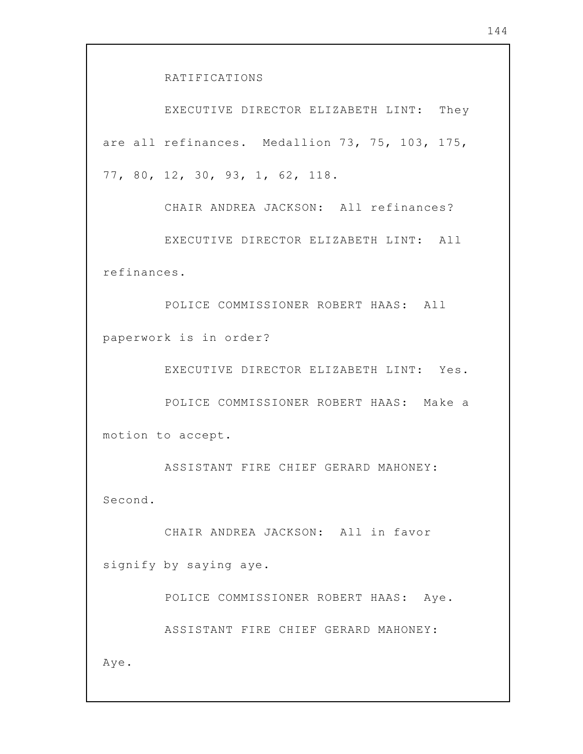RATIFICATIONS

EXECUTIVE DIRECTOR ELIZABETH LINT: They are all refinances. Medallion 73, 75, 103, 175, 77, 80, 12, 30, 93, 1, 62, 118.

CHAIR ANDREA JACKSON: All refinances?

EXECUTIVE DIRECTOR ELIZABETH LINT: All refinances.

POLICE COMMISSIONER ROBERT HAAS: All paperwork is in order?

EXECUTIVE DIRECTOR ELIZABETH LINT: Yes.

POLICE COMMISSIONER ROBERT HAAS: Make a motion to accept.

ASSISTANT FIRE CHIEF GERARD MAHONEY: Second.

CHAIR ANDREA JACKSON: All in favor signify by saying aye.

POLICE COMMISSIONER ROBERT HAAS: Aye.

ASSISTANT FIRE CHIEF GERARD MAHONEY: Aye.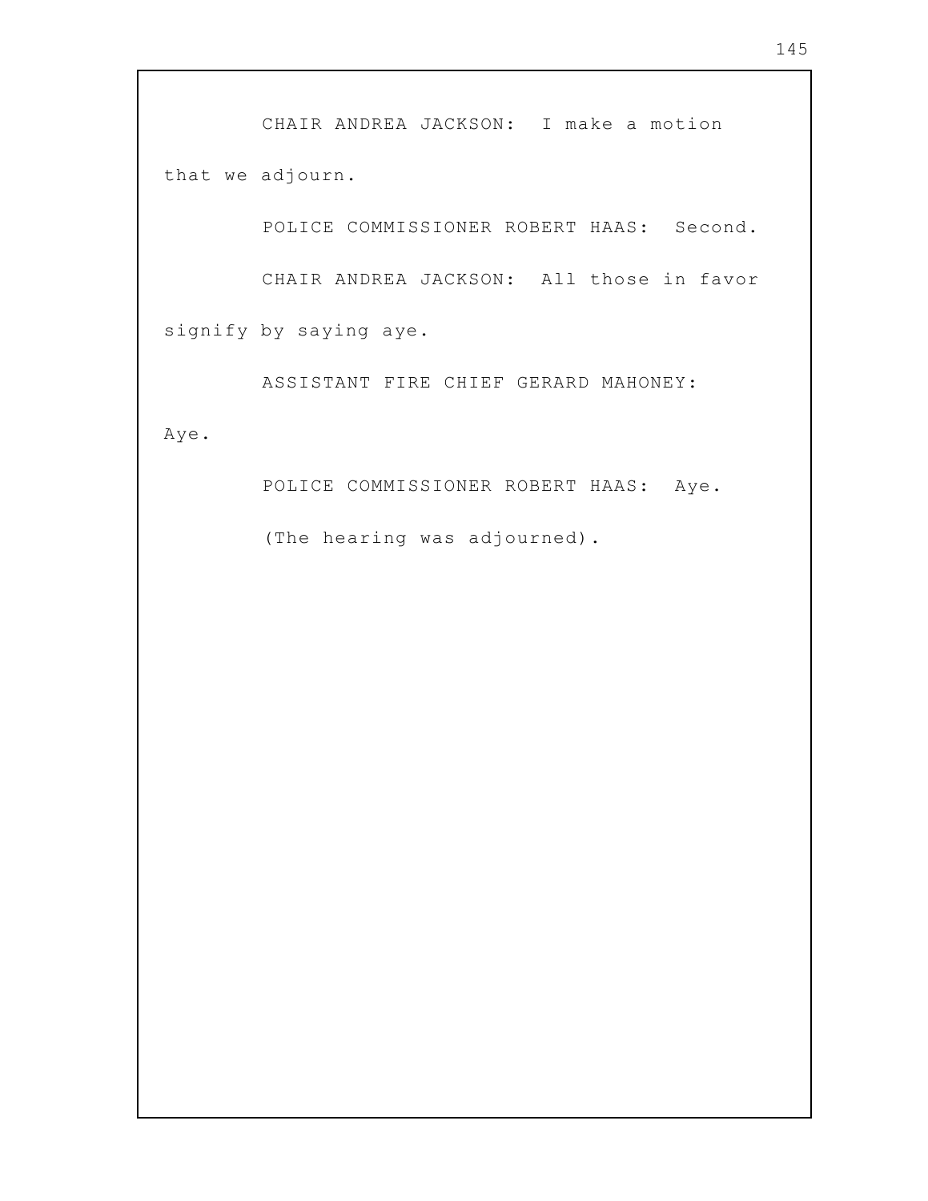CHAIR ANDREA JACKSON: I make a motion that we adjourn.

POLICE COMMISSIONER ROBERT HAAS: Second.

CHAIR ANDREA JACKSON: All those in favor signify by saying aye.

ASSISTANT FIRE CHIEF GERARD MAHONEY: Aye.

POLICE COMMISSIONER ROBERT HAAS: Aye.

(The hearing was adjourned).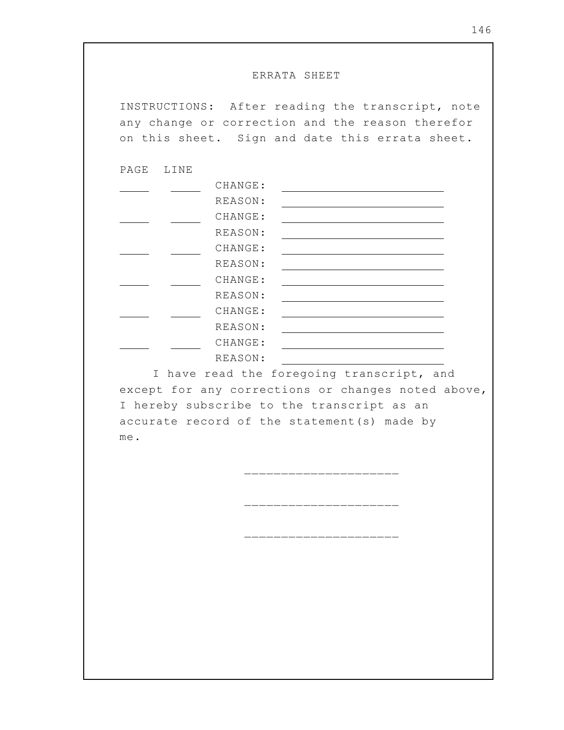# ERRATA SHEET

INSTRUCTIONS: After reading the transcript, note any change or correction and the reason therefor on this sheet. Sign and date this errata sheet.

| PAGE | LINE | | |
|---|---|---|---|
| _____ | _____ | CHANGE: | ____________________ |
| | | REASON: | ____________________ |
| _____ | _____ | CHANGE: | ____________________ |
| | | REASON: | ____________________ |
| _____ | _____ | CHANGE: | ____________________ |
| | | REASON: | ____________________ |
| _____ | _____ | CHANGE: | ____________________ |
| | | REASON: | ____________________ |
| _____ | _____ | CHANGE: | ____________________ |
| | | REASON: | ____________________ |
| _____ | _____ | CHANGE: | ____________________ |
| | | REASON: | ____________________ |

I have read the foregoing transcript, and except for any corrections or changes noted above, I hereby subscribe to the transcript as an accurate record of the statement(s) made by me.

____________________

____________________

____________________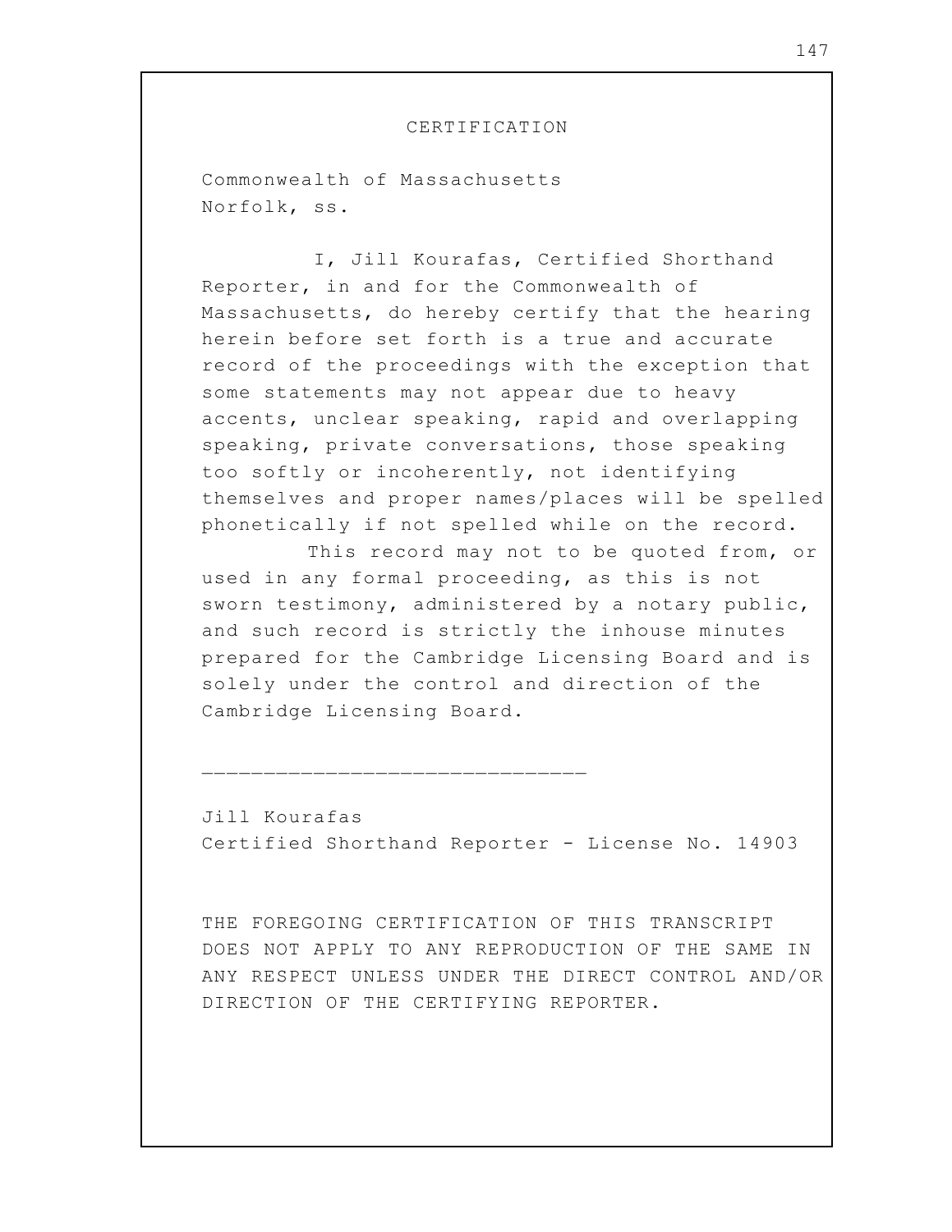# CERTIFICATION

Commonwealth of Massachusetts
Norfolk, ss.

I, Jill Kourafas, Certified Shorthand Reporter, in and for the Commonwealth of Massachusetts, do hereby certify that the hearing herein before set forth is a true and accurate record of the proceedings with the exception that some statements may not appear due to heavy accents, unclear speaking, rapid and overlapping speaking, private conversations, those speaking too softly or incoherently, not identifying themselves and proper names/places will be spelled phonetically if not spelled while on the record.

This record may not to be quoted from, or used in any formal proceeding, as this is not sworn testimony, administered by a notary public, and such record is strictly the inhouse minutes prepared for the Cambridge Licensing Board and is solely under the control and direction of the Cambridge Licensing Board.

\_\_\_\_\_\_\_\_\_\_\_\_\_\_\_\_\_\_\_\_\_\_\_\_\_\_\_\_\_\_\_

Jill Kourafas
Certified Shorthand Reporter - License No. 14903

THE FOREGOING CERTIFICATION OF THIS TRANSCRIPT DOES NOT APPLY TO ANY REPRODUCTION OF THE SAME IN ANY RESPECT UNLESS UNDER THE DIRECT CONTROL AND/OR DIRECTION OF THE CERTIFYING REPORTER.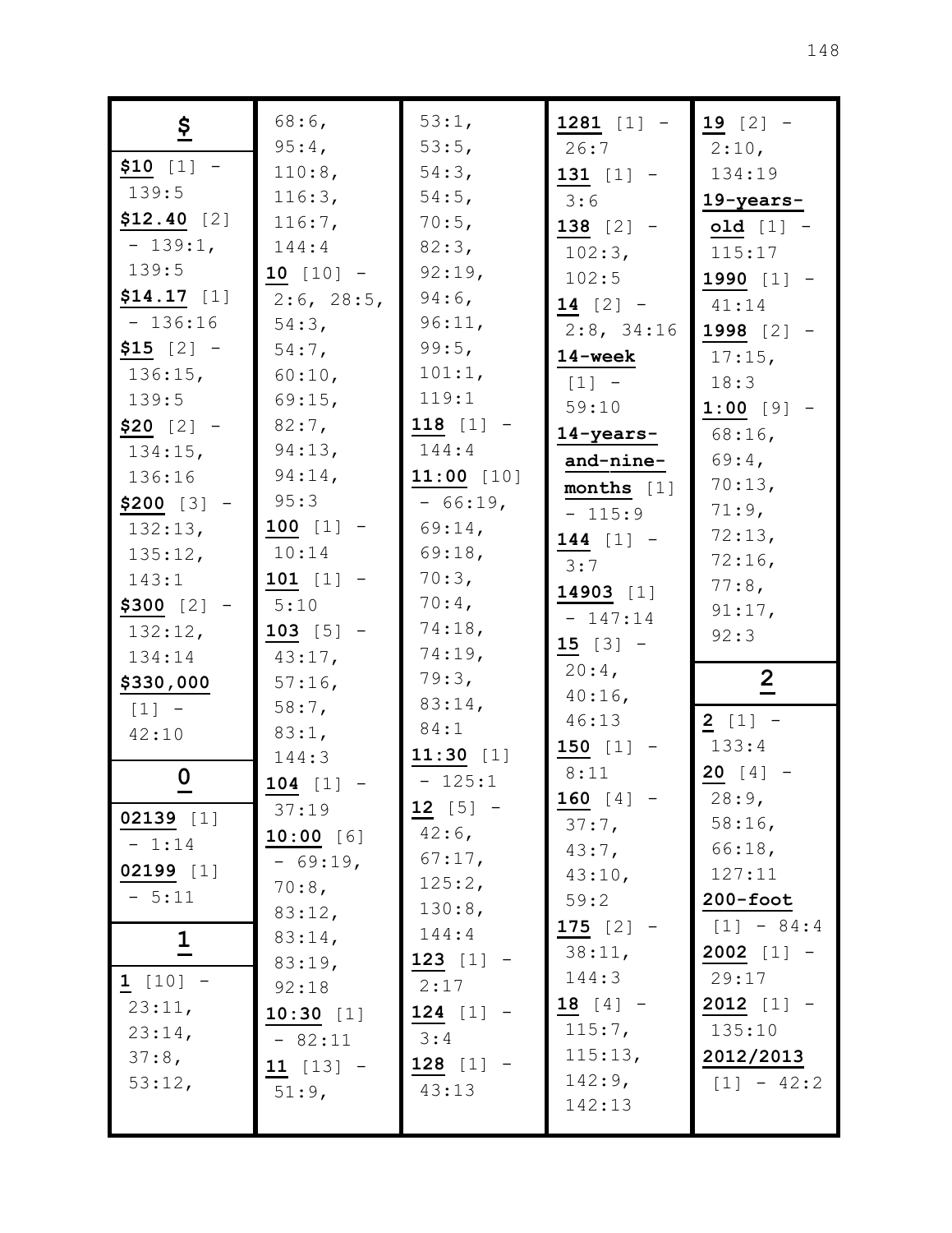## $

**$10** [1] - 139:5
**$12.40** [2] - 139:1, 139:5
**$14.17** [1] - 136:16
**$15** [2] - 136:15, 139:5
**$20** [2] - 134:15, 136:16
**$200** [3] - 132:13, 135:12, 143:1
**$300** [2] - 132:12, 134:14
**$330,000** [1] - 42:10

## 0

**02139** [1] - 1:14
**02199** [1] - 5:11

## 1

**1** [10] - 23:11, 23:14, 37:8, 53:12, 68:6, 95:4, 110:8, 116:3, 116:7, 144:4
**10** [10] - 2:6, 28:5, 54:3, 54:7, 60:10, 69:15, 82:7, 94:13, 94:14, 95:3
**100** [1] - 10:14
**101** [1] - 5:10
**103** [5] - 43:17, 57:16, 58:7, 83:1, 144:3
**104** [1] - 37:19
**10:00** [6] - 69:19, 70:8, 83:12, 83:14, 83:19, 92:18
**10:30** [1] - 82:11
**11** [13] - 51:9, 53:1, 53:5, 54:3, 54:5, 70:5, 82:3, 92:19, 94:6, 96:11, 99:5, 101:1, 119:1
**118** [1] - 144:4
**11:00** [10] - 66:19, 69:14, 69:18, 70:3, 70:4, 74:18, 74:19, 79:3, 83:14, 84:1
**11:30** [1] - 125:1
**12** [5] - 42:6, 67:17, 125:2, 130:8, 144:4
**123** [1] - 2:17
**124** [1] - 3:4
**128** [1] - 43:13
**1281** [1] - 26:7
**131** [1] - 3:6
**138** [2] - 102:3, 102:5
**14** [2] - 2:8, 34:16
**14-week** [1] - 59:10
**14-years-and-nine-months** [1] - 115:9
**144** [1] - 3:7
**14903** [1] - 147:14
**15** [3] - 20:4, 40:16, 46:13
**150** [1] - 8:11
**160** [4] - 37:7, 43:7, 43:10, 59:2
**175** [2] - 38:11, 144:3
**18** [4] - 115:7, 115:13, 142:9, 142:13
**19** [2] - 2:10, 134:19
**19-years-old** [1] - 115:17
**1990** [1] - 41:14
**1998** [2] - 17:15, 18:3
**1:00** [9] - 68:16, 69:4, 70:13, 71:9, 72:13, 72:16, 77:8, 91:17, 92:3

## 2

**2** [1] - 133:4
**20** [4] - 28:9, 58:16, 66:18, 127:11
**200-foot** [1] - 84:4
**2002** [1] - 29:17
**2012** [1] - 135:10
**2012/2013** [1] - 42:2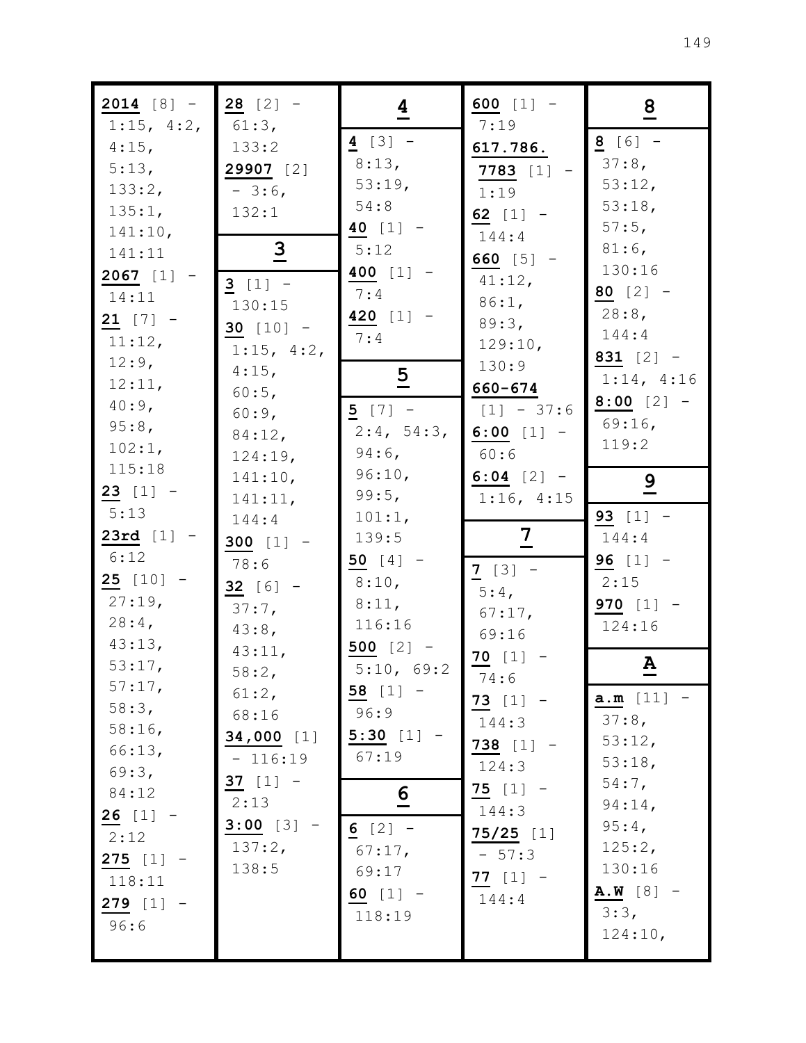**2014** [8] - 1:15, 4:2, 4:15, 5:13, 133:2, 135:1, 141:10, 141:11

**2067** [1] - 14:11

**21** [7] - 11:12, 12:9, 12:11, 40:9, 95:8, 102:1, 115:18

**23** [1] - 5:13

**23rd** [1] - 6:12

**25** [10] - 27:19, 28:4, 43:13, 53:17, 57:17, 58:3, 58:16, 66:13, 69:3, 84:12

**26** [1] - 2:12

**275** [1] - 118:11

**279** [1] - 96:6

**28** [2] - 61:3, 133:2

**29907** [2] - 3:6, 132:1

## 3

**3** [1] - 130:15

**30** [10] - 1:15, 4:2, 4:15, 60:5, 60:9, 84:12, 124:19, 141:10, 141:11, 144:4

**300** [1] - 78:6

**32** [6] - 37:7, 43:8, 43:11, 58:2, 61:2, 68:16

**34,000** [1] - 116:19

**37** [1] - 2:13

**3:00** [3] - 137:2, 138:5

## 4

**4** [3] - 8:13, 53:19, 54:8

**40** [1] - 5:12

**400** [1] - 7:4

**420** [1] - 7:4

## 5

**5** [7] - 2:4, 54:3, 94:6, 96:10, 99:5, 101:1, 139:5

**50** [4] - 8:10, 8:11, 116:16

**500** [2] - 5:10, 69:2

**58** [1] - 96:9

**5:30** [1] - 67:19

## 6

**6** [2] - 67:17, 69:17

**60** [1] - 118:19

**600** [1] - 7:19

**617.786.**

**7783** [1] - 1:19

**62** [1] - 144:4

**660** [5] - 41:12, 86:1, 89:3, 129:10, 130:9

**660-674** [1] - 37:6

**6:00** [1] - 60:6

**6:04** [2] - 1:16, 4:15

## 7

**7** [3] - 5:4, 67:17, 69:16

**70** [1] - 74:6

**73** [1] - 144:3

**738** [1] - 124:3

**75** [1] - 144:3

**75/25** [1] - 57:3

**77** [1] - 144:4

## 8

**8** [6] - 37:8, 53:12, 53:18, 57:5, 81:6, 130:16

**80** [2] - 28:8, 144:4

**831** [2] - 1:14, 4:16

**8:00** [2] - 69:16, 119:2

## 9

**93** [1] - 144:4

**96** [1] - 2:15

**970** [1] - 124:16

## A

**a.m** [11] - 37:8, 53:12, 53:18, 54:7, 94:14, 95:4, 125:2, 130:16

**A.W** [8] - 3:3, 124:10,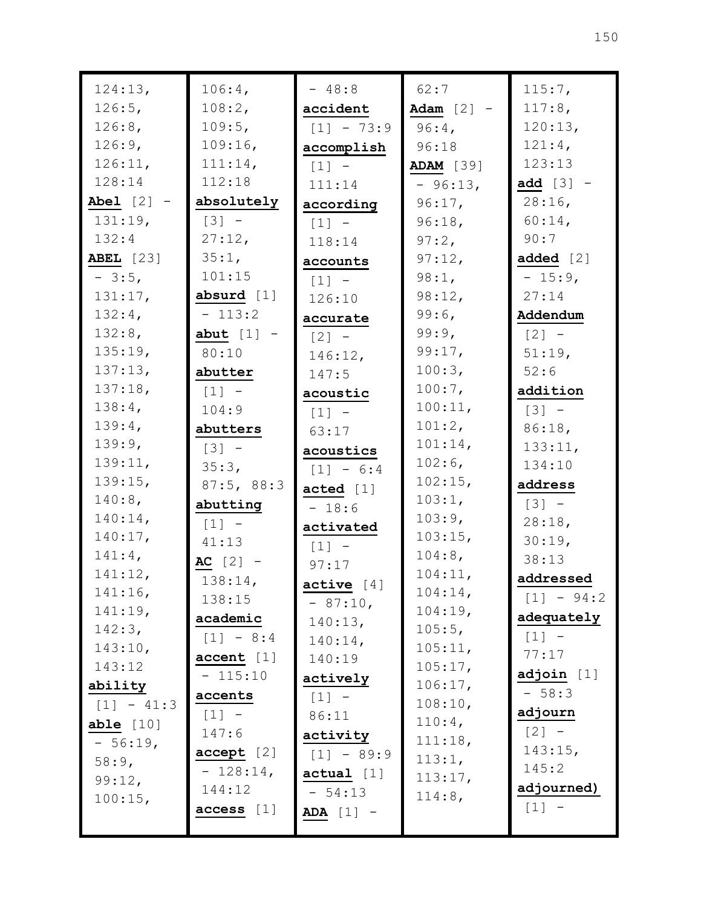124:13, 126:5, 126:8, 126:9, 126:11, 128:14

**Abel** [2] - 131:19, 132:4

**ABEL** [23] - 3:5, 131:17, 132:4, 132:8, 135:19, 137:13, 137:18, 138:4, 139:4, 139:9, 139:11, 139:15, 140:8, 140:14, 140:17, 141:4, 141:12, 141:16, 141:19, 142:3, 143:10, 143:12

**ability** [1] - 41:3

**able** [10] - 56:19, 58:9, 99:12, 100:15, 106:4, 108:2, 109:5, 109:16, 111:14, 112:18

**absolutely** [3] - 27:12, 35:1, 101:15

**absurd** [1] - 113:2

**abut** [1] - 80:10

**abutter** [1] - 104:9

**abutters** [3] - 35:3, 87:5, 88:3

**abutting** [1] - 41:13

**AC** [2] - 138:14, 138:15

**academic** [1] - 8:4

**accent** [1] - 115:10

**accents** [1] - 147:6

**accept** [2] - 128:14, 144:12

**access** [1] - 48:8

**accident** [1] - 73:9

**accomplish** [1] - 111:14

**according** [1] - 118:14

**accounts** [1] - 126:10

**accurate** [2] - 146:12, 147:5

**acoustic** [1] - 63:17

**acoustics** [1] - 6:4

**acted** [1] - 18:6

**activated** [1] - 97:17

**active** [4] - 87:10, 140:13, 140:14, 140:19

**actively** [1] - 86:11

**activity** [1] - 89:9

**actual** [1] - 54:13

**ADA** [1] - 62:7

**Adam** [2] - 96:4, 96:18

**ADAM** [39] - 96:13, 96:17, 96:18, 97:2, 97:12, 98:1, 98:12, 99:6, 99:9, 99:17, 100:3, 100:7, 100:11, 101:2, 101:14, 102:6, 102:15, 103:1, 103:9, 103:15, 104:8, 104:11, 104:14, 104:19, 105:5, 105:11, 105:17, 106:17, 108:10, 110:4, 111:18, 113:1, 113:17, 114:8, 115:7, 117:8, 120:13, 121:4, 123:13

**add** [3] - 28:16, 60:14, 90:7

**added** [2] - 15:9, 27:14

**Addendum** [2] - 51:19, 52:6

**addition** [3] - 86:18, 133:11, 134:10

**address** [3] - 28:18, 30:19, 38:13

**addressed** [1] - 94:2

**adequately** [1] - 77:17

**adjoin** [1] - 58:3

**adjourn** [2] - 143:15, 145:2

**adjourned)** [1] -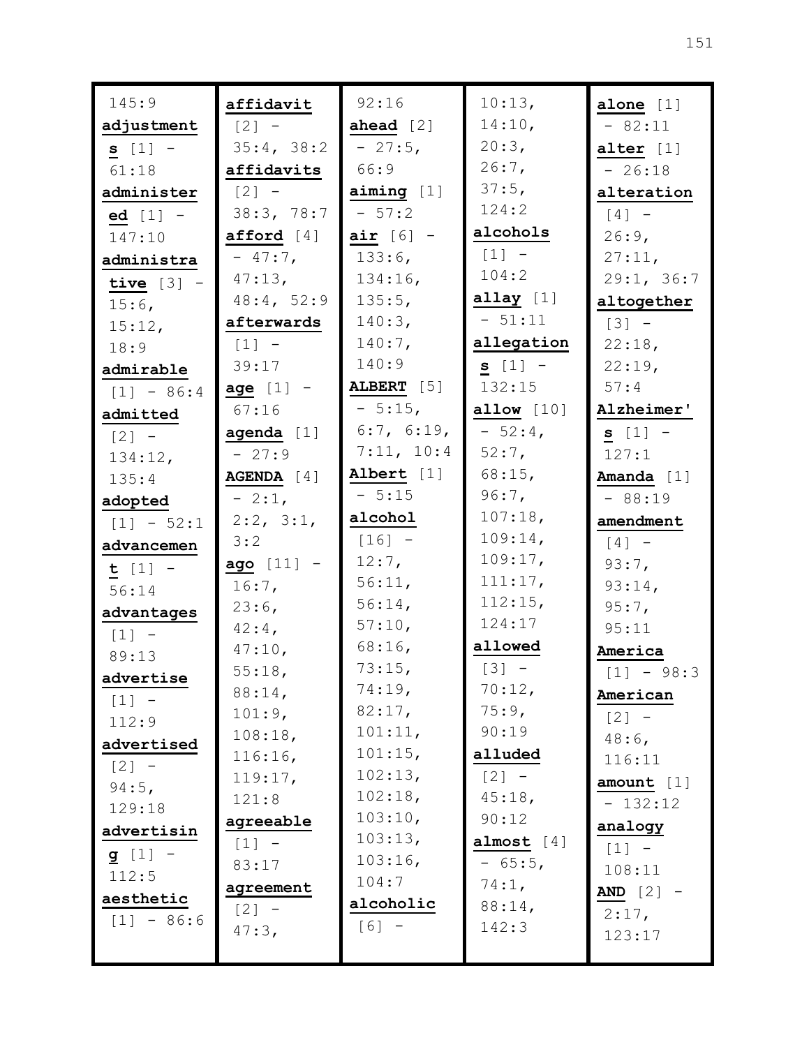145:9

**adjustments** [1] - 61:18

**administered** [1] - 147:10

**administrative** [3] - 15:6, 15:12, 18:9

**admirable** [1] - 86:4

**admitted** [2] - 134:12, 135:4

**adopted** [1] - 52:1

**advancement** [1] - 56:14

**advantages** [1] - 89:13

**advertise** [1] - 112:9

**advertised** [2] - 94:5, 129:18

**advertising** [1] - 112:5

**aesthetic** [1] - 86:6

**affidavit** [2] - 35:4, 38:2

**affidavits** [2] - 38:3, 78:7

**afford** [4] - 47:7, 47:13, 48:4, 52:9

**afterwards** [1] - 39:17

**age** [1] - 67:16

**agenda** [1] - 27:9

**AGENDA** [4] - 2:1, 2:2, 3:1, 3:2

**ago** [11] - 16:7, 23:6, 42:4, 47:10, 55:18, 88:14, 101:9, 108:18, 116:16, 119:17, 121:8

**agreeable** [1] - 83:17

**agreement** [2] - 47:3, 92:16

**ahead** [2] - 27:5, 66:9

**aiming** [1] - 57:2

**air** [6] - 133:6, 134:16, 135:5, 140:3, 140:7, 140:9

**ALBERT** [5] - 5:15, 6:7, 6:19, 7:11, 10:4

**Albert** [1] - 5:15

**alcohol** [16] - 12:7, 56:11, 56:14, 57:10, 68:16, 73:15, 74:19, 82:17, 101:11, 101:15, 102:13, 102:18, 103:10, 103:13, 103:16, 104:7

**alcoholic** [6] - 10:13, 14:10, 20:3, 26:7, 37:5, 124:2

**alcohols** [1] - 104:2

**allay** [1] - 51:11

**allegations** [1] - 132:15

**allow** [10] - 52:4, 52:7, 68:15, 96:7, 107:18, 109:14, 109:17, 111:17, 112:15, 124:17

**allowed** [3] - 70:12, 75:9, 90:19

**alluded** [2] - 45:18, 90:12

**almost** [4] - 65:5, 74:1, 88:14, 142:3

**alone** [1] - 82:11

**alter** [1] - 26:18

**alteration** [4] - 26:9, 27:11, 29:1, 36:7

**altogether** [3] - 22:18, 22:19, 57:4

**Alzheimer's** [1] - 127:1

**Amanda** [1] - 88:19

**amendment** [4] - 93:7, 93:14, 95:7, 95:11

**America** [1] - 98:3

**American** [2] - 48:6, 116:11

**amount** [1] - 132:12

**analogy** [1] - 108:11

**AND** [2] - 2:17, 123:17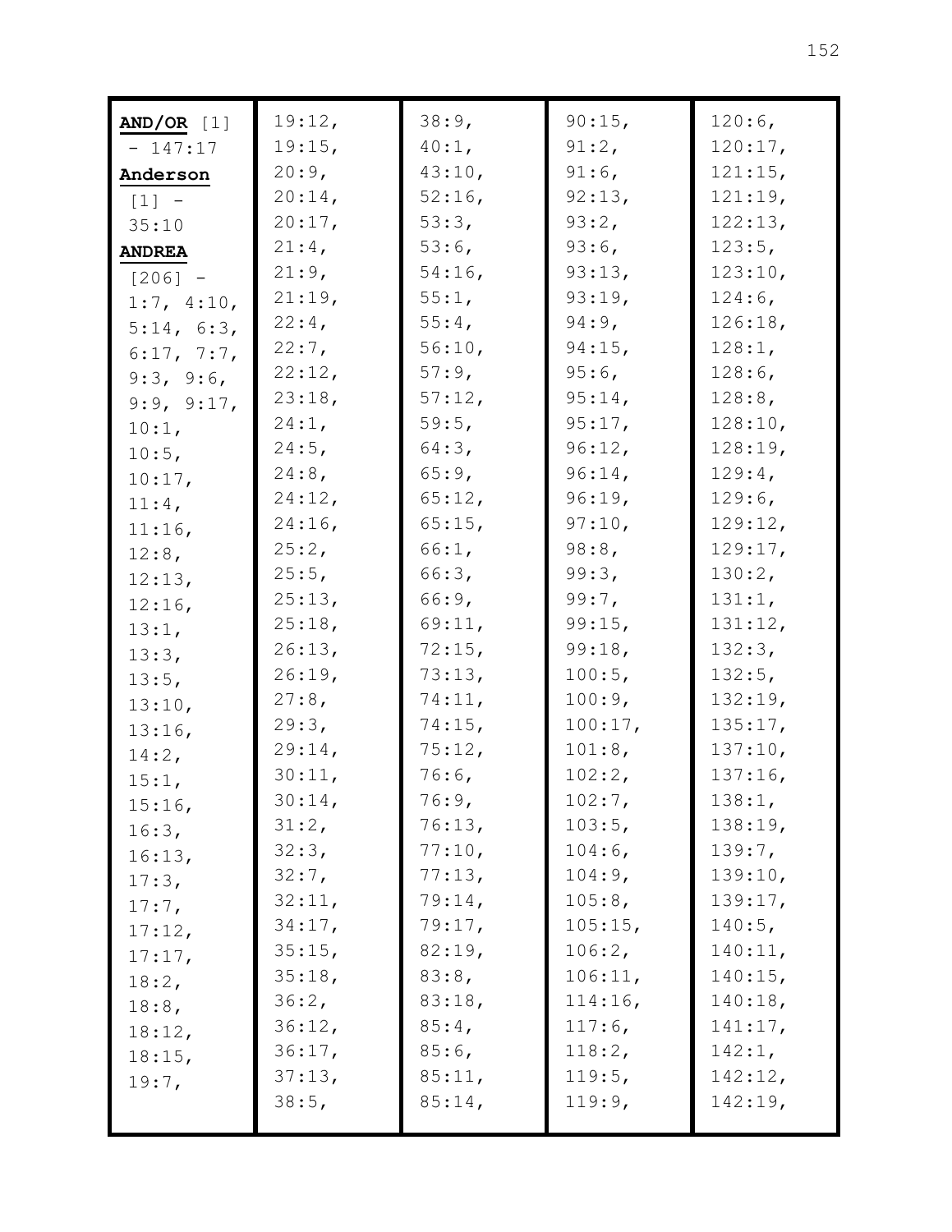**AND/OR** [1] - 147:17

**Anderson** [1] - 35:10

**ANDREA** [206] - 1:7, 4:10, 5:14, 6:3, 6:17, 7:7, 9:3, 9:6, 9:9, 9:17, 10:1, 10:5, 10:17, 11:4, 11:16, 12:8, 12:13, 12:16, 13:1, 13:3, 13:5, 13:10, 13:16, 14:2, 15:1, 15:16, 16:3, 16:13, 17:3, 17:7, 17:12, 17:17, 18:2, 18:8, 18:12, 18:15, 19:7, 19:12, 19:15, 20:9, 20:14, 20:17, 21:4, 21:9, 21:19, 22:4, 22:7, 22:12, 23:18, 24:1, 24:5, 24:8, 24:12, 24:16, 25:2, 25:5, 25:13, 25:18, 26:13, 26:19, 27:8, 29:3, 29:14, 30:11, 30:14, 31:2, 32:3, 32:7, 32:11, 34:17, 35:15, 35:18, 36:2, 36:12, 36:17, 37:13, 38:5, 38:9, 40:1, 43:10, 52:16, 53:3, 53:6, 54:16, 55:1, 55:4, 56:10, 57:9, 57:12, 59:5, 64:3, 65:9, 65:12, 65:15, 66:1, 66:3, 66:9, 69:11, 72:15, 73:13, 74:11, 74:15, 75:12, 76:6, 76:9, 76:13, 77:10, 77:13, 79:14, 79:17, 82:19, 83:8, 83:18, 85:4, 85:6, 85:11, 85:14, 90:15, 91:2, 91:6, 92:13, 93:2, 93:6, 93:13, 93:19, 94:9, 94:15, 95:6, 95:14, 95:17, 96:12, 96:14, 96:19, 97:10, 98:8, 99:3, 99:7, 99:15, 99:18, 100:5, 100:9, 100:17, 101:8, 102:2, 102:7, 103:5, 104:6, 104:9, 105:8, 105:15, 106:2, 106:11, 114:16, 117:6, 118:2, 119:5, 119:9, 120:6, 120:17, 121:15, 121:19, 122:13, 123:5, 123:10, 124:6, 126:18, 128:1, 128:6, 128:8, 128:10, 128:19, 129:4, 129:6, 129:12, 129:17, 130:2, 131:1, 131:12, 132:3, 132:5, 132:19, 135:17, 137:10, 137:16, 138:1, 138:19, 139:7, 139:10, 139:17, 140:5, 140:11, 140:15, 140:18, 141:17, 142:1, 142:12, 142:19,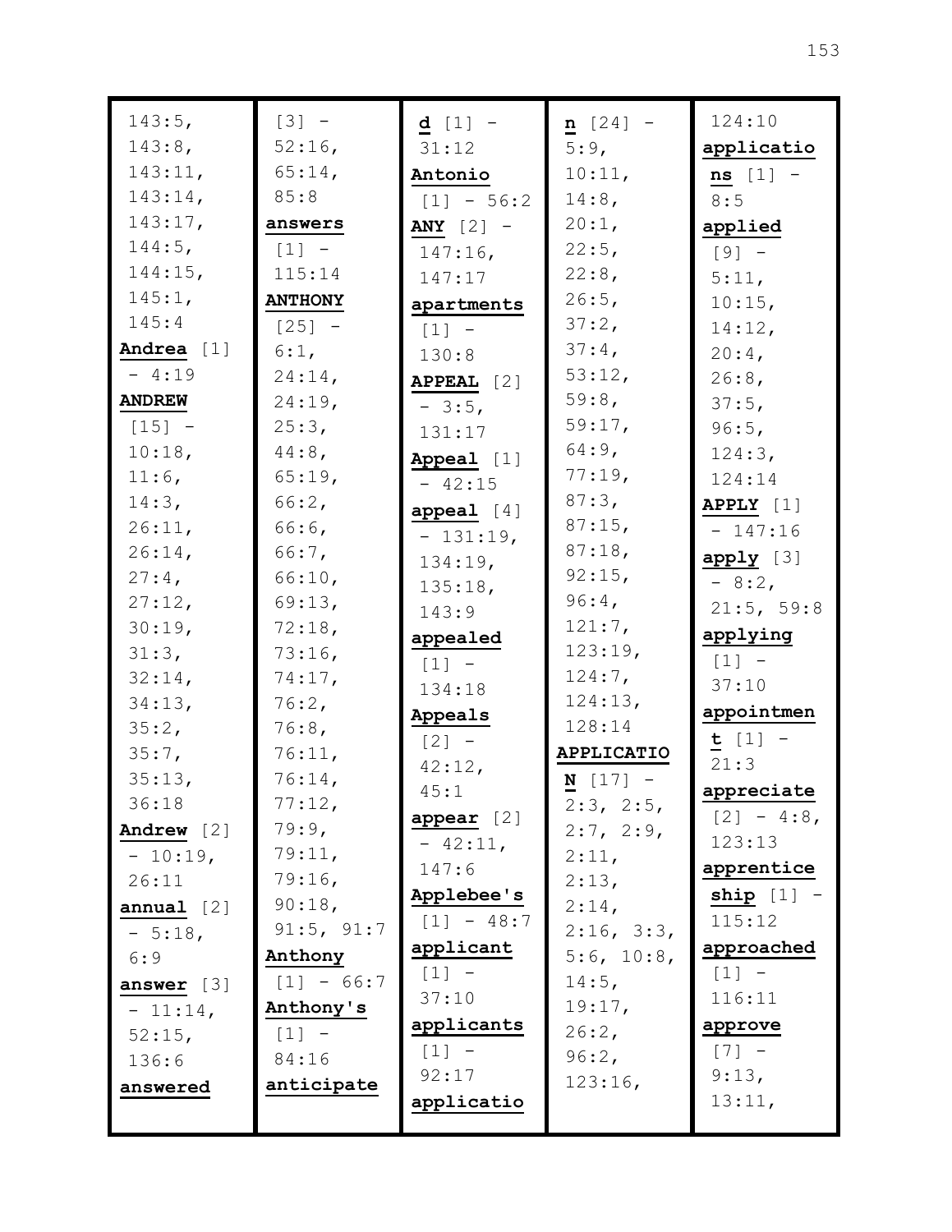143:5, 143:8, 143:11, 143:14, 143:17, 144:5, 144:15, 145:1, 145:4

**Andrea** [1] - 4:19

**ANDREW** [15] - 10:18, 11:6, 14:3, 26:11, 26:14, 27:4, 27:12, 30:19, 31:3, 32:14, 34:13, 35:2, 35:7, 35:13, 36:18

**Andrew** [2] - 10:19, 26:11

**annual** [2] - 5:18, 6:9

**answer** [3] - 11:14, 52:15, 136:6

**answered** [3] - 52:16, 65:14, 85:8

**answers** [1] - 115:14

**ANTHONY** [25] - 6:1, 24:14, 24:19, 25:3, 44:8, 65:19, 66:2, 66:6, 66:7, 66:10, 69:13, 72:18, 73:16, 74:17, 76:2, 76:8, 76:11, 76:14, 77:12, 79:9, 79:11, 79:16, 90:18, 91:5, 91:7

**Anthony** [1] - 66:7

**Anthony's** [1] - 84:16

**anticipated** [1] - 31:12

**Antonio** [1] - 56:2

**ANY** [2] - 147:16, 147:17

**apartments** [1] - 130:8

**APPEAL** [2] - 3:5, 131:17

**Appeal** [1] - 42:15

**appeal** [4] - 131:19, 134:19, 135:18, 143:9

**appealed** [1] - 134:18

**Appeals** [2] - 42:12, 45:1

**appear** [2] - 42:11, 147:6

**Applebee's** [1] - 48:7

**applicant** [1] - 37:10

**applicants** [1] - 92:17

**application** [24] - 5:9, 10:11, 14:8, 20:1, 22:5, 22:8, 26:5, 37:2, 37:4, 53:12, 59:8, 59:17, 64:9, 77:19, 87:3, 87:15, 87:18, 92:15, 96:4, 121:7, 123:19, 124:7, 124:13, 128:14

**APPLICATION** [17] - 2:3, 2:5, 2:7, 2:9, 2:11, 2:13, 2:14, 2:16, 3:3, 5:6, 10:8, 14:5, 19:17, 26:2, 96:2, 123:16, 124:10

**applications** [1] - 8:5

**applied** [9] - 5:11, 10:15, 14:12, 20:4, 26:8, 37:5, 96:5, 124:3, 124:14

**APPLY** [1] - 147:16

**apply** [3] - 8:2, 21:5, 59:8

**applying** [1] - 37:10

**appointment** [1] - 21:3

**appreciate** [2] - 4:8, 123:13

**apprenticeship** [1] - 115:12

**approached** [1] - 116:11

**approve** [7] - 9:13, 13:11,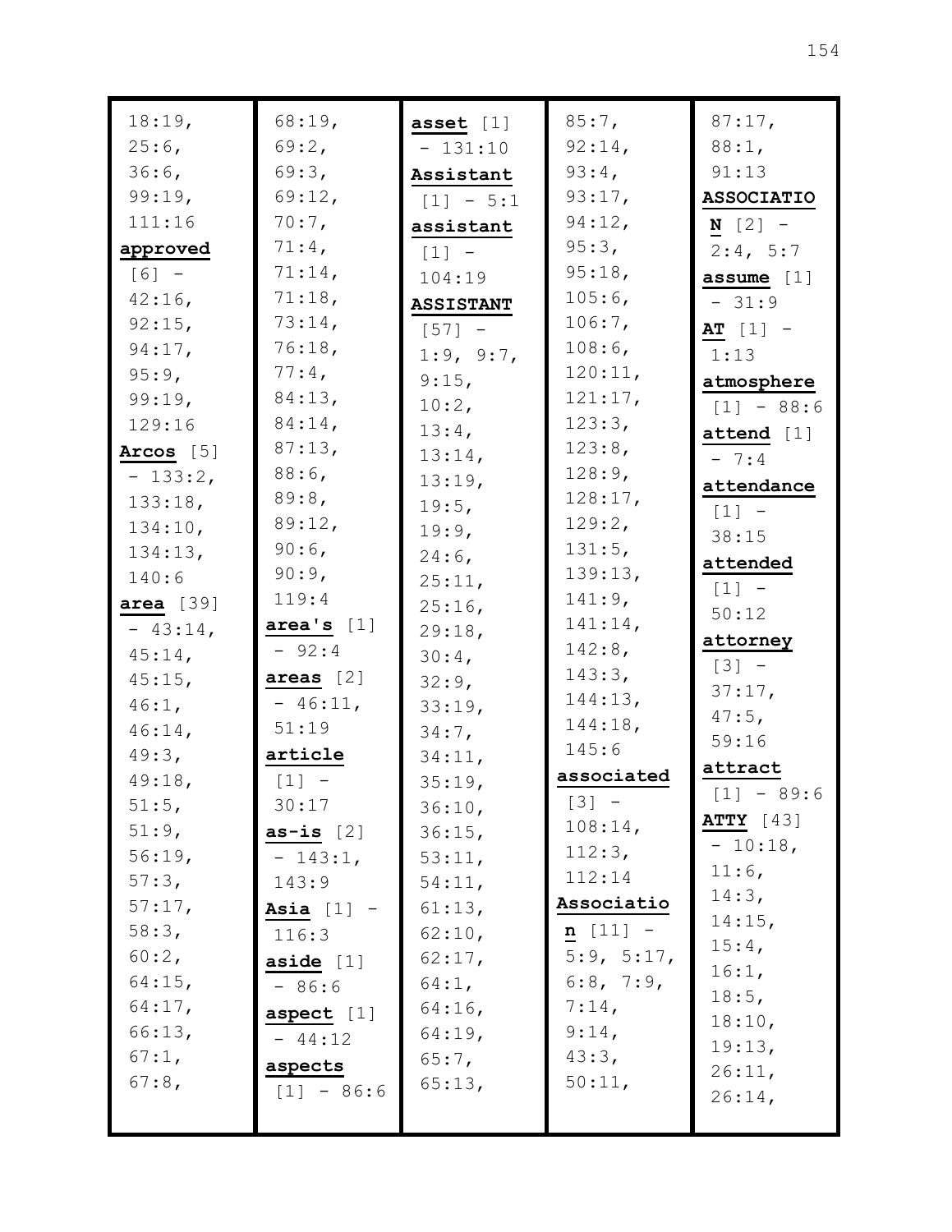18:19, 25:6, 36:6, 99:19, 111:16

**approved** [6] - 42:16, 92:15, 94:17, 95:9, 99:19, 129:16

**Arcos** [5] - 133:2, 133:18, 134:10, 134:13, 140:6

**area** [39] - 43:14, 45:14, 45:15, 46:1, 46:14, 49:3, 49:18, 51:5, 51:9, 56:19, 57:3, 57:17, 58:3, 60:2, 64:15, 64:17, 66:13, 67:1, 67:8, 68:19, 69:2, 69:3, 69:12, 70:7, 71:4, 71:14, 71:18, 73:14, 76:18, 77:4, 84:13, 84:14, 87:13, 88:6, 89:8, 89:12, 90:6, 90:9, 119:4

**area's** [1] - 92:4

**areas** [2] - 46:11, 51:19

**article** [1] - 30:17

**as-is** [2] - 143:1, 143:9

**Asia** [1] - 116:3

**aside** [1] - 86:6

**aspect** [1] - 44:12

**aspects** [1] - 86:6

**asset** [1] - 131:10

**Assistant** [1] - 5:1

**assistant** [1] - 104:19

**ASSISTANT** [57] - 1:9, 9:7, 9:15, 10:2, 13:4, 13:14, 13:19, 19:5, 19:9, 24:6, 25:11, 25:16, 29:18, 30:4, 32:9, 33:19, 34:7, 34:11, 35:19, 36:10, 36:15, 53:11, 54:11, 61:13, 62:10, 62:17, 64:1, 64:16, 64:19, 65:7, 65:13, 85:7, 92:14, 93:4, 93:17, 94:12, 95:3, 95:18, 105:6, 106:7, 108:6, 120:11, 121:17, 123:3, 123:8, 128:9, 128:17, 129:2, 131:5, 139:13, 141:9, 141:14, 142:8, 143:3, 144:13, 144:18, 145:6

**associated** [3] - 108:14, 112:3, 112:14

**Association** [11] - 5:9, 5:17, 6:8, 7:9, 7:14, 9:14, 43:3, 50:11, 87:17, 88:1, 91:13

**ASSOCIATION** [2] - 2:4, 5:7

**assume** [1] - 31:9

**AT** [1] - 1:13

**atmosphere** [1] - 88:6

**attend** [1] - 7:4

**attendance** [1] - 38:15

**attended** [1] - 50:12

**attorney** [3] - 37:17, 47:5, 59:16

**attract** [1] - 89:6

**ATTY** [43] - 10:18, 11:6, 14:3, 14:15, 15:4, 16:1, 18:5, 18:10, 19:13, 26:11, 26:14,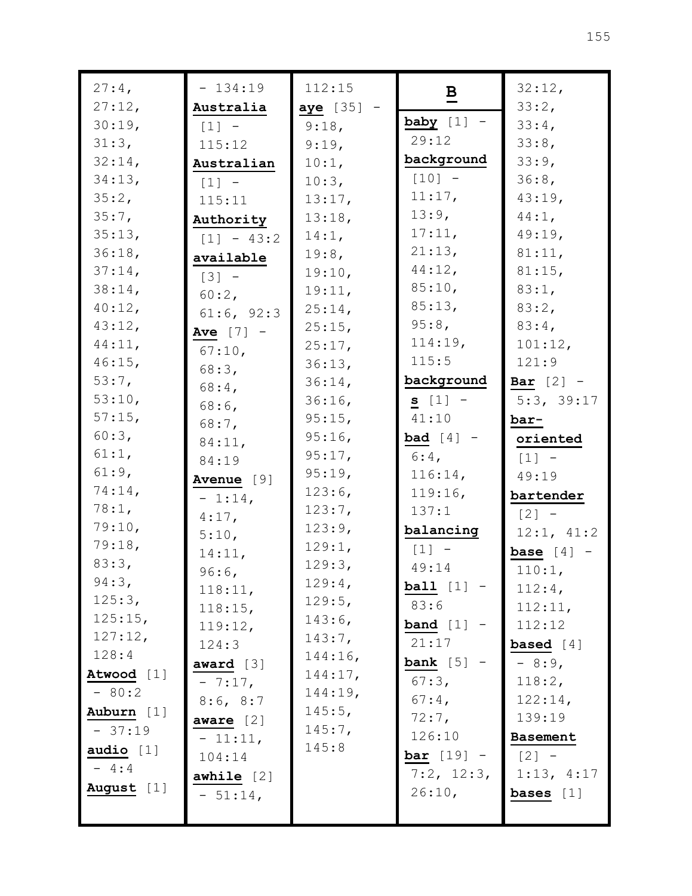27:4, 27:12, 30:19, 31:3, 32:14, 34:13, 35:2, 35:7, 35:13, 36:18, 37:14, 38:14, 40:12, 43:12, 44:11, 46:15, 53:7, 53:10, 57:15, 60:3, 61:1, 61:9, 74:14, 78:1, 79:10, 79:18, 83:3, 94:3, 125:3, 125:15, 127:12, 128:4

**Atwood** [1] - 80:2

**Auburn** [1] - 37:19

**audio** [1] - 4:4

**August** [1] - 134:19

**Australia** [1] - 115:12

**Australian** [1] - 115:11

**Authority** [1] - 43:2

**available** [3] - 60:2, 61:6, 92:3

**Ave** [7] - 67:10, 68:3, 68:4, 68:6, 68:7, 84:11, 84:19

**Avenue** [9] - 1:14, 4:17, 5:10, 14:11, 96:6, 118:11, 118:15, 119:12, 124:3

**award** [3] - 7:17, 8:6, 8:7

**aware** [2] - 11:11, 104:14

**awhile** [2] - 51:14, 112:15

**aye** [35] - 9:18, 9:19, 10:1, 10:3, 13:17, 13:18, 14:1, 19:8, 19:10, 19:11, 25:14, 25:15, 25:17, 36:13, 36:14, 36:16, 95:15, 95:16, 95:17, 95:19, 123:6, 123:7, 123:9, 129:1, 129:3, 129:4, 129:5, 143:6, 143:7, 144:16, 144:17, 144:19, 145:5, 145:7, 145:8

## B

**baby** [1] - 29:12

**background** [10] - 11:17, 13:9, 17:11, 21:13, 44:12, 85:10, 85:13, 95:8, 114:19, 115:5

**backgrounds** [1] - 41:10

**bad** [4] - 6:4, 116:14, 119:16, 137:1

**balancing** [1] - 49:14

**ball** [1] - 83:6

**band** [1] - 21:17

**bank** [5] - 67:3, 67:4, 72:7, 126:10

**bar** [19] - 7:2, 12:3, 26:10, 32:12, 33:2, 33:4, 33:8, 33:9, 36:8, 43:19, 44:1, 49:19, 81:11, 81:15, 83:1, 83:2, 83:4, 101:12, 121:9

**Bar** [2] - 5:3, 39:17

**bar-oriented** [1] - 49:19

**bartender** [2] - 12:1, 41:2

**base** [4] - 110:1, 112:4, 112:11, 112:12

**based** [4] - 8:9, 118:2, 122:14, 139:19

**Basement** [2] - 1:13, 4:17

**bases** [1]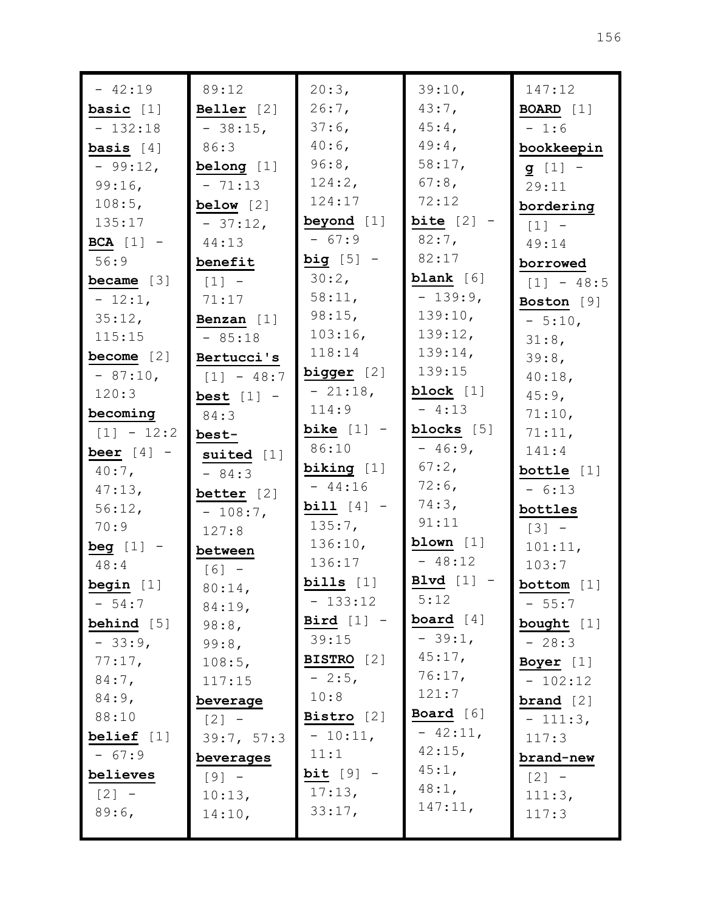- 42:19
**basic** [1] - 132:18
**basis** [4] - 99:12, 99:16, 108:5, 135:17
**BCA** [1] - 56:9
**became** [3] - 12:1, 35:12, 115:15
**become** [2] - 87:10, 120:3
**becoming** [1] - 12:2
**beer** [4] - 40:7, 47:13, 56:12, 70:9
**beg** [1] - 48:4
**begin** [1] - 54:7
**behind** [5] - 33:9, 77:17, 84:7, 84:9, 88:10
**belief** [1] - 67:9
**believes** [2] - 89:6, 89:12
**Beller** [2] - 38:15, 86:3
**belong** [1] - 71:13
**below** [2] - 37:12, 44:13
**benefit** [1] - 71:17
**Benzan** [1] - 85:18
**Bertucci's** [1] - 48:7
**best** [1] - 84:3
**best-suited** [1] - 84:3
**better** [2] - 108:7, 127:8
**between** [6] - 80:14, 84:19, 98:8, 99:8, 108:5, 117:15
**beverage** [2] - 39:7, 57:3
**beverages** [9] - 10:13, 14:10, 20:3, 26:7, 37:6, 40:6, 96:8, 124:2, 124:17
**beyond** [1] - 67:9
**big** [5] - 30:2, 58:11, 98:15, 103:16, 118:14
**bigger** [2] - 21:18, 114:9
**bike** [1] - 86:10
**biking** [1] - 44:16
**bill** [4] - 135:7, 136:10, 136:17
**bills** [1] - 133:12
**Bird** [1] - 39:15
**BISTRO** [2] - 2:5, 10:8
**Bistro** [2] - 10:11, 11:1
**bit** [9] - 17:13, 33:17, 39:10, 43:7, 45:4, 49:4, 58:17, 67:8, 72:12
**bite** [2] - 82:7, 82:17
**blank** [6] - 139:9, 139:10, 139:12, 139:14, 139:15
**block** [1] - 4:13
**blocks** [5] - 46:9, 67:2, 72:6, 74:3, 91:11
**blown** [1] - 48:12
**Blvd** [1] - 5:12
**board** [4] - 39:1, 45:17, 76:17, 121:7
**Board** [6] - 42:11, 42:15, 45:1, 48:1, 147:11, 147:12
**BOARD** [1] - 1:6
**bookkeeping** [1] - 29:11
**bordering** [1] - 49:14
**borrowed** [1] - 48:5
**Boston** [9] - 5:10, 31:8, 39:8, 40:18, 45:9, 71:10, 71:11, 141:4
**bottle** [1] - 6:13
**bottles** [3] - 101:11, 103:7
**bottom** [1] - 55:7
**bought** [1] - 28:3
**Boyer** [1] - 102:12
**brand** [2] - 111:3, 117:3
**brand-new** [2] - 111:3, 117:3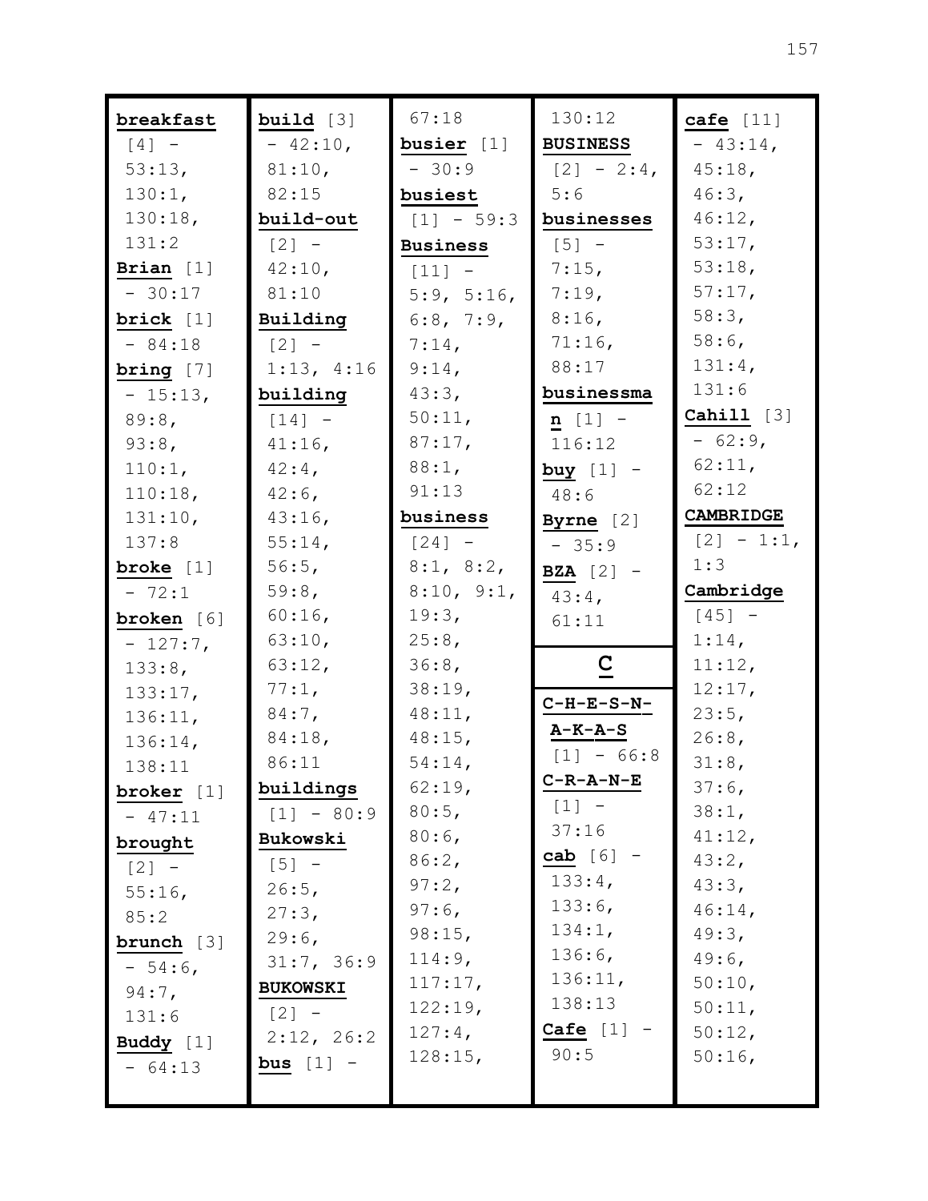**breakfast** [4] - 53:13, 130:1, 130:18, 131:2
**Brian** [1] - 30:17
**brick** [1] - 84:18
**bring** [7] - 15:13, 89:8, 93:8, 110:1, 110:18, 131:10, 137:8
**broke** [1] - 72:1
**broken** [6] - 127:7, 133:8, 133:17, 136:11, 136:14, 138:11
**broker** [1] - 47:11
**brought** [2] - 55:16, 85:2
**brunch** [3] - 54:6, 94:7, 131:6
**Buddy** [1] - 64:13
**build** [3] - 42:10, 81:10, 82:15
**build-out** [2] - 42:10, 81:10
**Building** [2] - 1:13, 4:16
**building** [14] - 41:16, 42:4, 42:6, 43:16, 55:14, 56:5, 59:8, 60:16, 63:10, 63:12, 77:1, 84:7, 84:18, 86:11
**buildings** [1] - 80:9
**Bukowski** [5] - 26:5, 27:3, 29:6, 31:7, 36:9
**BUKOWSKI** [2] - 2:12, 26:2
**bus** [1] - 67:18
**busier** [1] - 30:9
**busiest** [1] - 59:3
**Business** [11] - 5:9, 5:16, 6:8, 7:9, 7:14, 9:14, 43:3, 50:11, 87:17, 88:1, 91:13
**business** [24] - 8:1, 8:2, 8:10, 9:1, 19:3, 25:8, 36:8, 38:19, 48:11, 48:15, 54:14, 62:19, 80:5, 80:6, 86:2, 97:2, 97:6, 98:15, 114:9, 117:17, 122:19, 127:4, 128:15, 130:12
**BUSINESS** [2] - 2:4, 5:6
**businesses** [5] - 7:15, 7:19, 8:16, 71:16, 88:17
**businessman** [1] - 116:12
**buy** [1] - 48:6
**Byrne** [2] - 35:9
**BZA** [2] - 43:4, 61:11

## C

**C-H-E-S-N-A-K-A-S** [1] - 66:8
**C-R-A-N-E** [1] - 37:16
**cab** [6] - 133:4, 133:6, 134:1, 136:6, 136:11, 138:13
**Cafe** [1] - 90:5
**cafe** [11] - 43:14, 45:18, 46:3, 46:12, 53:17, 53:18, 57:17, 58:3, 58:6, 131:4, 131:6
**Cahill** [3] - 62:9, 62:11, 62:12
**CAMBRIDGE** [2] - 1:1, 1:3
**Cambridge** [45] - 1:14, 11:12, 12:17, 23:5, 26:8, 31:8, 37:6, 38:1, 41:12, 43:2, 43:3, 46:14, 49:3, 49:6, 50:10, 50:11, 50:12, 50:16,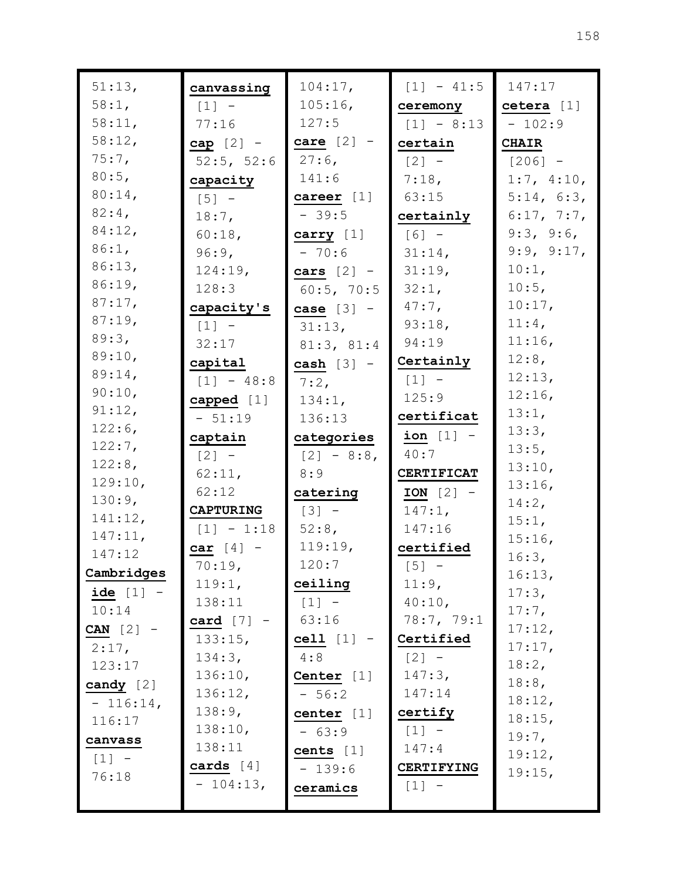51:13, 58:1, 58:11, 58:12, 75:7, 80:5, 80:14, 82:4, 84:12, 86:1, 86:13, 86:19, 87:17, 87:19, 89:3, 89:10, 89:14, 90:10, 91:12, 122:6, 122:7, 122:8, 129:10, 130:9, 141:12, 147:11, 147:12

**Cambridgeside** [1] - 10:14

**CAN** [2] - 2:17, 123:17

**candy** [2] - 116:14, 116:17

**canvass** [1] - 76:18

**canvassing** [1] - 77:16

**cap** [2] - 52:5, 52:6

**capacity** [5] - 18:7, 60:18, 96:9, 124:19, 128:3

**capacity's** [1] - 32:17

**capital** [1] - 48:8

**capped** [1] - 51:19

**captain** [2] - 62:11, 62:12

**CAPTURING** [1] - 1:18

**car** [4] - 70:19, 119:1, 138:11

**card** [7] - 133:15, 134:3, 136:10, 136:12, 138:9, 138:10, 138:11

**cards** [4] - 104:13, 104:17, 105:16, 127:5

**care** [2] - 27:6, 141:6

**career** [1] - 39:5

**carry** [1] - 70:6

**cars** [2] - 60:5, 70:5

**case** [3] - 31:13, 81:3, 81:4

**cash** [3] - 7:2, 134:1, 136:13

**categories** [2] - 8:8, 8:9

**catering** [3] - 52:8, 119:19, 120:7

**ceiling** [1] - 63:16

**cell** [1] - 4:8

**Center** [1] - 56:2

**center** [1] - 63:9

**cents** [1] - 139:6

**ceramics** [1] - 41:5

**ceremony** [1] - 8:13

**certain** [2] - 7:18, 63:15

**certainly** [6] - 31:14, 31:19, 32:1, 47:7, 93:18, 94:19

**Certainly** [1] - 125:9

**certification** [1] - 40:7

**CERTIFICATION** [2] - 147:1, 147:16

**certified** [5] - 11:9, 40:10, 78:7, 79:1

**Certified** [2] - 147:3, 147:14

**certify** [1] - 147:4

**CERTIFYING** [1] - 147:17

**cetera** [1] - 102:9

**CHAIR** [206] - 1:7, 4:10, 5:14, 6:3, 6:17, 7:7, 9:3, 9:6, 9:9, 9:17, 10:1, 10:5, 10:17, 11:4, 11:16, 12:8, 12:13, 12:16, 13:1, 13:3, 13:5, 13:10, 13:16, 14:2, 15:1, 15:16, 16:3, 16:13, 17:3, 17:7, 17:12, 17:17, 18:2, 18:8, 18:12, 18:15, 19:7, 19:12, 19:15,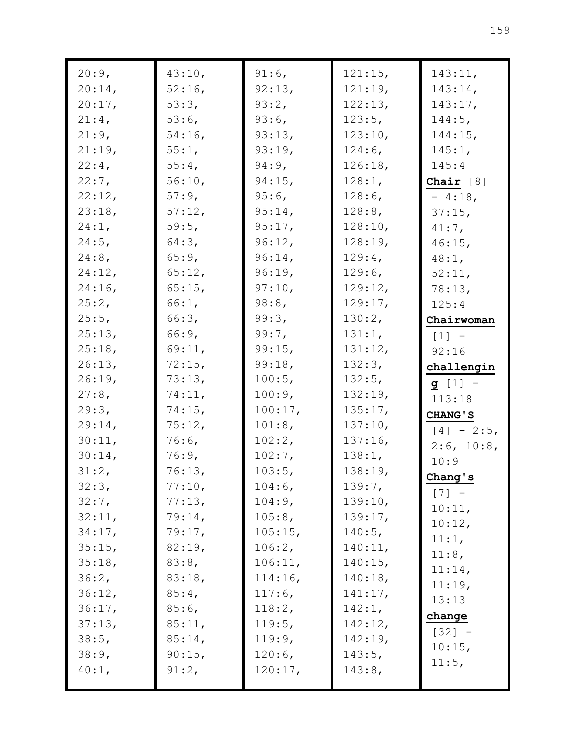20:9,
20:14,
20:17,
21:4,
21:9,
21:19,
22:4,
22:7,
22:12,
23:18,
24:1,
24:5,
24:8,
24:12,
24:16,
25:2,
25:5,
25:13,
25:18,
26:13,
26:19,
27:8,
29:3,
29:14,
30:11,
30:14,
31:2,
32:3,
32:7,
32:11,
34:17,
35:15,
35:18,
36:2,
36:12,
36:17,
37:13,
38:5,
38:9,
40:1,
43:10,
52:16,
53:3,
53:6,
54:16,
55:1,
55:4,
56:10,
57:9,
57:12,
59:5,
64:3,
65:9,
65:12,
65:15,
66:1,
66:3,
66:9,
69:11,
72:15,
73:13,
74:11,
74:15,
75:12,
76:6,
76:9,
76:13,
77:10,
77:13,
79:14,
79:17,
82:19,
83:8,
83:18,
85:4,
85:6,
85:11,
85:14,
90:15,
91:2,
91:6,
92:13,
93:2,
93:6,
93:13,
93:19,
94:9,
94:15,
95:6,
95:14,
95:17,
96:12,
96:14,
96:19,
97:10,
98:8,
99:3,
99:7,
99:15,
99:18,
100:5,
100:9,
100:17,
101:8,
102:2,
102:7,
103:5,
104:6,
104:9,
105:8,
105:15,
106:2,
106:11,
114:16,
117:6,
118:2,
119:5,
119:9,
120:6,
120:17,
121:15,
121:19,
122:13,
123:5,
123:10,
124:6,
126:18,
128:1,
128:6,
128:8,
128:10,
128:19,
129:4,
129:6,
129:12,
129:17,
130:2,
131:1,
131:12,
132:3,
132:5,
132:19,
135:17,
137:10,
137:16,
138:1,
138:19,
139:7,
139:10,
139:17,
140:5,
140:11,
140:15,
140:18,
141:17,
142:1,
142:12,
142:19,
143:5,
143:8,
143:11,
143:14,
143:17,
144:5,
144:15,
145:1,
145:4

**Chair** [8] - 4:18, 37:15, 41:7, 46:15, 48:1, 52:11, 78:13, 125:4

**Chairwoman** [1] - 92:16

**challenging** [1] - 113:18

**CHANG'S** [4] - 2:5, 2:6, 10:8, 10:9

**Chang's** [7] - 10:11, 10:12, 11:1, 11:8, 11:14, 11:19, 13:13

**change** [32] - 10:15, 11:5,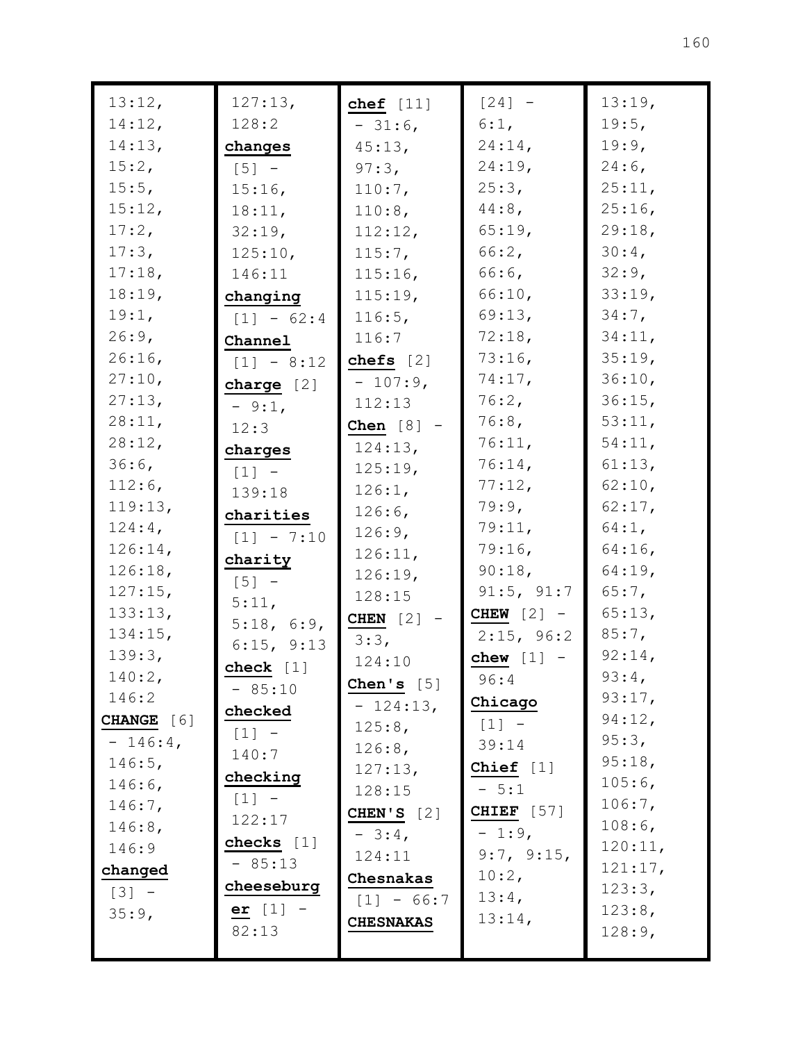13:12, 14:12, 14:13, 15:2, 15:5, 15:12, 17:2, 17:3, 17:18, 18:19, 19:1, 26:9, 26:16, 27:10, 27:13, 28:11, 28:12, 36:6, 112:6, 119:13, 124:4, 126:14, 126:18, 127:15, 133:13, 134:15, 139:3, 140:2, 146:2

**CHANGE** [6] - 146:4, 146:5, 146:6, 146:7, 146:8, 146:9

**changed** [3] - 35:9, 127:13, 128:2

**changes** [5] - 15:16, 18:11, 32:19, 125:10, 146:11

**changing** [1] - 62:4

**Channel** [1] - 8:12

**charge** [2] - 9:1, 12:3

**charges** [1] - 139:18

**charities** [1] - 7:10

**charity** [5] - 5:11, 5:18, 6:9, 6:15, 9:13

**check** [1] - 85:10

**checked** [1] - 140:7

**checking** [1] - 122:17

**checks** [1] - 85:13

**cheeseburger** [1] - 82:13

**chef** [11] - 31:6, 45:13, 97:3, 110:7, 110:8, 112:12, 115:7, 115:16, 115:19, 116:5, 116:7

**chefs** [2] - 107:9, 112:13

**Chen** [8] - 124:13, 125:19, 126:1, 126:6, 126:9, 126:11, 126:19, 128:15

**CHEN** [2] - 3:3, 124:10

**Chen's** [5] - 124:13, 125:8, 126:8, 127:13, 128:15

**CHEN'S** [2] - 3:4, 124:11

**Chesnakas** [1] - 66:7

**CHESNAKAS** [24] - 6:1, 24:14, 24:19, 25:3, 44:8, 65:19, 66:2, 66:6, 66:10, 69:13, 72:18, 73:16, 74:17, 76:2, 76:8, 76:11, 76:14, 77:12, 79:9, 79:11, 79:16, 90:18, 91:5, 91:7

**CHEW** [2] - 2:15, 96:2

**chew** [1] - 96:4

**Chicago** [1] - 39:14

**Chief** [1] - 5:1

**CHIEF** [57] - 1:9, 9:7, 9:15, 10:2, 13:4, 13:14, 13:19, 19:5, 19:9, 24:6, 25:11, 25:16, 29:18, 30:4, 32:9, 33:19, 34:7, 34:11, 35:19, 36:10, 36:15, 53:11, 54:11, 61:13, 62:10, 62:17, 64:1, 64:16, 64:19, 65:7, 65:13, 85:7, 92:14, 93:4, 93:17, 94:12, 95:3, 95:18, 105:6, 106:7, 108:6, 120:11, 121:17, 123:3, 123:8, 128:9,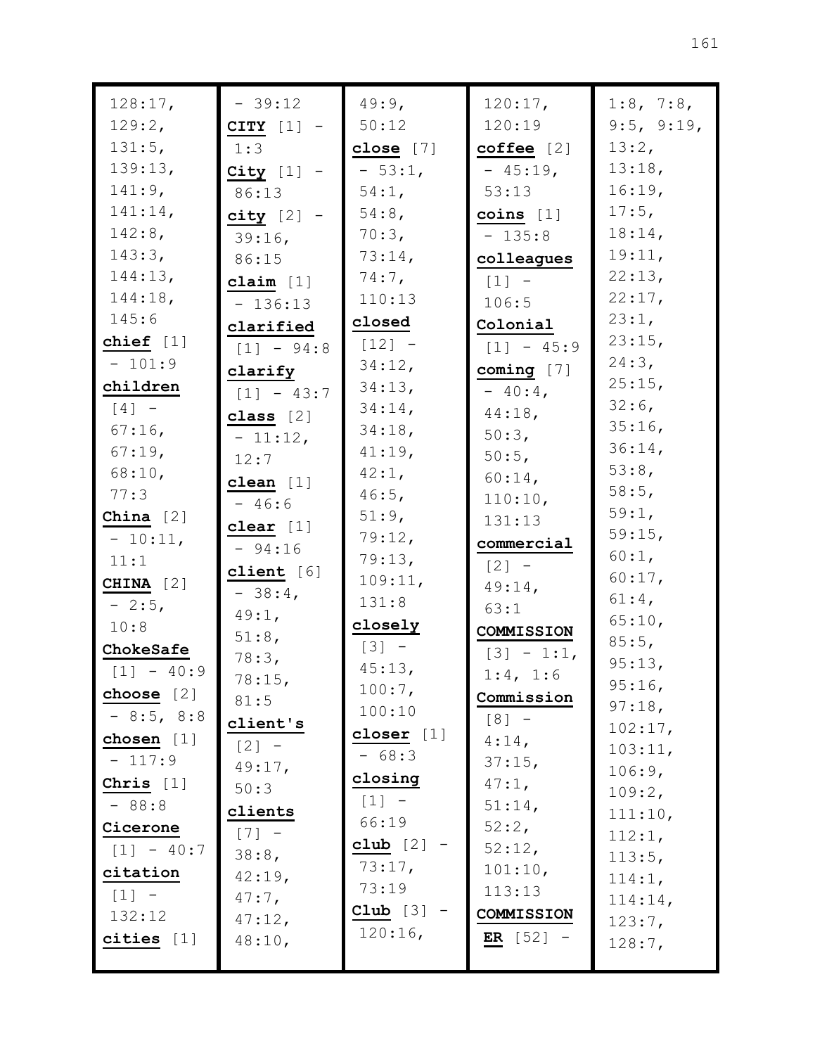128:17, 129:2, 131:5, 139:13, 141:9, 141:14, 142:8, 143:3, 144:13, 144:18, 145:6

**chief** [1] - 101:9

**children** [4] - 67:16, 67:19, 68:10, 77:3

**China** [2] - 10:11, 11:1

**CHINA** [2] - 2:5, 10:8

**ChokeSafe** [1] - 40:9

**choose** [2] - 8:5, 8:8

**chosen** [1] - 117:9

**Chris** [1] - 88:8

**Cicerone** [1] - 40:7

**citation** [1] - 132:12

**cities** [1] - 39:12

**CITY** [1] - 1:3

**City** [1] - 86:13

**city** [2] - 39:16, 86:15

**claim** [1] - 136:13

**clarified** [1] - 94:8

**clarify** [1] - 43:7

**class** [2] - 11:12, 12:7

**clean** [1] - 46:6

**clear** [1] - 94:16

**client** [6] - 38:4, 49:1, 51:8, 78:3, 78:15, 81:5

**client's** [2] - 49:17, 50:3

**clients** [7] - 38:8, 42:19, 47:7, 47:12, 48:10, 49:9, 50:12

**close** [7] - 53:1, 54:1, 54:8, 70:3, 73:14, 74:7, 110:13

**closed** [12] - 34:12, 34:13, 34:14, 34:18, 41:19, 42:1, 46:5, 51:9, 79:12, 79:13, 109:11, 131:8

**closely** [3] - 45:13, 100:7, 100:10

**closer** [1] - 68:3

**closing** [1] - 66:19

**club** [2] - 73:17, 73:19

**Club** [3] - 120:16, 120:17, 120:19

**coffee** [2] - 45:19, 53:13

**coins** [1] - 135:8

**colleagues** [1] - 106:5

**Colonial** [1] - 45:9

**coming** [7] - 40:4, 44:18, 50:3, 50:5, 60:14, 110:10, 131:13

**commercial** [2] - 49:14, 63:1

**COMMISSION** [3] - 1:1, 1:4, 1:6

**Commission** [8] - 4:14, 37:15, 47:1, 51:14, 52:2, 52:12, 101:10, 113:13

**COMMISSIONER** [52] - 1:8, 7:8, 9:5, 9:19, 13:2, 13:18, 16:19, 17:5, 18:14, 19:11, 22:13, 22:17, 23:1, 23:15, 24:3, 25:15, 32:6, 35:16, 36:14, 53:8, 58:5, 59:1, 59:15, 60:1, 60:17, 61:4, 65:10, 85:5, 95:13, 95:16, 97:18, 102:17, 103:11, 106:9, 109:2, 111:10, 112:1, 113:5, 114:1, 114:14, 123:7, 128:7,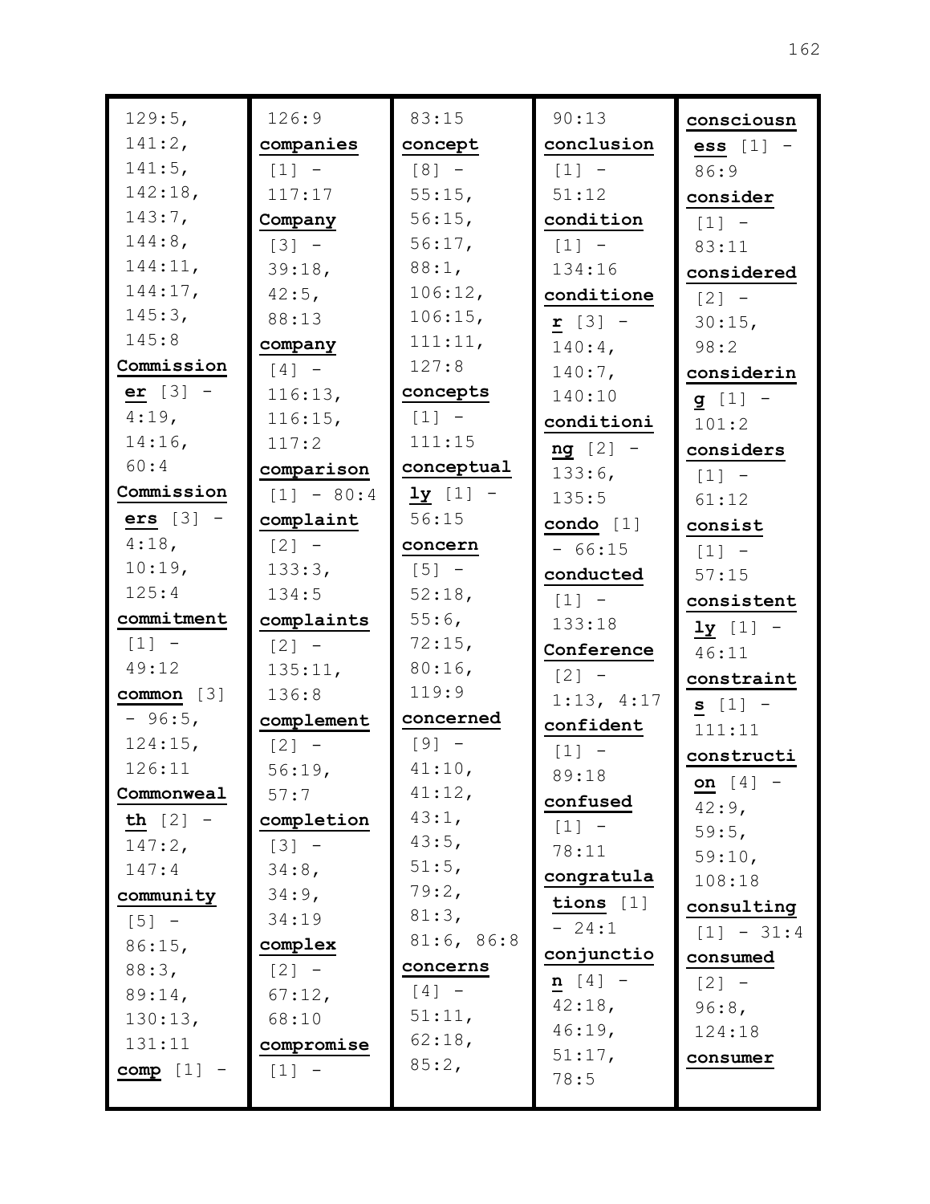129:5, 141:2, 141:5, 142:18, 143:7, 144:8, 144:11, 144:17, 145:3, 145:8

**Commissioner** [3] - 4:19, 14:16, 60:4

**Commissioners** [3] - 4:18, 10:19, 125:4

**commitment** [1] - 49:12

**common** [3] - 96:5, 124:15, 126:11

**Commonwealth** [2] - 147:2, 147:4

**community** [5] - 86:15, 88:3, 89:14, 130:13, 131:11

**comp** [1] - 126:9

**companies** [1] - 117:17

**Company** [3] - 39:18, 42:5, 88:13

**company** [4] - 116:13, 116:15, 117:2

**comparison** [1] - 80:4

**complaint** [2] - 133:3, 134:5

**complaints** [2] - 135:11, 136:8

**complement** [2] - 56:19, 57:7

**completion** [3] - 34:8, 34:9, 34:19

**complex** [2] - 67:12, 68:10

**compromise** [1] - 83:15

**concept** [8] - 55:15, 56:15, 56:17, 88:1, 106:12, 106:15, 111:11, 127:8

**concepts** [1] - 111:15

**conceptually** [1] - 56:15

**concern** [5] - 52:18, 55:6, 72:15, 80:16, 119:9

**concerned** [9] - 41:10, 41:12, 43:1, 43:5, 51:5, 79:2, 81:3, 81:6, 86:8

**concerns** [4] - 51:11, 62:18, 85:2, 90:13

**conclusion** [1] - 51:12

**condition** [1] - 134:16

**conditioner** [3] - 140:4, 140:7, 140:10

**conditioning** [2] - 133:6, 135:5

**condo** [1] - 66:15

**conducted** [1] - 133:18

**Conference** [2] - 1:13, 4:17

**confident** [1] - 89:18

**confused** [1] - 78:11

**congratulations** [1] - 24:1

**conjunction** [4] - 42:18, 46:19, 51:17, 78:5

**consciousness** [1] - 86:9

**consider** [1] - 83:11

**considered** [2] - 30:15, 98:2

**considering** [1] - 101:2

**considers** [1] - 61:12

**consist** [1] - 57:15

**consistently** [1] - 46:11

**constraints** [1] - 111:11

**construction** [4] - 42:9, 59:5, 59:10, 108:18

**consulting** [1] - 31:4

**consumed** [2] - 96:8, 124:18

**consumer**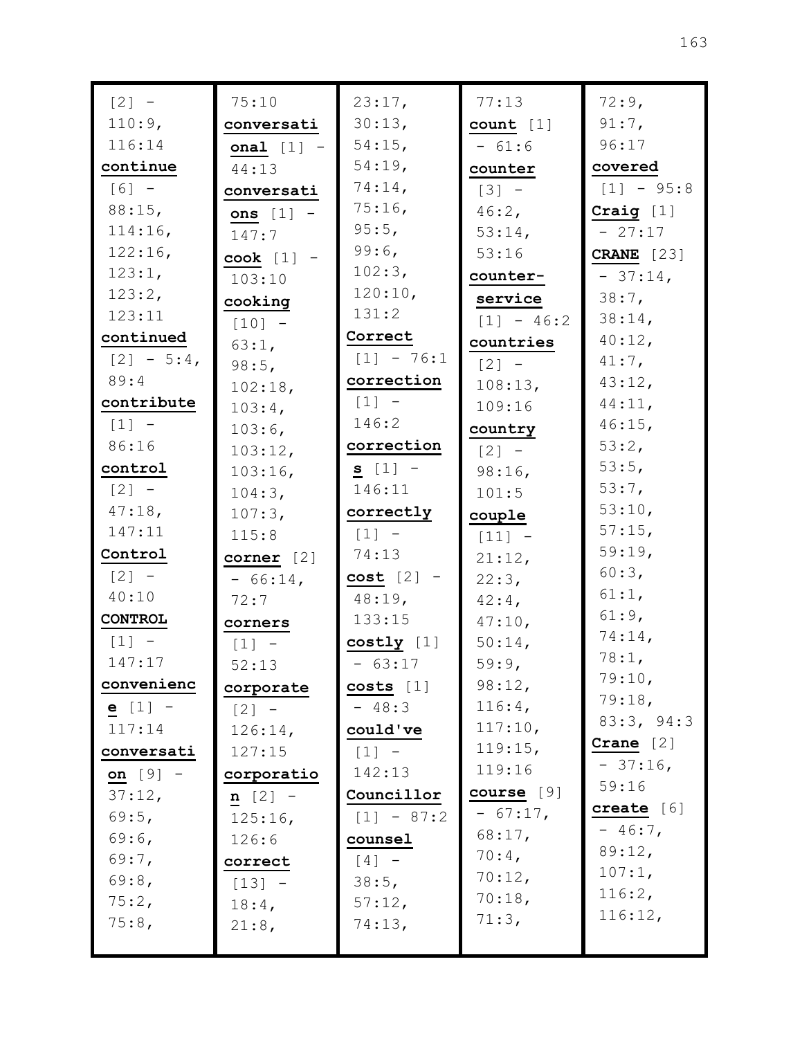[2] - 110:9, 116:14

**continue** [6] - 88:15, 114:16, 122:16, 123:1, 123:2, 123:11

**continued** [2] - 5:4, 89:4

**contribute** [1] - 86:16

**control** [2] - 47:18, 147:11

**Control** [2] - 40:10

**CONTROL** [1] - 147:17

**convenience** [1] - 117:14

**conversation** [9] - 37:12, 69:5, 69:6, 69:7, 69:8, 75:2, 75:8, 75:10

**conversational** [1] - 44:13

**conversations** [1] - 147:7

**cook** [1] - 103:10

**cooking** [10] - 63:1, 98:5, 102:18, 103:4, 103:6, 103:12, 103:16, 104:3, 107:3, 115:8

**corner** [2] - 66:14, 72:7

**corners** [1] - 52:13

**corporate** [2] - 126:14, 127:15

**corporation** [2] - 125:16, 126:6

**correct** [13] - 18:4, 21:8, 23:17, 30:13, 54:15, 54:19, 74:14, 75:16, 95:5, 99:6, 102:3, 120:10, 131:2

**Correct** [1] - 76:1

**correction** [1] - 146:2

**corrections** [1] - 146:11

**correctly** [1] - 74:13

**cost** [2] - 48:19, 133:15

**costly** [1] - 63:17

**costs** [1] - 48:3

**could've** [1] - 142:13

**Councillor** [1] - 87:2

**counsel** [4] - 38:5, 57:12, 74:13, 77:13

**count** [1] - 61:6

**counter** [3] - 46:2, 53:14, 53:16

**counter-service** [1] - 46:2

**countries** [2] - 108:13, 109:16

**country** [2] - 98:16, 101:5

**couple** [11] - 21:12, 22:3, 42:4, 47:10, 50:14, 59:9, 98:12, 116:4, 117:10, 119:15, 119:16

**course** [9] - 67:17, 68:17, 70:4, 70:12, 70:18, 71:3, 72:9, 91:7, 96:17

**covered** [1] - 95:8

**Craig** [1] - 27:17

**CRANE** [23] - 37:14, 38:7, 38:14, 40:12, 41:7, 43:12, 44:11, 46:15, 53:2, 53:5, 53:7, 53:10, 57:15, 59:19, 60:3, 61:1, 61:9, 74:14, 78:1, 79:10, 79:18, 83:3, 94:3

**Crane** [2] - 37:16, 59:16

**create** [6] - 46:7, 89:12, 107:1, 116:2, 116:12,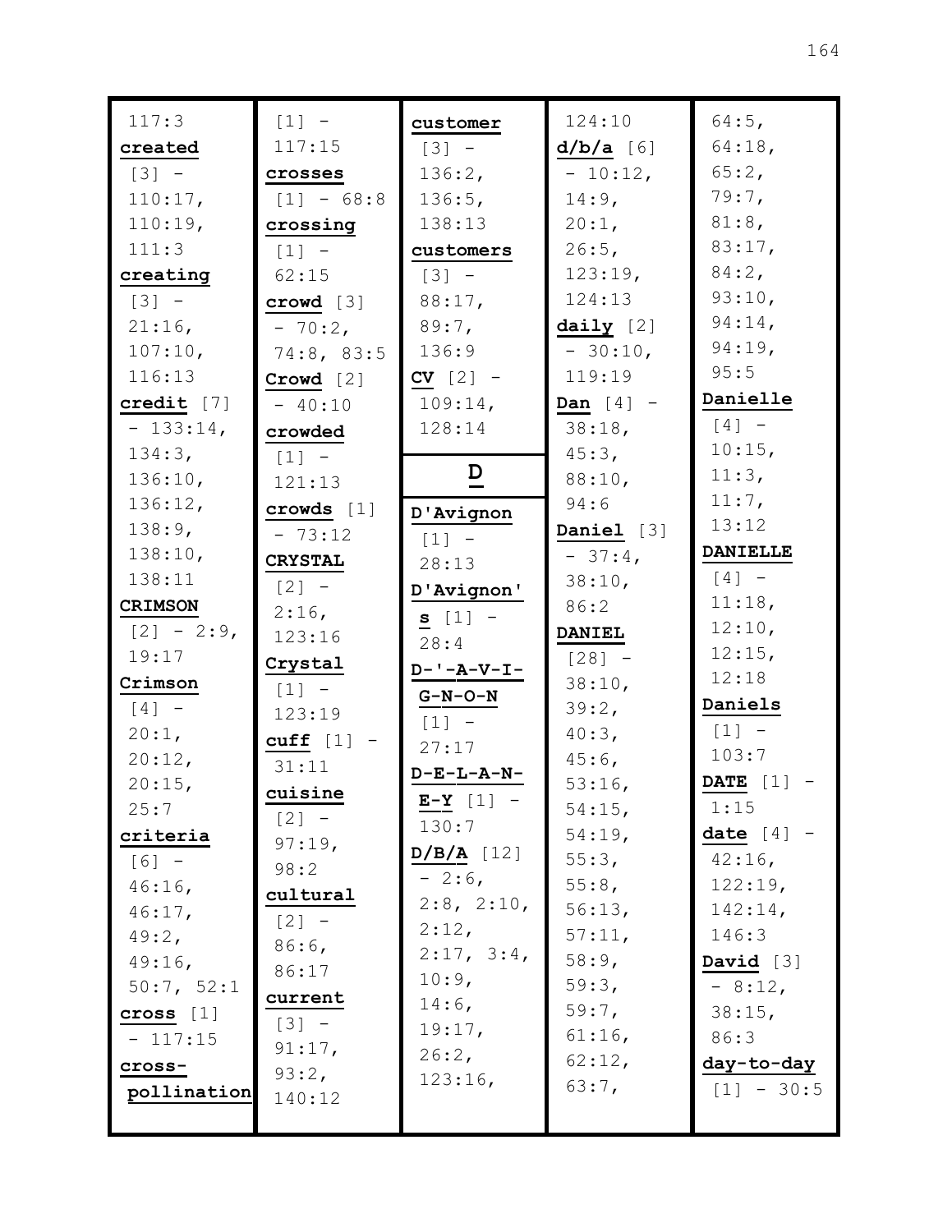117:3

**created** [3] - 110:17, 110:19, 111:3

**creating** [3] - 21:16, 107:10, 116:13

**credit** [7] - 133:14, 134:3, 136:10, 136:12, 138:9, 138:10, 138:11

**CRIMSON** [2] - 2:9, 19:17

**Crimson** [4] - 20:1, 20:12, 20:15, 25:7

**criteria** [6] - 46:16, 46:17, 49:2, 49:16, 50:7, 52:1

**cross** [1] - 117:15

**cross-pollination** [1] - 117:15

**crosses** [1] - 68:8

**crossing** [1] - 62:15

**crowd** [3] - 70:2, 74:8, 83:5

**Crowd** [2] - 40:10

**crowded** [1] - 121:13

**crowds** [1] - 73:12

**CRYSTAL** [2] - 2:16, 123:16

**Crystal** [1] - 123:19

**cuff** [1] - 31:11

**cuisine** [2] - 97:19, 98:2

**cultural** [2] - 86:6, 86:17

**current** [3] - 91:17, 93:2, 140:12

**customer** [3] - 136:2, 136:5, 138:13

**customers** [3] - 88:17, 89:7, 136:9

**CV** [2] - 109:14, 128:14

## D

**D'Avignon** [1] - 28:13

**D'Avignon's** [1] - 28:4

**D-'-A-V-I-G-N-O-N** [1] - 27:17

**D-E-L-A-N-E-Y** [1] - 130:7

**D/B/A** [12] - 2:6, 2:8, 2:10, 2:12, 2:17, 3:4, 10:9, 14:6, 19:17, 26:2, 123:16, 124:10

**d/b/a** [6] - 10:12, 14:9, 20:1, 26:5, 123:19, 124:13

**daily** [2] - 30:10, 119:19

**Dan** [4] - 38:18, 45:3, 88:10, 94:6

**Daniel** [3] - 37:4, 38:10, 86:2

**DANIEL** [28] - 38:10, 39:2, 40:3, 45:6, 53:16, 54:15, 54:19, 55:3, 55:8, 56:13, 57:11, 58:9, 59:3, 59:7, 61:16, 62:12, 63:7, 64:5, 64:18, 65:2, 79:7, 81:8, 83:17, 84:2, 93:10, 94:14, 94:19, 95:5

**Danielle** [4] - 10:15, 11:3, 11:7, 13:12

**DANIELLE** [4] - 11:18, 12:10, 12:15, 12:18

**Daniels** [1] - 103:7

**DATE** [1] - 1:15

**date** [4] - 42:16, 122:19, 142:14, 146:3

**David** [3] - 8:12, 38:15, 86:3

**day-to-day** [1] - 30:5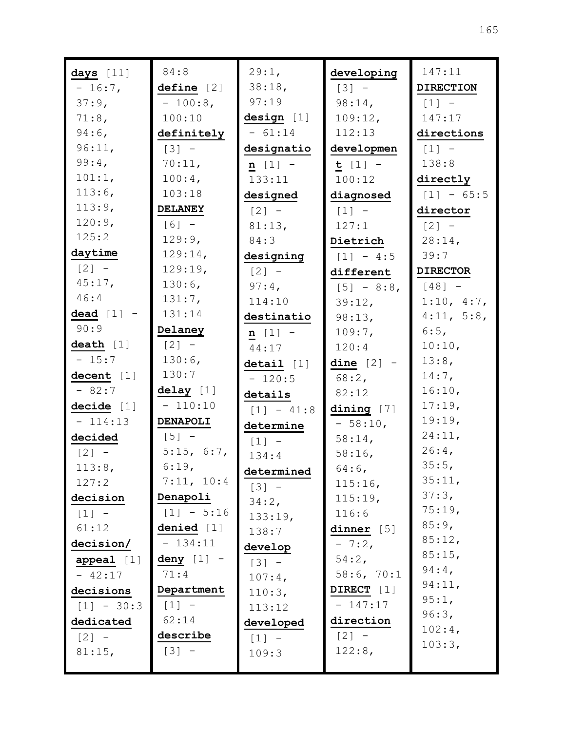**days** [11] - 16:7, 37:9, 71:8, 94:6, 96:11, 99:4, 101:1, 113:6, 113:9, 120:9, 125:2

**daytime** [2] - 45:17, 46:4

**dead** [1] - 90:9

**death** [1] - 15:7

**decent** [1] - 82:7

**decide** [1] - 114:13

**decided** [2] - 113:8, 127:2

**decision** [1] - 61:12

**decision/ appeal** [1] - 42:17

**decisions** [1] - 30:3

**dedicated** [2] - 81:15, 84:8

**define** [2] - 100:8, 100:10

**definitely** [3] - 70:11, 100:4, 103:18

**DELANEY** [6] - 129:9, 129:14, 129:19, 130:6, 131:7, 131:14

**Delaney** [2] - 130:6, 130:7

**delay** [1] - 110:10

**DENAPOLI** [5] - 5:15, 6:7, 6:19, 7:11, 10:4

**Denapoli** [1] - 5:16

**denied** [1] - 134:11

**deny** [1] - 71:4

**Department** [1] - 62:14

**describe** [3] - 29:1, 38:18, 97:19

**design** [1] - 61:14

**designation** [1] - 133:11

**designed** [2] - 81:13, 84:3

**designing** [2] - 97:4, 114:10

**destination** [1] - 44:17

**detail** [1] - 120:5

**details** [1] - 41:8

**determine** [1] - 134:4

**determined** [3] - 34:2, 133:19, 138:7

**develop** [3] - 107:4, 110:3, 113:12

**developed** [1] - 109:3

**developing** [3] - 98:14, 109:12, 112:13

**development** [1] - 100:12

**diagnosed** [1] - 127:1

**Dietrich** [1] - 4:5

**different** [5] - 8:8, 39:12, 98:13, 109:7, 120:4

**dine** [2] - 68:2, 82:12

**dining** [7] - 58:10, 58:14, 58:16, 64:6, 115:16, 115:19, 116:6

**dinner** [5] - 7:2, 54:2, 58:6, 70:1, 147:11

**DIRECT** [1] - 147:17

**direction** [2] - 122:8, 147:11

**DIRECTION** [1] - 147:17

**directions** [1] - 138:8

**directly** [1] - 65:5

**director** [2] - 28:14, 39:7

**DIRECTOR** [48] - 1:10, 4:7, 4:11, 5:8, 6:5, 10:10, 13:8, 14:7, 16:10, 17:19, 19:19, 24:11, 26:4, 35:5, 35:11, 37:3, 75:19, 85:9, 85:12, 85:15, 94:4, 94:11, 95:1, 96:3, 102:4, 103:3,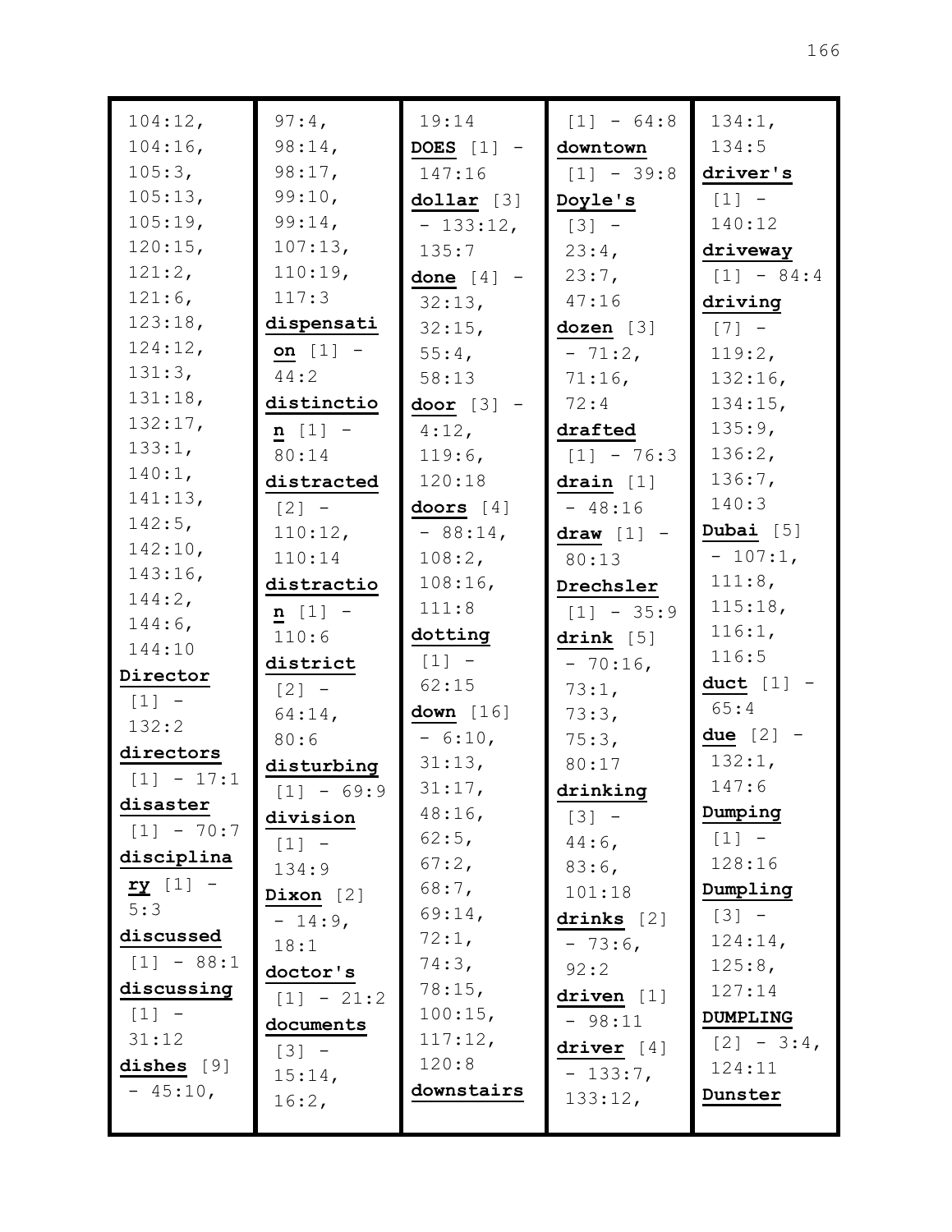104:12, 104:16, 105:3, 105:13, 105:19, 120:15, 121:2, 121:6, 123:18, 124:12, 131:3, 131:18, 132:17, 133:1, 140:1, 141:13, 142:5, 142:10, 143:16, 144:2, 144:6, 144:10

**Director** [1] - 132:2

**directors** [1] - 17:1

**disaster** [1] - 70:7

**disciplinary** [1] - 5:3

**discussed** [1] - 88:1

**discussing** [1] - 31:12

**dishes** [9] - 45:10, 97:4, 98:14, 98:17, 99:10, 99:14, 107:13, 110:19, 117:3

**dispensation** [1] - 44:2

**distinction** [1] - 80:14

**distracted** [2] - 110:12, 110:14

**distraction** [1] - 110:6

**district** [2] - 64:14, 80:6

**disturbing** [1] - 69:9

**division** [1] - 134:9

**Dixon** [2] - 14:9, 18:1

**doctor's** [1] - 21:2

**documents** [3] - 15:14, 16:2, 19:14

**DOES** [1] - 147:16

**dollar** [3] - 133:12, 135:7

**done** [4] - 32:13, 32:15, 55:4, 58:13

**door** [3] - 4:12, 119:6, 120:18

**doors** [4] - 88:14, 108:2, 108:16, 111:8

**dotting** [1] - 62:15

**down** [16] - 6:10, 31:13, 31:17, 48:16, 62:5, 67:2, 68:7, 69:14, 72:1, 74:3, 78:15, 100:15, 117:12, 120:8

**downstairs** [1] - 64:8

**downtown** [1] - 39:8

**Doyle's** [3] - 23:4, 23:7, 47:16

**dozen** [3] - 71:2, 71:16, 72:4

**drafted** [1] - 76:3

**drain** [1] - 48:16

**draw** [1] - 80:13

**Drechsler** [1] - 35:9

**drink** [5] - 70:16, 73:1, 73:3, 75:3, 80:17

**drinking** [3] - 44:6, 83:6, 101:18

**drinks** [2] - 73:6, 92:2

**driven** [1] - 98:11

**driver** [4] - 133:7, 133:12, 134:1, 134:5

**driver's** [1] - 140:12

**driveway** [1] - 84:4

**driving** [7] - 119:2, 132:16, 134:15, 135:9, 136:2, 136:7, 140:3

**Dubai** [5] - 107:1, 111:8, 115:18, 116:1, 116:5

**duct** [1] - 65:4

**due** [2] - 132:1, 147:6

**Dumping** [1] - 128:16

**Dumpling** [3] - 124:14, 125:8, 127:14

**DUMPLING** [2] - 3:4, 124:11

**Dunster**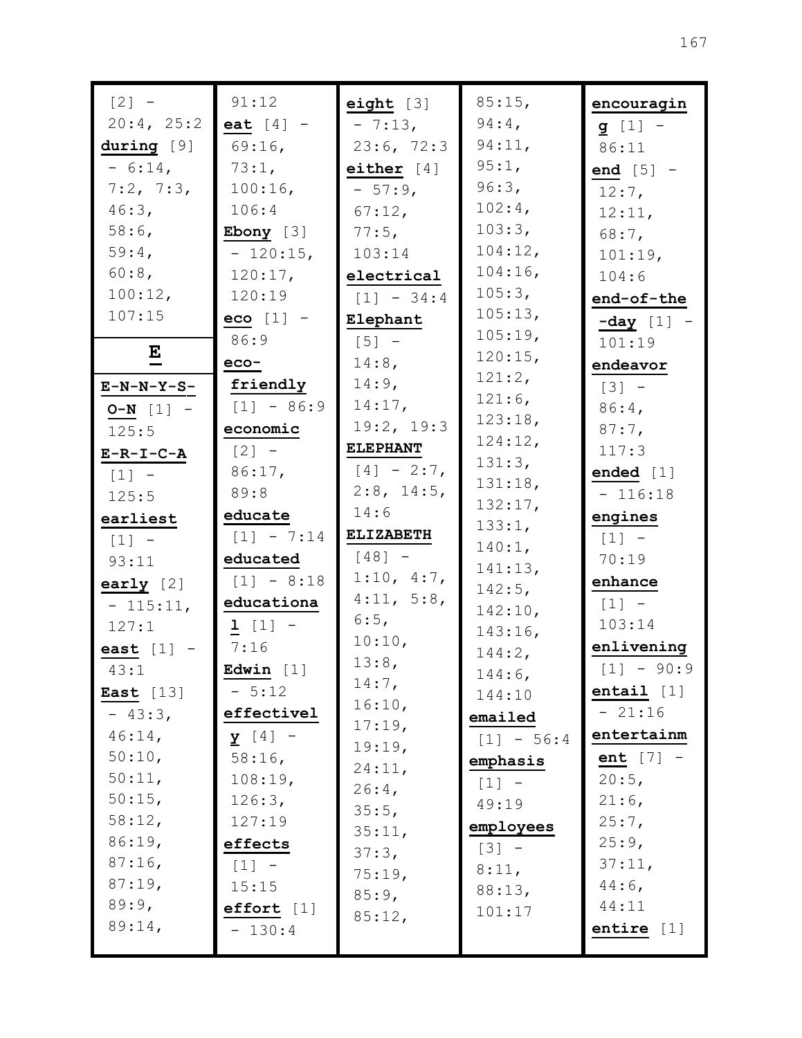[2] - 20:4, 25:2

**during** [9] - 6:14, 7:2, 7:3, 46:3, 58:6, 59:4, 60:8, 100:12, 107:15

## E

**E-N-N-Y-S-O-N** [1] - 125:5

**E-R-I-C-A** [1] - 125:5

**earliest** [1] - 93:11

**early** [2] - 115:11, 127:1

**east** [1] - 43:1

**East** [13] - 43:3, 46:14, 50:10, 50:11, 50:15, 58:12, 86:19, 87:16, 87:19, 89:9, 89:14, 91:12

**eat** [4] - 69:16, 73:1, 100:16, 106:4

**Ebony** [3] - 120:15, 120:17, 120:19

**eco** [1] - 86:9

**eco-friendly** [1] - 86:9

**economic** [2] - 86:17, 89:8

**educate** [1] - 7:14

**educated** [1] - 8:18

**educational** [1] - 7:16

**Edwin** [1] - 5:12

**effectively** [4] - 58:16, 108:19, 126:3, 127:19

**effects** [1] - 15:15

**effort** [1] - 130:4

**eight** [3] - 7:13, 23:6, 72:3

**either** [4] - 57:9, 67:12, 77:5, 103:14

**electrical** [1] - 34:4

**Elephant** [5] - 14:8, 14:9, 14:17, 19:2, 19:3

**ELEPHANT** [4] - 2:7, 2:8, 14:5, 14:6

**ELIZABETH** [48] - 1:10, 4:7, 4:11, 5:8, 6:5, 10:10, 13:8, 14:7, 16:10, 17:19, 19:19, 24:11, 26:4, 35:5, 35:11, 37:3, 75:19, 85:9, 85:12, 85:15, 94:4, 94:11, 95:1, 96:3, 102:4, 103:3, 104:12, 104:16, 105:3, 105:13, 105:19, 120:15, 121:2, 121:6, 123:18, 124:12, 131:3, 131:18, 132:17, 133:1, 140:1, 141:13, 142:5, 142:10, 143:16, 144:2, 144:6, 144:10

**emailed** [1] - 56:4

**emphasis** [1] - 49:19

**employees** [3] - 8:11, 88:13, 101:17

**encouraging** [1] - 86:11

**end** [5] - 12:7, 12:11, 68:7, 101:19, 104:6

**end-of-the-day** [1] - 101:19

**endeavor** [3] - 86:4, 87:7, 117:3

**ended** [1] - 116:18

**engines** [1] - 70:19

**enhance** [1] - 103:14

**enlivening** [1] - 90:9

**entail** [1] - 21:16

**entertainment** [7] - 20:5, 21:6, 25:7, 25:9, 37:11, 44:6, 44:11

**entire** [1]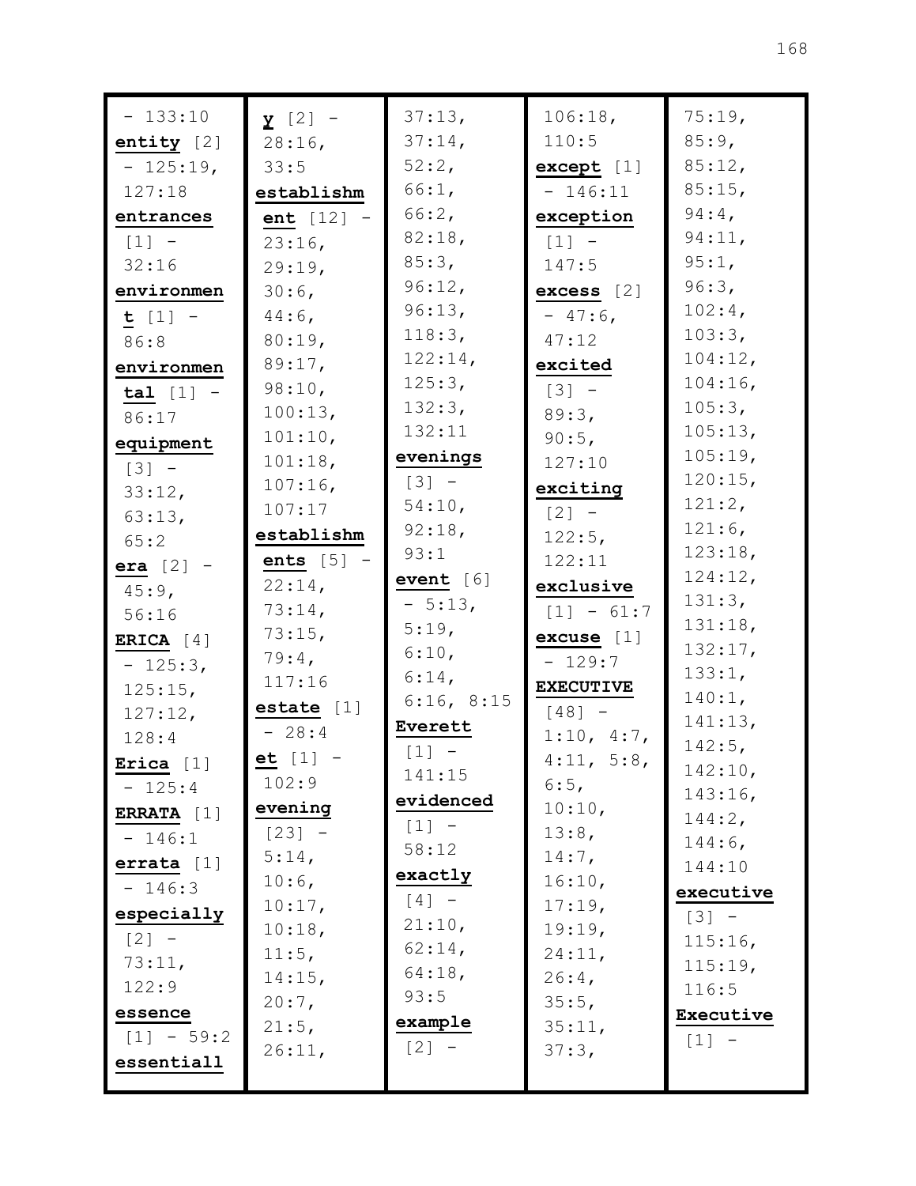- 133:10

**entity** [2] - 125:19, 127:18

**entrances** [1] - 32:16

**environment** [1] - 86:8

**environmental** [1] - 86:17

**equipment** [3] - 33:12, 63:13, 65:2

**era** [2] - 45:9, 56:16

**ERICA** [4] - 125:3, 125:15, 127:12, 128:4

**Erica** [1] - 125:4

**ERRATA** [1] - 146:1

**errata** [1] - 146:3

**especially** [2] - 73:11, 122:9

**essence** [1] - 59:2

**essentially** [2] - 28:16, 33:5

**establishment** [12] - 23:16, 29:19, 30:6, 44:6, 80:19, 89:17, 98:10, 100:13, 101:10, 101:18, 107:16, 107:17

**establishments** [5] - 22:14, 73:14, 73:15, 79:4, 117:16

**estate** [1] - 28:4

**et** [1] - 102:9

**evening** [23] - 5:14, 10:6, 10:17, 10:18, 11:5, 14:15, 20:7, 21:5, 26:11, 37:13, 37:14, 52:2, 66:1, 66:2, 82:18, 85:3, 96:12, 96:13, 118:3, 122:14, 125:3, 132:3, 132:11

**evenings** [3] - 54:10, 92:18, 93:1

**event** [6] - 5:13, 5:19, 6:10, 6:14, 6:16, 8:15

**Everett** [1] - 141:15

**evidenced** [1] - 58:12

**exactly** [4] - 21:10, 62:14, 64:18, 93:5

**example** [2] - 106:18, 110:5

**except** [1] - 146:11

**exception** [1] - 147:5

**excess** [2] - 47:6, 47:12

**excited** [3] - 89:3, 90:5, 127:10

**exciting** [2] - 122:5, 122:11

**exclusive** [1] - 61:7

**excuse** [1] - 129:7

**EXECUTIVE** [48] - 1:10, 4:7, 4:11, 5:8, 6:5, 10:10, 13:8, 14:7, 16:10, 17:19, 19:19, 24:11, 26:4, 35:5, 35:11, 37:3, 75:19, 85:9, 85:12, 85:15, 94:4, 94:11, 95:1, 96:3, 102:4, 103:3, 104:12, 104:16, 105:3, 105:13, 105:19, 120:15, 121:2, 121:6, 123:18, 124:12, 131:3, 131:18, 132:17, 133:1, 140:1, 141:13, 142:5, 142:10, 143:16, 144:2, 144:6, 144:10

**executive** [3] - 115:16, 115:19, 116:5

**Executive** [1] -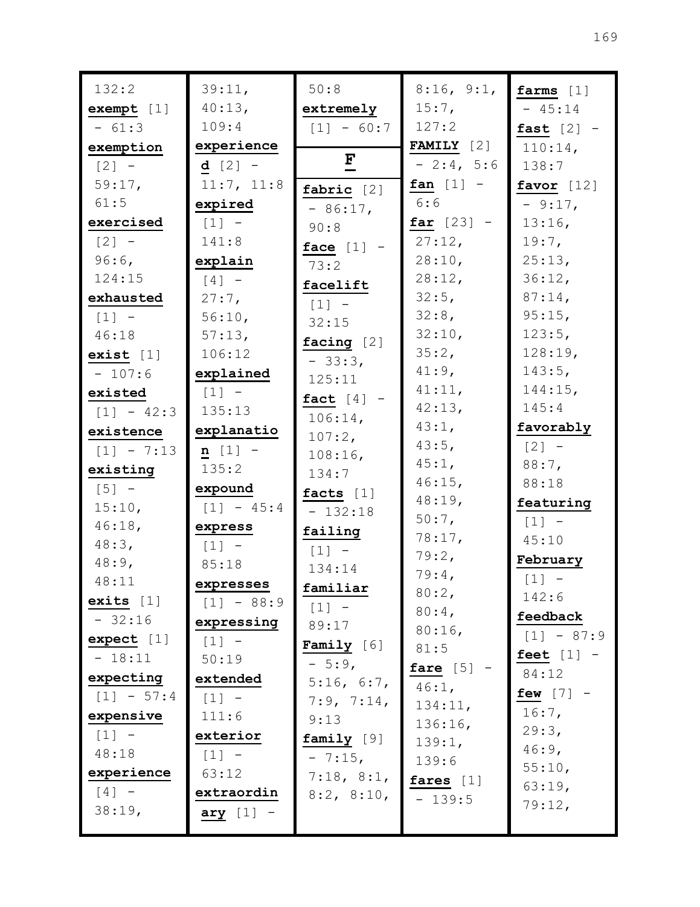132:2

**exempt** [1] - 61:3

**exemption** [2] - 59:17, 61:5

**exercised** [2] - 96:6, 124:15

**exhausted** [1] - 46:18

**exist** [1] - 107:6

**existed** [1] - 42:3

**existence** [1] - 7:13

**existing** [5] - 15:10, 46:18, 48:3, 48:9, 48:11

**exits** [1] - 32:16

**expect** [1] - 18:11

**expecting** [1] - 57:4

**expensive** [1] - 48:18

**experience** [4] - 38:19, 39:11, 40:13, 109:4

**experienced** [2] - 11:7, 11:8

**expired** [1] - 141:8

**explain** [4] - 27:7, 56:10, 57:13, 106:12

**explained** [1] - 135:13

**explanation** [1] - 135:2

**expound** [1] - 45:4

**express** [1] - 85:18

**expresses** [1] - 88:9

**expressing** [1] - 50:19

**extended** [1] - 111:6

**exterior** [1] - 63:12

**extraordinary** [1] - 50:8

**extremely** [1] - 60:7

**F**

**fabric** [2] - 86:17, 90:8

**face** [1] - 73:2

**facelift** [1] - 32:15

**facing** [2] - 33:3, 125:11

**fact** [4] - 106:14, 107:2, 108:16, 134:7

**facts** [1] - 132:18

**failing** [1] - 134:14

**familiar** [1] - 89:17

**Family** [6] - 5:9, 5:16, 6:7, 7:9, 7:14, 9:13

**family** [9] - 7:15, 7:18, 8:1, 8:2, 8:10, 8:16, 9:1, 15:7, 127:2

**FAMILY** [2] - 2:4, 5:6

**fan** [1] - 6:6

**far** [23] - 27:12, 28:10, 28:12, 32:5, 32:8, 32:10, 35:2, 41:9, 41:11, 42:13, 43:1, 43:5, 45:1, 46:15, 48:19, 50:7, 78:17, 79:2, 79:4, 80:2, 80:4, 80:16, 81:5

**fare** [5] - 46:1, 134:11, 136:16, 139:1, 139:6

**fares** [1] - 139:5

**farms** [1] - 45:14

**fast** [2] - 110:14, 138:7

**favor** [12] - 9:17, 13:16, 19:7, 25:13, 36:12, 87:14, 95:15, 123:5, 128:19, 143:5, 144:15, 145:4

**favorably** [2] - 88:7, 88:18

**featuring** [1] - 45:10

**February** [1] - 142:6

**feedback** [1] - 87:9

**feet** [1] - 84:12

**few** [7] - 16:7, 29:3, 46:9, 55:10, 63:19, 79:12,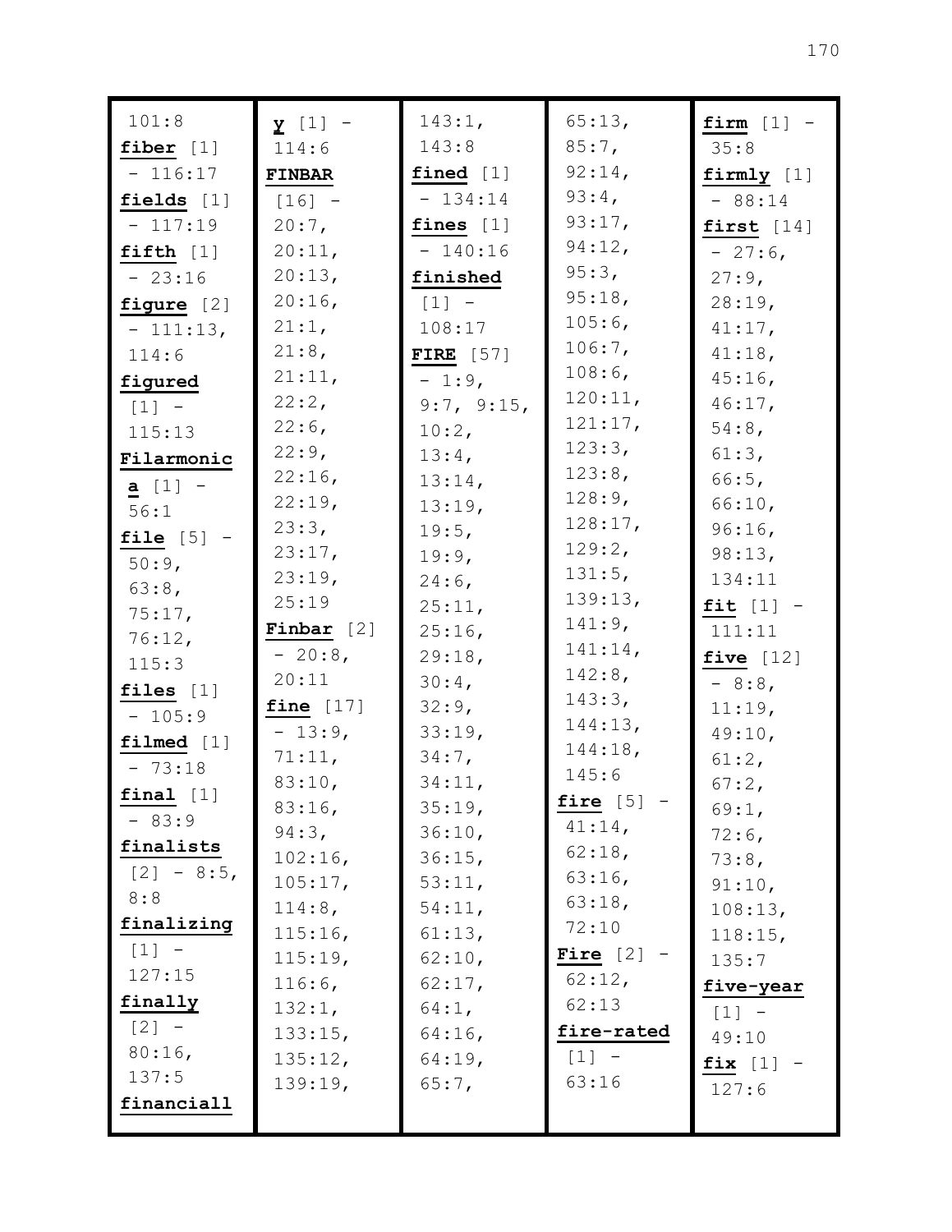101:8
**fiber** [1] - 116:17
**fields** [1] - 117:19
**fifth** [1] - 23:16
**figure** [2] - 111:13, 114:6
**figured** [1] - 115:13
**Filarmonica** [1] - 56:1
**file** [5] - 50:9, 63:8, 75:17, 76:12, 115:3
**files** [1] - 105:9
**filmed** [1] - 73:18
**final** [1] - 83:9
**finalists** [2] - 8:5, 8:8
**finalizing** [1] - 127:15
**finally** [2] - 80:16, 137:5
**financially** [1] - 114:6
**FINBAR** [16] - 20:7, 20:11, 20:13, 20:16, 21:1, 21:8, 21:11, 22:2, 22:6, 22:9, 22:16, 22:19, 23:3, 23:17, 23:19, 25:19
**Finbar** [2] - 20:8, 20:11
**fine** [17] - 13:9, 71:11, 83:10, 83:16, 94:3, 102:16, 105:17, 114:8, 115:16, 115:19, 116:6, 132:1, 133:15, 135:12, 139:19, 143:1, 143:8
**fined** [1] - 134:14
**fines** [1] - 140:16
**finished** [1] - 108:17
**FIRE** [57] - 1:9, 9:7, 9:15, 10:2, 13:4, 13:14, 13:19, 19:5, 19:9, 24:6, 25:11, 25:16, 29:18, 30:4, 32:9, 33:19, 34:7, 34:11, 35:19, 36:10, 36:15, 53:11, 54:11, 61:13, 62:10, 62:17, 64:1, 64:16, 64:19, 65:7, 65:13, 85:7, 92:14, 93:4, 93:17, 94:12, 95:3, 95:18, 105:6, 106:7, 108:6, 120:11, 121:17, 123:3, 123:8, 128:9, 128:17, 129:2, 131:5, 139:13, 141:9, 141:14, 142:8, 143:3, 144:13, 144:18, 145:6
**fire** [5] - 41:14, 62:18, 63:16, 63:18, 72:10
**Fire** [2] - 62:12, 62:13
**fire-rated** [1] - 63:16
**firm** [1] - 35:8
**firmly** [1] - 88:14
**first** [14] - 27:6, 27:9, 28:19, 41:17, 41:18, 45:16, 46:17, 54:8, 61:3, 66:5, 66:10, 96:16, 98:13, 134:11
**fit** [1] - 111:11
**five** [12] - 8:8, 11:19, 49:10, 61:2, 67:2, 69:1, 72:6, 73:8, 91:10, 108:13, 118:15, 135:7
**five-year** [1] - 49:10
**fix** [1] - 127:6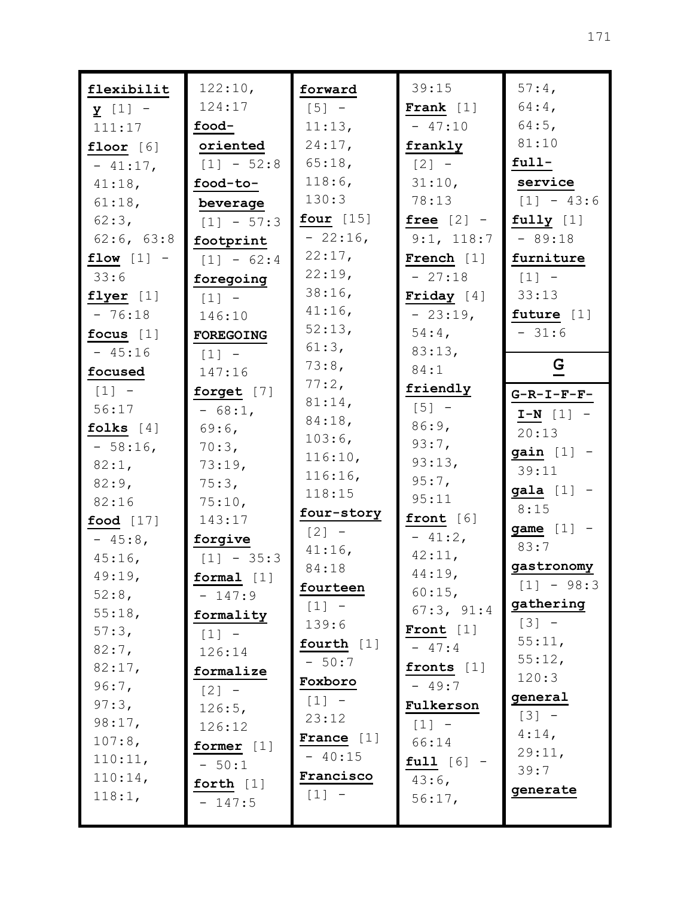**flexibility** [1] - 111:17
**floor** [6] - 41:17, 41:18, 61:18, 62:3, 62:6, 63:8
**flow** [1] - 33:6
**flyer** [1] - 76:18
**focus** [1] - 45:16
**focused** [1] - 56:17
**folks** [4] - 58:16, 82:1, 82:9, 82:16
**food** [17] - 45:8, 45:16, 49:19, 52:8, 55:18, 57:3, 82:7, 82:17, 96:7, 97:3, 98:17, 107:8, 110:11, 110:14, 118:1, 122:10, 124:17
**food-oriented** [1] - 52:8
**food-to-beverage** [1] - 57:3
**footprint** [1] - 62:4
**foregoing** [1] - 146:10
**FOREGOING** [1] - 147:16
**forget** [7] - 68:1, 69:6, 70:3, 73:19, 75:3, 75:10, 143:17
**forgive** [1] - 35:3
**formal** [1] - 147:9
**formality** [1] - 126:14
**formalize** [2] - 126:5, 126:12
**former** [1] - 50:1
**forth** [1] - 147:5
**forward** [5] - 11:13, 24:17, 65:18, 118:6, 130:3
**four** [15] - 22:16, 22:17, 22:19, 38:16, 41:16, 52:13, 61:3, 73:8, 77:2, 81:14, 84:18, 103:6, 116:10, 116:16, 118:15
**four-story** [2] - 41:16, 84:18
**fourteen** [1] - 139:6
**fourth** [1] - 50:7
**Foxboro** [1] - 23:12
**France** [1] - 40:15
**Francisco** [1] - 39:15
**Frank** [1] - 47:10
**frankly** [2] - 31:10, 78:13
**free** [2] - 9:1, 118:7
**French** [1] - 27:18
**Friday** [4] - 23:19, 54:4, 83:13, 84:1
**friendly** [5] - 86:9, 93:7, 93:13, 95:7, 95:11
**front** [6] - 41:2, 42:11, 44:19, 60:15, 67:3, 91:4
**Front** [1] - 47:4
**fronts** [1] - 49:7
**Fulkerson** [1] - 66:14
**full** [6] - 43:6, 56:17, 57:4, 64:4, 64:5, 81:10
**full-service** [1] - 43:6
**fully** [1] - 89:18
**furniture** [1] - 33:13
**future** [1] - 31:6

## G

**G-R-I-F-F-I-N** [1] - 20:13
**gain** [1] - 39:11
**gala** [1] - 8:15
**game** [1] - 83:7
**gastronomy** [1] - 98:3
**gathering** [3] - 55:11, 55:12, 120:3
**general** [3] - 4:14, 29:11, 39:7
**generate**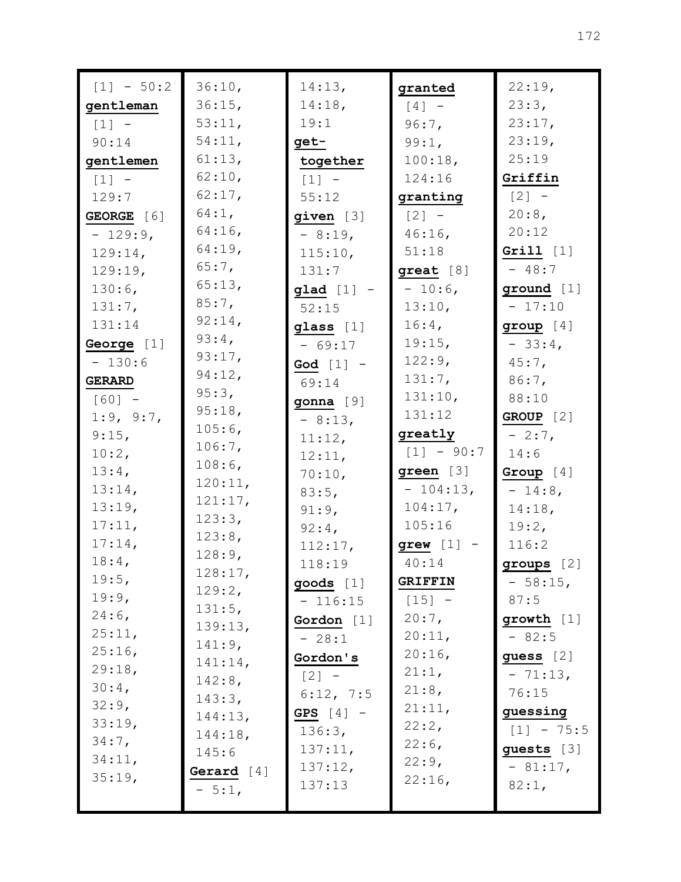[1] - 50:2
**gentleman** [1] - 90:14
**gentlemen** [1] - 129:7
**GEORGE** [6] - 129:9, 129:14, 129:19, 130:6, 131:7, 131:14
**George** [1] - 130:6
**GERARD** [60] - 1:9, 9:7, 9:15, 10:2, 13:4, 13:14, 13:19, 17:11, 17:14, 18:4, 19:5, 19:9, 24:6, 25:11, 25:16, 29:18, 30:4, 32:9, 33:19, 34:7, 34:11, 35:19, 36:10, 36:15, 53:11, 54:11, 61:13, 62:10, 62:17, 64:1, 64:16, 64:19, 65:7, 65:13, 85:7, 92:14, 93:4, 93:17, 94:12, 95:3, 95:18, 105:6, 106:7, 108:6, 120:11, 121:17, 123:3, 123:8, 128:9, 128:17, 129:2, 131:5, 139:13, 141:9, 141:14, 142:8, 143:3, 144:13, 144:18, 145:6
**Gerard** [4] - 5:1, 14:13, 14:18, 19:1
**get-together** [1] - 55:12
**given** [3] - 8:19, 115:10, 131:7
**glad** [1] - 52:15
**glass** [1] - 69:17
**God** [1] - 69:14
**gonna** [9] - 8:13, 11:12, 12:11, 70:10, 83:5, 91:9, 92:4, 112:17, 118:19
**goods** [1] - 116:15
**Gordon** [1] - 28:1
**Gordon's** [2] - 6:12, 7:5
**GPS** [4] - 136:3, 137:11, 137:12, 137:13
**granted** [4] - 96:7, 99:1, 100:18, 124:16
**granting** [2] - 46:16, 51:18
**great** [8] - 10:6, 13:10, 16:4, 19:15, 122:9, 131:7, 131:10, 131:12
**greatly** [1] - 90:7
**green** [3] - 104:13, 104:17, 105:16
**grew** [1] - 40:14
**GRIFFIN** [15] - 20:7, 20:11, 20:16, 21:1, 21:8, 21:11, 22:2, 22:6, 22:9, 22:16, 22:19, 23:3, 23:17, 23:19, 25:19
**Griffin** [2] - 20:8, 20:12
**Grill** [1] - 48:7
**ground** [1] - 17:10
**group** [4] - 33:4, 45:7, 86:7, 88:10
**GROUP** [2] - 2:7, 14:6
**Group** [4] - 14:8, 14:18, 19:2, 116:2
**groups** [2] - 58:15, 87:5
**growth** [1] - 82:5
**guess** [2] - 71:13, 76:15
**guessing** [1] - 75:5
**guests** [3] - 81:17, 82:1,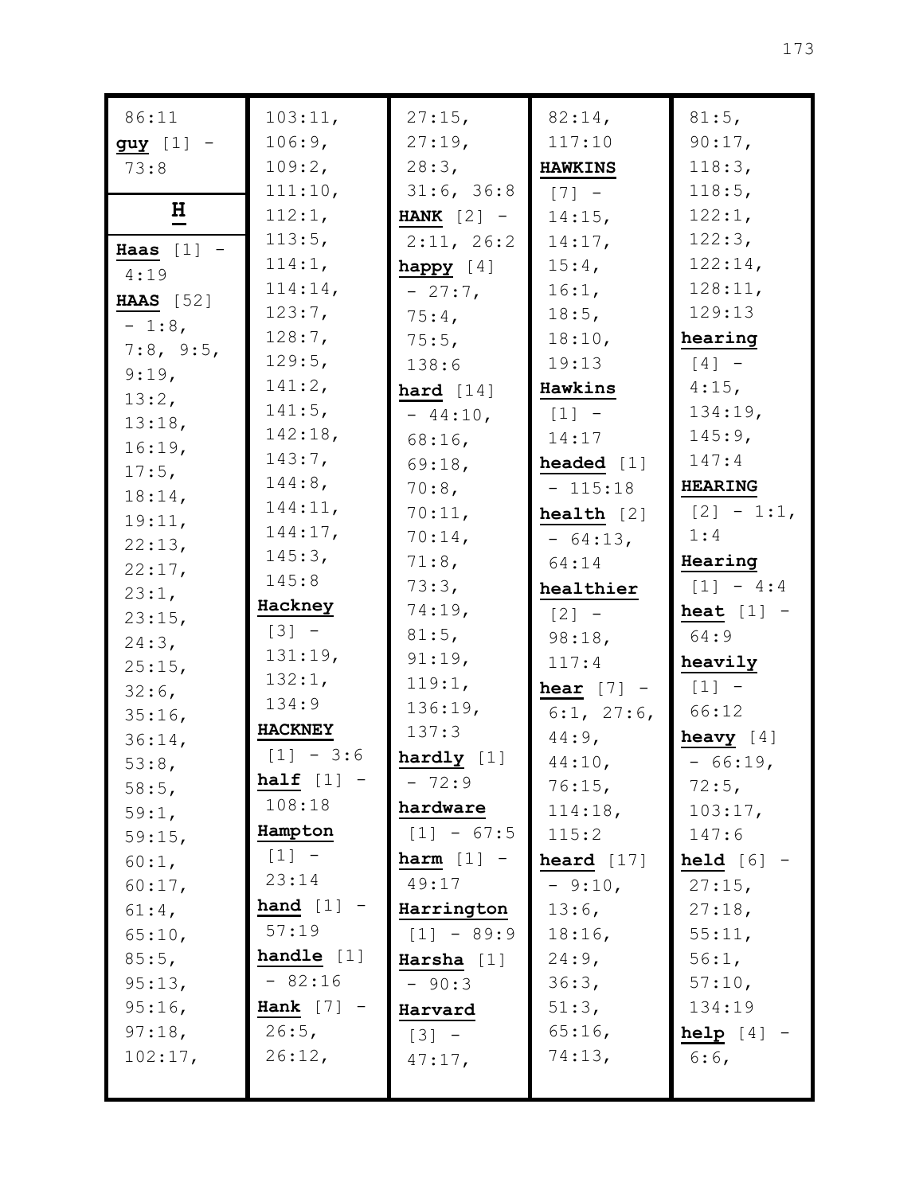86:11
**guy** [1] - 73:8

## H

**Haas** [1] - 4:19
**HAAS** [52] - 1:8, 7:8, 9:5, 9:19, 13:2, 13:18, 16:19, 17:5, 18:14, 19:11, 22:13, 22:17, 23:1, 23:15, 24:3, 25:15, 32:6, 35:16, 36:14, 53:8, 58:5, 59:1, 59:15, 60:1, 60:17, 61:4, 65:10, 85:5, 95:13, 95:16, 97:18, 102:17, 103:11, 106:9, 109:2, 111:10, 112:1, 113:5, 114:1, 114:14, 123:7, 128:7, 129:5, 141:2, 141:5, 142:18, 143:7, 144:8, 144:11, 144:17, 145:3, 145:8
**Hackney** [3] - 131:19, 132:1, 134:9
**HACKNEY** [1] - 3:6
**half** [1] - 108:18
**Hampton** [1] - 23:14
**hand** [1] - 57:19
**handle** [1] - 82:16
**Hank** [7] - 26:5, 26:12, 27:15, 27:19, 28:3, 31:6, 36:8
**HANK** [2] - 2:11, 26:2
**happy** [4] - 27:7, 75:4, 75:5, 138:6
**hard** [14] - 44:10, 68:16, 69:18, 70:8, 70:11, 70:14, 71:8, 73:3, 74:19, 81:5, 91:19, 119:1, 136:19, 137:3
**hardly** [1] - 72:9
**hardware** [1] - 67:5
**harm** [1] - 49:17
**Harrington** [1] - 89:9
**Harsha** [1] - 90:3
**Harvard** [3] - 47:17, 82:14, 117:10
**HAWKINS** [7] - 14:15, 14:17, 15:4, 16:1, 18:5, 18:10, 19:13
**Hawkins** [1] - 14:17
**headed** [1] - 115:18
**health** [2] - 64:13, 64:14
**healthier** [2] - 98:18, 117:4
**hear** [7] - 6:1, 27:6, 44:9, 44:10, 76:15, 114:18, 115:2
**heard** [17] - 9:10, 13:6, 18:16, 24:9, 36:3, 51:3, 65:16, 74:13, 81:5, 90:17, 118:3, 118:5, 122:1, 122:3, 122:14, 128:11, 129:13
**hearing** [4] - 4:15, 134:19, 145:9, 147:4
**HEARING** [2] - 1:1, 1:4
**Hearing** [1] - 4:4
**heat** [1] - 64:9
**heavily** [1] - 66:12
**heavy** [4] - 66:19, 72:5, 103:17, 147:6
**held** [6] - 27:15, 27:18, 55:11, 56:1, 57:10, 134:19
**help** [4] - 6:6,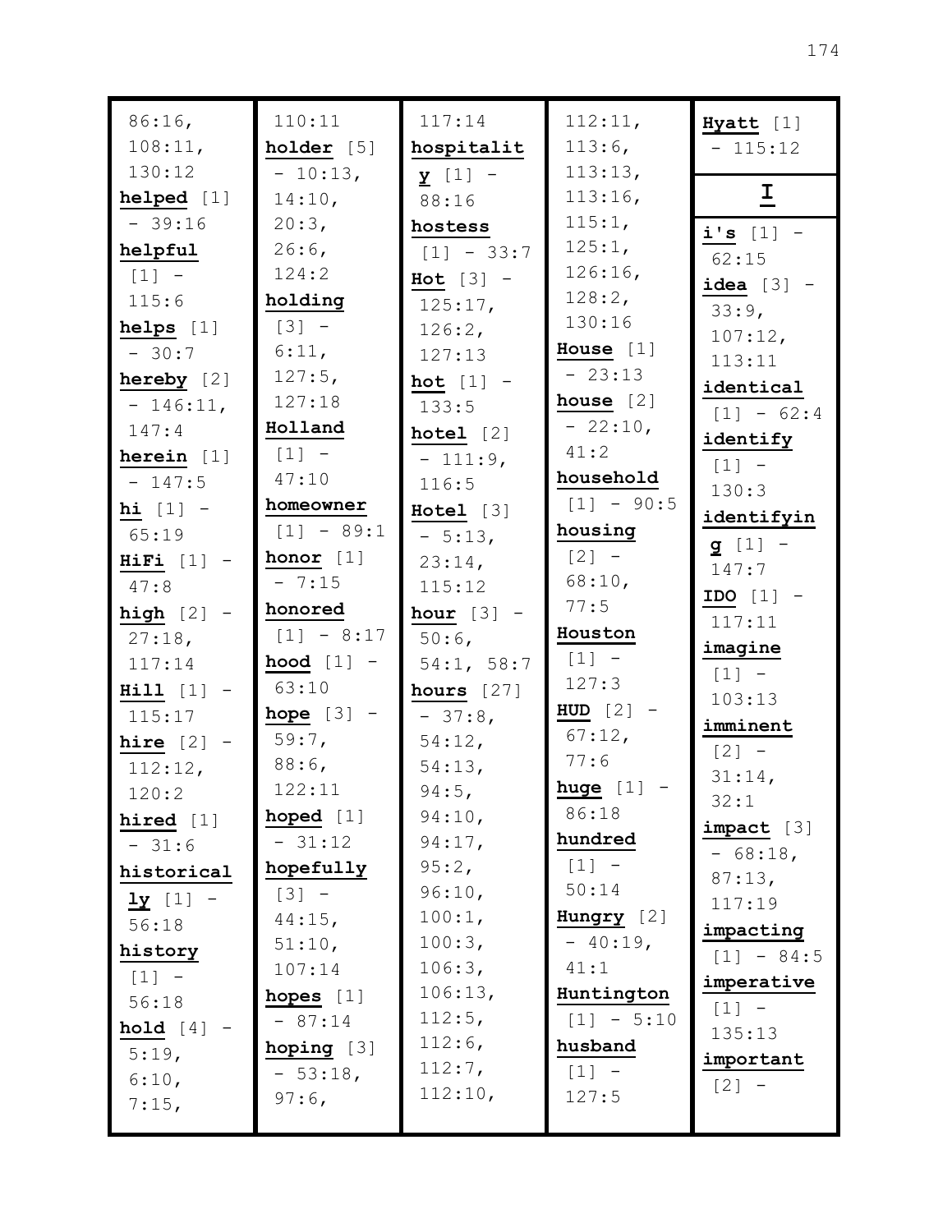86:16, 108:11, 130:12

**helped** [1] - 39:16

**helpful** [1] - 115:6

**helps** [1] - 30:7

**hereby** [2] - 146:11, 147:4

**herein** [1] - 147:5

**hi** [1] - 65:19

**HiFi** [1] - 47:8

**high** [2] - 27:18, 117:14

**Hill** [1] - 115:17

**hire** [2] - 112:12, 120:2

**hired** [1] - 31:6

**historically** [1] - 56:18

**history** [1] - 56:18

**hold** [4] - 5:19, 6:10, 7:15, 110:11

**holder** [5] - 10:13, 14:10, 20:3, 26:6, 124:2

**holding** [3] - 6:11, 127:5, 127:18

**Holland** [1] - 47:10

**homeowner** [1] - 89:1

**honor** [1] - 7:15

**honored** [1] - 8:17

**hood** [1] - 63:10

**hope** [3] - 59:7, 88:6, 122:11

**hoped** [1] - 31:12

**hopefully** [3] - 44:15, 51:10, 107:14

**hopes** [1] - 87:14

**hoping** [3] - 53:18, 97:6, 117:14

**hospitality** [1] - 88:16

**hostess** [1] - 33:7

**Hot** [3] - 125:17, 126:2, 127:13

**hot** [1] - 133:5

**hotel** [2] - 111:9, 116:5

**Hotel** [3] - 5:13, 23:14, 115:12

**hour** [3] - 50:6, 54:1, 58:7

**hours** [27] - 37:8, 54:12, 54:13, 94:5, 94:10, 94:17, 95:2, 96:10, 100:1, 100:3, 106:3, 106:13, 112:5, 112:6, 112:7, 112:10, 112:11, 113:6, 113:13, 113:16, 115:1, 125:1, 126:16, 128:2, 130:16

**House** [1] - 23:13

**house** [2] - 22:10, 41:2

**household** [1] - 90:5

**housing** [2] - 68:10, 77:5

**Houston** [1] - 127:3

**HUD** [2] - 67:12, 77:6

**huge** [1] - 86:18

**hundred** [1] - 50:14

**Hungry** [2] - 40:19, 41:1

**Huntington** [1] - 5:10

**husband** [1] - 127:5

**Hyatt** [1] - 115:12

## I

**i's** [1] - 62:15

**idea** [3] - 33:9, 107:12, 113:11

**identical** [1] - 62:4

**identify** [1] - 130:3

**identifying** [1] - 147:7

**IDO** [1] - 117:11

**imagine** [1] - 103:13

**imminent** [2] - 31:14, 32:1

**impact** [3] - 68:18, 87:13, 117:19

**impacting** [1] - 84:5

**imperative** [1] - 135:13

**important** [2] -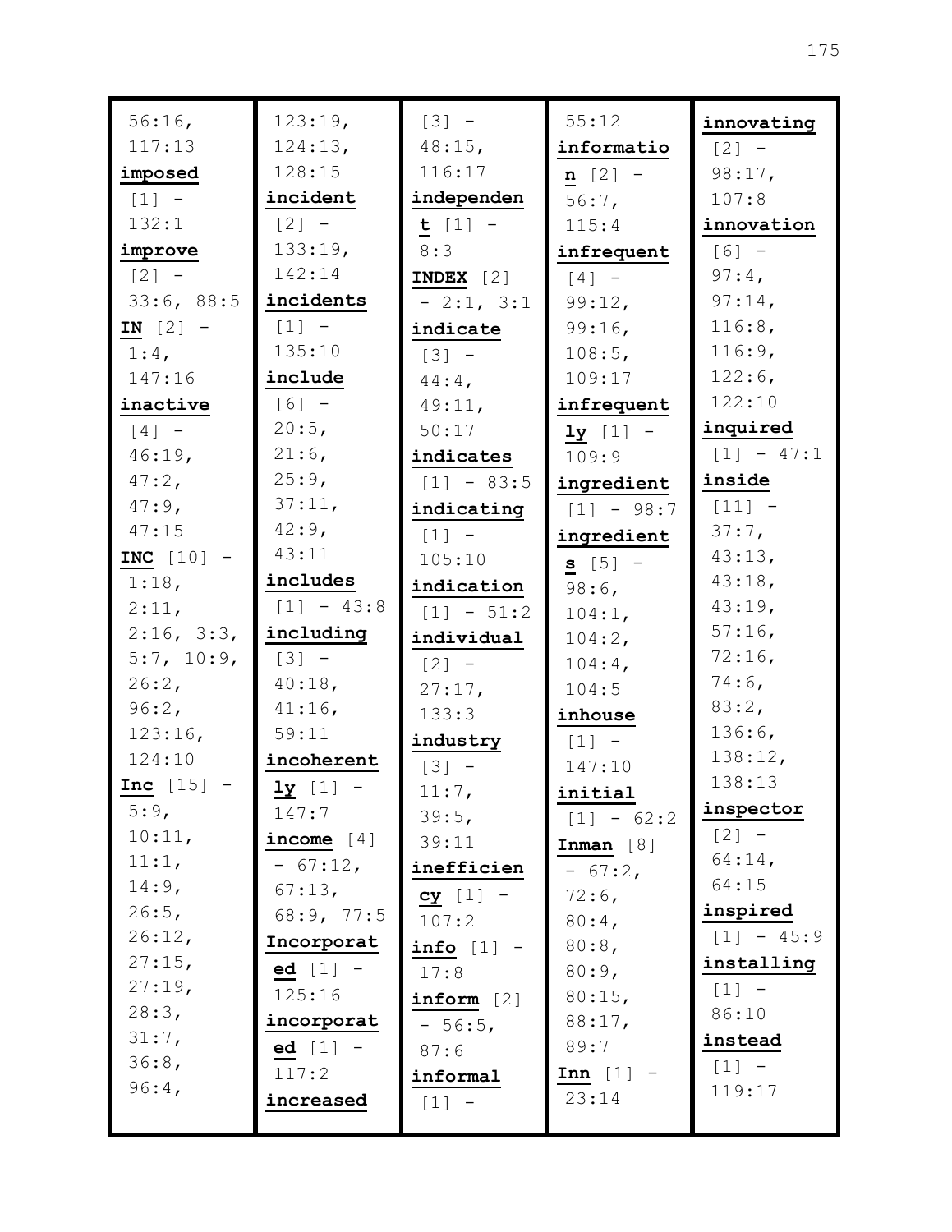56:16, 117:13

**imposed** [1] - 132:1

**improve** [2] - 33:6, 88:5

**IN** [2] - 1:4, 147:16

**inactive** [4] - 46:19, 47:2, 47:9, 47:15

**INC** [10] - 1:18, 2:11, 2:16, 3:3, 5:7, 10:9, 26:2, 96:2, 123:16, 124:10

**Inc** [15] - 5:9, 10:11, 11:1, 14:9, 26:5, 26:12, 27:15, 27:19, 28:3, 31:7, 36:8, 96:4, 123:19, 124:13, 128:15

**incident** [2] - 133:19, 142:14

**incidents** [1] - 135:10

**include** [6] - 20:5, 21:6, 25:9, 37:11, 42:9, 43:11

**includes** [1] - 43:8

**including** [3] - 40:18, 41:16, 59:11

**incoherently** [1] - 147:7

**income** [4] - 67:12, 67:13, 68:9, 77:5

**Incorporated** [1] - 125:16

**incorporated** [1] - 117:2

**increased** [3] - 48:15, 116:17

**independent** [1] - 8:3

**INDEX** [2] - 2:1, 3:1

**indicate** [3] - 44:4, 49:11, 50:17

**indicates** [1] - 83:5

**indicating** [1] - 105:10

**indication** [1] - 51:2

**individual** [2] - 27:17, 133:3

**industry** [3] - 11:7, 39:5, 39:11

**inefficiency** [1] - 107:2

**info** [1] - 17:8

**inform** [2] - 56:5, 87:6

**informal** [1] - 55:12

**information** [2] - 56:7, 115:4

**infrequent** [4] - 99:12, 99:16, 108:5, 109:17

**infrequently** [1] - 109:9

**ingredient** [1] - 98:7

**ingredients** [5] - 98:6, 104:1, 104:2, 104:4, 104:5

**inhouse** [1] - 147:10

**initial** [1] - 62:2

**Inman** [8] - 67:2, 72:6, 80:4, 80:8, 80:9, 80:15, 88:17, 89:7

**Inn** [1] - 23:14

**innovating** [2] - 98:17, 107:8

**innovation** [6] - 97:4, 97:14, 116:8, 116:9, 122:6, 122:10

**inquired** [1] - 47:1

**inside** [11] - 37:7, 43:13, 43:18, 43:19, 57:16, 72:16, 74:6, 83:2, 136:6, 138:12, 138:13

**inspector** [2] - 64:14, 64:15

**inspired** [1] - 45:9

**installing** [1] - 86:10

**instead** [1] - 119:17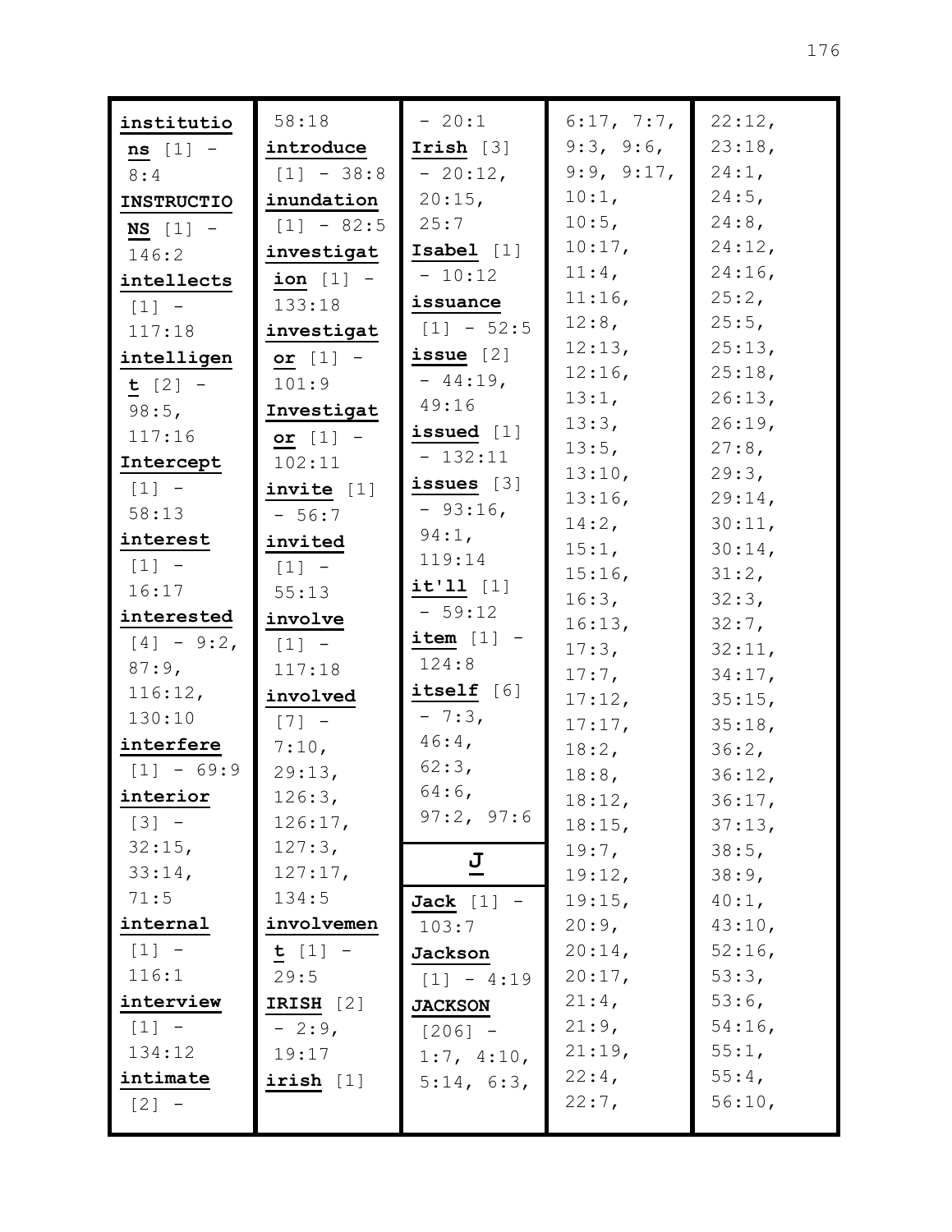**institutions** [1] - 8:4
**INSTRUCTIONS** [1] - 146:2
**intellects** [1] - 117:18
**intelligent** [2] - 98:5, 117:16
**Intercept** [1] - 58:13
**interest** [1] - 16:17
**interested** [4] - 9:2, 87:9, 116:12, 130:10
**interfere** [1] - 69:9
**interior** [3] - 32:15, 33:14, 71:5
**internal** [1] - 116:1
**interview** [1] - 134:12
**intimate** [2] - 58:18
**introduce** [1] - 38:8
**inundation** [1] - 82:5
**investigation** [1] - 133:18
**investigator** [1] - 101:9
**Investigator** [1] - 102:11
**invite** [1] - 56:7
**invited** [1] - 55:13
**involve** [1] - 117:18
**involved** [7] - 7:10, 29:13, 126:3, 126:17, 127:3, 127:17, 134:5
**involvement** [1] - 29:5
**IRISH** [2] - 2:9, 19:17
**irish** [1] - 20:1
**Irish** [3] - 20:12, 20:15, 25:7
**Isabel** [1] - 10:12
**issuance** [1] - 52:5
**issue** [2] - 44:19, 49:16
**issued** [1] - 132:11
**issues** [3] - 93:16, 94:1, 119:14
**it'll** [1] - 59:12
**item** [1] - 124:8
**itself** [6] - 7:3, 46:4, 62:3, 64:6, 97:2, 97:6

## J

**Jack** [1] - 103:7
**Jackson** [1] - 4:19
**JACKSON** [206] - 1:7, 4:10, 5:14, 6:3, 6:17, 7:7, 9:3, 9:6, 9:9, 9:17, 10:1, 10:5, 10:17, 11:4, 11:16, 12:8, 12:13, 12:16, 13:1, 13:3, 13:5, 13:10, 13:16, 14:2, 15:1, 15:16, 16:3, 16:13, 17:3, 17:7, 17:12, 17:17, 18:2, 18:8, 18:12, 18:15, 19:7, 19:12, 19:15, 20:9, 20:14, 20:17, 21:4, 21:9, 21:19, 22:4, 22:7, 22:12, 23:18, 24:1, 24:5, 24:8, 24:12, 24:16, 25:2, 25:5, 25:13, 25:18, 26:13, 26:19, 27:8, 29:3, 29:14, 30:11, 30:14, 31:2, 32:3, 32:7, 32:11, 34:17, 35:15, 35:18, 36:2, 36:12, 36:17, 37:13, 38:5, 38:9, 40:1, 43:10, 52:16, 53:3, 53:6, 54:16, 55:1, 55:4, 56:10,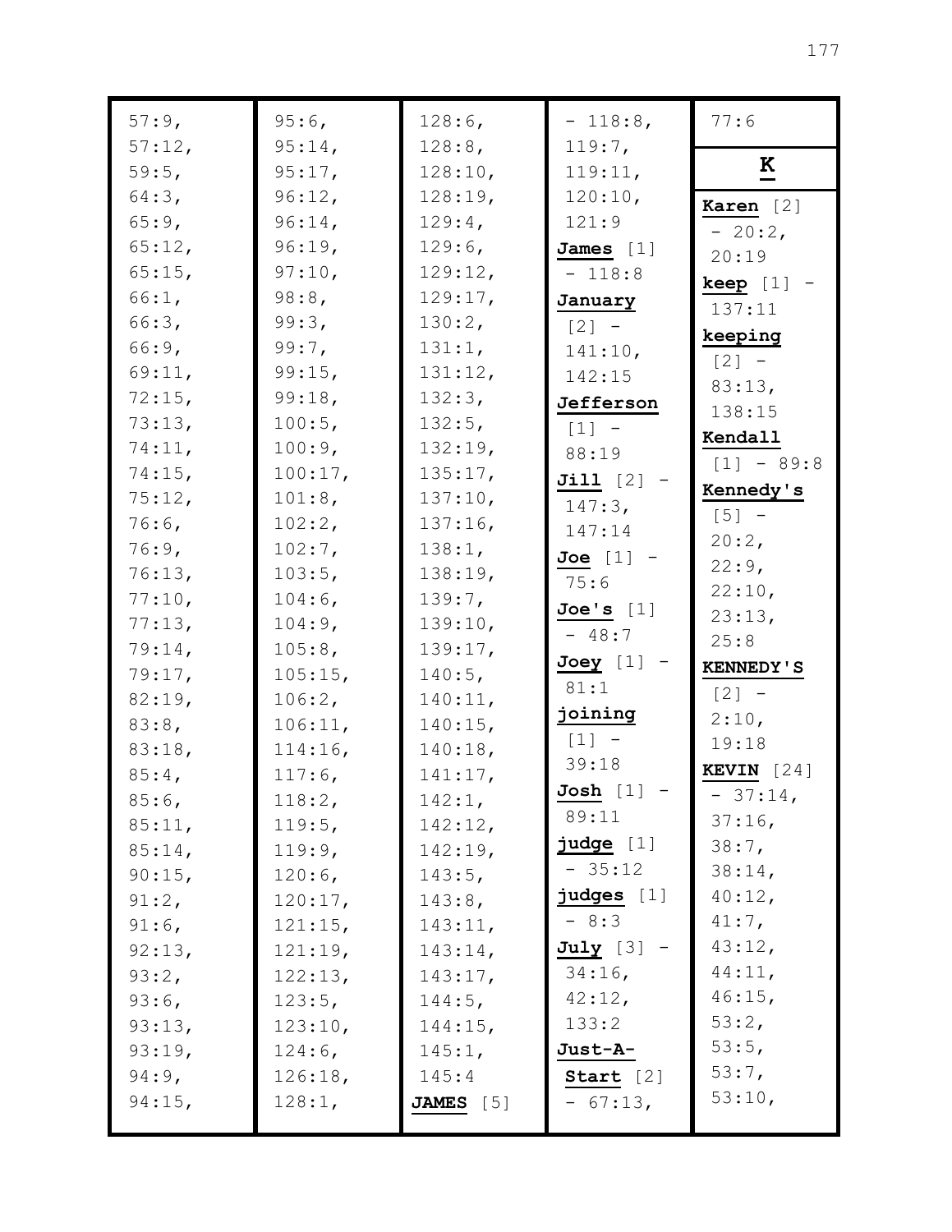57:9,
57:12,
59:5,
64:3,
65:9,
65:12,
65:15,
66:1,
66:3,
66:9,
69:11,
72:15,
73:13,
74:11,
74:15,
75:12,
76:6,
76:9,
76:13,
77:10,
77:13,
79:14,
79:17,
82:19,
83:8,
83:18,
85:4,
85:6,
85:11,
85:14,
90:15,
91:2,
91:6,
92:13,
93:2,
93:6,
93:13,
93:19,
94:9,
94:15,
95:6,
95:14,
95:17,
96:12,
96:14,
96:19,
97:10,
98:8,
99:3,
99:7,
99:15,
99:18,
100:5,
100:9,
100:17,
101:8,
102:2,
102:7,
103:5,
104:6,
104:9,
105:8,
105:15,
106:2,
106:11,
114:16,
117:6,
118:2,
119:5,
119:9,
120:6,
120:17,
121:15,
121:19,
122:13,
123:5,
123:10,
124:6,
126:18,
128:1,
128:6,
128:8,
128:10,
128:19,
129:4,
129:6,
129:12,
129:17,
130:2,
131:1,
131:12,
132:3,
132:5,
132:19,
135:17,
137:10,
137:16,
138:1,
138:19,
139:7,
139:10,
139:17,
140:5,
140:11,
140:15,
140:18,
141:17,
142:1,
142:12,
142:19,
143:5,
143:8,
143:11,
143:14,
143:17,
144:5,
144:15,
145:1,
145:4

**JAMES** [5] - 118:8, 119:7, 119:11, 120:10, 121:9

**James** [1] - 118:8

**January** [2] - 141:10, 142:15

**Jefferson** [1] - 88:19

**Jill** [2] - 147:3, 147:14

**Joe** [1] - 75:6

**Joe's** [1] - 48:7

**Joey** [1] - 81:1

**joining** [1] - 39:18

**Josh** [1] - 89:11

**judge** [1] - 35:12

**judges** [1] - 8:3

**July** [3] - 34:16, 42:12, 133:2

**Just-A-Start** [2] - 67:13, 77:6

## K

**Karen** [2] - 20:2, 20:19

**keep** [1] - 137:11

**keeping** [2] - 83:13, 138:15

**Kendall** [1] - 89:8

**Kennedy's** [5] - 20:2, 22:9, 22:10, 23:13, 25:8

**KENNEDY'S** [2] - 2:10, 19:18

**KEVIN** [24] - 37:14, 37:16, 38:7, 38:14, 40:12, 41:7, 43:12, 44:11, 46:15, 53:2, 53:5, 53:7, 53:10,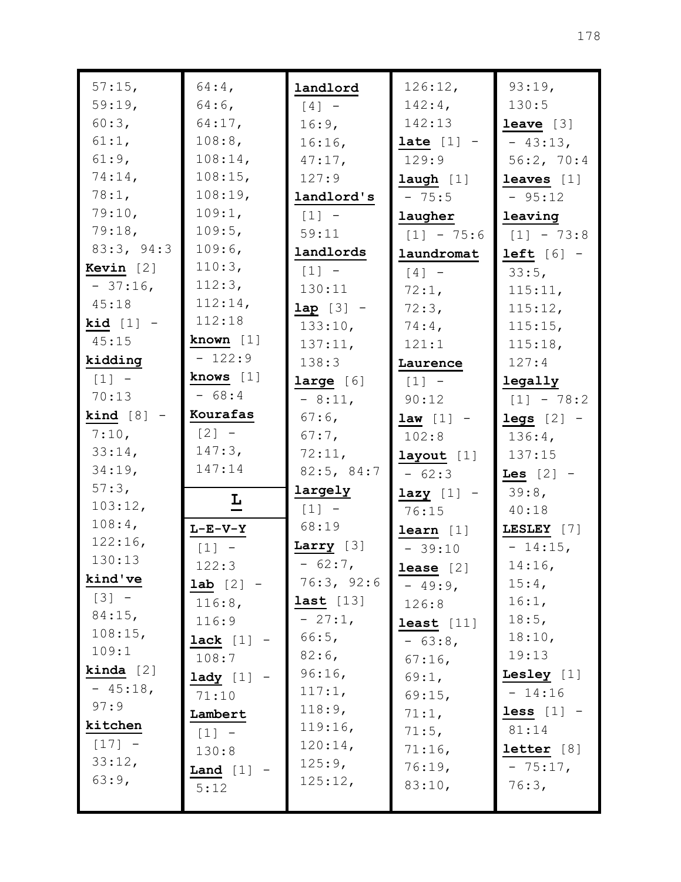57:15, 59:19, 60:3, 61:1, 61:9, 74:14, 78:1, 79:10, 79:18, 83:3, 94:3

**Kevin** [2] - 37:16, 45:18

**kid** [1] - 45:15

**kidding** [1] - 70:13

**kind** [8] - 7:10, 33:14, 34:19, 57:3, 103:12, 108:4, 122:16, 130:13

**kind've** [3] - 84:15, 108:15, 109:1

**kinda** [2] - 45:18, 97:9

**kitchen** [17] - 33:12, 63:9, 64:4, 64:6, 64:17, 108:8, 108:14, 108:15, 108:19, 109:1, 109:5, 109:6, 110:3, 112:3, 112:14, 112:18

**known** [1] - 122:9

**knows** [1] - 68:4

**Kourafas** [2] - 147:3, 147:14

## L

**L-E-V-Y** [1] - 122:3

**lab** [2] - 116:8, 116:9

**lack** [1] - 108:7

**lady** [1] - 71:10

**Lambert** [1] - 130:8

**Land** [1] - 5:12

**landlord** [4] - 16:9, 16:16, 47:17, 127:9

**landlord's** [1] - 59:11

**landlords** [1] - 130:11

**lap** [3] - 133:10, 137:11, 138:3

**large** [6] - 8:11, 67:6, 67:7, 72:11, 82:5, 84:7

**largely** [1] - 68:19

**Larry** [3] - 62:7, 76:3, 92:6

**last** [13] - 27:1, 66:5, 82:6, 96:16, 117:1, 118:9, 119:16, 120:14, 125:9, 125:12, 126:12, 142:4, 142:13

**late** [1] - 129:9

**laugh** [1] - 75:5

**laugher** [1] - 75:6

**laundromat** [4] - 72:1, 72:3, 74:4, 121:1

**Laurence** [1] - 90:12

**law** [1] - 102:8

**layout** [1] - 62:3

**lazy** [1] - 76:15

**learn** [1] - 39:10

**lease** [2] - 49:9, 126:8

**least** [11] - 63:8, 67:16, 69:1, 69:15, 71:1, 71:5, 71:16, 76:19, 83:10, 93:19, 130:5

**leave** [3] - 43:13, 56:2, 70:4

**leaves** [1] - 95:12

**leaving** [1] - 73:8

**left** [6] - 33:5, 115:11, 115:12, 115:15, 115:18, 127:4

**legally** [1] - 78:2

**legs** [2] - 136:4, 137:15

**Les** [2] - 39:8, 40:18

**LESLEY** [7] - 14:15, 14:16, 15:4, 16:1, 18:5, 18:10, 19:13

**Lesley** [1] - 14:16

**less** [1] - 81:14

**letter** [8] - 75:17, 76:3,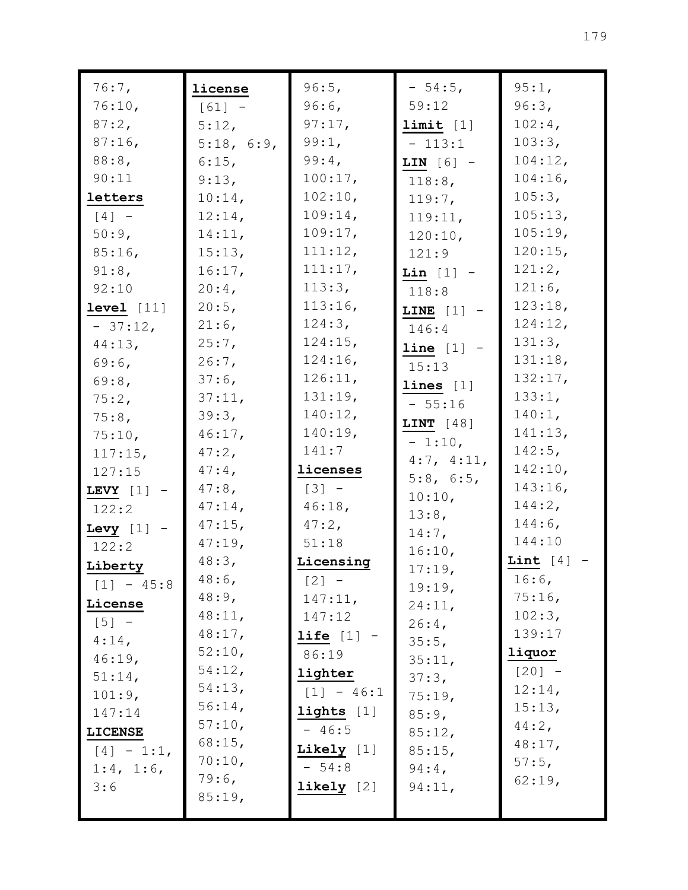76:7, 76:10, 87:2, 87:16, 88:8, 90:11

**letters** [4] - 50:9, 85:16, 91:8, 92:10

**level** [11] - 37:12, 44:13, 69:6, 69:8, 75:2, 75:8, 75:10, 117:15, 127:15

**LEVY** [1] - 122:2

**Levy** [1] - 122:2

**Liberty** [1] - 45:8

**License** [5] - 4:14, 46:19, 51:14, 101:9, 147:14

**LICENSE** [4] - 1:1, 1:4, 1:6, 3:6

**license** [61] - 5:12, 5:18, 6:9, 6:15, 9:13, 10:14, 12:14, 14:11, 15:13, 16:17, 20:4, 20:5, 21:6, 25:7, 26:7, 37:6, 37:11, 39:3, 46:17, 47:2, 47:4, 47:8, 47:14, 47:15, 47:19, 48:3, 48:6, 48:9, 48:11, 48:17, 52:10, 54:12, 54:13, 56:14, 57:10, 68:15, 70:10, 79:6, 85:19, 96:5, 96:6, 97:17, 99:1, 99:4, 100:17, 102:10, 109:14, 109:17, 111:12, 111:17, 113:3, 113:16, 124:3, 124:15, 124:16, 126:11, 131:19, 140:12, 140:19, 141:7

**licenses** [3] - 46:18, 47:2, 51:18

**Licensing** [2] - 147:11, 147:12

**life** [1] - 86:19

**lighter** [1] - 46:1

**lights** [1] - 46:5

**Likely** [1] - 54:8

**likely** [2] - 54:5, 59:12

**limit** [1] - 113:1

**LIN** [6] - 118:8, 119:7, 119:11, 120:10, 121:9

**Lin** [1] - 118:8

**LINE** [1] - 146:4

**line** [1] - 15:13

**lines** [1] - 55:16

**LINT** [48] - 1:10, 4:7, 4:11, 5:8, 6:5, 10:10, 13:8, 14:7, 16:10, 17:19, 19:19, 24:11, 26:4, 35:5, 35:11, 37:3, 75:19, 85:9, 85:12, 85:15, 94:4, 94:11, 95:1, 96:3, 102:4, 103:3, 104:12, 104:16, 105:3, 105:13, 105:19, 120:15, 121:2, 121:6, 123:18, 124:12, 131:3, 131:18, 132:17, 133:1, 140:1, 141:13, 142:5, 142:10, 143:16, 144:2, 144:6, 144:10

**Lint** [4] - 16:6, 75:16, 102:3, 139:17

**liquor** [20] - 12:14, 15:13, 44:2, 48:17, 57:5, 62:19,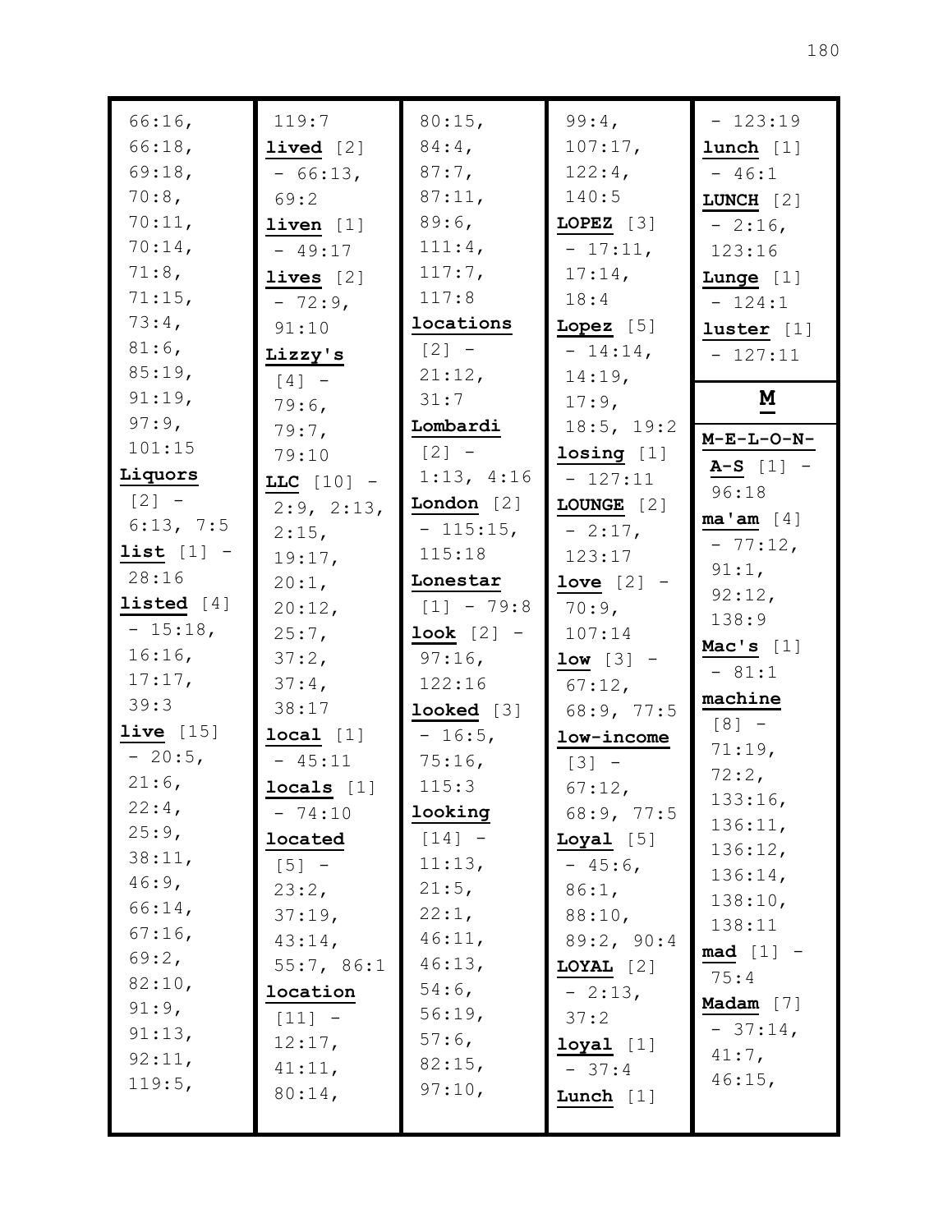66:16, 66:18, 69:18, 70:8, 70:11, 70:14, 71:8, 71:15, 73:4, 81:6, 85:19, 91:19, 97:9, 101:15

**Liquors** [2] - 6:13, 7:5

**list** [1] - 28:16

**listed** [4] - 15:18, 16:16, 17:17, 39:3

**live** [15] - 20:5, 21:6, 22:4, 25:9, 38:11, 46:9, 66:14, 67:16, 69:2, 82:10, 91:9, 91:13, 92:11, 119:5, 119:7

**lived** [2] - 66:13, 69:2

**liven** [1] - 49:17

**lives** [2] - 72:9, 91:10

**Lizzy's** [4] - 79:6, 79:7, 79:10

**LLC** [10] - 2:9, 2:13, 2:15, 19:17, 20:1, 20:12, 25:7, 37:2, 37:4, 38:17

**local** [1] - 45:11

**locals** [1] - 74:10

**located** [5] - 23:2, 37:19, 43:14, 55:7, 86:1

**location** [11] - 12:17, 41:11, 80:14, 80:15, 84:4, 87:7, 87:11, 89:6, 111:4, 117:7, 117:8

**locations** [2] - 21:12, 31:7

**Lombardi** [2] - 1:13, 4:16

**London** [2] - 115:15, 115:18

**Lonestar** [1] - 79:8

**look** [2] - 97:16, 122:16

**looked** [3] - 16:5, 75:16, 115:3

**looking** [14] - 11:13, 21:5, 22:1, 46:11, 46:13, 54:6, 56:19, 57:6, 82:15, 97:10, 99:4, 107:17, 122:4, 140:5

**LOPEZ** [3] - 17:11, 17:14, 18:4

**Lopez** [5] - 14:14, 14:19, 17:9, 18:5, 19:2

**losing** [1] - 127:11

**LOUNGE** [2] - 2:17, 123:17

**love** [2] - 70:9, 107:14

**low** [3] - 67:12, 68:9, 77:5

**low-income** [3] - 67:12, 68:9, 77:5

**Loyal** [5] - 45:6, 86:1, 88:10, 89:2, 90:4

**LOYAL** [2] - 2:13, 37:2

**loyal** [1] - 37:4

**Lunch** [1] - 123:19

**lunch** [1] - 46:1

**LUNCH** [2] - 2:16, 123:16

**Lunge** [1] - 124:1

**luster** [1] - 127:11

## M

**M-E-L-O-N-A-S** [1] - 96:18

**ma'am** [4] - 77:12, 91:1, 92:12, 138:9

**Mac's** [1] - 81:1

**machine** [8] - 71:19, 72:2, 133:16, 136:11, 136:12, 136:14, 138:10, 138:11

**mad** [1] - 75:4

**Madam** [7] - 37:14, 41:7, 46:15,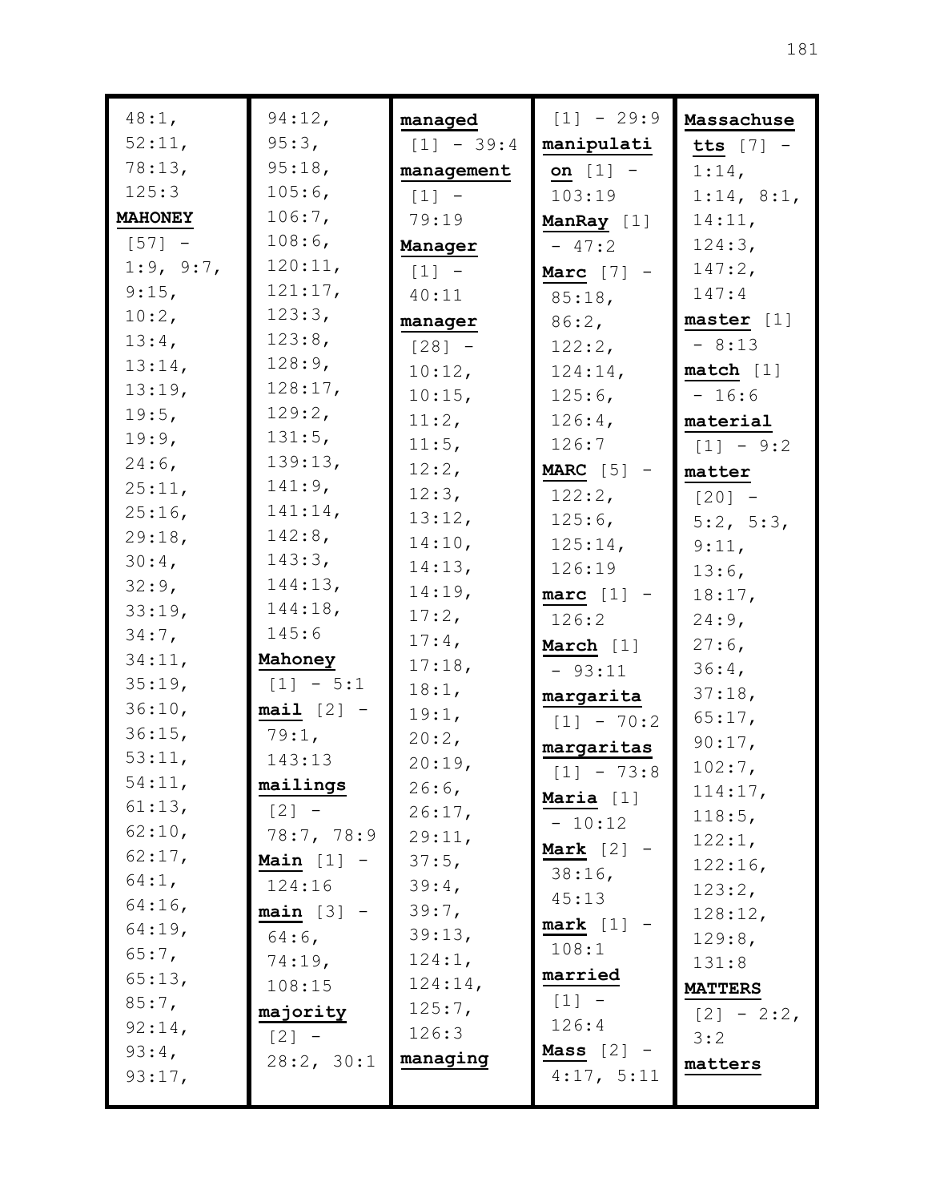48:1,
52:11,
78:13,
125:3

**MAHONEY** [57] - 1:9, 9:7, 9:15, 10:2, 13:4, 13:14, 13:19, 19:5, 19:9, 24:6, 25:11, 25:16, 29:18, 30:4, 32:9, 33:19, 34:7, 34:11, 35:19, 36:10, 36:15, 53:11, 54:11, 61:13, 62:10, 62:17, 64:1, 64:16, 64:19, 65:7, 65:13, 85:7, 92:14, 93:4, 93:17, 94:12, 95:3, 95:18, 105:6, 106:7, 108:6, 120:11, 121:17, 123:3, 123:8, 128:9, 128:17, 129:2, 131:5, 139:13, 141:9, 141:14, 142:8, 143:3, 144:13, 144:18, 145:6

**Mahoney** [1] - 5:1

**mail** [2] - 79:1, 143:13

**mailings** [2] - 78:7, 78:9

**Main** [1] - 124:16

**main** [3] - 64:6, 74:19, 108:15

**majority** [2] - 28:2, 30:1

**managed** [1] - 39:4

**management** [1] - 79:19

**Manager** [1] - 40:11

**manager** [28] - 10:12, 10:15, 11:2, 11:5, 12:2, 12:3, 13:12, 14:10, 14:13, 14:19, 17:2, 17:4, 17:18, 18:1, 19:1, 20:2, 20:19, 26:6, 26:17, 29:11, 37:5, 39:4, 39:7, 39:13, 124:1, 124:14, 125:7, 126:3

**managing** [1] - 29:9

**manipulation** [1] - 103:19

**ManRay** [1] - 47:2

**Marc** [7] - 85:18, 86:2, 122:2, 124:14, 125:6, 126:4, 126:7

**MARC** [5] - 122:2, 125:6, 125:14, 126:19

**marc** [1] - 126:2

**March** [1] - 93:11

**margarita** [1] - 70:2

**margaritas** [1] - 73:8

**Maria** [1] - 10:12

**Mark** [2] - 38:16, 45:13

**mark** [1] - 108:1

**married** [1] - 126:4

**Mass** [2] - 4:17, 5:11

**Massachusetts** [7] - 1:14, 1:14, 8:1, 14:11, 124:3, 147:2, 147:4

**master** [1] - 8:13

**match** [1] - 16:6

**material** [1] - 9:2

**matter** [20] - 5:2, 5:3, 9:11, 13:6, 18:17, 24:9, 27:6, 36:4, 37:18, 65:17, 90:17, 102:7, 114:17, 118:5, 122:1, 122:16, 123:2, 128:12, 129:8, 131:8

**MATTERS** [2] - 2:2, 3:2

**matters**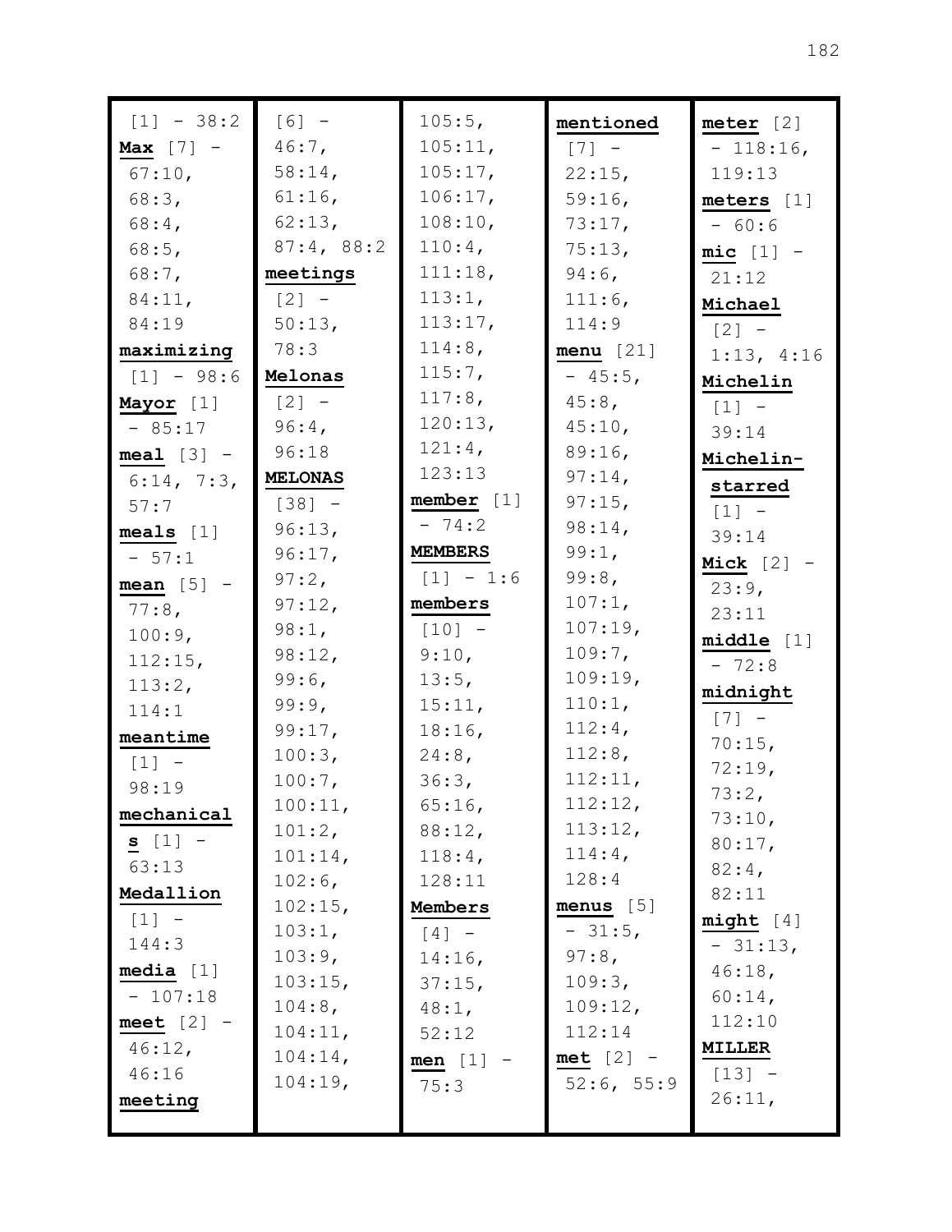[1] - 38:2
**Max** [7] - 67:10, 68:3, 68:4, 68:5, 68:7, 84:11, 84:19
**maximizing** [1] - 98:6
**Mayor** [1] - 85:17
**meal** [3] - 6:14, 7:3, 57:7
**meals** [1] - 57:1
**mean** [5] - 77:8, 100:9, 112:15, 113:2, 114:1
**meantime** [1] - 98:19
**mechanicals** [1] - 63:13
**Medallion** [1] - 144:3
**media** [1] - 107:18
**meet** [2] - 46:12, 46:16
**meeting** [6] - 46:7, 58:14, 61:16, 62:13, 87:4, 88:2
**meetings** [2] - 50:13, 78:3
**Melonas** [2] - 96:4, 96:18
**MELONAS** [38] - 96:13, 96:17, 97:2, 97:12, 98:1, 98:12, 99:6, 99:9, 99:17, 100:3, 100:7, 100:11, 101:2, 101:14, 102:6, 102:15, 103:1, 103:9, 103:15, 104:8, 104:11, 104:14, 104:19, 105:5, 105:11, 105:17, 106:17, 108:10, 110:4, 111:18, 113:1, 113:17, 114:8, 115:7, 117:8, 120:13, 121:4, 123:13
**member** [1] - 74:2
**MEMBERS** [1] - 1:6
**members** [10] - 9:10, 13:5, 15:11, 18:16, 24:8, 36:3, 65:16, 88:12, 118:4, 128:11
**Members** [4] - 14:16, 37:15, 48:1, 52:12
**men** [1] - 75:3
**mentioned** [7] - 22:15, 59:16, 73:17, 75:13, 94:6, 111:6, 114:9
**menu** [21] - 45:5, 45:8, 45:10, 89:16, 97:14, 97:15, 98:14, 99:1, 99:8, 107:1, 107:19, 109:7, 109:19, 110:1, 112:4, 112:8, 112:11, 112:12, 113:12, 114:4, 128:4
**menus** [5] - 31:5, 97:8, 109:3, 109:12, 112:14
**met** [2] - 52:6, 55:9
**meter** [2] - 118:16, 119:13
**meters** [1] - 60:6
**mic** [1] - 21:12
**Michael** [2] - 1:13, 4:16
**Michelin** [1] - 39:14
**Michelin-starred** [1] - 39:14
**Mick** [2] - 23:9, 23:11
**middle** [1] - 72:8
**midnight** [7] - 70:15, 72:19, 73:2, 73:10, 80:17, 82:4, 82:11
**might** [4] - 31:13, 46:18, 60:14, 112:10
**MILLER** [13] - 26:11,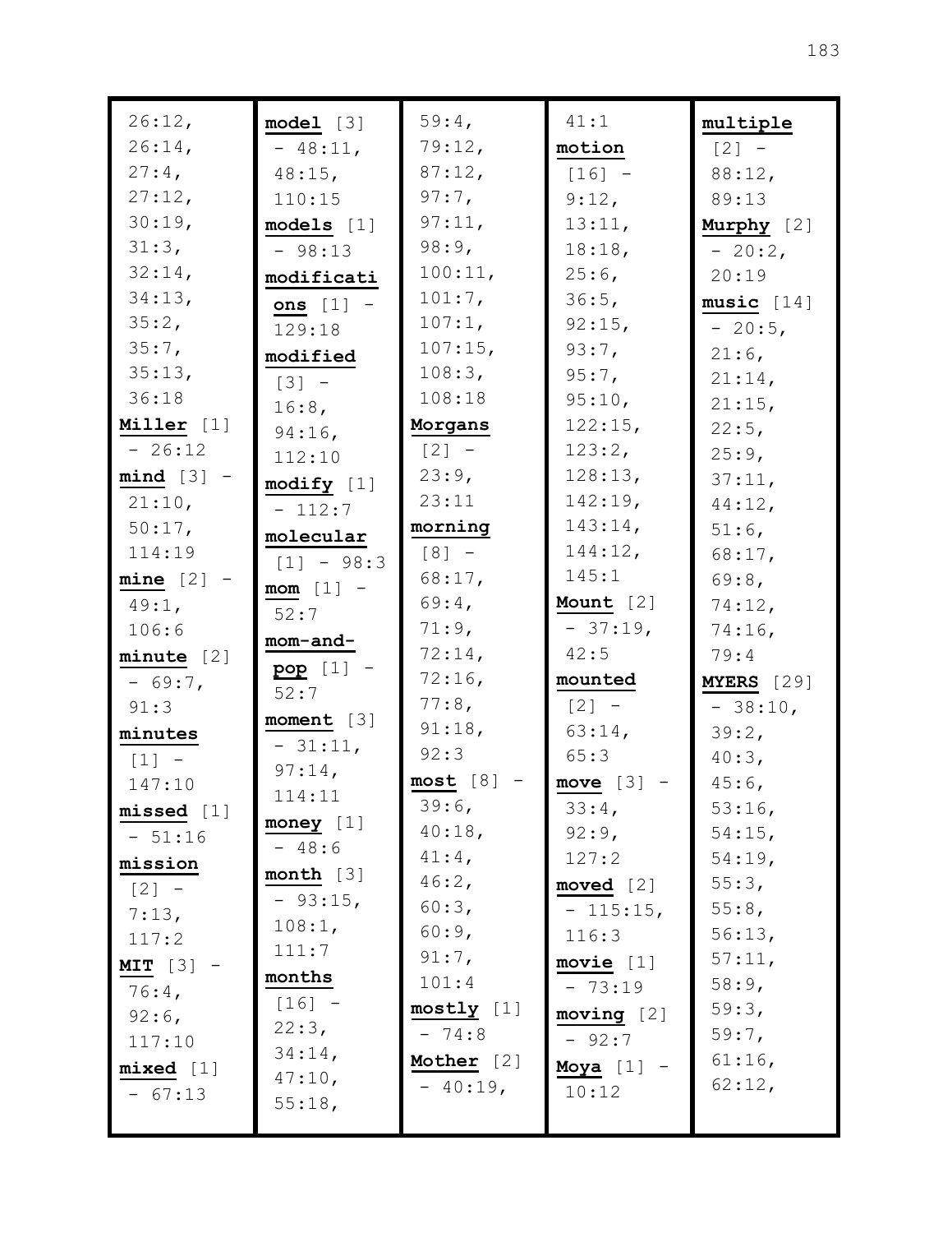26:12, 26:14, 27:4, 27:12, 30:19, 31:3, 32:14, 34:13, 35:2, 35:7, 35:13, 36:18

**Miller** [1] - 26:12

**mind** [3] - 21:10, 50:17, 114:19

**mine** [2] - 49:1, 106:6

**minute** [2] - 69:7, 91:3

**minutes** [1] - 147:10

**missed** [1] - 51:16

**mission** [2] - 7:13, 117:2

**MIT** [3] - 76:4, 92:6, 117:10

**mixed** [1] - 67:13

**model** [3] - 48:11, 48:15, 110:15

**models** [1] - 98:13

**modifications** [1] - 129:18

**modified** [3] - 16:8, 94:16, 112:10

**modify** [1] - 112:7

**molecular** [1] - 98:3

**mom** [1] - 52:7

**mom-and-pop** [1] - 52:7

**moment** [3] - 31:11, 97:14, 114:11

**money** [1] - 48:6

**month** [3] - 93:15, 108:1, 111:7

**months** [16] - 22:3, 34:14, 47:10, 55:18, 59:4, 79:12, 87:12, 97:7, 97:11, 98:9, 100:11, 101:7, 107:1, 107:15, 108:3, 108:18

**Morgans** [2] - 23:9, 23:11

**morning** [8] - 68:17, 69:4, 71:9, 72:14, 72:16, 77:8, 91:18, 92:3

**most** [8] - 39:6, 40:18, 41:4, 46:2, 60:3, 60:9, 91:7, 101:4

**mostly** [1] - 74:8

**Mother** [2] - 40:19, 41:1

**motion** [16] - 9:12, 13:11, 18:18, 25:6, 36:5, 92:15, 93:7, 95:7, 95:10, 122:15, 123:2, 128:13, 142:19, 143:14, 144:12, 145:1

**Mount** [2] - 37:19, 42:5

**mounted** [2] - 63:14, 65:3

**move** [3] - 33:4, 92:9, 127:2

**moved** [2] - 115:15, 116:3

**movie** [1] - 73:19

**moving** [2] - 92:7

**Moya** [1] - 10:12

**multiple** [2] - 88:12, 89:13

**Murphy** [2] - 20:2, 20:19

**music** [14] - 20:5, 21:6, 21:14, 21:15, 22:5, 25:9, 37:11, 44:12, 51:6, 68:17, 69:8, 74:12, 74:16, 79:4

**MYERS** [29] - 38:10, 39:2, 40:3, 45:6, 53:16, 54:15, 54:19, 55:3, 55:8, 56:13, 57:11, 58:9, 59:3, 59:7, 61:16, 62:12,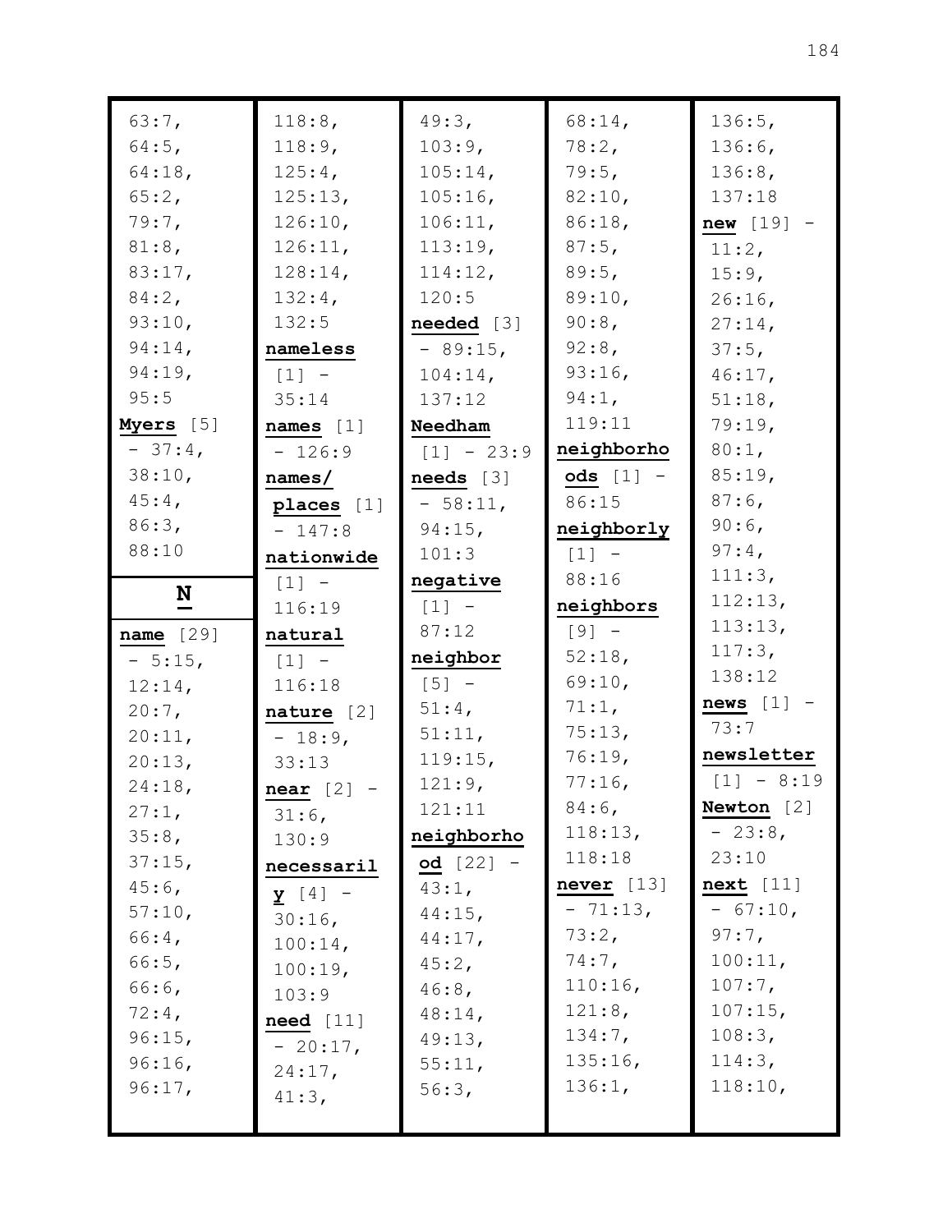63:7,
64:5,
64:18,
65:2,
79:7,
81:8,
83:17,
84:2,
93:10,
94:14,
94:19,
95:5

**Myers** [5] - 37:4, 38:10, 45:4, 86:3, 88:10

## N

**name** [29] - 5:15, 12:14, 20:7, 20:11, 20:13, 24:18, 27:1, 35:8, 37:15, 45:6, 57:10, 66:4, 66:5, 66:6, 72:4, 96:15, 96:16, 96:17, 118:8, 118:9, 125:4, 125:13, 126:10, 126:11, 128:14, 132:4, 132:5

**nameless** [1] - 35:14

**names** [1] - 126:9

**names/places** [1] - 147:8

**nationwide** [1] - 116:19

**natural** [1] - 116:18

**nature** [2] - 18:9, 33:13

**near** [2] - 31:6, 130:9

**necessarily** [4] - 30:16, 100:14, 100:19, 103:9

**need** [11] - 20:17, 24:17, 41:3, 49:3, 103:9, 105:14, 105:16, 106:11, 113:19, 114:12, 120:5

**needed** [3] - 89:15, 104:14, 137:12

**Needham** [1] - 23:9

**needs** [3] - 58:11, 94:15, 101:3

**negative** [1] - 87:12

**neighbor** [5] - 51:4, 51:11, 119:15, 121:9, 121:11

**neighborhood** [22] - 43:1, 44:15, 44:17, 45:2, 46:8, 48:14, 49:13, 55:11, 56:3, 68:14, 78:2, 79:5, 82:10, 86:18, 87:5, 89:5, 89:10, 90:8, 92:8, 93:16, 94:1, 119:11

**neighborhoods** [1] - 86:15

**neighborly** [1] - 88:16

**neighbors** [9] - 52:18, 69:10, 71:1, 75:13, 76:19, 77:16, 84:6, 118:13, 118:18

**never** [13] - 71:13, 73:2, 74:7, 110:16, 121:8, 134:7, 135:16, 136:1, 136:5, 136:6, 136:8, 137:18

**new** [19] - 11:2, 15:9, 26:16, 27:14, 37:5, 46:17, 51:18, 79:19, 80:1, 85:19, 87:6, 90:6, 97:4, 111:3, 112:13, 113:13, 117:3, 138:12

**news** [1] - 73:7

**newsletter** [1] - 8:19

**Newton** [2] - 23:8, 23:10

**next** [11] - 67:10, 97:7, 100:11, 107:7, 107:15, 108:3, 114:3, 118:10,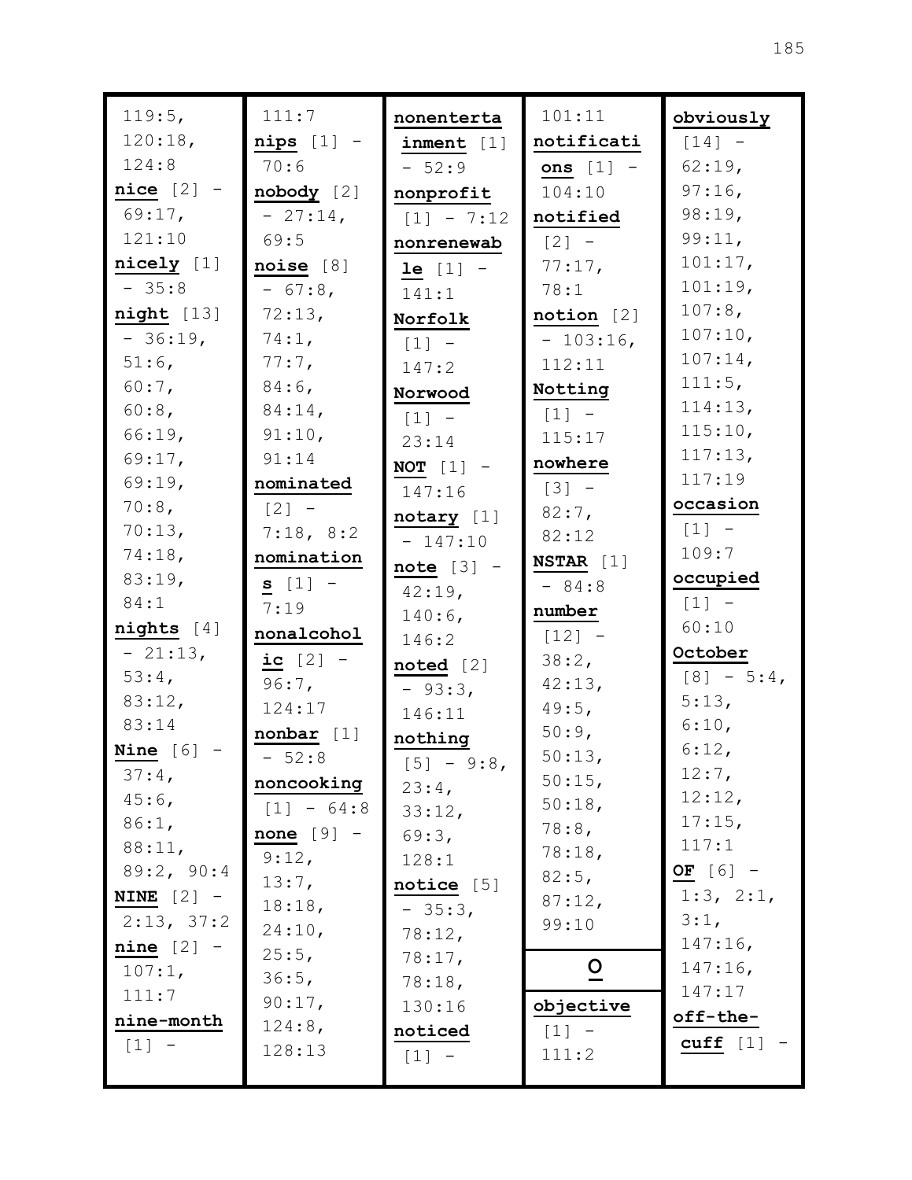119:5, 120:18, 124:8

**nice** [2] - 69:17, 121:10

**nicely** [1] - 35:8

**night** [13] - 36:19, 51:6, 60:7, 60:8, 66:19, 69:17, 69:19, 70:8, 70:13, 74:18, 83:19, 84:1

**nights** [4] - 21:13, 53:4, 83:12, 83:14

**Nine** [6] - 37:4, 45:6, 86:1, 88:11, 89:2, 90:4

**NINE** [2] - 2:13, 37:2

**nine** [2] - 107:1, 111:7

**nine-month** [1] -

111:7

**nips** [1] - 70:6

**nobody** [2] - 27:14, 69:5

**noise** [8] - 67:8, 72:13, 74:1, 77:7, 84:6, 84:14, 91:10, 91:14

**nominated** [2] - 7:18, 8:2

**nominations** [1] - 7:19

**nonalcoholic** [2] - 96:7, 124:17

**nonbar** [1] - 52:8

**noncooking** [1] - 64:8

**none** [9] - 9:12, 13:7, 18:18, 24:10, 25:5, 36:5, 90:17, 124:8, 128:13

**nonentertainment** [1] - 52:9

**nonprofit** [1] - 7:12

**nonrenewable** [1] - 141:1

**Norfolk** [1] - 147:2

**Norwood** [1] - 23:14

**NOT** [1] - 147:16

**notary** [1] - 147:10

**note** [3] - 42:19, 140:6, 146:2

**noted** [2] - 93:3, 146:11

**nothing** [5] - 9:8, 23:4, 33:12, 69:3, 128:1

**notice** [5] - 35:3, 78:12, 78:17, 78:18, 130:16

**noticed** [1] -

101:11

**notifications** [1] - 104:10

**notified** [2] - 77:17, 78:1

**notion** [2] - 103:16, 112:11

**Notting** [1] - 115:17

**nowhere** [3] - 82:7, 82:12

**NSTAR** [1] - 84:8

**number** [12] - 38:2, 42:13, 49:5, 50:9, 50:13, 50:15, 50:18, 78:8, 78:18, 82:5, 87:12, 99:10

## O

**objective** [1] - 111:2

**obviously** [14] - 62:19, 97:16, 98:19, 99:11, 101:17, 101:19, 107:8, 107:10, 107:14, 111:5, 114:13, 115:10, 117:13, 117:19

**occasion** [1] - 109:7

**occupied** [1] - 60:10

**October** [8] - 5:4, 5:13, 6:10, 6:12, 12:7, 12:12, 17:15, 117:1

**OF** [6] - 1:3, 2:1, 3:1, 147:16, 147:16, 147:17

**off-the-cuff** [1] -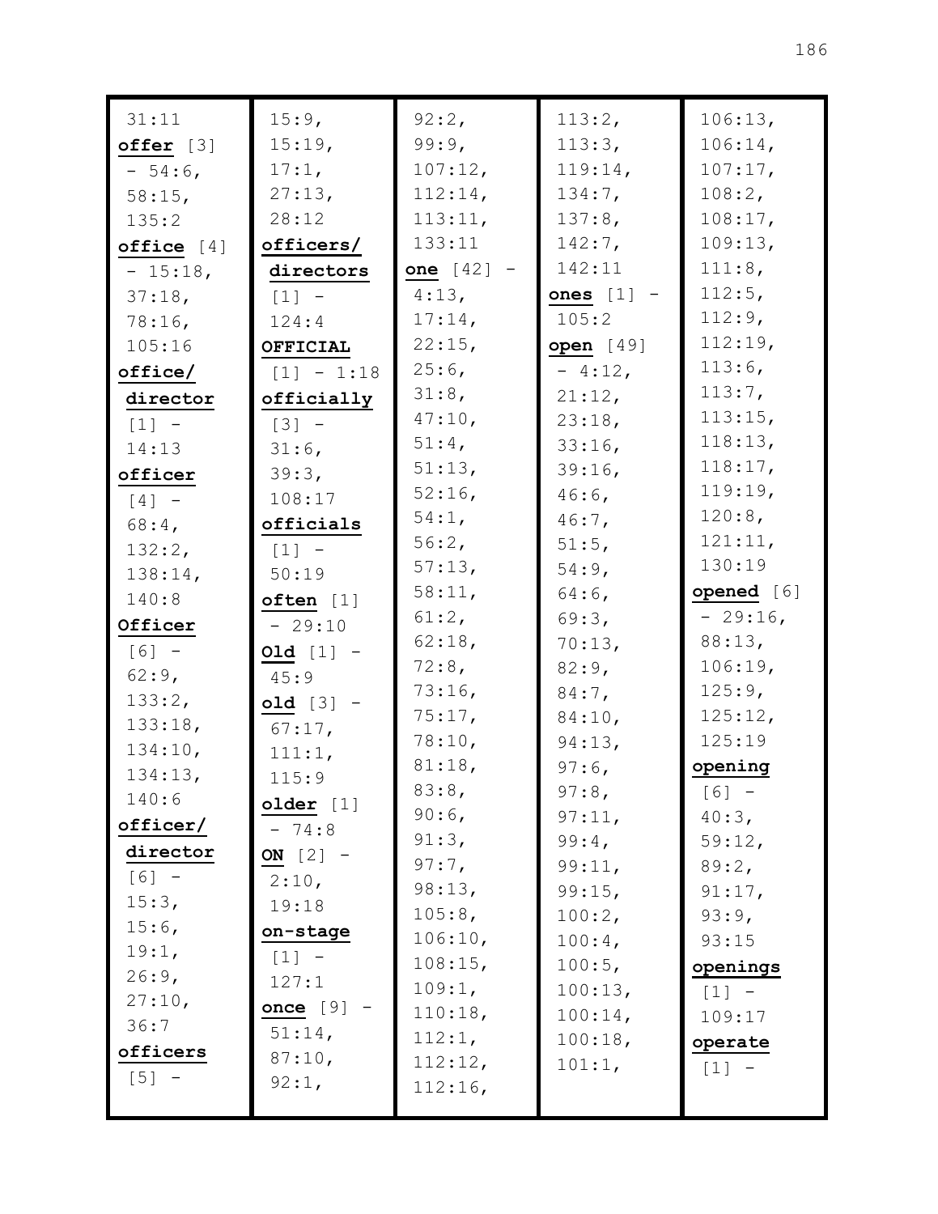31:11

**offer** [3] - 54:6, 58:15, 135:2

**office** [4] - 15:18, 37:18, 78:16, 105:16

**office/director** [1] - 14:13

**officer** [4] - 68:4, 132:2, 138:14, 140:8

**Officer** [6] - 62:9, 133:2, 133:18, 134:10, 134:13, 140:6

**officer/director** [6] - 15:3, 15:6, 19:1, 26:9, 27:10, 36:7

**officers** [5] - 15:9, 15:19, 17:1, 27:13, 28:12

**officers/directors** [1] - 124:4

**OFFICIAL** [1] - 1:18

**officially** [3] - 31:6, 39:3, 108:17

**officials** [1] - 50:19

**often** [1] - 29:10

**Old** [1] - 45:9

**old** [3] - 67:17, 111:1, 115:9

**older** [1] - 74:8

**ON** [2] - 2:10, 19:18

**on-stage** [1] - 127:1

**once** [9] - 51:14, 87:10, 92:1, 92:2, 99:9, 107:12, 112:14, 113:11, 133:11

**one** [42] - 4:13, 17:14, 22:15, 25:6, 31:8, 47:10, 51:4, 51:13, 52:16, 54:1, 56:2, 57:13, 58:11, 61:2, 62:18, 72:8, 73:16, 75:17, 78:10, 81:18, 83:8, 90:6, 91:3, 97:7, 98:13, 105:8, 106:10, 108:15, 109:1, 110:18, 112:1, 112:12, 112:16, 113:2, 113:3, 119:14, 134:7, 137:8, 142:7, 142:11

**ones** [1] - 105:2

**open** [49] - 4:12, 21:12, 23:18, 33:16, 39:16, 46:6, 46:7, 51:5, 54:9, 64:6, 69:3, 70:13, 82:9, 84:7, 84:10, 94:13, 97:6, 97:8, 97:11, 99:4, 99:11, 99:15, 100:2, 100:4, 100:5, 100:13, 100:14, 100:18, 101:1, 106:13, 106:14, 107:17, 108:2, 108:17, 109:13, 111:8, 112:5, 112:9, 112:19, 113:6, 113:7, 113:15, 118:13, 118:17, 119:19, 120:8, 121:11, 130:19

**opened** [6] - 29:16, 88:13, 106:19, 125:9, 125:12, 125:19

**opening** [6] - 40:3, 59:12, 89:2, 91:17, 93:9, 93:15

**openings** [1] - 109:17

**operate** [1] -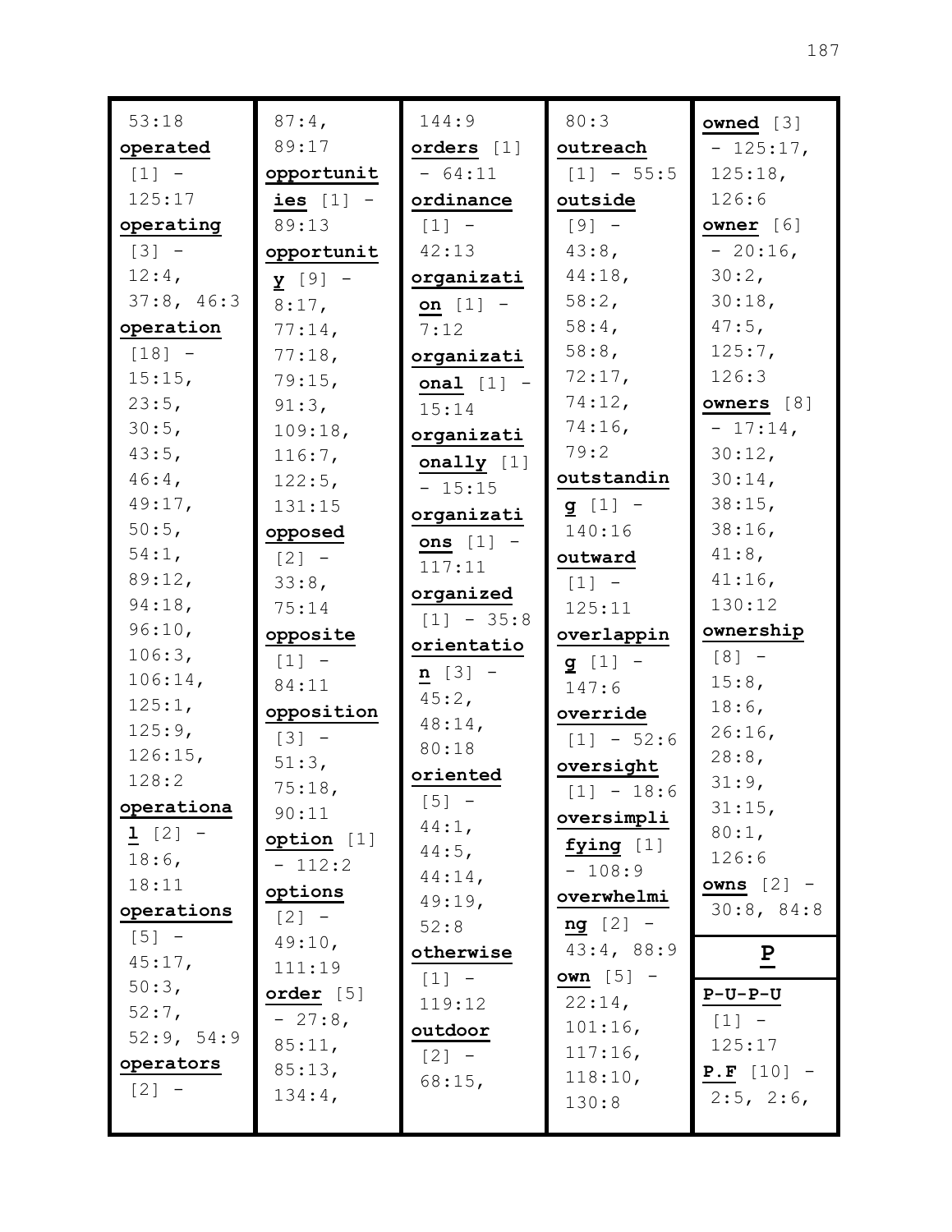53:18
**operated** [1] - 125:17
**operating** [3] - 12:4, 37:8, 46:3
**operation** [18] - 15:15, 23:5, 30:5, 43:5, 46:4, 49:17, 50:5, 54:1, 89:12, 94:18, 96:10, 106:3, 106:14, 125:1, 125:9, 126:15, 128:2
**operational** [2] - 18:6, 18:11
**operations** [5] - 45:17, 50:3, 52:7, 52:9, 54:9
**operators** [2] - 87:4, 89:17
**opportunities** [1] - 89:13
**opportunity** [9] - 8:17, 77:14, 77:18, 79:15, 91:3, 109:18, 116:7, 122:5, 131:15
**opposed** [2] - 33:8, 75:14
**opposite** [1] - 84:11
**opposition** [3] - 51:3, 75:18, 90:11
**option** [1] - 112:2
**options** [2] - 49:10, 111:19
**order** [5] - 27:8, 85:11, 85:13, 134:4, 144:9
**orders** [1] - 64:11
**ordinance** [1] - 42:13
**organization** [1] - 7:12
**organizational** [1] - 15:14
**organizationally** [1] - 15:15
**organizations** [1] - 117:11
**organized** [1] - 35:8
**orientation** [3] - 45:2, 48:14, 80:18
**oriented** [5] - 44:1, 44:5, 44:14, 49:19, 52:8
**otherwise** [1] - 119:12
**outdoor** [2] - 68:15, 80:3
**outreach** [1] - 55:5
**outside** [9] - 43:8, 44:18, 58:2, 58:4, 58:8, 72:17, 74:12, 74:16, 79:2
**outstanding** [1] - 140:16
**outward** [1] - 125:11
**overlapping** [1] - 147:6
**override** [1] - 52:6
**oversight** [1] - 18:6
**oversimplifying** [1] - 108:9
**overwhelming** [2] - 43:4, 88:9
**own** [5] - 22:14, 101:16, 117:16, 118:10, 130:8
**owned** [3] - 125:17, 125:18, 126:6
**owner** [6] - 20:16, 30:2, 30:18, 47:5, 125:7, 126:3
**owners** [8] - 17:14, 30:12, 30:14, 38:15, 38:16, 41:8, 41:16, 130:12
**ownership** [8] - 15:8, 18:6, 26:16, 28:8, 31:9, 31:15, 80:1, 126:6
**owns** [2] - 30:8, 84:8

## P

**P-U-P-U** [1] - 125:17
**P.F** [10] - 2:5, 2:6,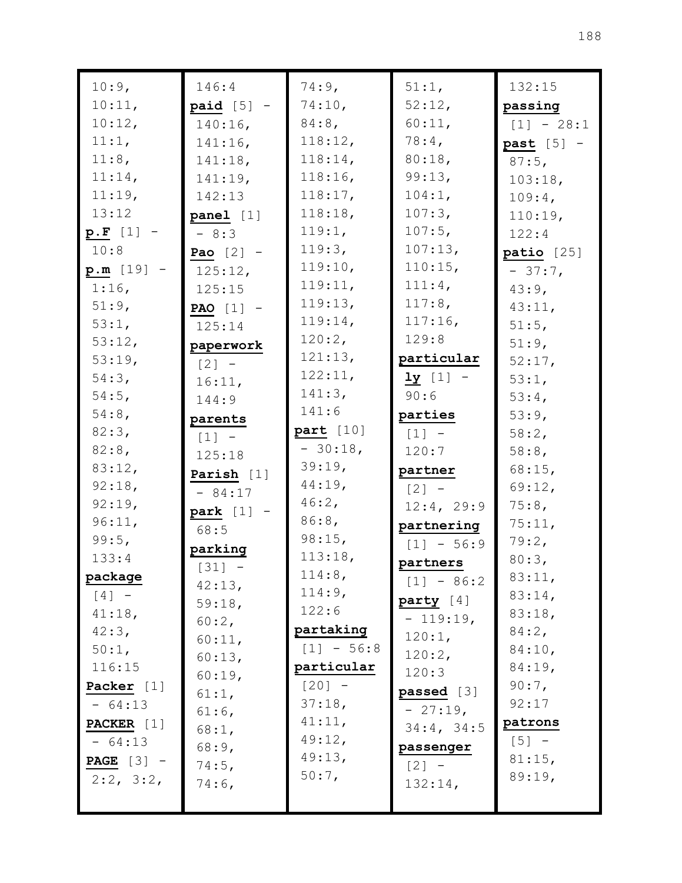10:9,
10:11,
10:12,
11:1,
11:8,
11:14,
11:19,
13:12

**p.F** [1] - 10:8

**p.m** [19] - 1:16, 51:9, 53:1, 53:12, 53:19, 54:3, 54:5, 54:8, 82:3, 82:8, 83:12, 92:18, 92:19, 96:11, 99:5, 133:4

**package** [4] - 41:18, 42:3, 50:1, 116:15

**Packer** [1] - 64:13

**PACKER** [1] - 64:13

**PAGE** [3] - 2:2, 3:2, 146:4

**paid** [5] - 140:16, 141:16, 141:18, 141:19, 142:13

**panel** [1] - 8:3

**Pao** [2] - 125:12, 125:15

**PAO** [1] - 125:14

**paperwork** [2] - 16:11, 144:9

**parents** [1] - 125:18

**Parish** [1] - 84:17

**park** [1] - 68:5

**parking** [31] - 42:13, 59:18, 60:2, 60:11, 60:13, 60:19, 61:1, 61:6, 68:1, 68:9, 74:5, 74:6, 74:9, 74:10, 84:8, 118:12, 118:14, 118:16, 118:17, 118:18, 119:1, 119:3, 119:10, 119:11, 119:13, 119:14, 120:2, 121:13, 122:11, 141:3, 141:6

**part** [10] - 30:18, 39:19, 44:19, 46:2, 86:8, 98:15, 113:18, 114:8, 114:9, 122:6

**partaking** [1] - 56:8

**particular** [20] - 37:18, 41:11, 49:12, 49:13, 50:7, 51:1, 52:12, 60:11, 78:4, 80:18, 99:13, 104:1, 107:3, 107:5, 107:13, 110:15, 111:4, 117:8, 117:16, 129:8

**particularly** [1] - 90:6

**parties** [1] - 120:7

**partner** [2] - 12:4, 29:9

**partnering** [1] - 56:9

**partners** [1] - 86:2

**party** [4] - 119:19, 120:1, 120:2, 120:3

**passed** [3] - 27:19, 34:4, 34:5

**passenger** [2] - 132:14, 132:15

**passing** [1] - 28:1

**past** [5] - 87:5, 103:18, 109:4, 110:19, 122:4

**patio** [25] - 37:7, 43:9, 43:11, 51:5, 51:9, 52:17, 53:1, 53:4, 53:9, 58:2, 58:8, 68:15, 69:12, 75:8, 75:11, 79:2, 80:3, 83:11, 83:14, 83:18, 84:2, 84:10, 84:19, 90:7, 92:17

**patrons** [5] - 81:15, 89:19,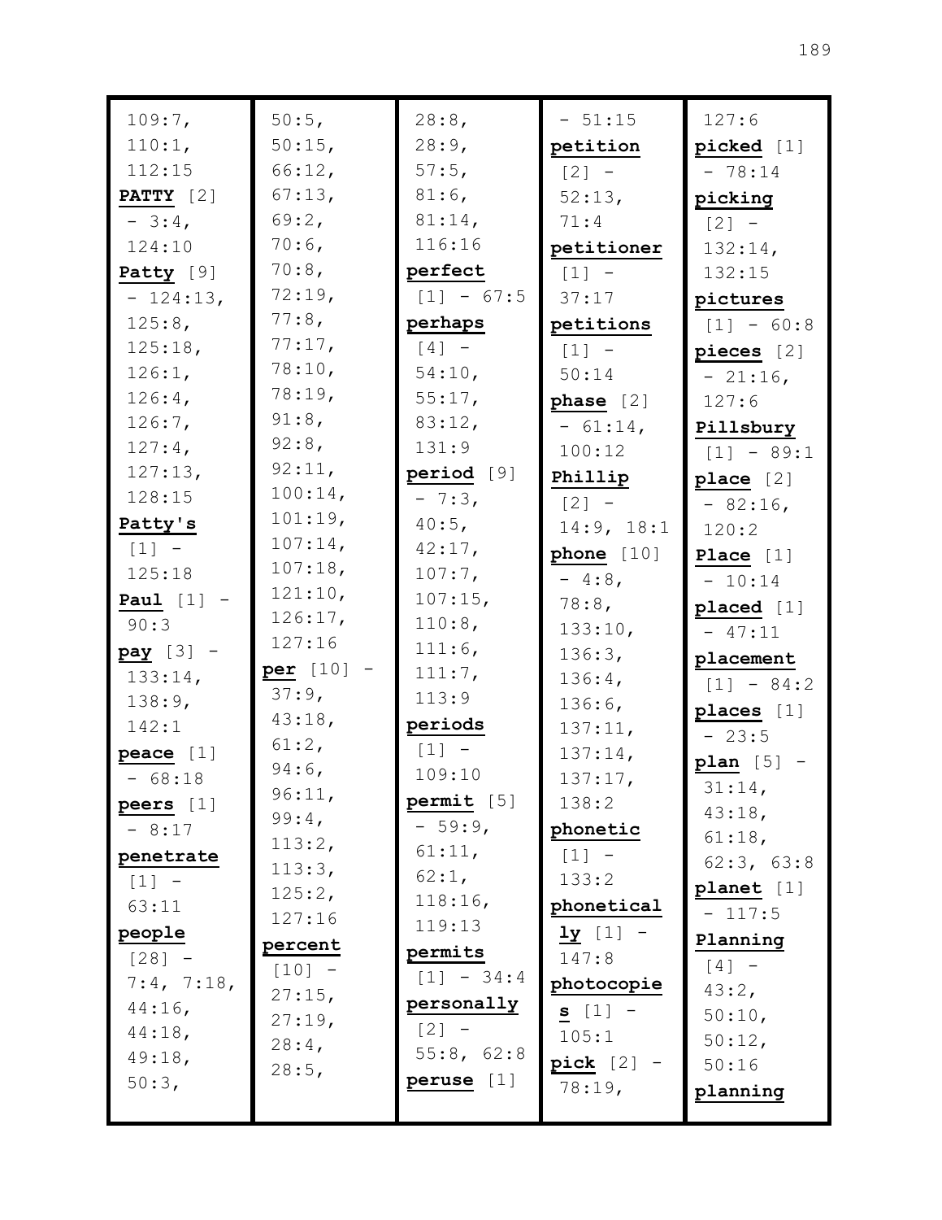109:7, 110:1, 112:15

**PATTY** [2] - 3:4, 124:10

**Patty** [9] - 124:13, 125:8, 125:18, 126:1, 126:4, 126:7, 127:4, 127:13, 128:15

**Patty's** [1] - 125:18

**Paul** [1] - 90:3

**pay** [3] - 133:14, 138:9, 142:1

**peace** [1] - 68:18

**peers** [1] - 8:17

**penetrate** [1] - 63:11

**people** [28] - 7:4, 7:18, 44:16, 44:18, 49:18, 50:3, 50:5, 50:15, 66:12, 67:13, 69:2, 70:6, 70:8, 72:19, 77:8, 77:17, 78:10, 78:19, 91:8, 92:8, 92:11, 100:14, 101:19, 107:14, 107:18, 121:10, 126:17, 127:16

**per** [10] - 37:9, 43:18, 61:2, 94:6, 96:11, 99:4, 113:2, 113:3, 125:2, 127:16

**percent** [10] - 27:15, 27:19, 28:4, 28:5, 28:8, 28:9, 57:5, 81:6, 81:14, 116:16

**perfect** [1] - 67:5

**perhaps** [4] - 54:10, 55:17, 83:12, 131:9

**period** [9] - 7:3, 40:5, 42:17, 107:7, 107:15, 110:8, 111:6, 111:7, 113:9

**periods** [1] - 109:10

**permit** [5] - 59:9, 61:11, 62:1, 118:16, 119:13

**permits** [1] - 34:4

**personally** [2] - 55:8, 62:8

**peruse** [1] - 51:15

**petition** [2] - 52:13, 71:4

**petitioner** [1] - 37:17

**petitions** [1] - 50:14

**phase** [2] - 61:14, 100:12

**Phillip** [2] - 14:9, 18:1

**phone** [10] - 4:8, 78:8, 133:10, 136:3, 136:4, 136:6, 137:11, 137:14, 137:17, 138:2

**phonetic** [1] - 133:2

**phonetically** [1] - 147:8

**photocopies** [1] - 105:1

**pick** [2] - 78:19, 127:6

**picked** [1] - 78:14

**picking** [2] - 132:14, 132:15

**pictures** [1] - 60:8

**pieces** [2] - 21:16, 127:6

**Pillsbury** [1] - 89:1

**place** [2] - 82:16, 120:2

**Place** [1] - 10:14

**placed** [1] - 47:11

**placement** [1] - 84:2

**places** [1] - 23:5

**plan** [5] - 31:14, 43:18, 61:18, 62:3, 63:8

**planet** [1] - 117:5

**Planning** [4] - 43:2, 50:10, 50:12, 50:16

**planning**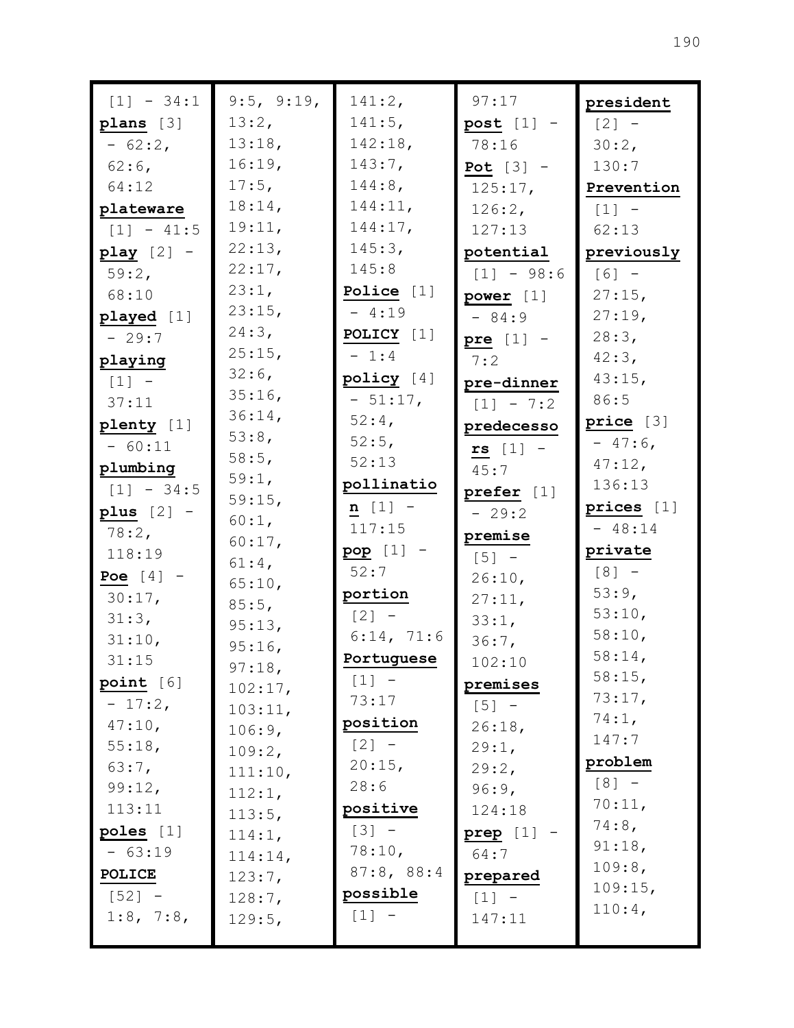[1] - 34:1

**plans** [3] - 62:2, 62:6, 64:12

**plateware** [1] - 41:5

**play** [2] - 59:2, 68:10

**played** [1] - 29:7

**playing** [1] - 37:11

**plenty** [1] - 60:11

**plumbing** [1] - 34:5

**plus** [2] - 78:2, 118:19

**Poe** [4] - 30:17, 31:3, 31:10, 31:15

**point** [6] - 17:2, 47:10, 55:18, 63:7, 99:12, 113:11

**poles** [1] - 63:19

**POLICE** [52] - 1:8, 7:8, 9:5, 9:19, 13:2, 13:18, 16:19, 17:5, 18:14, 19:11, 22:13, 22:17, 23:1, 23:15, 24:3, 25:15, 32:6, 35:16, 36:14, 53:8, 58:5, 59:1, 59:15, 60:1, 60:17, 61:4, 65:10, 85:5, 95:13, 95:16, 97:18, 102:17, 103:11, 106:9, 109:2, 111:10, 112:1, 113:5, 114:1, 114:14, 123:7, 128:7, 129:5, 141:2, 141:5, 142:18, 143:7, 144:8, 144:11, 144:17, 145:3, 145:8

**Police** [1] - 4:19

**POLICY** [1] - 1:4

**policy** [4] - 51:17, 52:4, 52:5, 52:13

**pollination** [1] - 117:15

**pop** [1] - 52:7

**portion** [2] - 6:14, 71:6

**Portuguese** [1] - 73:17

**position** [2] - 20:15, 28:6

**positive** [3] - 78:10, 87:8, 88:4

**possible** [1] - 97:17

**post** [1] - 78:16

**Pot** [3] - 125:17, 126:2, 127:13

**potential** [1] - 98:6

**power** [1] - 84:9

**pre** [1] - 7:2

**pre-dinner** [1] - 7:2

**predecessors** [1] - 45:7

**prefer** [1] - 29:2

**premise** [5] - 26:10, 27:11, 33:1, 36:7, 102:10

**premises** [5] - 26:18, 29:1, 29:2, 96:9, 124:18

**prep** [1] - 64:7

**prepared** [1] - 147:11

**president** [2] - 30:2, 130:7

**Prevention** [1] - 62:13

**previously** [6] - 27:15, 27:19, 28:3, 42:3, 43:15, 86:5

**price** [3] - 47:6, 47:12, 136:13

**prices** [1] - 48:14

**private** [8] - 53:9, 53:10, 58:10, 58:14, 58:15, 73:17, 74:1, 147:7

**problem** [8] - 70:11, 74:8, 91:18, 109:8, 109:15, 110:4,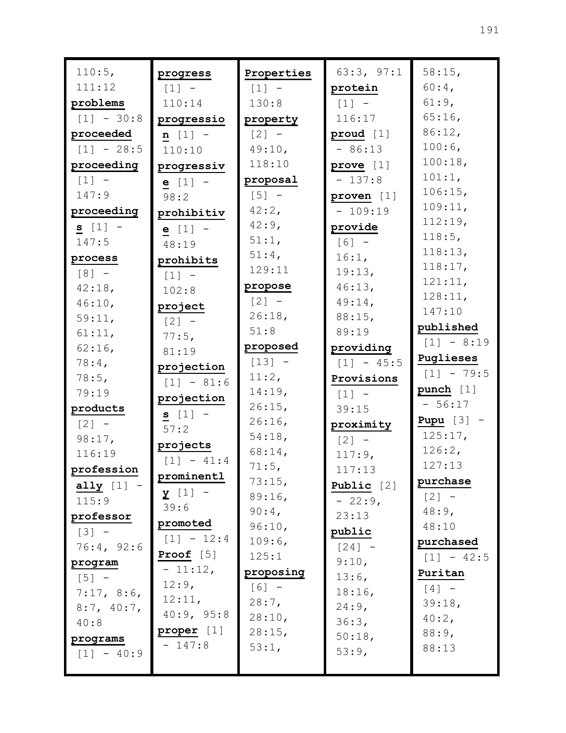110:5, 111:12

**problems** [1] - 30:8

**proceeded** [1] - 28:5

**proceeding** [1] - 147:9

**proceedings** [1] - 147:5

**process** [8] - 42:18, 46:10, 59:11, 61:11, 62:16, 78:4, 78:5, 79:19

**products** [2] - 98:17, 116:19

**professionally** [1] - 115:9

**professor** [3] - 76:4, 92:6

**program** [5] - 7:17, 8:6, 8:7, 40:7, 40:8

**programs** [1] - 40:9

**progress** [1] - 110:14

**progression** [1] - 110:10

**progressive** [1] - 98:2

**prohibitive** [1] - 48:19

**prohibits** [1] - 102:8

**project** [2] - 77:5, 81:19

**projection** [1] - 81:6

**projections** [1] - 57:2

**projects** [1] - 41:4

**prominently** [1] - 39:6

**promoted** [1] - 12:4

**Proof** [5] - 11:12, 12:9, 12:11, 40:9, 95:8

**proper** [1] - 147:8

**Properties** [1] - 130:8

**property** [2] - 49:10, 118:10

**proposal** [5] - 42:2, 42:9, 51:1, 51:4, 129:11

**propose** [2] - 26:18, 51:8

**proposed** [13] - 11:2, 14:19, 26:15, 26:16, 54:18, 68:14, 71:5, 73:15, 89:16, 90:4, 96:10, 109:6, 125:1

**proposing** [6] - 28:7, 28:10, 28:15, 53:1, 63:3, 97:1

**protein** [1] - 116:17

**proud** [1] - 86:13

**prove** [1] - 137:8

**proven** [1] - 109:19

**provide** [6] - 16:1, 19:13, 46:13, 49:14, 88:15, 89:19

**providing** [1] - 45:5

**Provisions** [1] - 39:15

**proximity** [2] - 117:9, 117:13

**Public** [2] - 22:9, 23:13

**public** [24] - 9:10, 13:6, 18:16, 24:9, 36:3, 50:18, 53:9, 58:15, 60:4, 61:9, 65:16, 86:12, 100:6, 100:18, 101:1, 106:15, 109:11, 112:19, 118:5, 118:13, 118:17, 121:11, 128:11, 147:10

**published** [1] - 8:19

**Pugliese's** [1] - 79:5

**punch** [1] - 56:17

**Pupu** [3] - 125:17, 126:2, 127:13

**purchase** [2] - 48:9, 48:10

**purchased** [1] - 42:5

**Puritan** [4] - 39:18, 40:2, 88:9, 88:13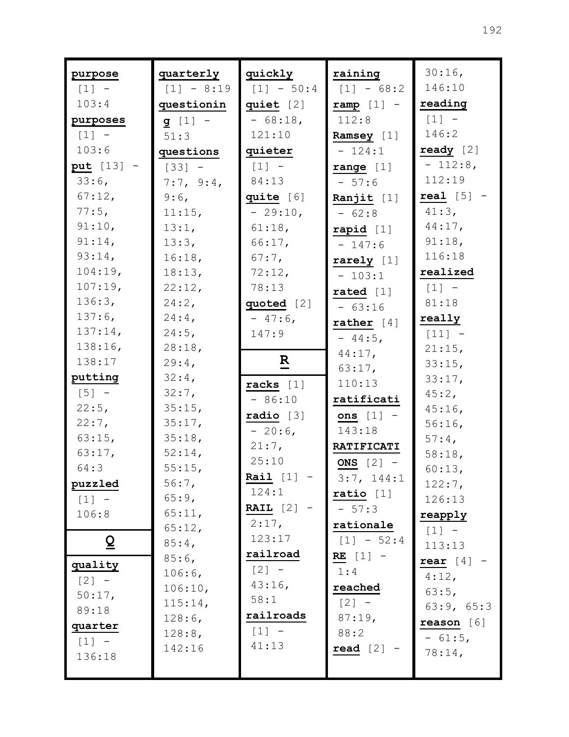**purpose** [1] - 103:4
**purposes** [1] - 103:6
**put** [13] - 33:6, 67:12, 77:5, 91:10, 91:14, 93:14, 104:19, 107:19, 136:3, 137:6, 137:14, 138:16, 138:17
**putting** [5] - 22:5, 22:7, 63:15, 63:17, 64:3
**puzzled** [1] - 106:8

## Q

**quality** [2] - 50:17, 89:18
**quarter** [1] - 136:18
**quarterly** [1] - 8:19
**questioning** [1] - 51:3
**questions** [33] - 7:7, 9:4, 9:6, 11:15, 13:1, 13:3, 16:18, 18:13, 22:12, 24:2, 24:4, 24:5, 28:18, 29:4, 32:4, 32:7, 35:15, 35:17, 35:18, 52:14, 55:15, 56:7, 65:9, 65:11, 65:12, 85:4, 85:6, 106:6, 106:10, 115:14, 128:6, 128:8, 142:16
**quickly** [1] - 50:4
**quiet** [2] - 68:18, 121:10
**quieter** [1] - 84:13
**quite** [6] - 29:10, 61:18, 66:17, 67:7, 72:12, 78:13
**quoted** [2] - 47:6, 147:9

## R

**racks** [1] - 86:10
**radio** [3] - 20:6, 21:7, 25:10
**Rail** [1] - 124:1
**RAIL** [2] - 2:17, 123:17
**railroad** [2] - 43:16, 58:1
**railroads** [1] - 41:13
**raining** [1] - 68:2
**ramp** [1] - 112:8
**Ramsey** [1] - 124:1
**range** [1] - 57:6
**Ranjit** [1] - 62:8
**rapid** [1] - 147:6
**rarely** [1] - 103:1
**rated** [1] - 63:16
**rather** [4] - 44:5, 44:17, 63:17, 110:13
**ratifications** [1] - 143:18
**RATIFICATIONS** [2] - 3:7, 144:1
**ratio** [1] - 57:3
**rationale** [1] - 52:4
**RE** [1] - 1:4
**reached** [2] - 87:19, 88:2
**read** [2] - 30:16, 146:10
**reading** [1] - 146:2
**ready** [2] - 112:8, 112:19
**real** [5] - 41:3, 44:17, 91:18, 116:18
**realized** [1] - 81:18
**really** [11] - 21:15, 33:15, 33:17, 45:2, 45:16, 56:16, 57:4, 58:18, 60:13, 122:7, 126:13
**reapply** [1] - 113:13
**rear** [4] - 4:12, 63:5, 63:9, 65:3
**reason** [6] - 61:5, 78:14,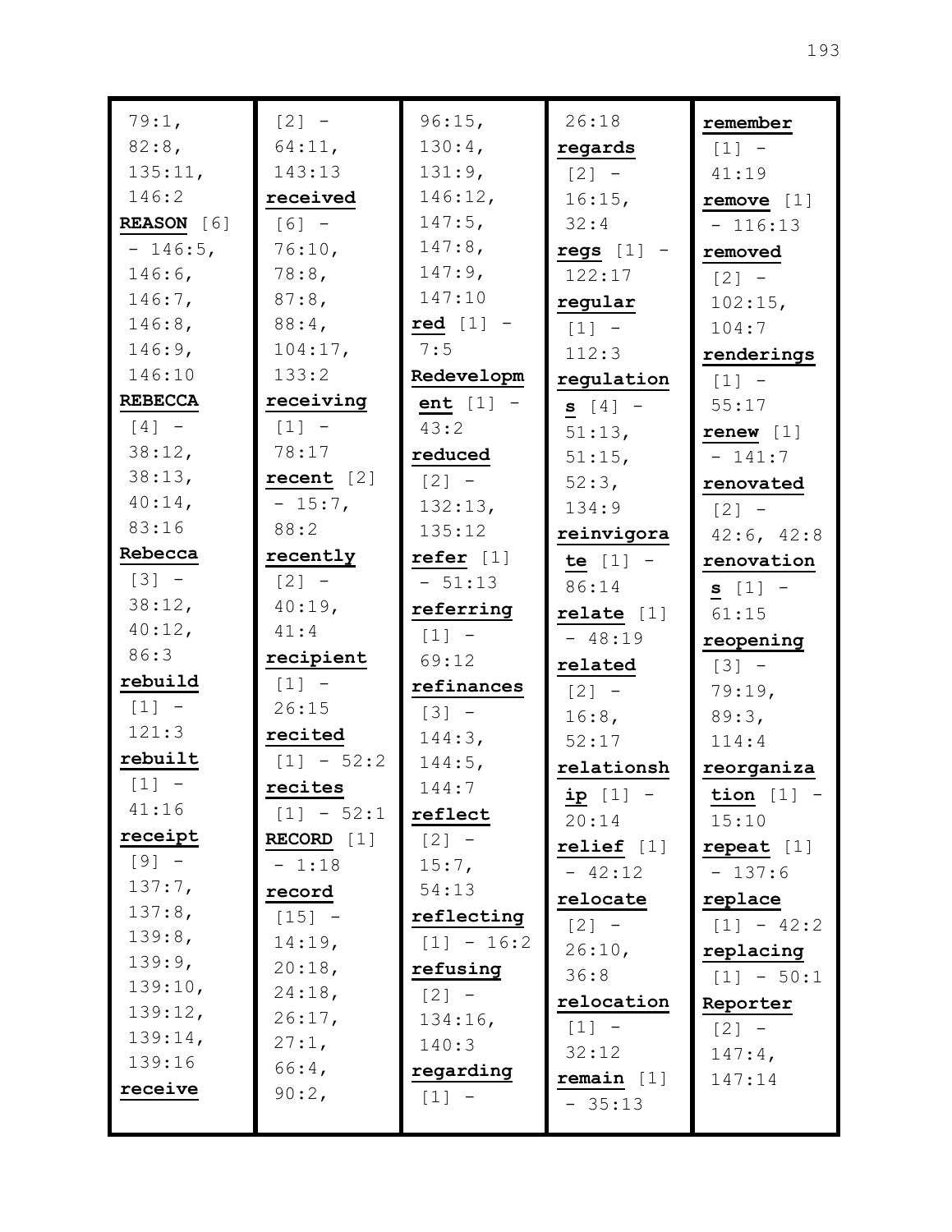79:1, 82:8, 135:11, 146:2

**REASON** [6] - 146:5, 146:6, 146:7, 146:8, 146:9, 146:10

**REBECCA** [4] - 38:12, 38:13, 40:14, 83:16

**Rebecca** [3] - 38:12, 40:12, 86:3

**rebuild** [1] - 121:3

**rebuilt** [1] - 41:16

**receipt** [9] - 137:7, 137:8, 139:8, 139:9, 139:10, 139:12, 139:14, 139:16

**receive** [2] - 64:11, 143:13

**received** [6] - 76:10, 78:8, 87:8, 88:4, 104:17, 133:2

**receiving** [1] - 78:17

**recent** [2] - 15:7, 88:2

**recently** [2] - 40:19, 41:4

**recipient** [1] - 26:15

**recited** [1] - 52:2

**recites** [1] - 52:1

**RECORD** [1] - 1:18

**record** [15] - 14:19, 20:18, 24:18, 26:17, 27:1, 66:4, 90:2, 96:15, 130:4, 131:9, 146:12, 147:5, 147:8, 147:9, 147:10

**red** [1] - 7:5

**Redevelopment** [1] - 43:2

**reduced** [2] - 132:13, 135:12

**refer** [1] - 51:13

**referring** [1] - 69:12

**refinances** [3] - 144:3, 144:5, 144:7

**reflect** [2] - 15:7, 54:13

**reflecting** [1] - 16:2

**refusing** [2] - 134:16, 140:3

**regarding** [1] - 26:18

**regards** [2] - 16:15, 32:4

**regs** [1] - 122:17

**regular** [1] - 112:3

**regulations** [4] - 51:13, 51:15, 52:3, 134:9

**reinvigorate** [1] - 86:14

**relate** [1] - 48:19

**related** [2] - 16:8, 52:17

**relationship** [1] - 20:14

**relief** [1] - 42:12

**relocate** [2] - 26:10, 36:8

**relocation** [1] - 32:12

**remain** [1] - 35:13

**remember** [1] - 41:19

**remove** [1] - 116:13

**removed** [2] - 102:15, 104:7

**renderings** [1] - 55:17

**renew** [1] - 141:7

**renovated** [2] - 42:6, 42:8

**renovations** [1] - 61:15

**reopening** [3] - 79:19, 89:3, 114:4

**reorganization** [1] - 15:10

**repeat** [1] - 137:6

**replace** [1] - 42:2

**replacing** [1] - 50:1

**Reporter** [2] - 147:4, 147:14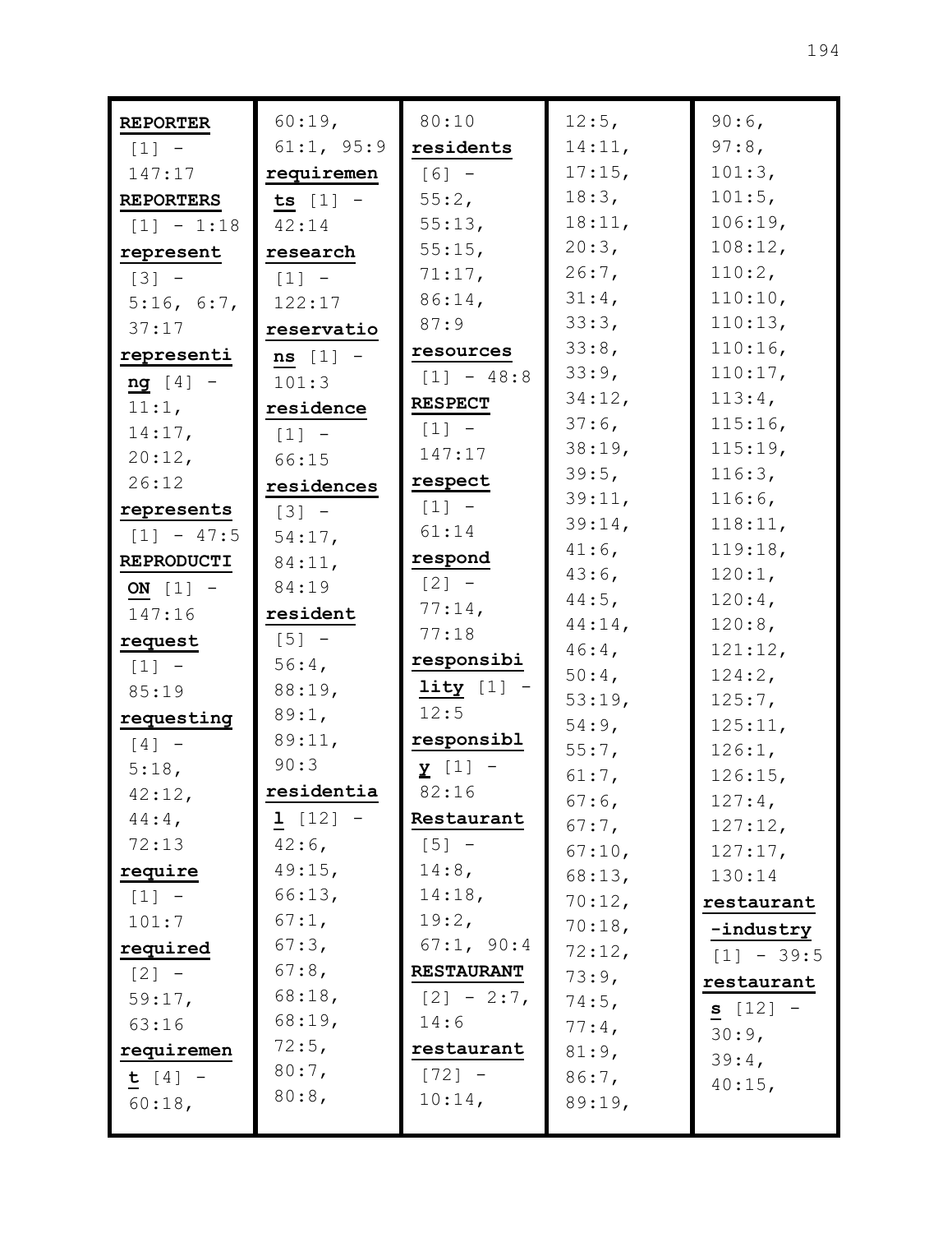**REPORTER** [1] - 147:17

**REPORTERS** [1] - 1:18

**represent** [3] - 5:16, 6:7, 37:17

**representing** [4] - 11:1, 14:17, 20:12, 26:12

**represents** [1] - 47:5

**REPRODUCTION** [1] - 147:16

**request** [1] - 85:19

**requesting** [4] - 5:18, 42:12, 44:4, 72:13

**require** [1] - 101:7

**required** [2] - 59:17, 63:16

**requirement** [4] - 60:18, 60:19, 61:1, 95:9

**requirements** [1] - 42:14

**research** [1] - 122:17

**reservations** [1] - 101:3

**residence** [1] - 66:15

**residences** [3] - 54:17, 84:11, 84:19

**resident** [5] - 56:4, 88:19, 89:1, 89:11, 90:3

**residential** [12] - 42:6, 49:15, 66:13, 67:1, 67:3, 67:8, 68:18, 68:19, 72:5, 80:7, 80:8, 80:10

**residents** [6] - 55:2, 55:13, 55:15, 71:17, 86:14, 87:9

**resources** [1] - 48:8

**RESPECT** [1] - 147:17

**respect** [1] - 61:14

**respond** [2] - 77:14, 77:18

**responsibility** [1] - 12:5

**responsibly** [1] - 82:16

**Restaurant** [5] - 14:8, 14:18, 19:2, 67:1, 90:4

**RESTAURANT** [2] - 2:7, 14:6

**restaurant** [72] - 10:14, 12:5, 14:11, 17:15, 18:3, 18:11, 20:3, 26:7, 31:4, 33:3, 33:8, 33:9, 34:12, 37:6, 38:19, 39:5, 39:11, 39:14, 41:6, 43:6, 44:5, 44:14, 46:4, 50:4, 53:19, 54:9, 55:7, 61:7, 67:6, 67:7, 67:10, 68:13, 70:12, 70:18, 72:12, 73:9, 74:5, 77:4, 81:9, 86:7, 89:19, 90:6, 97:8, 101:3, 101:5, 106:19, 108:12, 110:2, 110:10, 110:13, 110:16, 110:17, 113:4, 115:16, 115:19, 116:3, 116:6, 118:11, 119:18, 120:1, 120:4, 120:8, 121:12, 124:2, 125:7, 125:11, 126:1, 126:15, 127:4, 127:12, 127:17, 130:14

**restaurant-industry** [1] - 39:5

**restaurants** [12] - 30:9, 39:4, 40:15,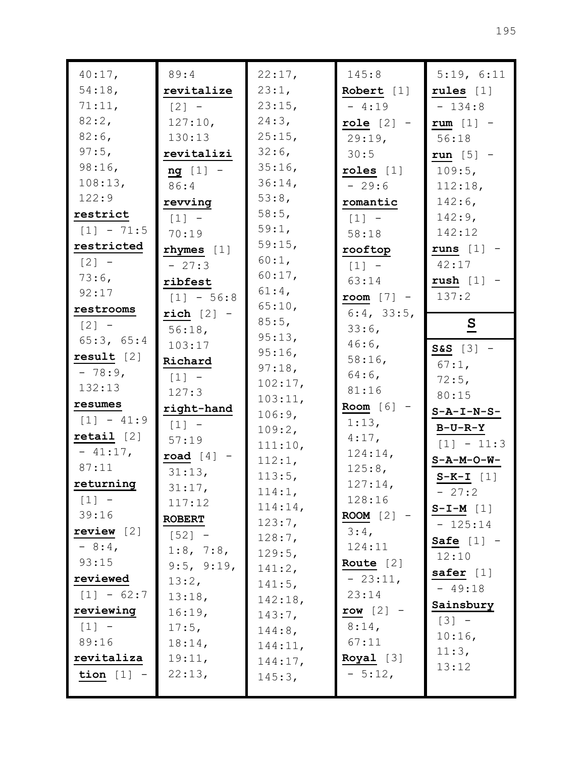40:17, 54:18, 71:11, 82:2, 82:6, 97:5, 98:16, 108:13, 122:9

**restrict** [1] - 71:5

**restricted** [2] - 73:6, 92:17

**restrooms** [2] - 65:3, 65:4

**result** [2] - 78:9, 132:13

**resumes** [1] - 41:9

**retail** [2] - 41:17, 87:11

**returning** [1] - 39:16

**review** [2] - 8:4, 93:15

**reviewed** [1] - 62:7

**reviewing** [1] - 89:16

**revitalization** [1] - 89:4

**revitalize** [2] - 127:10, 130:13

**revitalizing** [1] - 86:4

**revving** [1] - 70:19

**rhymes** [1] - 27:3

**ribfest** [1] - 56:8

**rich** [2] - 56:18, 103:17

**Richard** [1] - 127:3

**right-hand** [1] - 57:19

**road** [4] - 31:13, 31:17, 117:12

**ROBERT** [52] - 1:8, 7:8, 9:5, 9:19, 13:2, 13:18, 16:19, 17:5, 18:14, 19:11, 22:13, 22:17, 23:1, 23:15, 24:3, 25:15, 32:6, 35:16, 36:14, 53:8, 58:5, 59:1, 59:15, 60:1, 60:17, 61:4, 65:10, 85:5, 95:13, 95:16, 97:18, 102:17, 103:11, 106:9, 109:2, 111:10, 112:1, 113:5, 114:1, 114:14, 123:7, 128:7, 129:5, 141:2, 141:5, 142:18, 143:7, 144:8, 144:11, 144:17, 145:3, 145:8

**Robert** [1] - 4:19

**role** [2] - 29:19, 30:5

**roles** [1] - 29:6

**romantic** [1] - 58:18

**rooftop** [1] - 63:14

**room** [7] - 6:4, 33:5, 33:6, 46:6, 58:16, 64:6, 81:16

**Room** [6] - 1:13, 4:17, 124:14, 125:8, 127:14, 128:16

**ROOM** [2] - 3:4, 124:11

**Route** [2] - 23:11, 23:14

**row** [2] - 8:14, 67:11

**Royal** [3] - 5:12, 5:19, 6:11

**rules** [1] - 134:8

**rum** [1] - 56:18

**run** [5] - 109:5, 112:18, 142:6, 142:9, 142:12

**runs** [1] - 42:17

**rush** [1] - 137:2

## S

**S&S** [3] - 67:1, 72:5, 80:15

**S-A-I-N-S-B-U-R-Y** [1] - 11:3

**S-A-M-O-W-S-K-I** [1] - 27:2

**S-I-M** [1] - 125:14

**Safe** [1] - 12:10

**safer** [1] - 49:18

**Sainsbury** [3] - 10:16, 11:3, 13:12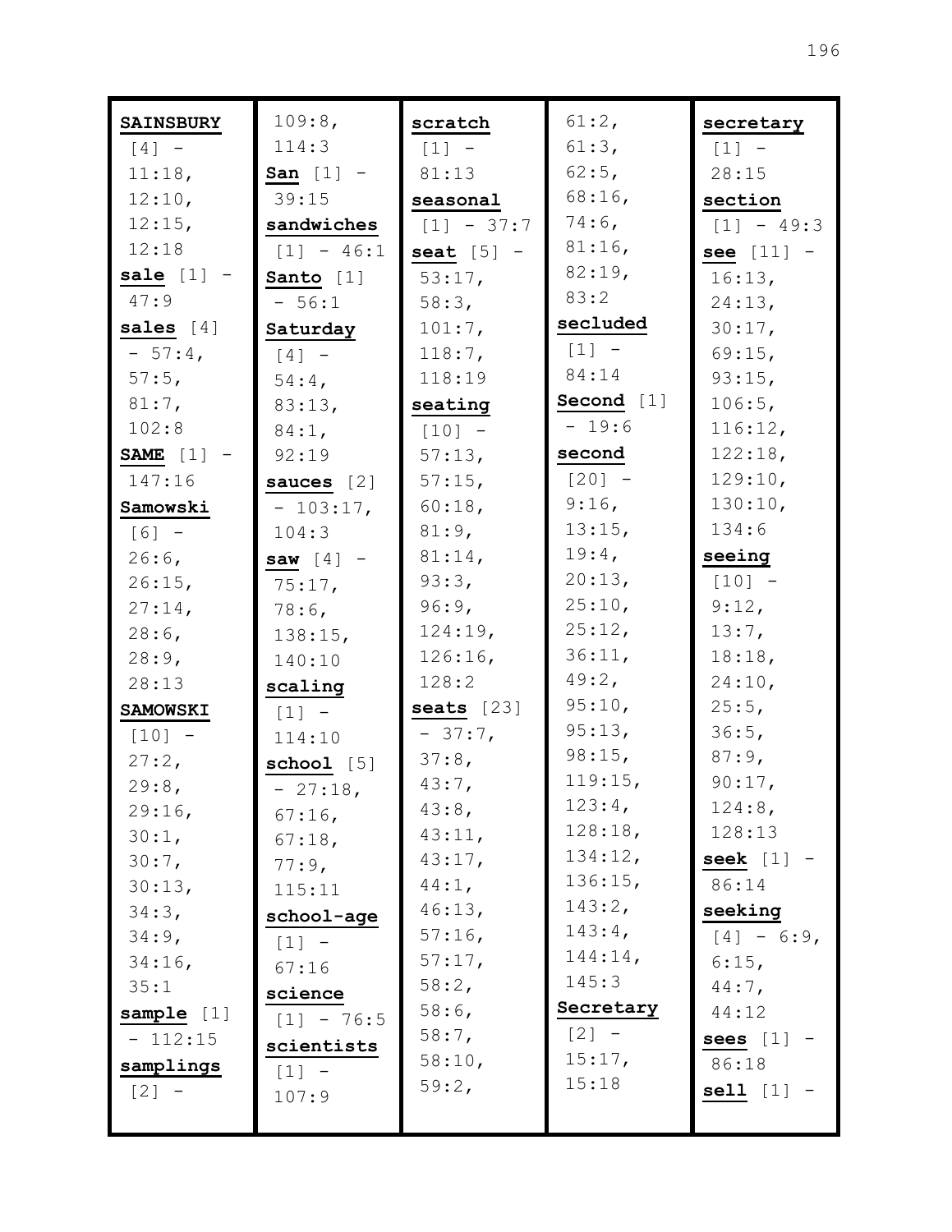**SAINSBURY** [4] - 11:18, 12:10, 12:15, 12:18
**sale** [1] - 47:9
**sales** [4] - 57:4, 57:5, 81:7, 102:8
**SAME** [1] - 147:16
**Samowski** [6] - 26:6, 26:15, 27:14, 28:6, 28:9, 28:13
**SAMOWSKI** [10] - 27:2, 29:8, 29:16, 30:1, 30:7, 30:13, 34:3, 34:9, 34:16, 35:1
**sample** [1] - 112:15
**samplings** [2] - 109:8, 114:3
**San** [1] - 39:15
**sandwiches** [1] - 46:1
**Santo** [1] - 56:1
**Saturday** [4] - 54:4, 83:13, 84:1, 92:19
**sauces** [2] - 103:17, 104:3
**saw** [4] - 75:17, 78:6, 138:15, 140:10
**scaling** [1] - 114:10
**school** [5] - 27:18, 67:16, 67:18, 77:9, 115:11
**school-age** [1] - 67:16
**science** [1] - 76:5
**scientists** [1] - 107:9
**scratch** [1] - 81:13
**seasonal** [1] - 37:7
**seat** [5] - 53:17, 58:3, 101:7, 118:7, 118:19
**seating** [10] - 57:13, 57:15, 60:18, 81:9, 81:14, 93:3, 96:9, 124:19, 126:16, 128:2
**seats** [23] - 37:7, 37:8, 43:7, 43:8, 43:11, 43:17, 44:1, 46:13, 57:16, 57:17, 58:2, 58:6, 58:7, 58:10, 59:2, 61:2, 61:3, 62:5, 68:16, 74:6, 81:16, 82:19, 83:2
**secluded** [1] - 84:14
**Second** [1] - 19:6
**second** [20] - 9:16, 13:15, 19:4, 20:13, 25:10, 25:12, 36:11, 49:2, 95:10, 95:13, 98:15, 119:15, 123:4, 128:18, 134:12, 136:15, 143:2, 143:4, 144:14, 145:3
**Secretary** [2] - 15:17, 15:18
**secretary** [1] - 28:15
**section** [1] - 49:3
**see** [11] - 16:13, 24:13, 30:17, 69:15, 93:15, 106:5, 116:12, 122:18, 129:10, 130:10, 134:6
**seeing** [10] - 9:12, 13:7, 18:18, 24:10, 25:5, 36:5, 87:9, 90:17, 124:8, 128:13
**seek** [1] - 86:14
**seeking** [4] - 6:9, 6:15, 44:7, 44:12
**sees** [1] - 86:18
**sell** [1] -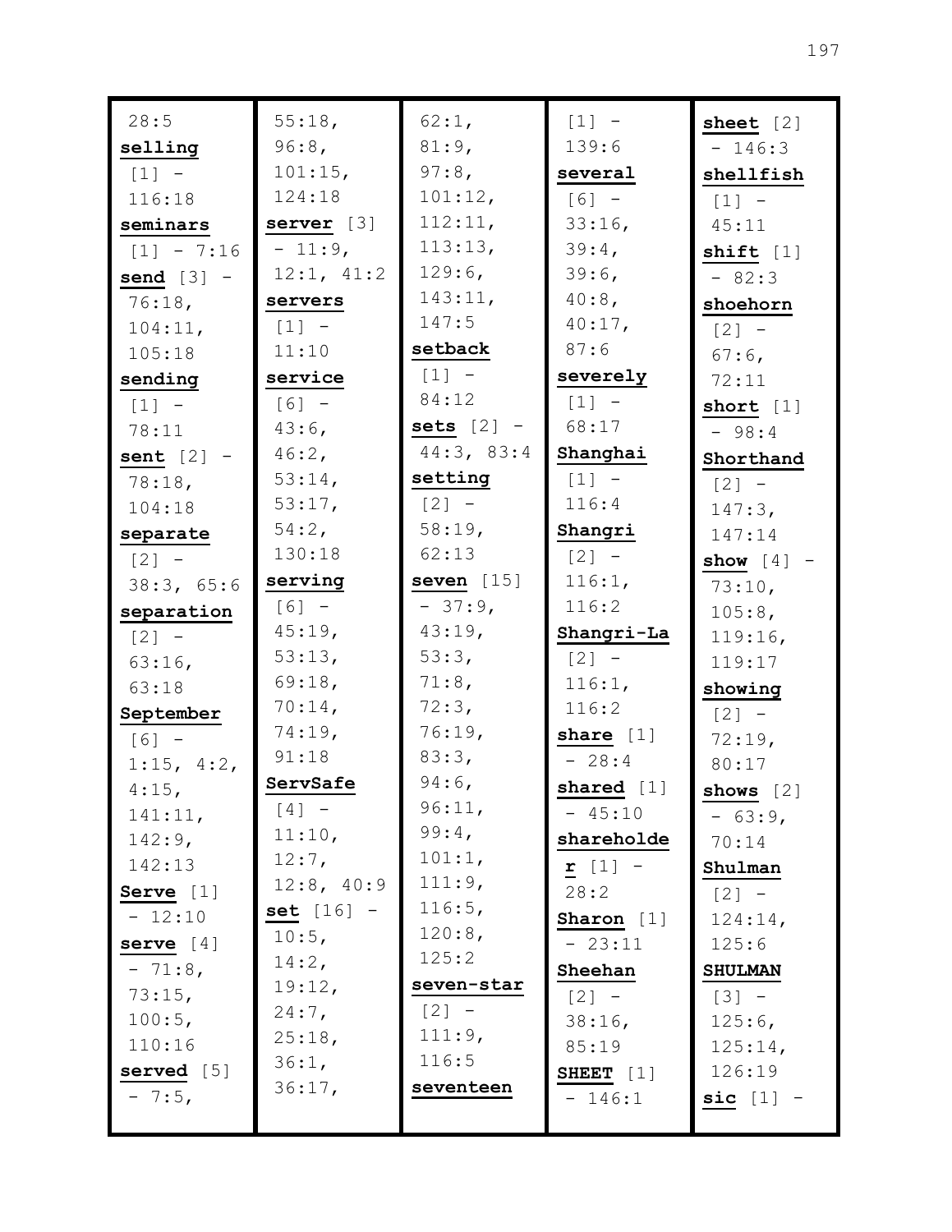28:5

**selling** [1] - 116:18

**seminars** [1] - 7:16

**send** [3] - 76:18, 104:11, 105:18

**sending** [1] - 78:11

**sent** [2] - 78:18, 104:18

**separate** [2] - 38:3, 65:6

**separation** [2] - 63:16, 63:18

**September** [6] - 1:15, 4:2, 4:15, 141:11, 142:9, 142:13

**Serve** [1] - 12:10

**serve** [4] - 71:8, 73:15, 100:5, 110:16

**served** [5] - 7:5, 55:18, 96:8, 101:15, 124:18

**server** [3] - 11:9, 12:1, 41:2

**servers** [1] - 11:10

**service** [6] - 43:6, 46:2, 53:14, 53:17, 54:2, 130:18

**serving** [6] - 45:19, 53:13, 69:18, 70:14, 74:19, 91:18

**ServSafe** [4] - 11:10, 12:7, 12:8, 40:9

**set** [16] - 10:5, 14:2, 19:12, 24:7, 25:18, 36:1, 36:17, 62:1, 81:9, 97:8, 101:12, 112:11, 113:13, 129:6, 143:11, 147:5

**setback** [1] - 84:12

**sets** [2] - 44:3, 83:4

**setting** [2] - 58:19, 62:13

**seven** [15] - 37:9, 43:19, 53:3, 71:8, 72:3, 76:19, 83:3, 94:6, 96:11, 99:4, 101:1, 111:9, 116:5, 120:8, 125:2

**seven-star** [2] - 111:9, 116:5

**seventeen** [1] - 139:6

**several** [6] - 33:16, 39:4, 39:6, 40:8, 40:17, 87:6

**severely** [1] - 68:17

**Shanghai** [1] - 116:4

**Shangri** [2] - 116:1, 116:2

**Shangri-La** [2] - 116:1, 116:2

**share** [1] - 28:4

**shared** [1] - 45:10

**shareholder** [1] - 28:2

**Sharon** [1] - 23:11

**Sheehan** [2] - 38:16, 85:19

**SHEET** [1] - 146:1

**sheet** [2] - 146:3

**shellfish** [1] - 45:11

**shift** [1] - 82:3

**shoehorn** [2] - 67:6, 72:11

**short** [1] - 98:4

**Shorthand** [2] - 147:3, 147:14

**show** [4] - 73:10, 105:8, 119:16, 119:17

**showing** [2] - 72:19, 80:17

**shows** [2] - 63:9, 70:14

**Shulman** [2] - 124:14, 125:6

**SHULMAN** [3] - 125:6, 125:14, 126:19

**sic** [1] -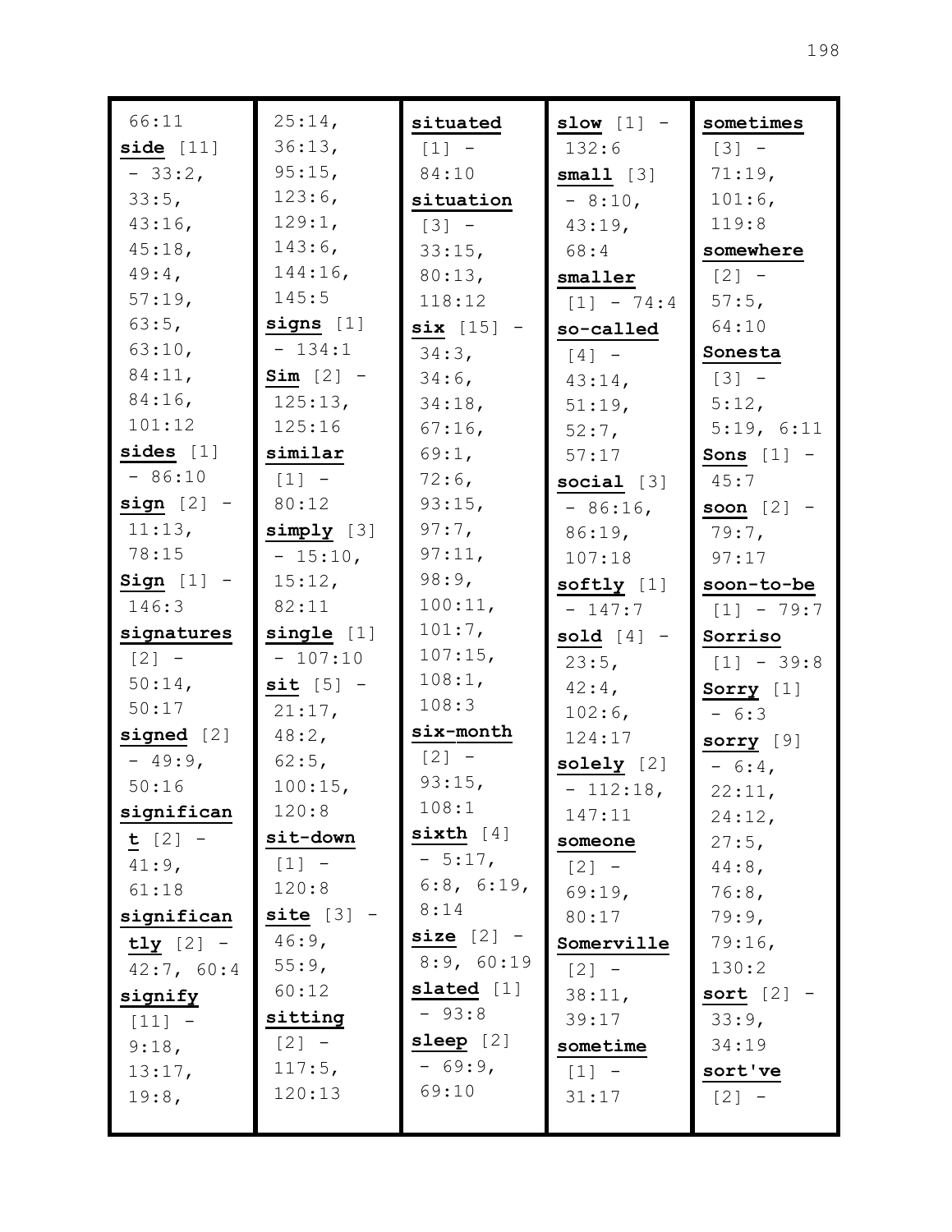66:11

**side** [11] - 33:2, 33:5, 43:16, 45:18, 49:4, 57:19, 63:5, 63:10, 84:11, 84:16, 101:12

**sides** [1] - 86:10

**sign** [2] - 11:13, 78:15

**Sign** [1] - 146:3

**signatures** [2] - 50:14, 50:17

**signed** [2] - 49:9, 50:16

**significant** [2] - 41:9, 61:18

**significantly** [2] - 42:7, 60:4

**signify** [11] - 9:18, 13:17, 19:8, 25:14, 36:13, 95:15, 123:6, 129:1, 143:6, 144:16, 145:5

**signs** [1] - 134:1

**Sim** [2] - 125:13, 125:16

**similar** [1] - 80:12

**simply** [3] - 15:10, 15:12, 82:11

**single** [1] - 107:10

**sit** [5] - 21:17, 48:2, 62:5, 100:15, 120:8

**sit-down** [1] - 120:8

**site** [3] - 46:9, 55:9, 60:12

**sitting** [2] - 117:5, 120:13

**situated** [1] - 84:10

**situation** [3] - 33:15, 80:13, 118:12

**six** [15] - 34:3, 34:6, 34:18, 67:16, 69:1, 72:6, 93:15, 97:7, 97:11, 98:9, 100:11, 101:7, 107:15, 108:1, 108:3

**six-month** [2] - 93:15, 108:1

**sixth** [4] - 5:17, 6:8, 6:19, 8:14

**size** [2] - 8:9, 60:19

**slated** [1] - 93:8

**sleep** [2] - 69:9, 69:10

**slow** [1] - 132:6

**small** [3] - 8:10, 43:19, 68:4

**smaller** [1] - 74:4

**so-called** [4] - 43:14, 51:19, 52:7, 57:17

**social** [3] - 86:16, 86:19, 107:18

**softly** [1] - 147:7

**sold** [4] - 23:5, 42:4, 102:6, 124:17

**solely** [2] - 112:18, 147:11

**someone** [2] - 69:19, 80:17

**Somerville** [2] - 38:11, 39:17

**sometime** [1] - 31:17

**sometimes** [3] - 71:19, 101:6, 119:8

**somewhere** [2] - 57:5, 64:10

**Sonesta** [3] - 5:12, 5:19, 6:11

**Sons** [1] - 45:7

**soon** [2] - 79:7, 97:17

**soon-to-be** [1] - 79:7

**Sorriso** [1] - 39:8

**Sorry** [1] - 6:3

**sorry** [9] - 6:4, 22:11, 24:12, 27:5, 44:8, 76:8, 79:9, 79:16, 130:2

**sort** [2] - 33:9, 34:19

**sort've** [2] -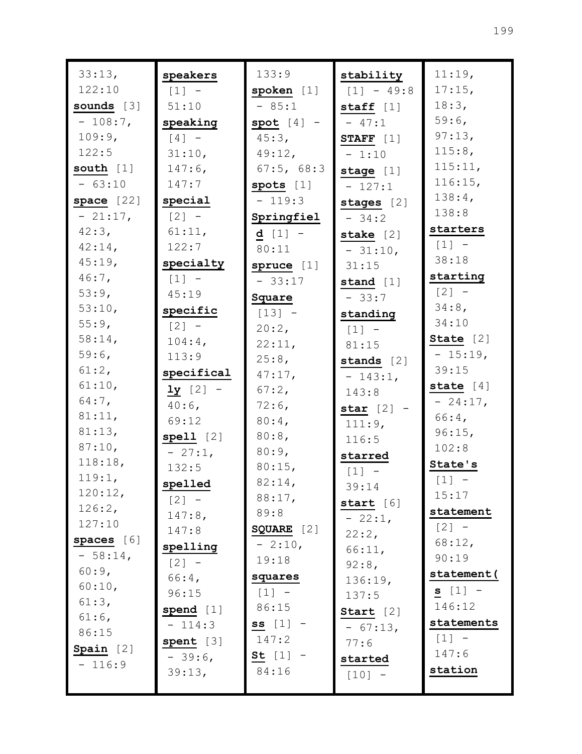33:13, 122:10
**sounds** [3] - 108:7, 109:9, 122:5
**south** [1] - 63:10
**space** [22] - 21:17, 42:3, 42:14, 45:19, 46:7, 53:9, 53:10, 55:9, 58:14, 59:6, 61:2, 61:10, 64:7, 81:11, 81:13, 87:10, 118:18, 119:1, 120:12, 126:2, 127:10
**spaces** [6] - 58:14, 60:9, 60:10, 61:3, 61:6, 86:15
**Spain** [2] - 116:9
**speakers** [1] - 51:10
**speaking** [4] - 31:10, 147:6, 147:7
**special** [2] - 61:11, 122:7
**specialty** [1] - 45:19
**specific** [2] - 104:4, 113:9
**specifically** [2] - 40:6, 69:12
**spell** [2] - 27:1, 132:5
**spelled** [2] - 147:8, 147:8
**spelling** [2] - 66:4, 96:15
**spend** [1] - 114:3
**spent** [3] - 39:6, 39:13, 133:9
**spoken** [1] - 85:1
**spot** [4] - 45:3, 49:12, 67:5, 68:3
**spots** [1] - 119:3
**Springfield** [1] - 80:11
**spruce** [1] - 33:17
**Square** [13] - 20:2, 22:11, 25:8, 47:17, 67:2, 72:6, 80:4, 80:8, 80:9, 80:15, 82:14, 88:17, 89:8
**SQUARE** [2] - 2:10, 19:18
**squares** [1] - 86:15
**ss** [1] - 147:2
**St** [1] - 84:16
**stability** [1] - 49:8
**staff** [1] - 47:1
**STAFF** [1] - 1:10
**stage** [1] - 127:1
**stages** [2] - 34:2
**stake** [2] - 31:10, 31:15
**stand** [1] - 33:7
**standing** [1] - 81:15
**stands** [2] - 143:1, 143:8
**star** [2] - 111:9, 116:5
**starred** [1] - 39:14
**start** [6] - 22:1, 22:2, 66:11, 92:8, 136:19, 137:5
**Start** [2] - 67:13, 77:6
**started** [10] - 11:19, 17:15, 18:3, 59:6, 97:13, 115:8, 115:11, 116:15, 138:4, 138:8
**starters** [1] - 38:18
**starting** [2] - 34:8, 34:10
**State** [2] - 15:19, 39:15
**state** [4] - 24:17, 66:4, 96:15, 102:8
**State's** [1] - 15:17
**statement** [2] - 68:12, 90:19
**statement(s** [1] - 146:12
**statements** [1] - 147:6
**station**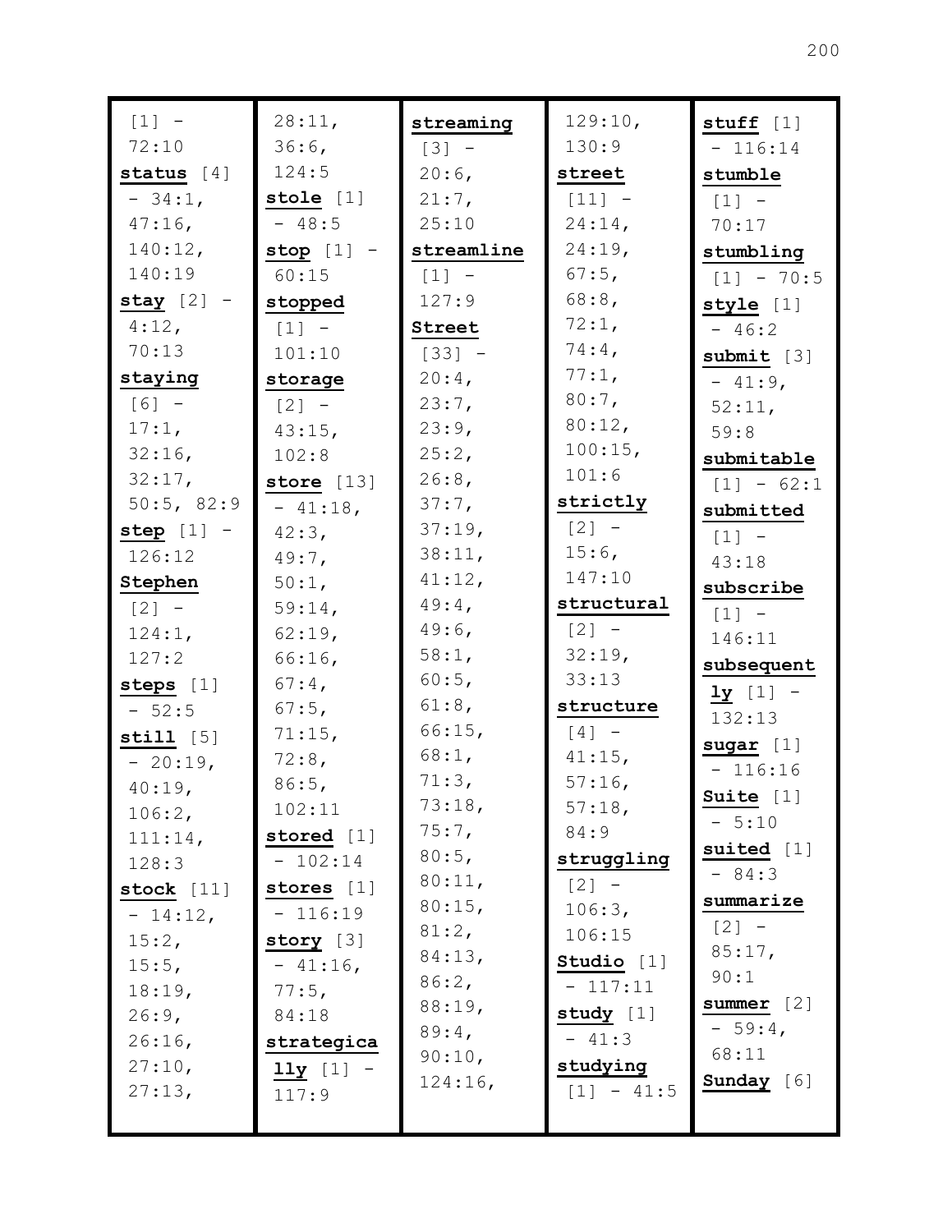[1] - 72:10

**status** [4] - 34:1, 47:16, 140:12, 140:19

**stay** [2] - 4:12, 70:13

**staying** [6] - 17:1, 32:16, 32:17, 50:5, 82:9

**step** [1] - 126:12

**Stephen** [2] - 124:1, 127:2

**steps** [1] - 52:5

**still** [5] - 20:19, 40:19, 106:2, 111:14, 128:3

**stock** [11] - 14:12, 15:2, 15:5, 18:19, 26:9, 26:16, 27:10, 27:13, 28:11, 36:6, 124:5

**stole** [1] - 48:5

**stop** [1] - 60:15

**stopped** [1] - 101:10

**storage** [2] - 43:15, 102:8

**store** [13] - 41:18, 42:3, 49:7, 50:1, 59:14, 62:19, 66:16, 67:4, 67:5, 71:15, 72:8, 86:5, 102:11

**stored** [1] - 102:14

**stores** [1] - 116:19

**story** [3] - 41:16, 77:5, 84:18

**strategically** [1] - 117:9

**streaming** [3] - 20:6, 21:7, 25:10

**streamline** [1] - 127:9

**Street** [33] - 20:4, 23:7, 23:9, 25:2, 26:8, 37:7, 37:19, 38:11, 41:12, 49:4, 49:6, 58:1, 60:5, 61:8, 66:15, 68:1, 71:3, 73:18, 75:7, 80:5, 80:11, 80:15, 81:2, 84:13, 86:2, 88:19, 89:4, 90:10, 124:16, 129:10, 130:9

**street** [11] - 24:14, 24:19, 67:5, 68:8, 72:1, 74:4, 77:1, 80:7, 80:12, 100:15, 101:6

**strictly** [2] - 15:6, 147:10

**structural** [2] - 32:19, 33:13

**structure** [4] - 41:15, 57:16, 57:18, 84:9

**struggling** [2] - 106:3, 106:15

**Studio** [1] - 117:11

**study** [1] - 41:3

**studying** [1] - 41:5

**stuff** [1] - 116:14

**stumble** [1] - 70:17

**stumbling** [1] - 70:5

**style** [1] - 46:2

**submit** [3] - 41:9, 52:11, 59:8

**submitable** [1] - 62:1

**submitted** [1] - 43:18

**subscribe** [1] - 146:11

**subsequently** [1] - 132:13

**sugar** [1] - 116:16

**Suite** [1] - 5:10

**suited** [1] - 84:3

**summarize** [2] - 85:17, 90:1

**summer** [2] - 59:4, 68:11

**Sunday** [6]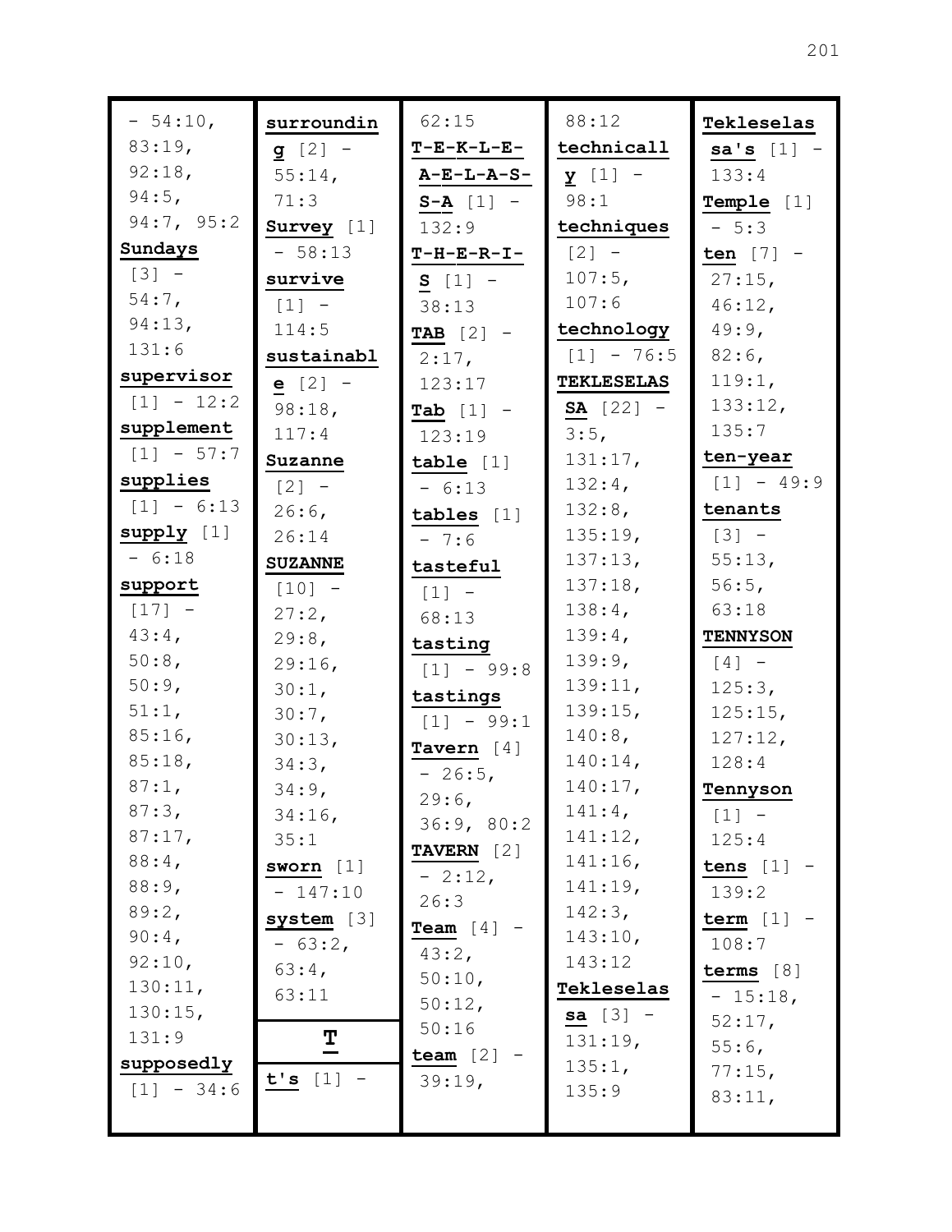- 54:10, 83:19, 92:18, 94:5, 94:7, 95:2

**Sundays** [3] - 54:7, 94:13, 131:6

**supervisor** [1] - 12:2

**supplement** [1] - 57:7

**supplies** [1] - 6:13

**supply** [1] - 6:18

**support** [17] - 43:4, 50:8, 50:9, 51:1, 85:16, 85:18, 87:1, 87:3, 87:17, 88:4, 88:9, 89:2, 90:4, 92:10, 130:11, 130:15, 131:9

**supposedly** [1] - 34:6

**surrounding** [2] - 55:14, 71:3

**Survey** [1] - 58:13

**survive** [1] - 114:5

**sustainable** [2] - 98:18, 117:4

**Suzanne** [2] - 26:6, 26:14

**SUZANNE** [10] - 27:2, 29:8, 29:16, 30:1, 30:7, 30:13, 34:3, 34:9, 34:16, 35:1

**sworn** [1] - 147:10

**system** [3] - 63:2, 63:4, 63:11

## T

**t's** [1] - 62:15

**T-E-K-L-E-A-E-L-A-S-S-A** [1] - 132:9

**T-H-E-R-I-S** [1] - 38:13

**TAB** [2] - 2:17, 123:17

**Tab** [1] - 123:19

**table** [1] - 6:13

**tables** [1] - 7:6

**tasteful** [1] - 68:13

**tasting** [1] - 99:8

**tastings** [1] - 99:1

**Tavern** [4] - 26:5, 29:6, 36:9, 80:2

**TAVERN** [2] - 2:12, 26:3

**Team** [4] - 43:2, 50:10, 50:12, 50:16

**team** [2] - 39:19, 88:12

**technically** [1] - 98:1

**techniques** [2] - 107:5, 107:6

**technology** [1] - 76:5

**TEKLESELASSA** [22] - 3:5, 131:17, 132:4, 132:8, 135:19, 137:13, 137:18, 138:4, 139:4, 139:9, 139:11, 139:15, 140:8, 140:14, 140:17, 141:4, 141:12, 141:16, 141:19, 142:3, 143:10, 143:12

**Tekleselassa** [3] - 131:19, 135:1, 135:9

**Tekleselassa's** [1] - 133:4

**Temple** [1] - 5:3

**ten** [7] - 27:15, 46:12, 49:9, 82:6, 119:1, 133:12, 135:7

**ten-year** [1] - 49:9

**tenants** [3] - 55:13, 56:5, 63:18

**TENNYSON** [4] - 125:3, 125:15, 127:12, 128:4

**Tennyson** [1] - 125:4

**tens** [1] - 139:2

**term** [1] - 108:7

**terms** [8] - 15:18, 52:17, 55:6, 77:15, 83:11,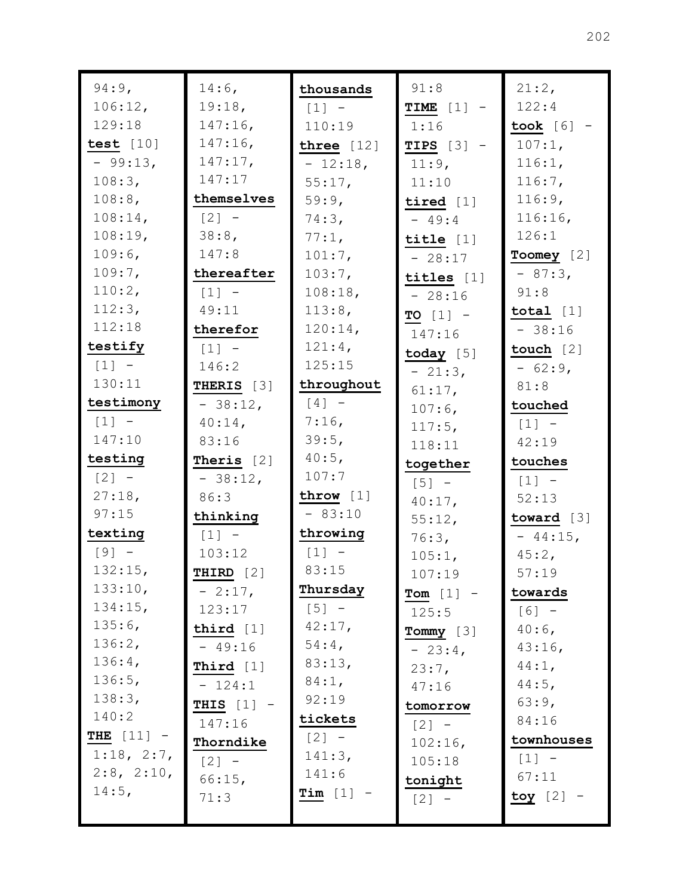94:9, 106:12, 129:18

**test** [10] - 99:13, 108:3, 108:8, 108:14, 108:19, 109:6, 109:7, 110:2, 112:3, 112:18

**testify** [1] - 130:11

**testimony** [1] - 147:10

**testing** [2] - 27:18, 97:15

**texting** [9] - 132:15, 133:10, 134:15, 135:6, 136:2, 136:4, 136:5, 138:3, 140:2

**THE** [11] - 1:18, 2:7, 2:8, 2:10, 14:5, 14:6, 19:18, 147:16, 147:16, 147:17, 147:17

**themselves** [2] - 38:8, 147:8

**thereafter** [1] - 49:11

**therefor** [1] - 146:2

**THERIS** [3] - 38:12, 40:14, 83:16

**Theris** [2] - 38:12, 86:3

**thinking** [1] - 103:12

**THIRD** [2] - 2:17, 123:17

**third** [1] - 49:16

**Third** [1] - 124:1

**THIS** [1] - 147:16

**Thorndike** [2] - 66:15, 71:3

**thousands** [1] - 110:19

**three** [12] - 12:18, 55:17, 59:9, 74:3, 77:1, 101:7, 103:7, 108:18, 113:8, 120:14, 121:4, 125:15

**throughout** [4] - 7:16, 39:5, 40:5, 107:7

**throw** [1] - 83:10

**throwing** [1] - 83:15

**Thursday** [5] - 42:17, 54:4, 83:13, 84:1, 92:19

**tickets** [2] - 141:3, 141:6

**Tim** [1] - 91:8

**TIME** [1] - 1:16

**TIPS** [3] - 11:9, 11:10

**tired** [1] - 49:4

**title** [1] - 28:17

**titles** [1] - 28:16

**TO** [1] - 147:16

**today** [5] - 21:3, 61:17, 107:6, 117:5, 118:11

**together** [5] - 40:17, 55:12, 76:3, 105:1, 107:19

**Tom** [1] - 125:5

**Tommy** [3] - 23:4, 23:7, 47:16

**tomorrow** [2] - 102:16, 105:18

**tonight** [2] - 21:2, 122:4

**took** [6] - 107:1, 116:1, 116:7, 116:9, 116:16, 126:1

**Toomey** [2] - 87:3, 91:8

**total** [1] - 38:16

**touch** [2] - 62:9, 81:8

**touched** [1] - 42:19

**touches** [1] - 52:13

**toward** [3] - 44:15, 45:2, 57:19

**towards** [6] - 40:6, 43:16, 44:1, 44:5, 63:9, 84:16

**townhouses** [1] - 67:11

**toy** [2] -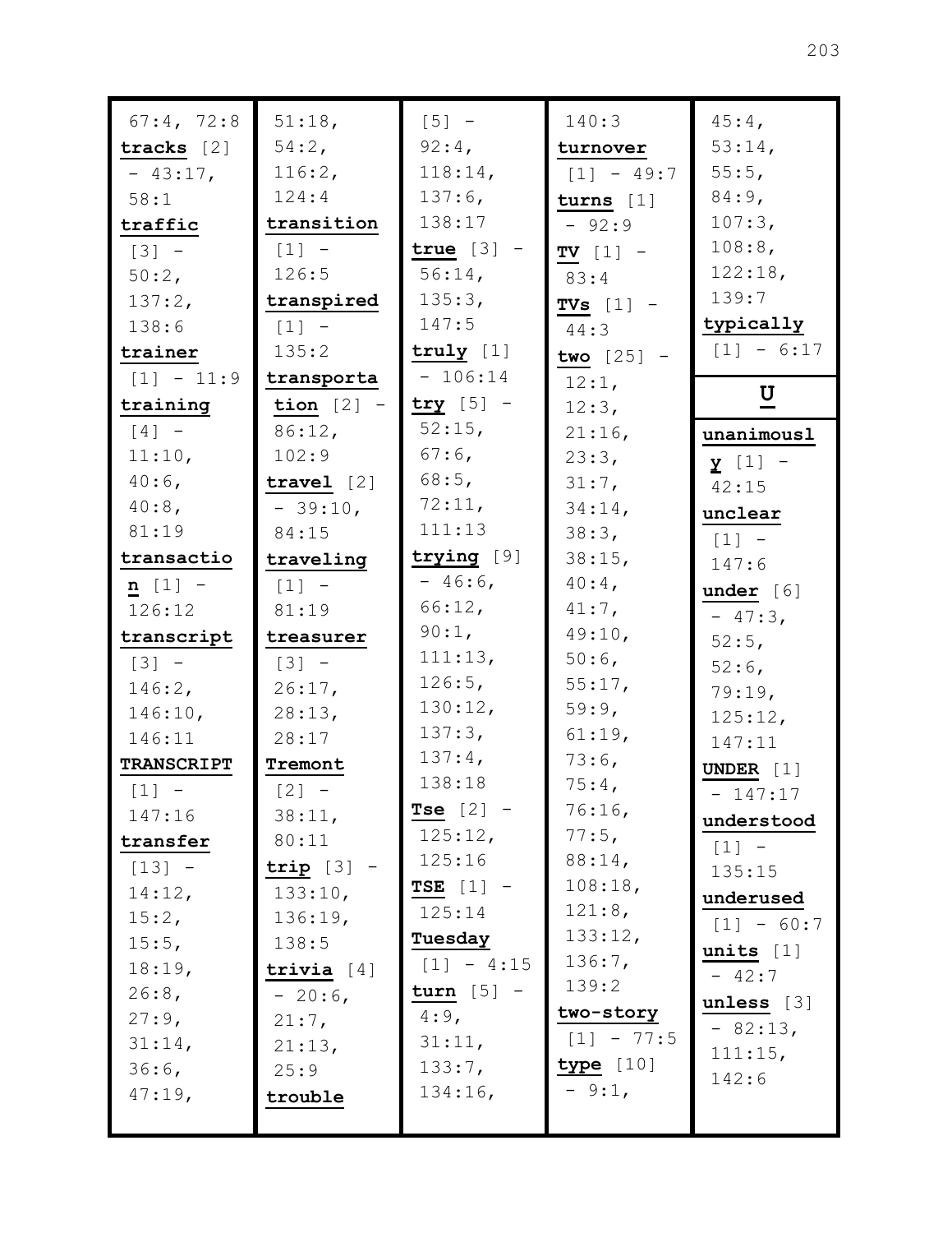67:4, 72:8

**tracks** [2] - 43:17, 58:1

**traffic** [3] - 50:2, 137:2, 138:6

**trainer** [1] - 11:9

**training** [4] - 11:10, 40:6, 40:8, 81:19

**transaction** [1] - 126:12

**transcript** [3] - 146:2, 146:10, 146:11

**TRANSCRIPT** [1] - 147:16

**transfer** [13] - 14:12, 15:2, 15:5, 18:19, 26:8, 27:9, 31:14, 36:6, 47:19, 51:18, 54:2, 116:2, 124:4

**transition** [1] - 126:5

**transpired** [1] - 135:2

**transportation** [2] - 86:12, 102:9

**travel** [2] - 39:10, 84:15

**traveling** [1] - 81:19

**treasurer** [3] - 26:17, 28:13, 28:17

**Tremont** [2] - 38:11, 80:11

**trip** [3] - 133:10, 136:19, 138:5

**trivia** [4] - 20:6, 21:7, 21:13, 25:9

**trouble** [5] - 92:4, 118:14, 137:6, 138:17

**true** [3] - 56:14, 135:3, 147:5

**truly** [1] - 106:14

**try** [5] - 52:15, 67:6, 68:5, 72:11, 111:13

**trying** [9] - 46:6, 66:12, 90:1, 111:13, 126:5, 130:12, 137:3, 137:4, 138:18

**Tse** [2] - 125:12, 125:16

**TSE** [1] - 125:14

**Tuesday** [1] - 4:15

**turn** [5] - 4:9, 31:11, 133:7, 134:16, 140:3

**turnover** [1] - 49:7

**turns** [1] - 92:9

**TV** [1] - 83:4

**TVs** [1] - 44:3

**two** [25] - 12:1, 12:3, 21:16, 23:3, 31:7, 34:14, 38:3, 38:15, 40:4, 41:7, 49:10, 50:6, 55:17, 59:9, 61:19, 73:6, 75:4, 76:16, 77:5, 88:14, 108:18, 121:8, 133:12, 136:7, 139:2

**two-story** [1] - 77:5

**type** [10] - 9:1, 45:4, 53:14, 55:5, 84:9, 107:3, 108:8, 122:18, 139:7

**typically** [1] - 6:17

## U

**unanimously** [1] - 42:15

**unclear** [1] - 147:6

**under** [6] - 47:3, 52:5, 52:6, 79:19, 125:12, 147:11

**UNDER** [1] - 147:17

**understood** [1] - 135:15

**underused** [1] - 60:7

**units** [1] - 42:7

**unless** [3] - 82:13, 111:15, 142:6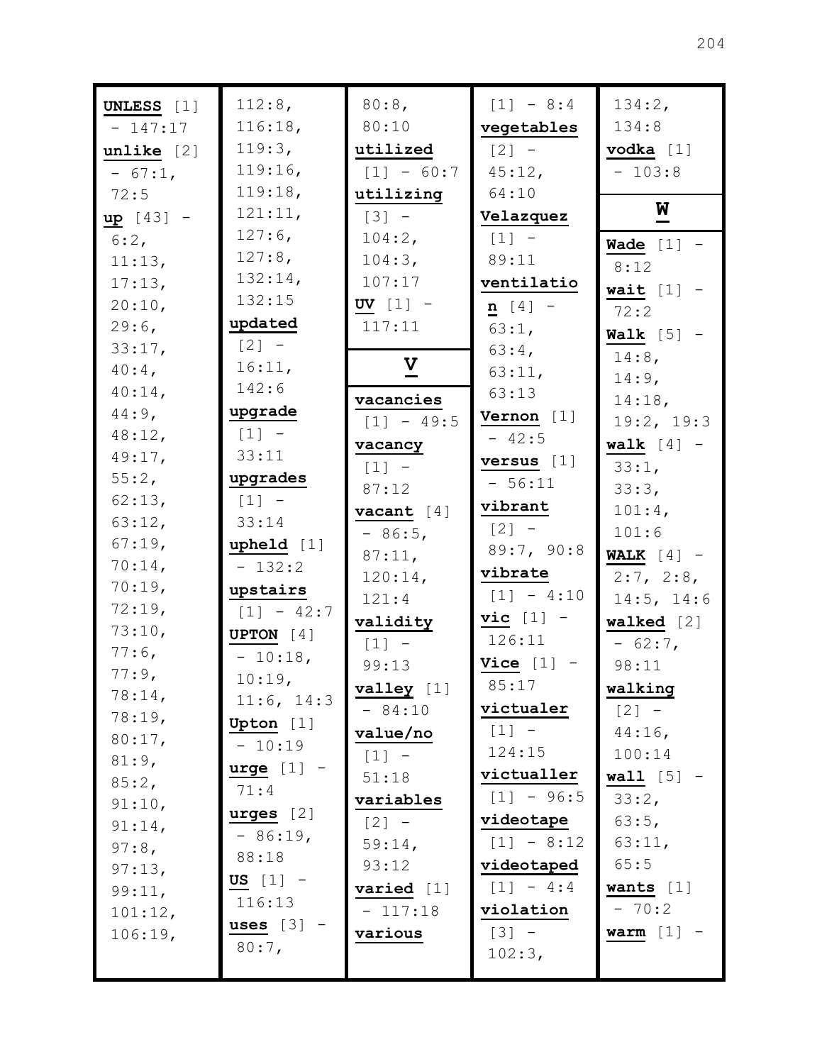**UNLESS** [1] - 147:17
**unlike** [2] - 67:1, 72:5
**up** [43] - 6:2, 11:13, 17:13, 20:10, 29:6, 33:17, 40:4, 40:14, 44:9, 48:12, 49:17, 55:2, 62:13, 63:12, 67:19, 70:14, 70:19, 72:19, 73:10, 77:6, 77:9, 78:14, 78:19, 80:17, 81:9, 85:2, 91:10, 91:14, 97:8, 97:13, 99:11, 101:12, 106:19, 112:8, 116:18, 119:3, 119:16, 119:18, 121:11, 127:6, 127:8, 132:14, 132:15
**updated** [2] - 16:11, 142:6
**upgrade** [1] - 33:11
**upgrades** [1] - 33:14
**upheld** [1] - 132:2
**upstairs** [1] - 42:7
**UPTON** [4] - 10:18, 10:19, 11:6, 14:3
**Upton** [1] - 10:19
**urge** [1] - 71:4
**urges** [2] - 86:19, 88:18
**US** [1] - 116:13
**uses** [3] - 80:7, 80:8, 80:10
**utilized** [1] - 60:7
**utilizing** [3] - 104:2, 104:3, 107:17
**UV** [1] - 117:11

## V

**vacancies** [1] - 49:5
**vacancy** [1] - 87:12
**vacant** [4] - 86:5, 87:11, 120:14, 121:4
**validity** [1] - 99:13
**valley** [1] - 84:10
**value/no** [1] - 51:18
**variables** [2] - 59:14, 93:12
**varied** [1] - 117:18
**various** [1] - 8:4
**vegetables** [2] - 45:12, 64:10
**Velazquez** [1] - 89:11
**ventilation** [4] - 63:1, 63:4, 63:11, 63:13
**Vernon** [1] - 42:5
**versus** [1] - 56:11
**vibrant** [2] - 89:7, 90:8
**vibrate** [1] - 4:10
**vic** [1] - 126:11
**Vice** [1] - 85:17
**victualer** [1] - 124:15
**victualler** [1] - 96:5
**videotape** [1] - 8:12
**videotaped** [1] - 4:4
**violation** [3] - 102:3, 134:2, 134:8
**vodka** [1] - 103:8

## W

**Wade** [1] - 8:12
**wait** [1] - 72:2
**Walk** [5] - 14:8, 14:9, 14:18, 19:2, 19:3
**walk** [4] - 33:1, 33:3, 101:4, 101:6
**WALK** [4] - 2:7, 2:8, 14:5, 14:6
**walked** [2] - 62:7, 98:11
**walking** [2] - 44:16, 100:14
**wall** [5] - 33:2, 63:5, 63:11, 65:5
**wants** [1] - 70:2
**warm** [1] -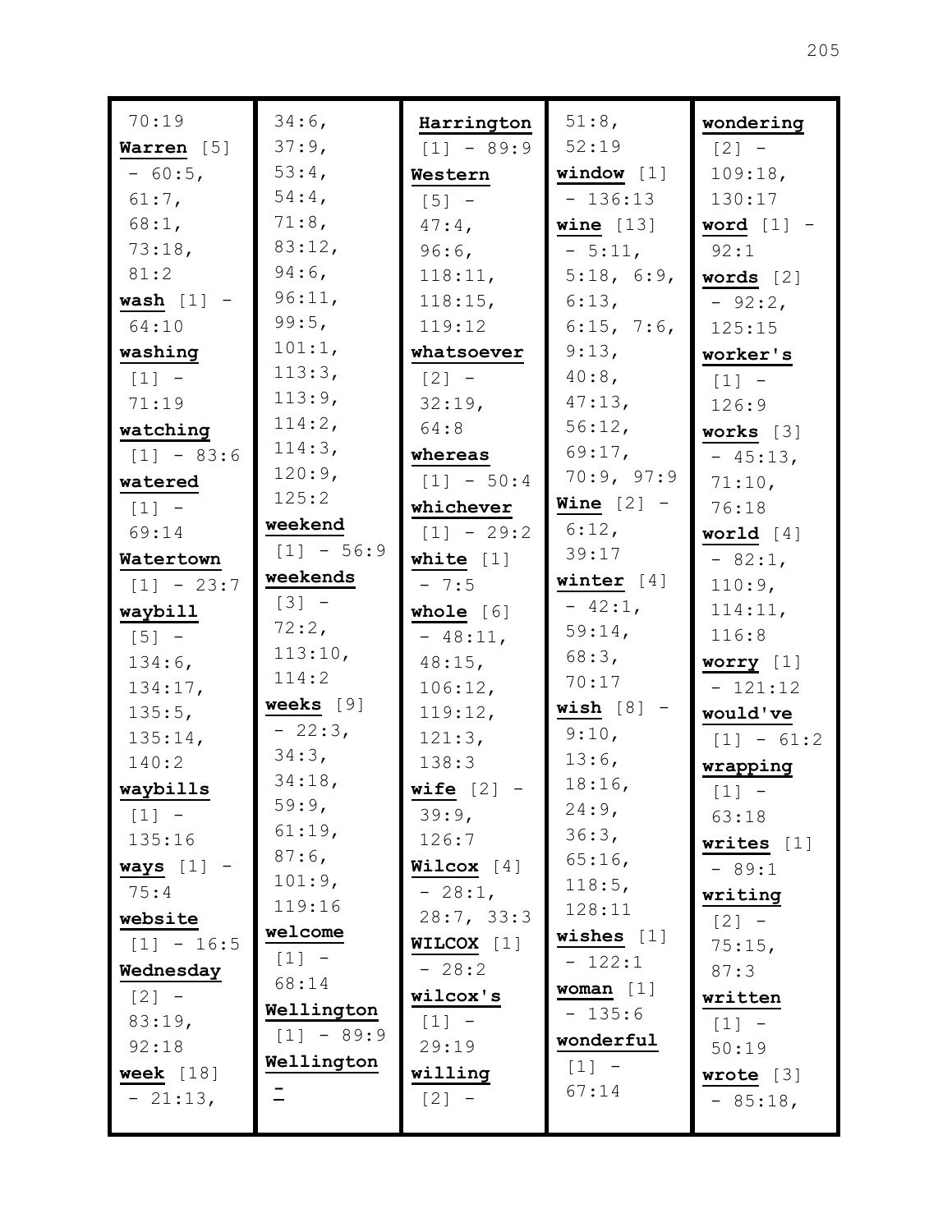70:19

**Warren** [5] - 60:5, 61:7, 68:1, 73:18, 81:2

**wash** [1] - 64:10

**washing** [1] - 71:19

**watching** [1] - 83:6

**watered** [1] - 69:14

**Watertown** [1] - 23:7

**waybill** [5] - 134:6, 134:17, 135:5, 135:14, 140:2

**waybills** [1] - 135:16

**ways** [1] - 75:4

**website** [1] - 16:5

**Wednesday** [2] - 83:19, 92:18

**week** [18] - 21:13, 34:6, 37:9, 53:4, 54:4, 71:8, 83:12, 94:6, 96:11, 99:5, 101:1, 113:3, 113:9, 114:2, 114:3, 120:9, 125:2

**weekend** [1] - 56:9

**weekends** [3] - 72:2, 113:10, 114:2

**weeks** [9] - 22:3, 34:3, 34:18, 59:9, 61:19, 87:6, 101:9, 119:16

**welcome** [1] - 68:14

**Wellington** [1] - 89:9

**Wellington-Harrington** [1] - 89:9

**Western** [5] - 47:4, 96:6, 118:11, 118:15, 119:12

**whatsoever** [2] - 32:19, 64:8

**whereas** [1] - 50:4

**whichever** [1] - 29:2

**white** [1] - 7:5

**whole** [6] - 48:11, 48:15, 106:12, 119:12, 121:3, 138:3

**wife** [2] - 39:9, 126:7

**Wilcox** [4] - 28:1, 28:7, 33:3

**WILCOX** [1] - 28:2

**wilcox's** [1] - 29:19

**willing** [2] - 51:8, 52:19

**window** [1] - 136:13

**wine** [13] - 5:11, 5:18, 6:9, 6:13, 6:15, 7:6, 9:13, 40:8, 47:13, 56:12, 69:17, 70:9, 97:9

**Wine** [2] - 6:12, 39:17

**winter** [4] - 42:1, 59:14, 68:3, 70:17

**wish** [8] - 9:10, 13:6, 18:16, 24:9, 36:3, 65:16, 118:5, 128:11

**wishes** [1] - 122:1

**woman** [1] - 135:6

**wonderful** [1] - 67:14

**wondering** [2] - 109:18, 130:17

**word** [1] - 92:1

**words** [2] - 92:2, 125:15

**worker's** [1] - 126:9

**works** [3] - 45:13, 71:10, 76:18

**world** [4] - 82:1, 110:9, 114:11, 116:8

**worry** [1] - 121:12

**would've** [1] - 61:2

**wrapping** [1] - 63:18

**writes** [1] - 89:1

**writing** [2] - 75:15, 87:3

**written** [1] - 50:19

**wrote** [3] - 85:18,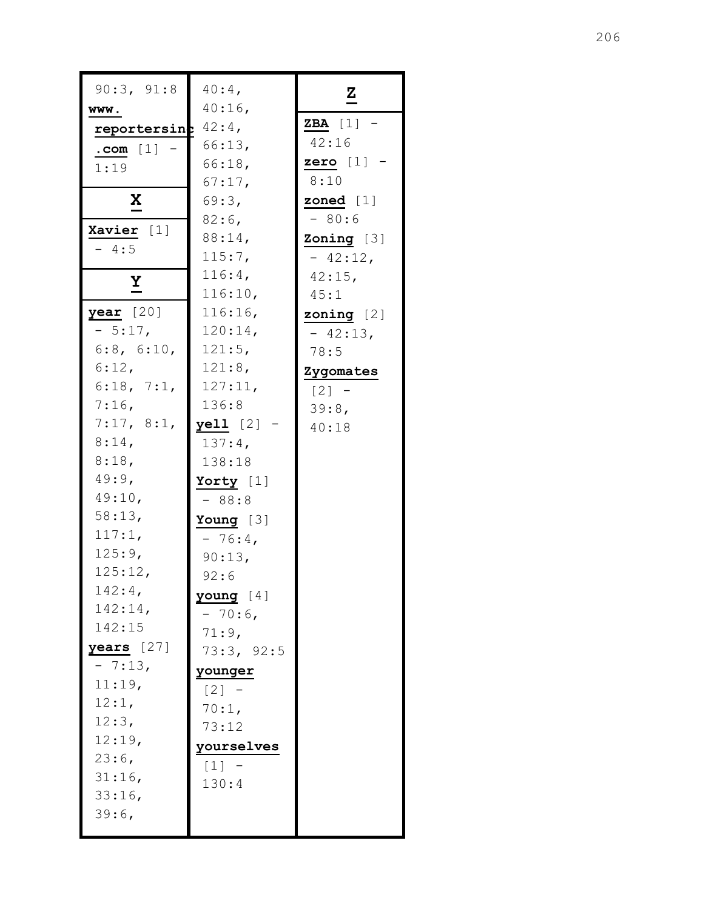90:3, 91:8

**www.reportersinc.com** [1] - 1:19

## X

**Xavier** [1] - 4:5

## Y

**year** [20] - 5:17, 6:8, 6:10, 6:12, 6:18, 7:1, 7:16, 7:17, 8:1, 8:14, 8:18, 49:9, 49:10, 58:13, 117:1, 125:9, 125:12, 142:4, 142:14, 142:15

**years** [27] - 7:13, 11:19, 12:1, 12:3, 12:19, 23:6, 31:16, 33:16, 39:6, 40:4, 40:16, 42:4, 66:13, 66:18, 67:17, 69:3, 82:6, 88:14, 115:7, 116:4, 116:10, 116:16, 120:14, 121:5, 121:8, 127:11, 136:8

**yell** [2] - 137:4, 138:18

**Yorty** [1] - 88:8

**Young** [3] - 76:4, 90:13, 92:6

**young** [4] - 70:6, 71:9, 73:3, 92:5

**younger** [2] - 70:1, 73:12

**yourselves** [1] - 130:4

## Z

**ZBA** [1] - 42:16

**zero** [1] - 8:10

**zoned** [1] - 80:6

**Zoning** [3] - 42:12, 42:15, 45:1

**zoning** [2] - 42:13, 78:5

**Zygomates** [2] - 39:8, 40:18